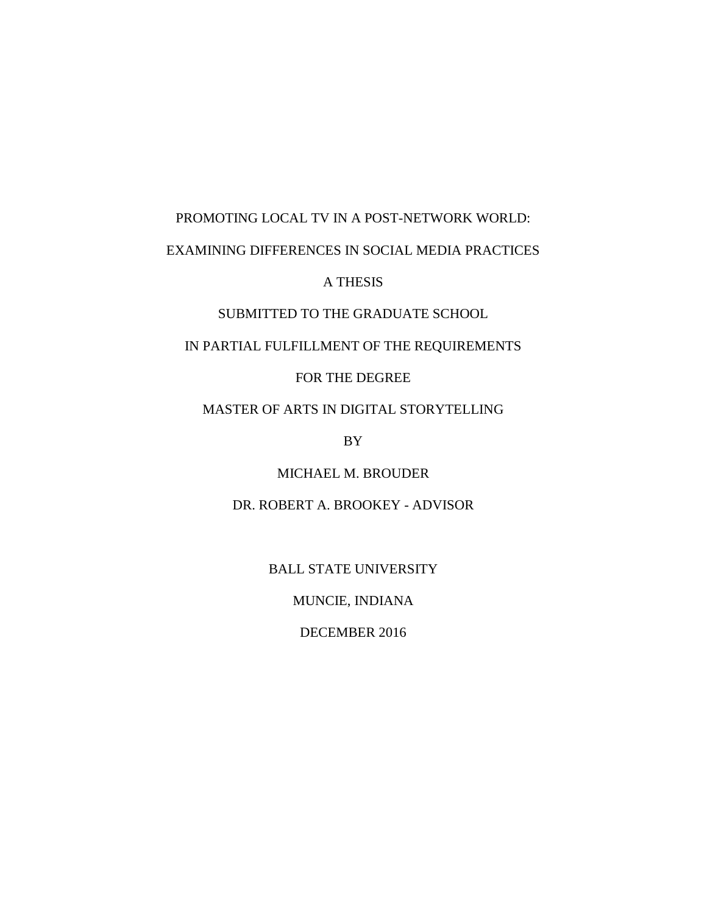# PROMOTING LOCAL TV IN A POST-NETWORK WORLD:

# EXAMINING DIFFERENCES IN SOCIAL MEDIA PRACTICES

A THESIS

SUBMITTED TO THE GRADUATE SCHOOL

IN PARTIAL FULFILLMENT OF THE REQUIREMENTS

FOR THE DEGREE

MASTER OF ARTS IN DIGITAL STORYTELLING

BY

MICHAEL M. BROUDER

DR. ROBERT A. BROOKEY - ADVISOR

BALL STATE UNIVERSITY

MUNCIE, INDIANA

DECEMBER 2016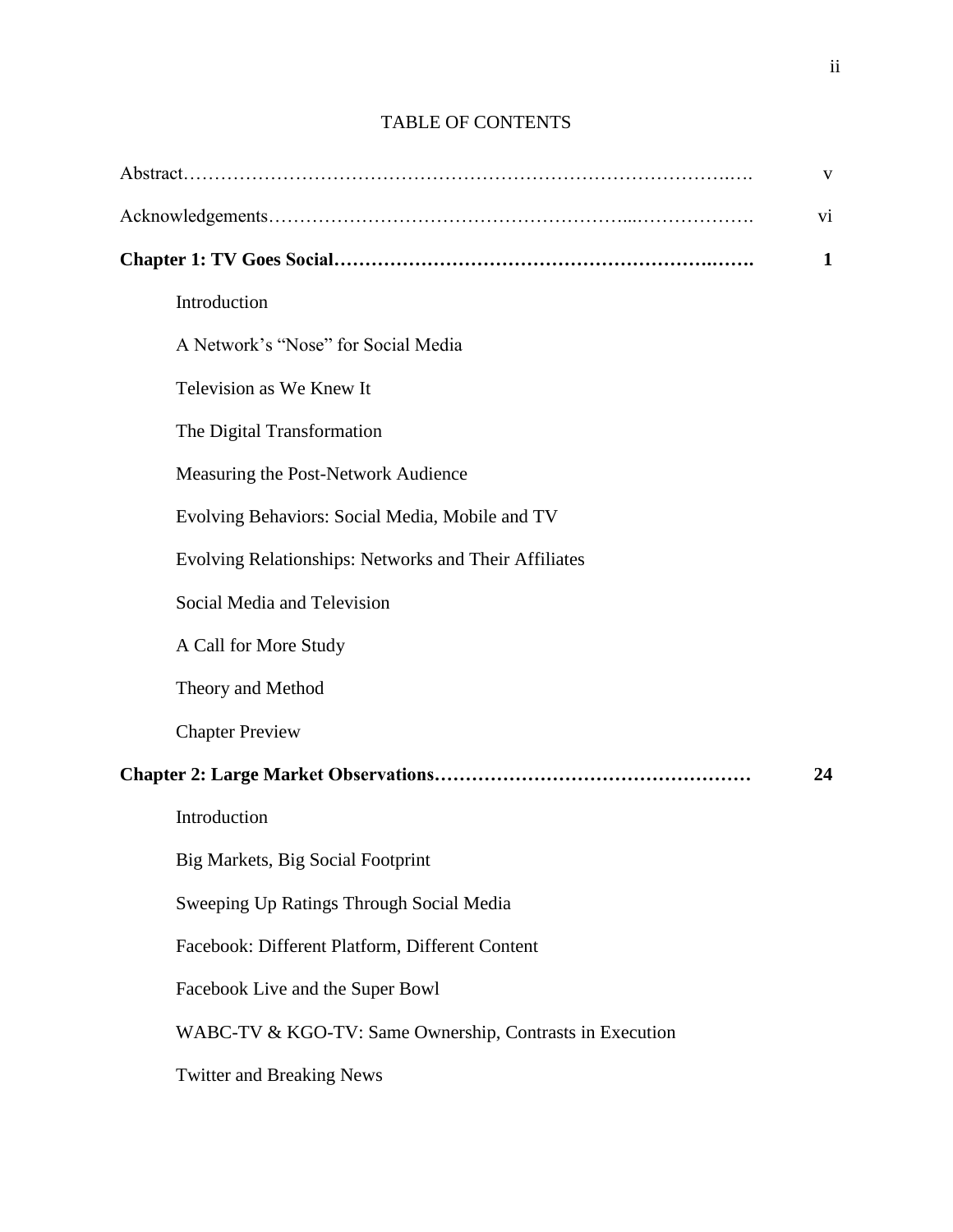# TABLE OF CONTENTS

Abstract………………………………………………………………………….…. v

Acknowledgements……………………………………………...………………. vi

**Chapter 1: TV Goes Social……………………………………………….……. 1**

- Introduction
- A Network's "Nose" for Social Media
- Television as We Knew It
- The Digital Transformation
- Measuring the Post-Network Audience
- Evolving Behaviors: Social Media, Mobile and TV
- Evolving Relationships: Networks and Their Affiliates
- Social Media and Television
- A Call for More Study
- Theory and Method
- Chapter Preview

**Chapter 2: Large Market Observations………………………………………… 24**

- Introduction
- Big Markets, Big Social Footprint
- Sweeping Up Ratings Through Social Media
- Facebook: Different Platform, Different Content
- Facebook Live and the Super Bowl
- WABC-TV & KGO-TV: Same Ownership, Contrasts in Execution
- Twitter and Breaking News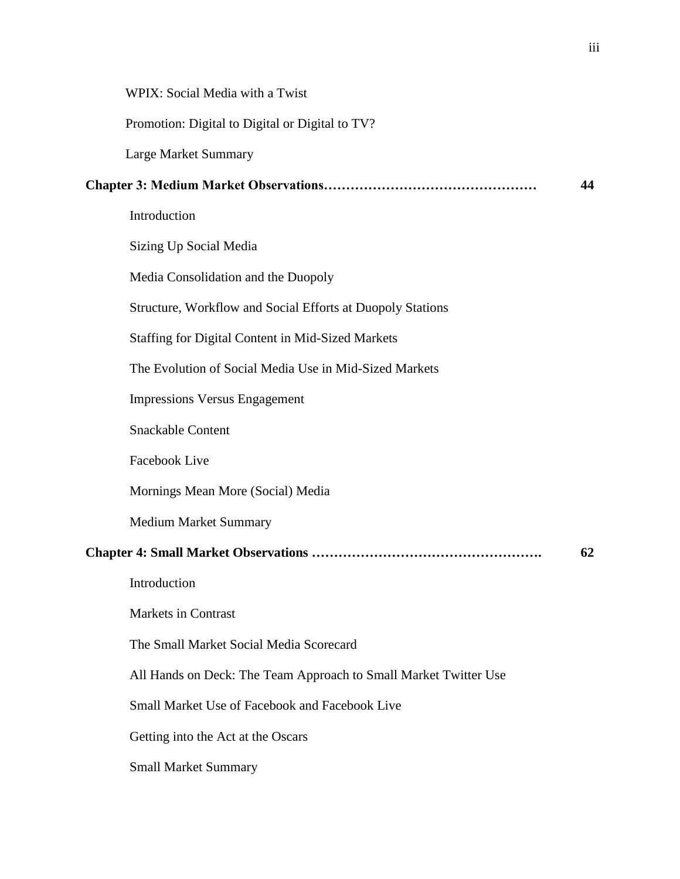WPIX: Social Media with a Twist

Promotion: Digital to Digital or Digital to TV?

Large Market Summary

**Chapter 3: Medium Market Observations………………………………………… 44**

Introduction

Sizing Up Social Media

Media Consolidation and the Duopoly

Structure, Workflow and Social Efforts at Duopoly Stations

Staffing for Digital Content in Mid-Sized Markets

The Evolution of Social Media Use in Mid-Sized Markets

Impressions Versus Engagement

Snackable Content

Facebook Live

Mornings Mean More (Social) Media

Medium Market Summary

**Chapter 4: Small Market Observations ……………………………………………. 62**

Introduction

Markets in Contrast

The Small Market Social Media Scorecard

All Hands on Deck: The Team Approach to Small Market Twitter Use

Small Market Use of Facebook and Facebook Live

Getting into the Act at the Oscars

Small Market Summary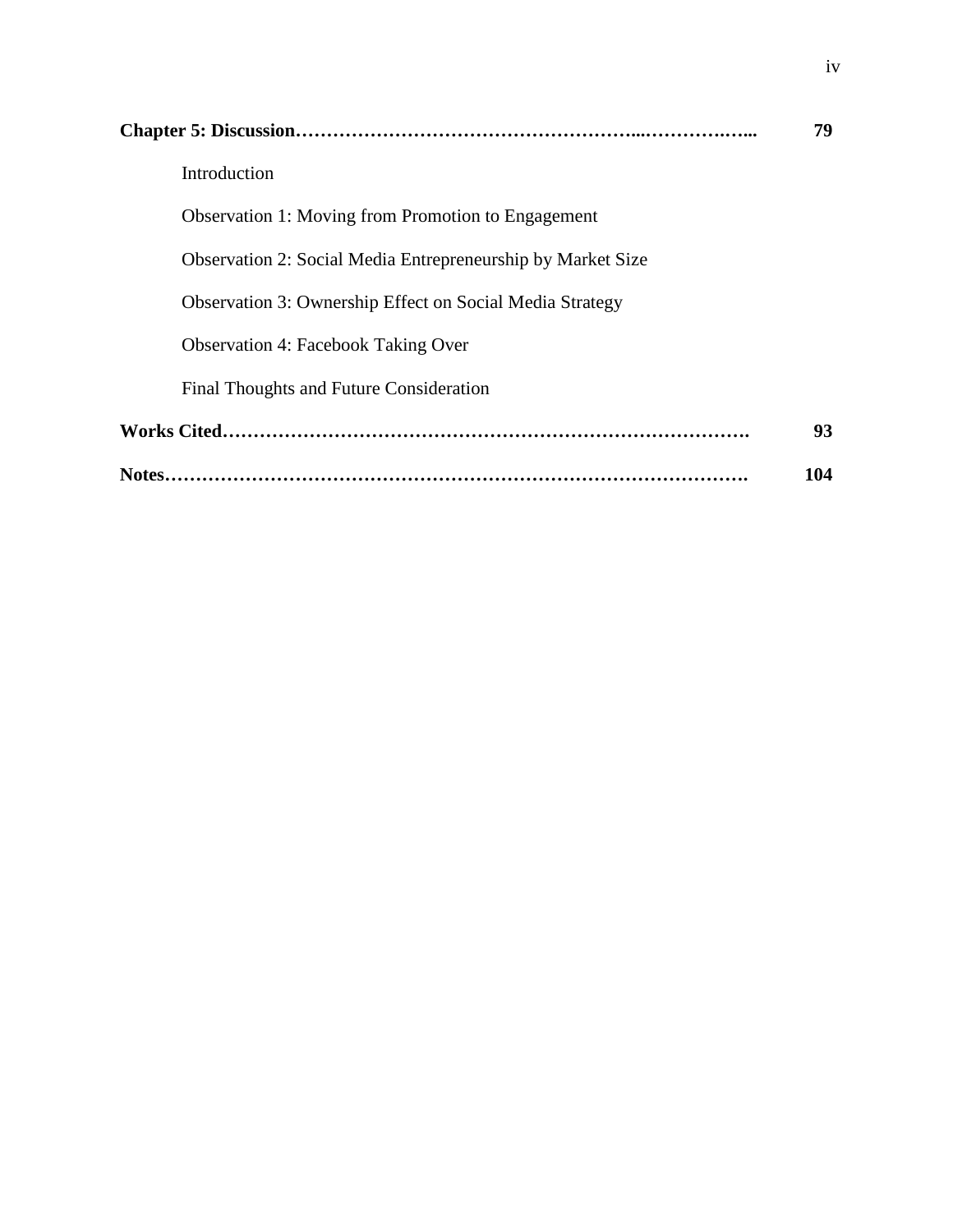**Chapter 5: Discussion……………………………………………...…………….….. 79**

Introduction

Observation 1: Moving from Promotion to Engagement

Observation 2: Social Media Entrepreneurship by Market Size

Observation 3: Ownership Effect on Social Media Strategy

Observation 4: Facebook Taking Over

Final Thoughts and Future Consideration

**Works Cited………………………………………………………………………. 93**

**Notes……………………………………………………………………………… 104**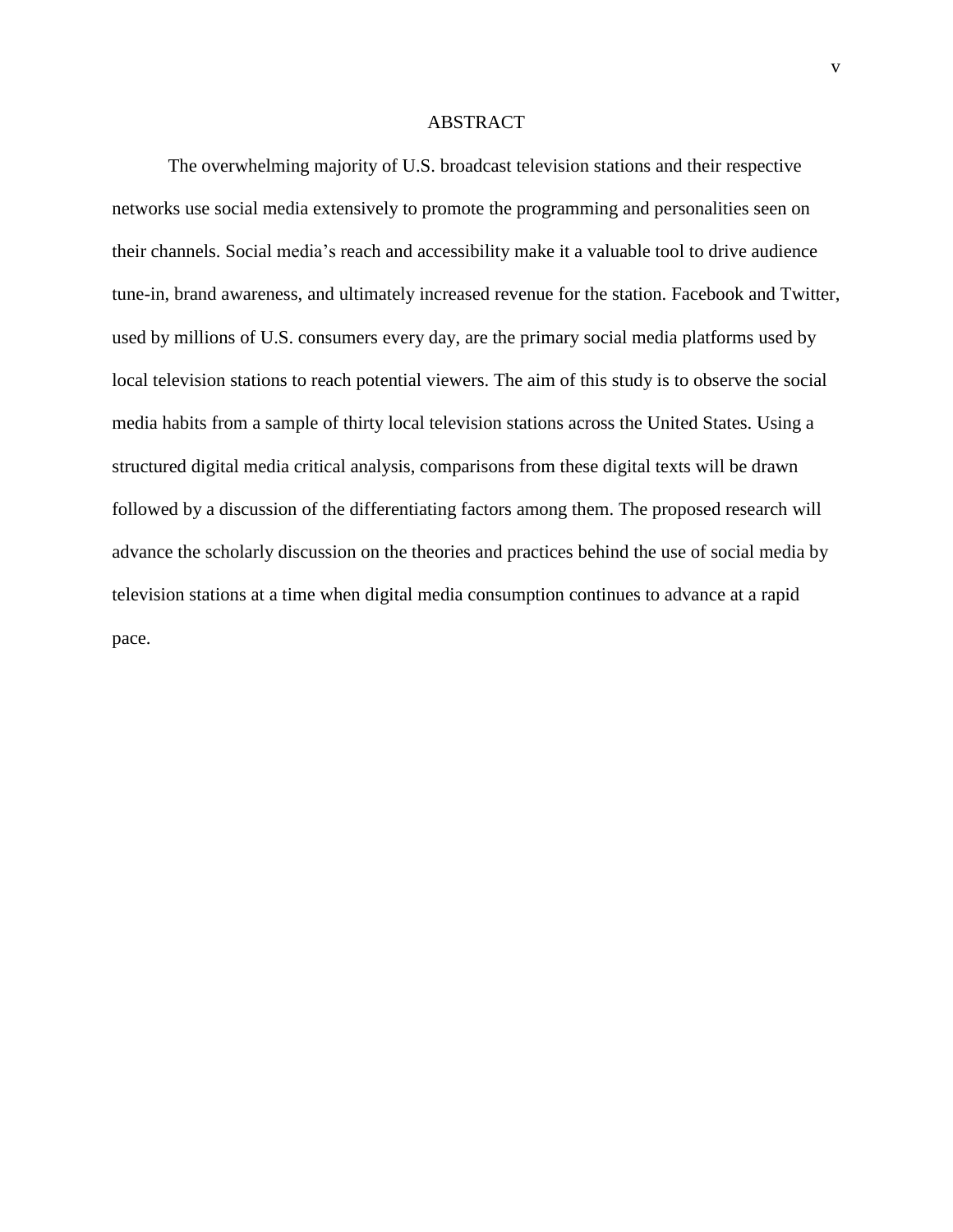# ABSTRACT

The overwhelming majority of U.S. broadcast television stations and their respective networks use social media extensively to promote the programming and personalities seen on their channels. Social media's reach and accessibility make it a valuable tool to drive audience tune-in, brand awareness, and ultimately increased revenue for the station. Facebook and Twitter, used by millions of U.S. consumers every day, are the primary social media platforms used by local television stations to reach potential viewers. The aim of this study is to observe the social media habits from a sample of thirty local television stations across the United States. Using a structured digital media critical analysis, comparisons from these digital texts will be drawn followed by a discussion of the differentiating factors among them. The proposed research will advance the scholarly discussion on the theories and practices behind the use of social media by television stations at a time when digital media consumption continues to advance at a rapid pace.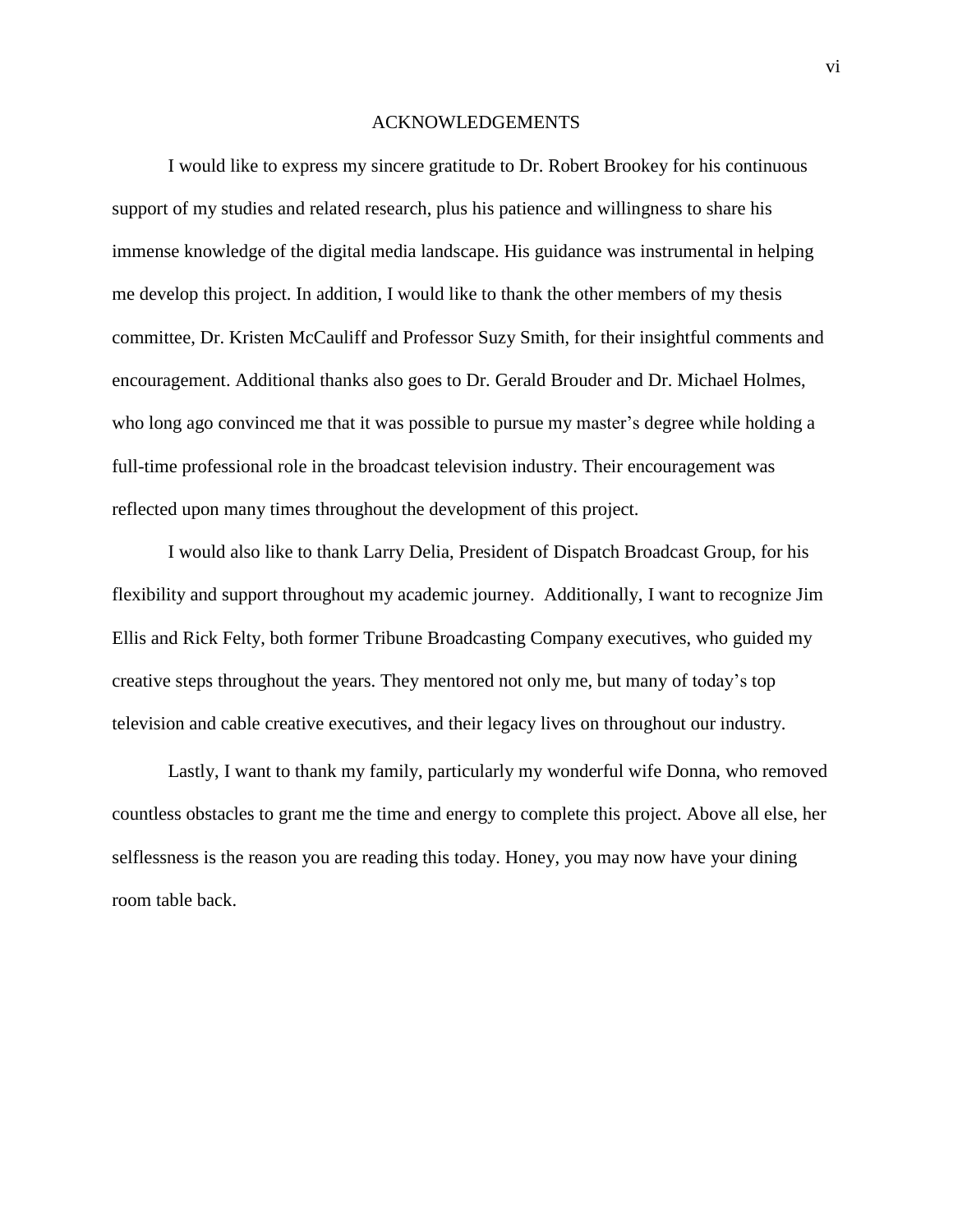# ACKNOWLEDGEMENTS

I would like to express my sincere gratitude to Dr. Robert Brookey for his continuous support of my studies and related research, plus his patience and willingness to share his immense knowledge of the digital media landscape. His guidance was instrumental in helping me develop this project. In addition, I would like to thank the other members of my thesis committee, Dr. Kristen McCauliff and Professor Suzy Smith, for their insightful comments and encouragement. Additional thanks also goes to Dr. Gerald Brouder and Dr. Michael Holmes, who long ago convinced me that it was possible to pursue my master's degree while holding a full-time professional role in the broadcast television industry. Their encouragement was reflected upon many times throughout the development of this project.

I would also like to thank Larry Delia, President of Dispatch Broadcast Group, for his flexibility and support throughout my academic journey. Additionally, I want to recognize Jim Ellis and Rick Felty, both former Tribune Broadcasting Company executives, who guided my creative steps throughout the years. They mentored not only me, but many of today's top television and cable creative executives, and their legacy lives on throughout our industry.

Lastly, I want to thank my family, particularly my wonderful wife Donna, who removed countless obstacles to grant me the time and energy to complete this project. Above all else, her selflessness is the reason you are reading this today. Honey, you may now have your dining room table back.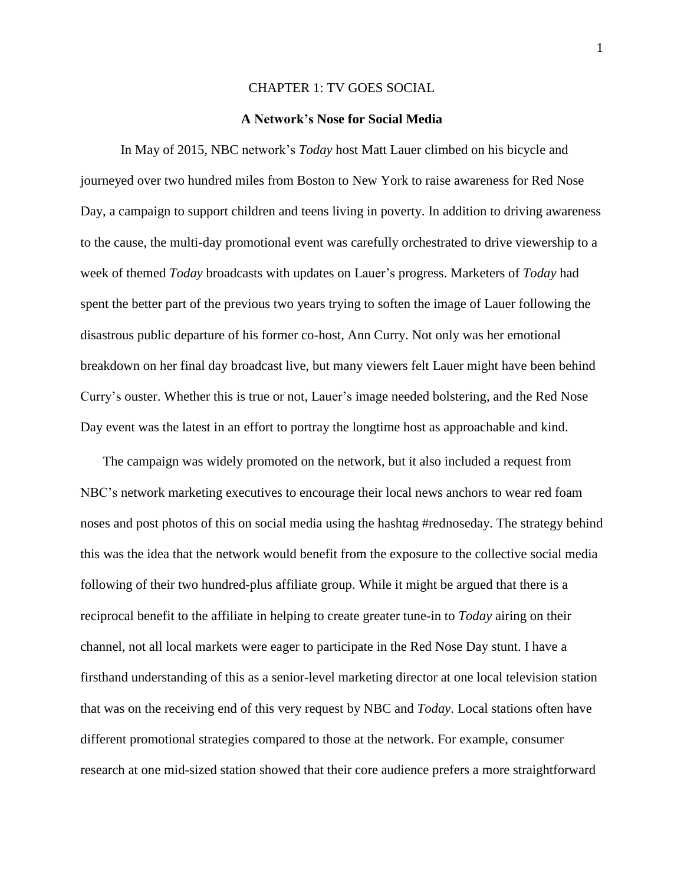# CHAPTER 1: TV GOES SOCIAL

## A Network's Nose for Social Media

In May of 2015, NBC network's *Today* host Matt Lauer climbed on his bicycle and journeyed over two hundred miles from Boston to New York to raise awareness for Red Nose Day, a campaign to support children and teens living in poverty. In addition to driving awareness to the cause, the multi-day promotional event was carefully orchestrated to drive viewership to a week of themed *Today* broadcasts with updates on Lauer's progress. Marketers of *Today* had spent the better part of the previous two years trying to soften the image of Lauer following the disastrous public departure of his former co-host, Ann Curry. Not only was her emotional breakdown on her final day broadcast live, but many viewers felt Lauer might have been behind Curry's ouster. Whether this is true or not, Lauer's image needed bolstering, and the Red Nose Day event was the latest in an effort to portray the longtime host as approachable and kind.

The campaign was widely promoted on the network, but it also included a request from NBC's network marketing executives to encourage their local news anchors to wear red foam noses and post photos of this on social media using the hashtag #rednoseday. The strategy behind this was the idea that the network would benefit from the exposure to the collective social media following of their two hundred-plus affiliate group. While it might be argued that there is a reciprocal benefit to the affiliate in helping to create greater tune-in to *Today* airing on their channel, not all local markets were eager to participate in the Red Nose Day stunt. I have a firsthand understanding of this as a senior-level marketing director at one local television station that was on the receiving end of this very request by NBC and *Today*. Local stations often have different promotional strategies compared to those at the network. For example, consumer research at one mid-sized station showed that their core audience prefers a more straightforward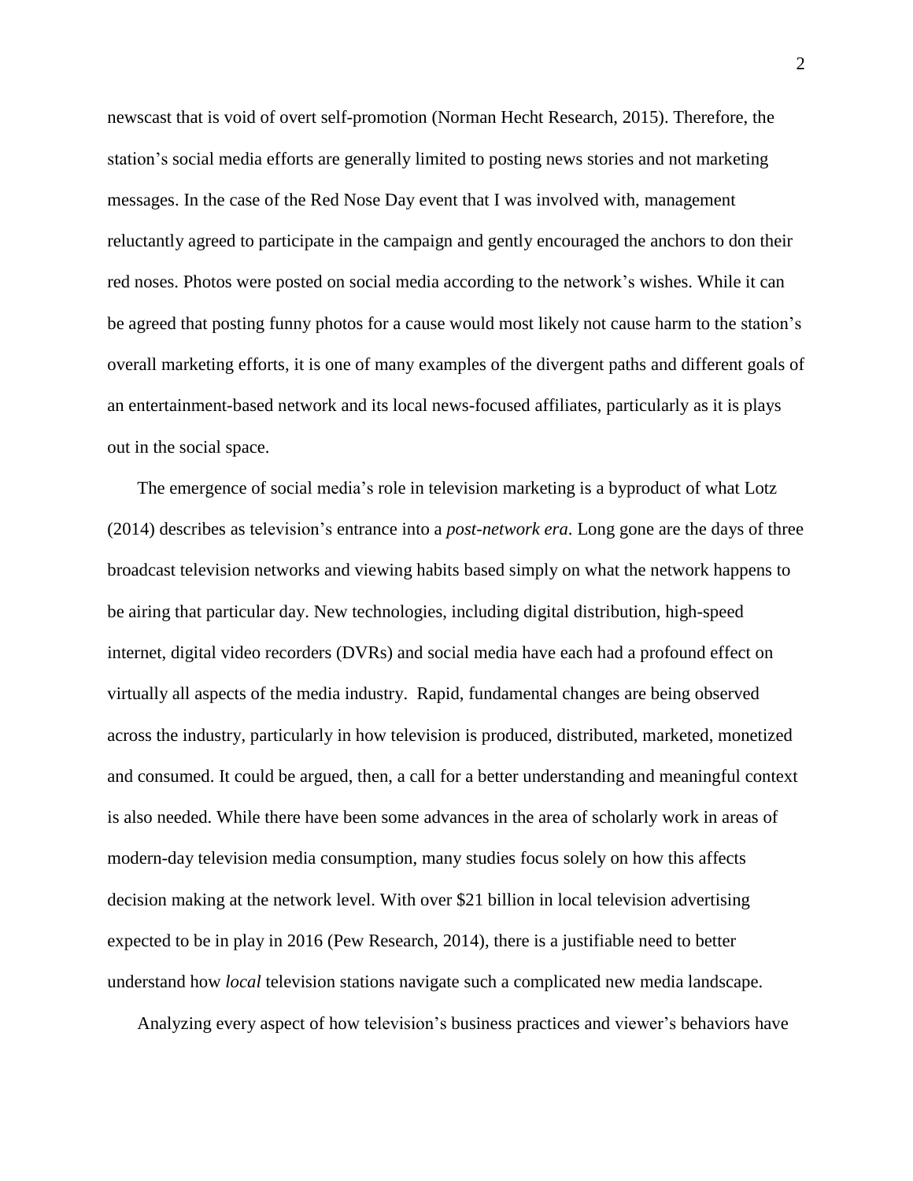newscast that is void of overt self-promotion (Norman Hecht Research, 2015). Therefore, the station's social media efforts are generally limited to posting news stories and not marketing messages. In the case of the Red Nose Day event that I was involved with, management reluctantly agreed to participate in the campaign and gently encouraged the anchors to don their red noses. Photos were posted on social media according to the network's wishes. While it can be agreed that posting funny photos for a cause would most likely not cause harm to the station's overall marketing efforts, it is one of many examples of the divergent paths and different goals of an entertainment-based network and its local news-focused affiliates, particularly as it is plays out in the social space.

The emergence of social media's role in television marketing is a byproduct of what Lotz (2014) describes as television's entrance into a *post-network era*. Long gone are the days of three broadcast television networks and viewing habits based simply on what the network happens to be airing that particular day. New technologies, including digital distribution, high-speed internet, digital video recorders (DVRs) and social media have each had a profound effect on virtually all aspects of the media industry. Rapid, fundamental changes are being observed across the industry, particularly in how television is produced, distributed, marketed, monetized and consumed. It could be argued, then, a call for a better understanding and meaningful context is also needed. While there have been some advances in the area of scholarly work in areas of modern-day television media consumption, many studies focus solely on how this affects decision making at the network level. With over $21 billion in local television advertising expected to be in play in 2016 (Pew Research, 2014), there is a justifiable need to better understand how *local* television stations navigate such a complicated new media landscape.

Analyzing every aspect of how television's business practices and viewer's behaviors have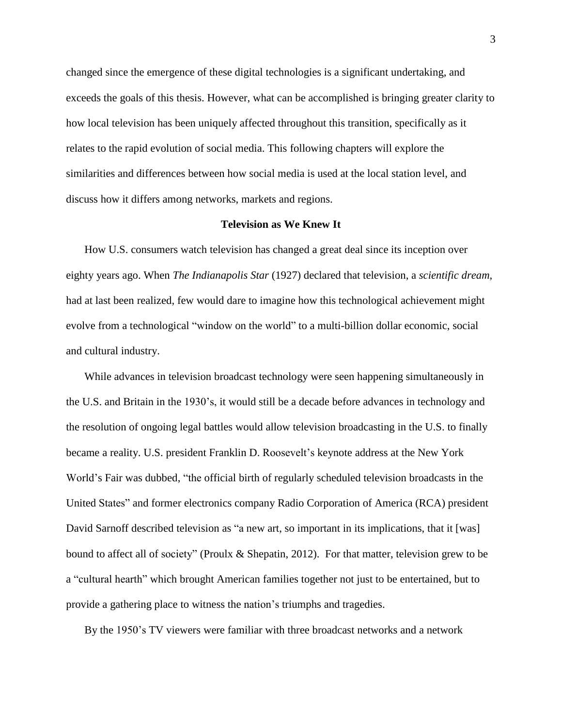changed since the emergence of these digital technologies is a significant undertaking, and exceeds the goals of this thesis. However, what can be accomplished is bringing greater clarity to how local television has been uniquely affected throughout this transition, specifically as it relates to the rapid evolution of social media. This following chapters will explore the similarities and differences between how social media is used at the local station level, and discuss how it differs among networks, markets and regions.

## Television as We Knew It

How U.S. consumers watch television has changed a great deal since its inception over eighty years ago. When *The Indianapolis Star* (1927) declared that television, a *scientific dream*, had at last been realized, few would dare to imagine how this technological achievement might evolve from a technological "window on the world" to a multi-billion dollar economic, social and cultural industry.

While advances in television broadcast technology were seen happening simultaneously in the U.S. and Britain in the 1930's, it would still be a decade before advances in technology and the resolution of ongoing legal battles would allow television broadcasting in the U.S. to finally became a reality. U.S. president Franklin D. Roosevelt's keynote address at the New York World's Fair was dubbed, "the official birth of regularly scheduled television broadcasts in the United States" and former electronics company Radio Corporation of America (RCA) president David Sarnoff described television as "a new art, so important in its implications, that it [was] bound to affect all of society" (Proulx & Shepatin, 2012). For that matter, television grew to be a "cultural hearth" which brought American families together not just to be entertained, but to provide a gathering place to witness the nation's triumphs and tragedies.

By the 1950's TV viewers were familiar with three broadcast networks and a network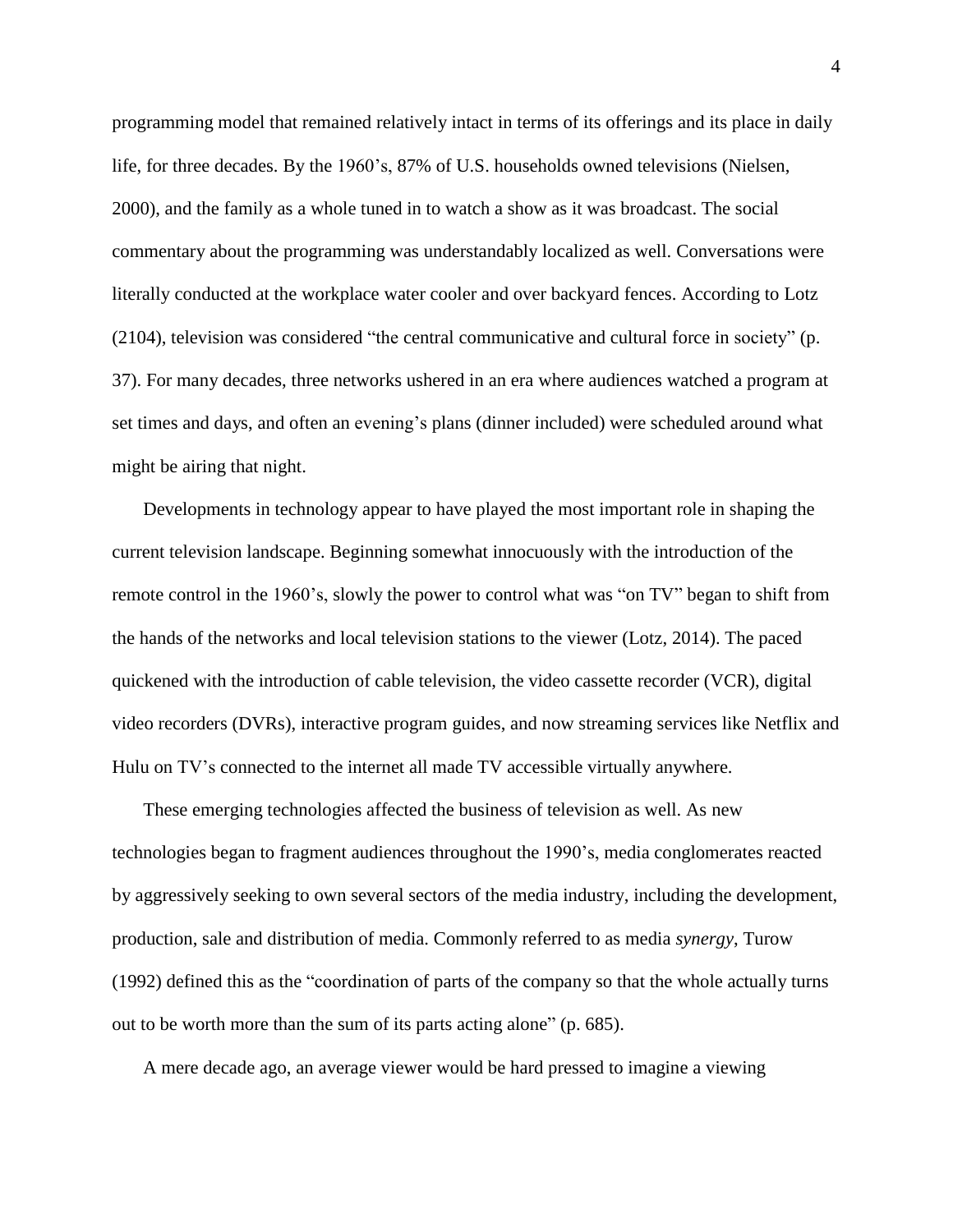programming model that remained relatively intact in terms of its offerings and its place in daily life, for three decades. By the 1960's, 87% of U.S. households owned televisions (Nielsen, 2000), and the family as a whole tuned in to watch a show as it was broadcast. The social commentary about the programming was understandably localized as well. Conversations were literally conducted at the workplace water cooler and over backyard fences. According to Lotz (2104), television was considered "the central communicative and cultural force in society" (p. 37). For many decades, three networks ushered in an era where audiences watched a program at set times and days, and often an evening's plans (dinner included) were scheduled around what might be airing that night.

Developments in technology appear to have played the most important role in shaping the current television landscape. Beginning somewhat innocuously with the introduction of the remote control in the 1960's, slowly the power to control what was "on TV" began to shift from the hands of the networks and local television stations to the viewer (Lotz, 2014). The paced quickened with the introduction of cable television, the video cassette recorder (VCR), digital video recorders (DVRs), interactive program guides, and now streaming services like Netflix and Hulu on TV's connected to the internet all made TV accessible virtually anywhere.

These emerging technologies affected the business of television as well. As new technologies began to fragment audiences throughout the 1990's, media conglomerates reacted by aggressively seeking to own several sectors of the media industry, including the development, production, sale and distribution of media. Commonly referred to as media *synergy*, Turow (1992) defined this as the "coordination of parts of the company so that the whole actually turns out to be worth more than the sum of its parts acting alone" (p. 685).

A mere decade ago, an average viewer would be hard pressed to imagine a viewing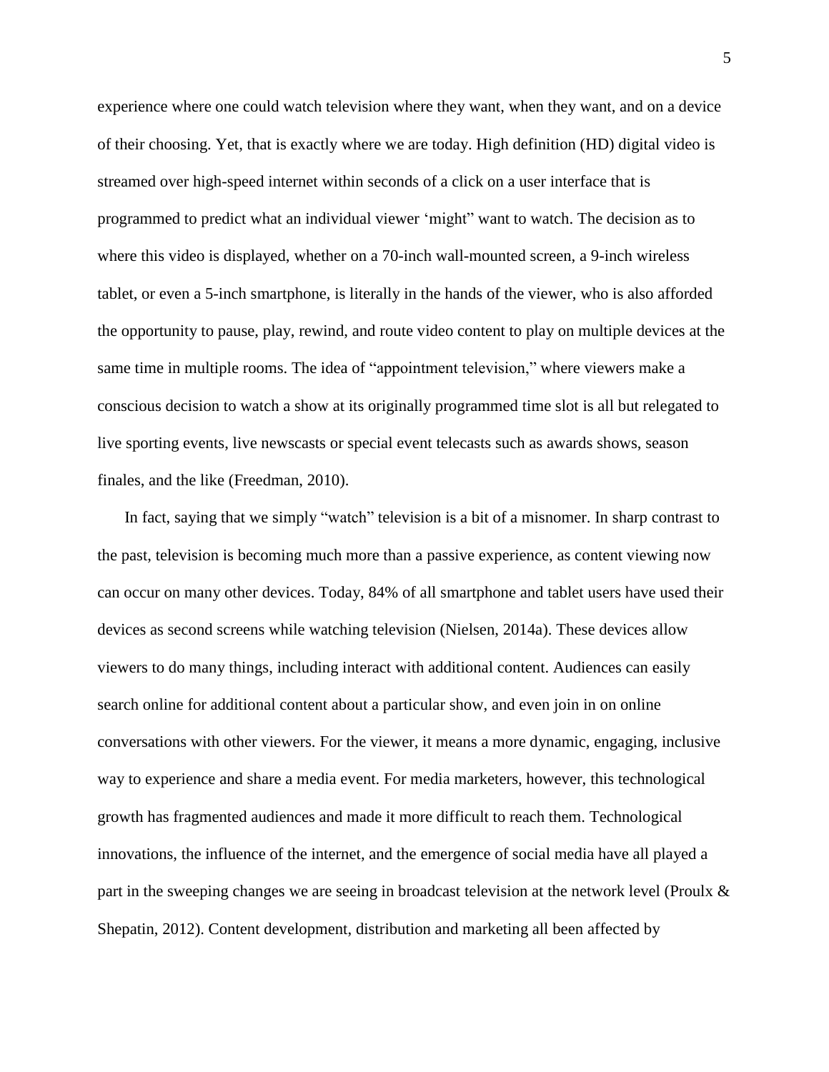experience where one could watch television where they want, when they want, and on a device of their choosing. Yet, that is exactly where we are today. High definition (HD) digital video is streamed over high-speed internet within seconds of a click on a user interface that is programmed to predict what an individual viewer 'might" want to watch. The decision as to where this video is displayed, whether on a 70-inch wall-mounted screen, a 9-inch wireless tablet, or even a 5-inch smartphone, is literally in the hands of the viewer, who is also afforded the opportunity to pause, play, rewind, and route video content to play on multiple devices at the same time in multiple rooms. The idea of "appointment television," where viewers make a conscious decision to watch a show at its originally programmed time slot is all but relegated to live sporting events, live newscasts or special event telecasts such as awards shows, season finales, and the like (Freedman, 2010).

In fact, saying that we simply "watch" television is a bit of a misnomer. In sharp contrast to the past, television is becoming much more than a passive experience, as content viewing now can occur on many other devices. Today, 84% of all smartphone and tablet users have used their devices as second screens while watching television (Nielsen, 2014a). These devices allow viewers to do many things, including interact with additional content. Audiences can easily search online for additional content about a particular show, and even join in on online conversations with other viewers. For the viewer, it means a more dynamic, engaging, inclusive way to experience and share a media event. For media marketers, however, this technological growth has fragmented audiences and made it more difficult to reach them. Technological innovations, the influence of the internet, and the emergence of social media have all played a part in the sweeping changes we are seeing in broadcast television at the network level (Proulx & Shepatin, 2012). Content development, distribution and marketing all been affected by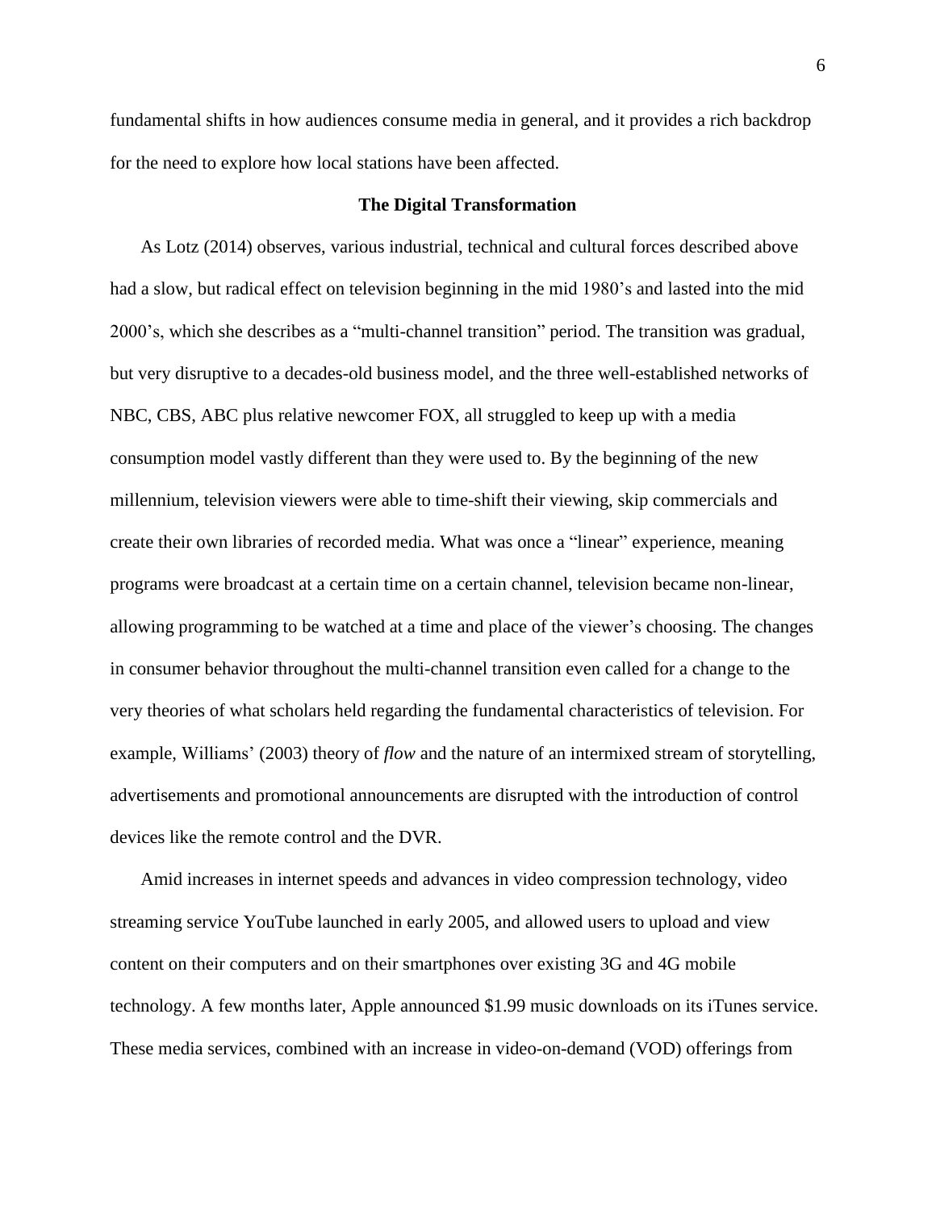fundamental shifts in how audiences consume media in general, and it provides a rich backdrop for the need to explore how local stations have been affected.

## The Digital Transformation

As Lotz (2014) observes, various industrial, technical and cultural forces described above had a slow, but radical effect on television beginning in the mid 1980's and lasted into the mid 2000's, which she describes as a "multi-channel transition" period. The transition was gradual, but very disruptive to a decades-old business model, and the three well-established networks of NBC, CBS, ABC plus relative newcomer FOX, all struggled to keep up with a media consumption model vastly different than they were used to. By the beginning of the new millennium, television viewers were able to time-shift their viewing, skip commercials and create their own libraries of recorded media. What was once a "linear" experience, meaning programs were broadcast at a certain time on a certain channel, television became non-linear, allowing programming to be watched at a time and place of the viewer's choosing. The changes in consumer behavior throughout the multi-channel transition even called for a change to the very theories of what scholars held regarding the fundamental characteristics of television. For example, Williams' (2003) theory of *flow* and the nature of an intermixed stream of storytelling, advertisements and promotional announcements are disrupted with the introduction of control devices like the remote control and the DVR.

Amid increases in internet speeds and advances in video compression technology, video streaming service YouTube launched in early 2005, and allowed users to upload and view content on their computers and on their smartphones over existing 3G and 4G mobile technology. A few months later, Apple announced $1.99 music downloads on its iTunes service. These media services, combined with an increase in video-on-demand (VOD) offerings from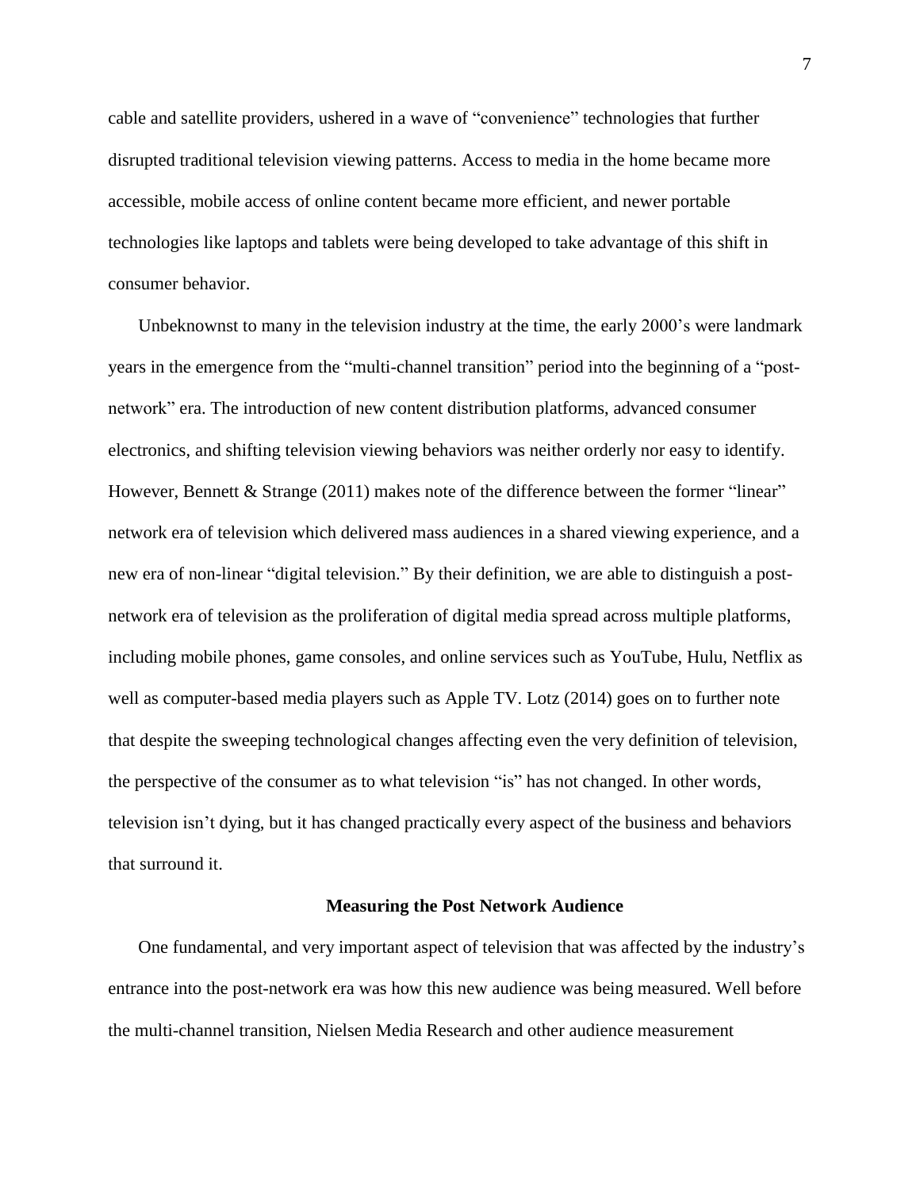cable and satellite providers, ushered in a wave of "convenience" technologies that further disrupted traditional television viewing patterns. Access to media in the home became more accessible, mobile access of online content became more efficient, and newer portable technologies like laptops and tablets were being developed to take advantage of this shift in consumer behavior.

Unbeknownst to many in the television industry at the time, the early 2000's were landmark years in the emergence from the "multi-channel transition" period into the beginning of a "post-network" era. The introduction of new content distribution platforms, advanced consumer electronics, and shifting television viewing behaviors was neither orderly nor easy to identify. However, Bennett & Strange (2011) makes note of the difference between the former "linear" network era of television which delivered mass audiences in a shared viewing experience, and a new era of non-linear "digital television." By their definition, we are able to distinguish a post-network era of television as the proliferation of digital media spread across multiple platforms, including mobile phones, game consoles, and online services such as YouTube, Hulu, Netflix as well as computer-based media players such as Apple TV. Lotz (2014) goes on to further note that despite the sweeping technological changes affecting even the very definition of television, the perspective of the consumer as to what television "is" has not changed. In other words, television isn't dying, but it has changed practically every aspect of the business and behaviors that surround it.

## Measuring the Post Network Audience

One fundamental, and very important aspect of television that was affected by the industry's entrance into the post-network era was how this new audience was being measured. Well before the multi-channel transition, Nielsen Media Research and other audience measurement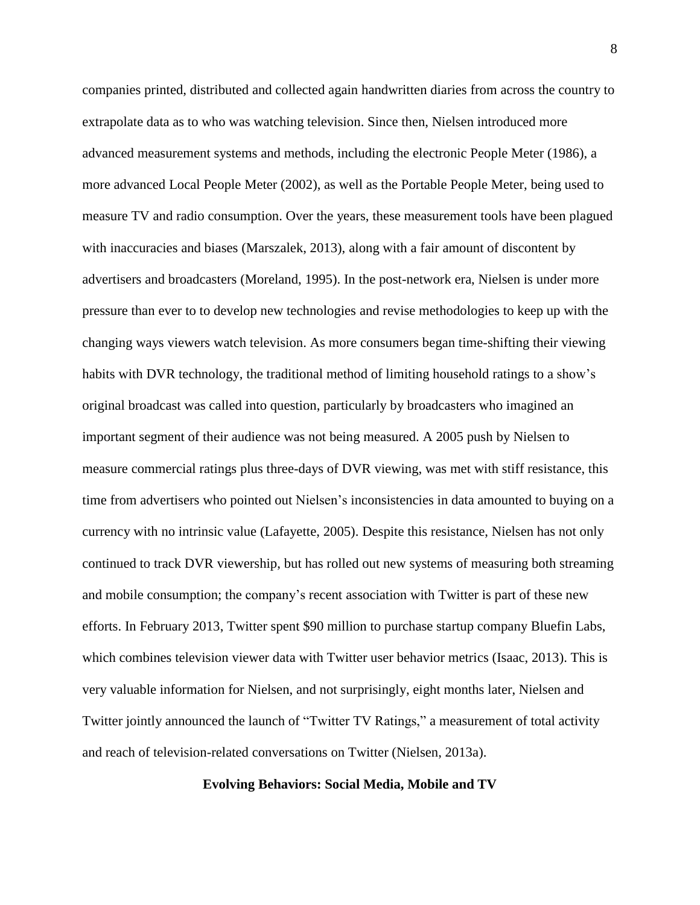companies printed, distributed and collected again handwritten diaries from across the country to extrapolate data as to who was watching television. Since then, Nielsen introduced more advanced measurement systems and methods, including the electronic People Meter (1986), a more advanced Local People Meter (2002), as well as the Portable People Meter, being used to measure TV and radio consumption. Over the years, these measurement tools have been plagued with inaccuracies and biases (Marszalek, 2013), along with a fair amount of discontent by advertisers and broadcasters (Moreland, 1995). In the post-network era, Nielsen is under more pressure than ever to to develop new technologies and revise methodologies to keep up with the changing ways viewers watch television. As more consumers began time-shifting their viewing habits with DVR technology, the traditional method of limiting household ratings to a show's original broadcast was called into question, particularly by broadcasters who imagined an important segment of their audience was not being measured. A 2005 push by Nielsen to measure commercial ratings plus three-days of DVR viewing, was met with stiff resistance, this time from advertisers who pointed out Nielsen's inconsistencies in data amounted to buying on a currency with no intrinsic value (Lafayette, 2005). Despite this resistance, Nielsen has not only continued to track DVR viewership, but has rolled out new systems of measuring both streaming and mobile consumption; the company's recent association with Twitter is part of these new efforts. In February 2013, Twitter spent $90 million to purchase startup company Bluefin Labs, which combines television viewer data with Twitter user behavior metrics (Isaac, 2013). This is very valuable information for Nielsen, and not surprisingly, eight months later, Nielsen and Twitter jointly announced the launch of "Twitter TV Ratings," a measurement of total activity and reach of television-related conversations on Twitter (Nielsen, 2013a).

## Evolving Behaviors: Social Media, Mobile and TV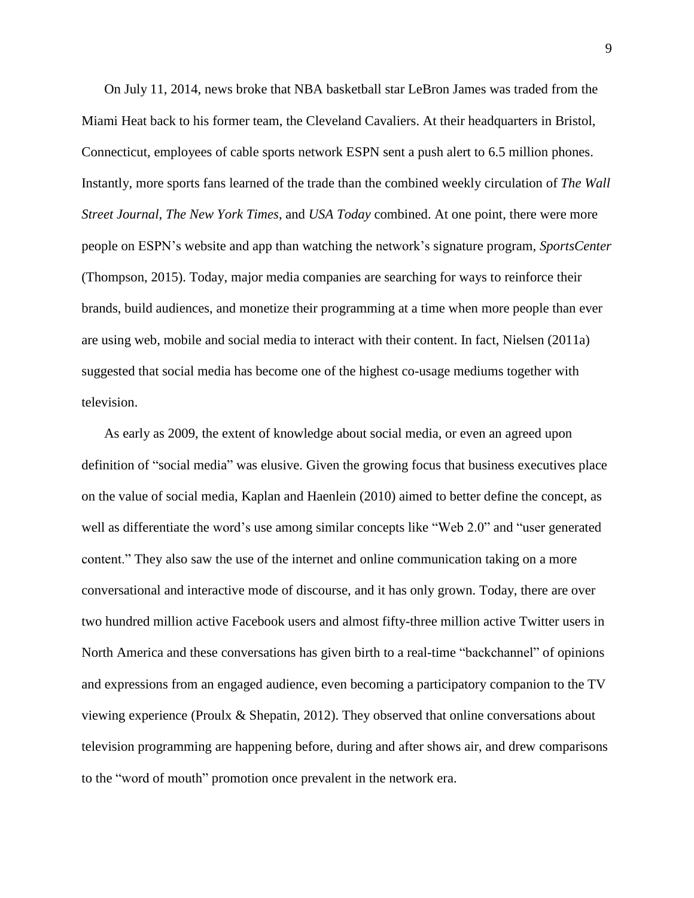On July 11, 2014, news broke that NBA basketball star LeBron James was traded from the Miami Heat back to his former team, the Cleveland Cavaliers. At their headquarters in Bristol, Connecticut, employees of cable sports network ESPN sent a push alert to 6.5 million phones. Instantly, more sports fans learned of the trade than the combined weekly circulation of *The Wall Street Journal*, *The New York Times*, and *USA Today* combined. At one point, there were more people on ESPN's website and app than watching the network's signature program, *SportsCenter* (Thompson, 2015). Today, major media companies are searching for ways to reinforce their brands, build audiences, and monetize their programming at a time when more people than ever are using web, mobile and social media to interact with their content. In fact, Nielsen (2011a) suggested that social media has become one of the highest co-usage mediums together with television.

As early as 2009, the extent of knowledge about social media, or even an agreed upon definition of "social media" was elusive. Given the growing focus that business executives place on the value of social media, Kaplan and Haenlein (2010) aimed to better define the concept, as well as differentiate the word's use among similar concepts like "Web 2.0" and "user generated content." They also saw the use of the internet and online communication taking on a more conversational and interactive mode of discourse, and it has only grown. Today, there are over two hundred million active Facebook users and almost fifty-three million active Twitter users in North America and these conversations has given birth to a real-time "backchannel" of opinions and expressions from an engaged audience, even becoming a participatory companion to the TV viewing experience (Proulx & Shepatin, 2012). They observed that online conversations about television programming are happening before, during and after shows air, and drew comparisons to the "word of mouth" promotion once prevalent in the network era.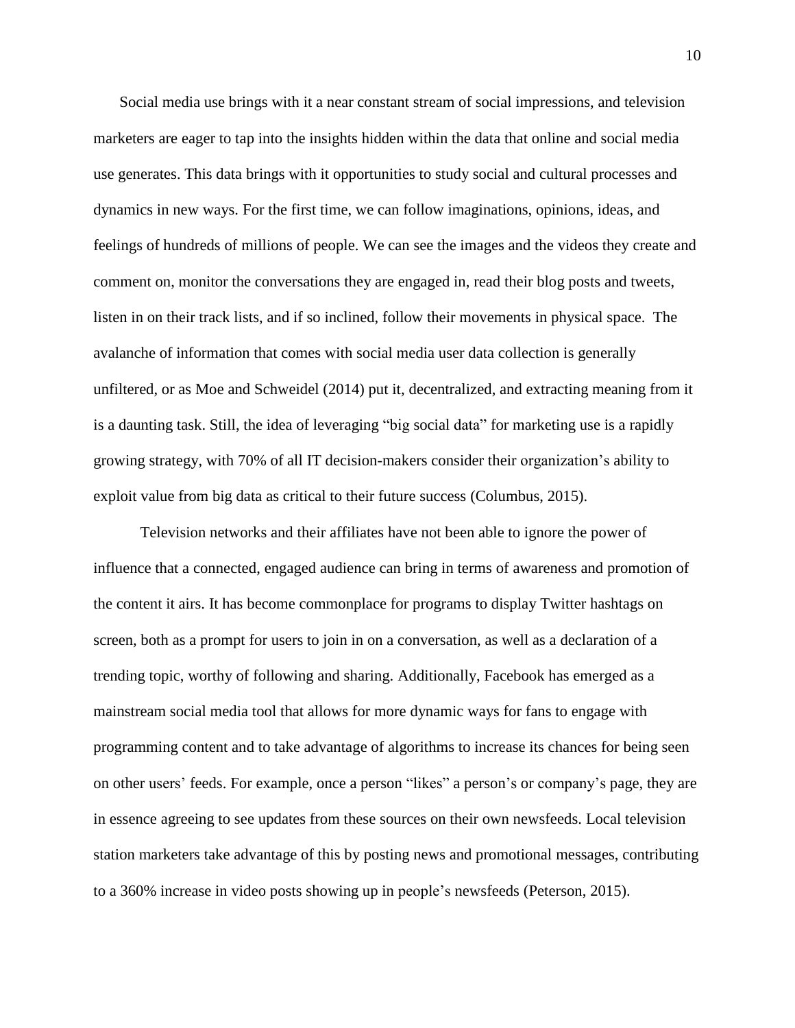Social media use brings with it a near constant stream of social impressions, and television marketers are eager to tap into the insights hidden within the data that online and social media use generates. This data brings with it opportunities to study social and cultural processes and dynamics in new ways. For the first time, we can follow imaginations, opinions, ideas, and feelings of hundreds of millions of people. We can see the images and the videos they create and comment on, monitor the conversations they are engaged in, read their blog posts and tweets, listen in on their track lists, and if so inclined, follow their movements in physical space. The avalanche of information that comes with social media user data collection is generally unfiltered, or as Moe and Schweidel (2014) put it, decentralized, and extracting meaning from it is a daunting task. Still, the idea of leveraging "big social data" for marketing use is a rapidly growing strategy, with 70% of all IT decision-makers consider their organization's ability to exploit value from big data as critical to their future success (Columbus, 2015).

Television networks and their affiliates have not been able to ignore the power of influence that a connected, engaged audience can bring in terms of awareness and promotion of the content it airs. It has become commonplace for programs to display Twitter hashtags on screen, both as a prompt for users to join in on a conversation, as well as a declaration of a trending topic, worthy of following and sharing. Additionally, Facebook has emerged as a mainstream social media tool that allows for more dynamic ways for fans to engage with programming content and to take advantage of algorithms to increase its chances for being seen on other users' feeds. For example, once a person "likes" a person's or company's page, they are in essence agreeing to see updates from these sources on their own newsfeeds. Local television station marketers take advantage of this by posting news and promotional messages, contributing to a 360% increase in video posts showing up in people's newsfeeds (Peterson, 2015).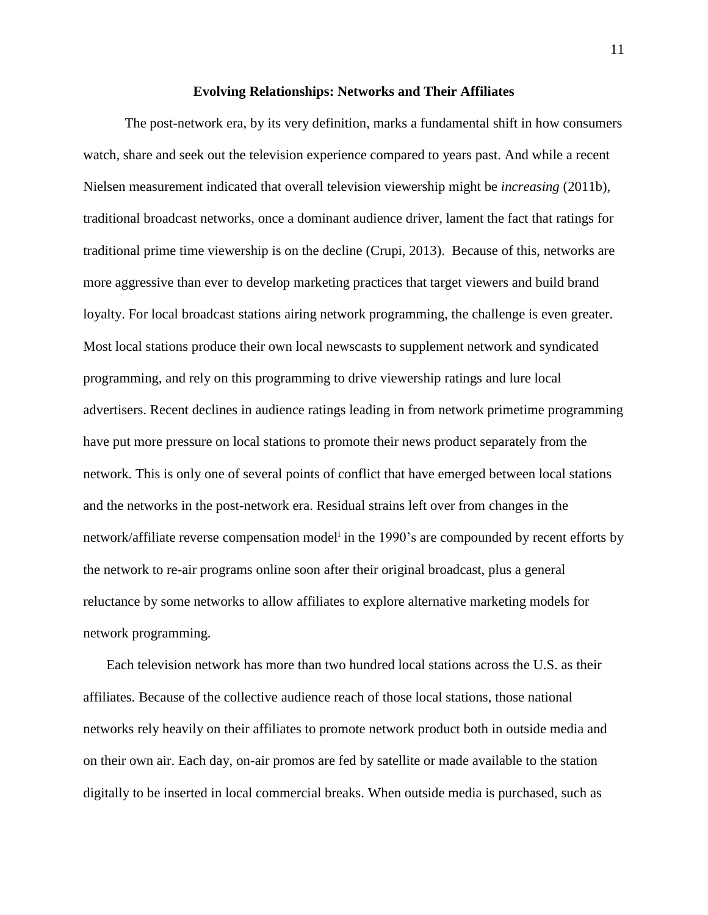## Evolving Relationships: Networks and Their Affiliates

The post-network era, by its very definition, marks a fundamental shift in how consumers watch, share and seek out the television experience compared to years past. And while a recent Nielsen measurement indicated that overall television viewership might be *increasing* (2011b), traditional broadcast networks, once a dominant audience driver, lament the fact that ratings for traditional prime time viewership is on the decline (Crupi, 2013). Because of this, networks are more aggressive than ever to develop marketing practices that target viewers and build brand loyalty. For local broadcast stations airing network programming, the challenge is even greater. Most local stations produce their own local newscasts to supplement network and syndicated programming, and rely on this programming to drive viewership ratings and lure local advertisers. Recent declines in audience ratings leading in from network primetime programming have put more pressure on local stations to promote their news product separately from the network. This is only one of several points of conflict that have emerged between local stations and the networks in the post-network era. Residual strains left over from changes in the network/affiliate reverse compensation model[i] in the 1990's are compounded by recent efforts by the network to re-air programs online soon after their original broadcast, plus a general reluctance by some networks to allow affiliates to explore alternative marketing models for network programming.

Each television network has more than two hundred local stations across the U.S. as their affiliates. Because of the collective audience reach of those local stations, those national networks rely heavily on their affiliates to promote network product both in outside media and on their own air. Each day, on-air promos are fed by satellite or made available to the station digitally to be inserted in local commercial breaks. When outside media is purchased, such as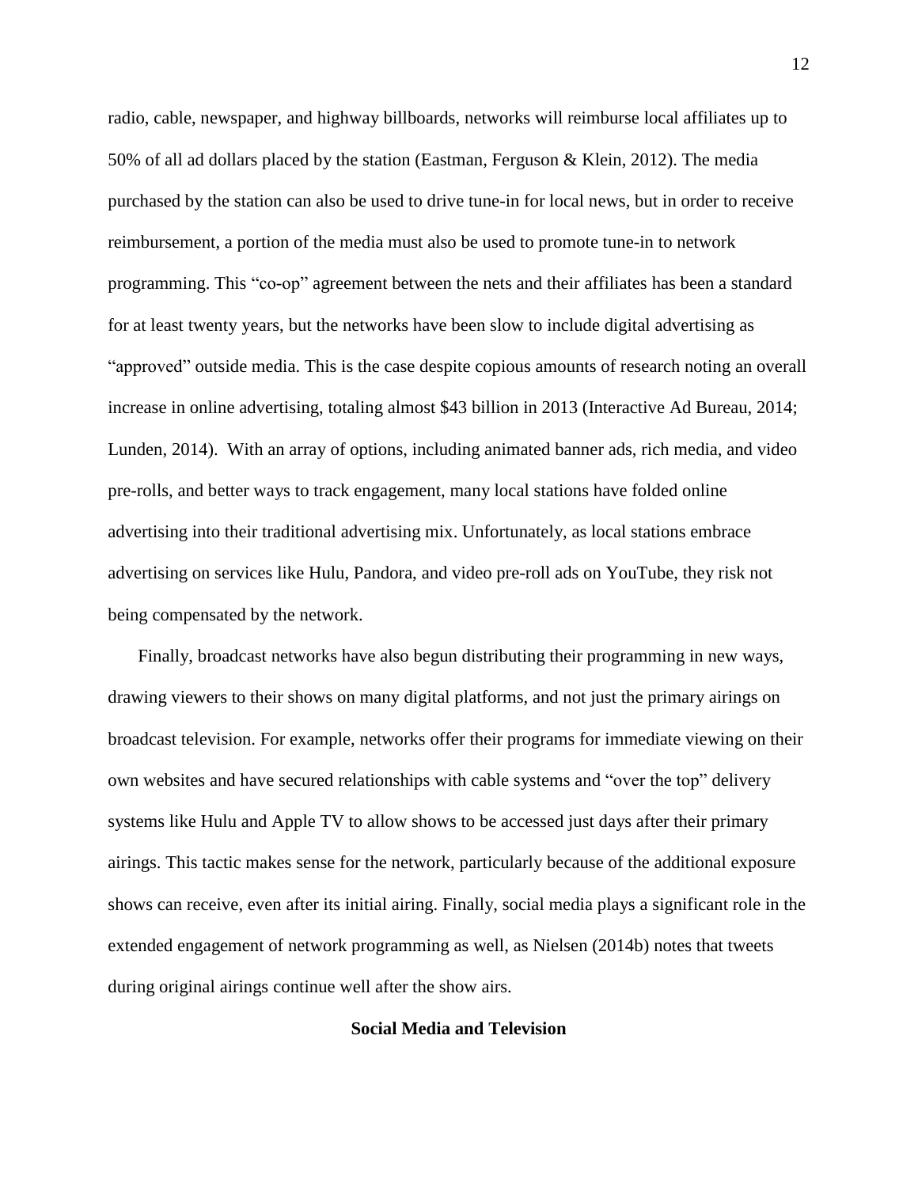radio, cable, newspaper, and highway billboards, networks will reimburse local affiliates up to 50% of all ad dollars placed by the station (Eastman, Ferguson & Klein, 2012). The media purchased by the station can also be used to drive tune-in for local news, but in order to receive reimbursement, a portion of the media must also be used to promote tune-in to network programming. This "co-op" agreement between the nets and their affiliates has been a standard for at least twenty years, but the networks have been slow to include digital advertising as "approved" outside media. This is the case despite copious amounts of research noting an overall increase in online advertising, totaling almost $43 billion in 2013 (Interactive Ad Bureau, 2014; Lunden, 2014). With an array of options, including animated banner ads, rich media, and video pre-rolls, and better ways to track engagement, many local stations have folded online advertising into their traditional advertising mix. Unfortunately, as local stations embrace advertising on services like Hulu, Pandora, and video pre-roll ads on YouTube, they risk not being compensated by the network.

Finally, broadcast networks have also begun distributing their programming in new ways, drawing viewers to their shows on many digital platforms, and not just the primary airings on broadcast television. For example, networks offer their programs for immediate viewing on their own websites and have secured relationships with cable systems and "over the top" delivery systems like Hulu and Apple TV to allow shows to be accessed just days after their primary airings. This tactic makes sense for the network, particularly because of the additional exposure shows can receive, even after its initial airing. Finally, social media plays a significant role in the extended engagement of network programming as well, as Nielsen (2014b) notes that tweets during original airings continue well after the show airs.

## Social Media and Television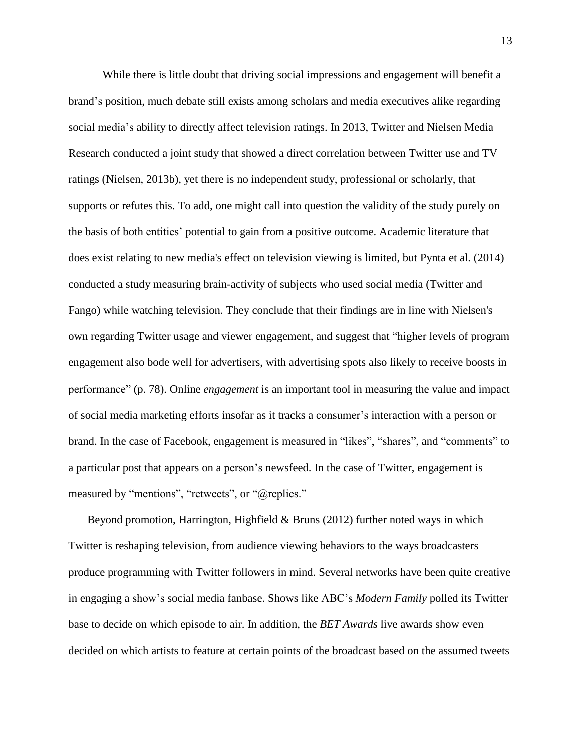While there is little doubt that driving social impressions and engagement will benefit a brand's position, much debate still exists among scholars and media executives alike regarding social media's ability to directly affect television ratings. In 2013, Twitter and Nielsen Media Research conducted a joint study that showed a direct correlation between Twitter use and TV ratings (Nielsen, 2013b), yet there is no independent study, professional or scholarly, that supports or refutes this. To add, one might call into question the validity of the study purely on the basis of both entities' potential to gain from a positive outcome. Academic literature that does exist relating to new media's effect on television viewing is limited, but Pynta et al. (2014) conducted a study measuring brain-activity of subjects who used social media (Twitter and Fango) while watching television. They conclude that their findings are in line with Nielsen's own regarding Twitter usage and viewer engagement, and suggest that "higher levels of program engagement also bode well for advertisers, with advertising spots also likely to receive boosts in performance" (p. 78). Online *engagement* is an important tool in measuring the value and impact of social media marketing efforts insofar as it tracks a consumer's interaction with a person or brand. In the case of Facebook, engagement is measured in "likes", "shares", and "comments" to a particular post that appears on a person's newsfeed. In the case of Twitter, engagement is measured by "mentions", "retweets", or "@replies."

Beyond promotion, Harrington, Highfield & Bruns (2012) further noted ways in which Twitter is reshaping television, from audience viewing behaviors to the ways broadcasters produce programming with Twitter followers in mind. Several networks have been quite creative in engaging a show's social media fanbase. Shows like ABC's *Modern Family* polled its Twitter base to decide on which episode to air. In addition, the *BET Awards* live awards show even decided on which artists to feature at certain points of the broadcast based on the assumed tweets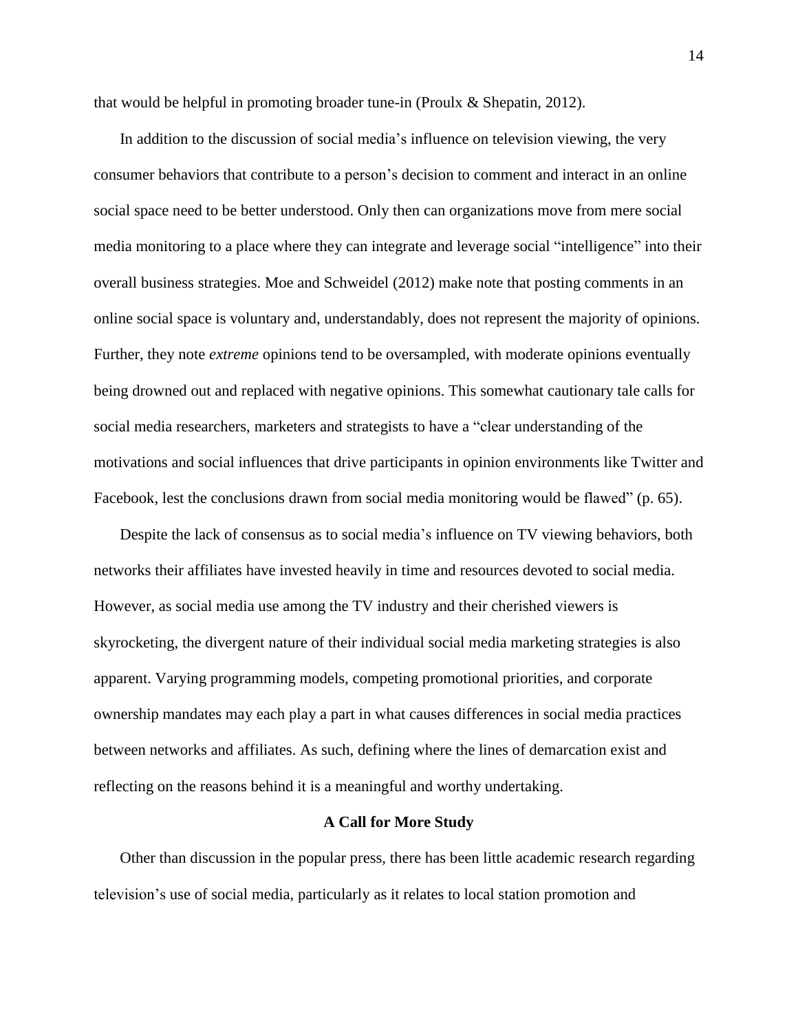that would be helpful in promoting broader tune-in (Proulx & Shepatin, 2012).

In addition to the discussion of social media's influence on television viewing, the very consumer behaviors that contribute to a person's decision to comment and interact in an online social space need to be better understood. Only then can organizations move from mere social media monitoring to a place where they can integrate and leverage social "intelligence" into their overall business strategies. Moe and Schweidel (2012) make note that posting comments in an online social space is voluntary and, understandably, does not represent the majority of opinions. Further, they note *extreme* opinions tend to be oversampled, with moderate opinions eventually being drowned out and replaced with negative opinions. This somewhat cautionary tale calls for social media researchers, marketers and strategists to have a "clear understanding of the motivations and social influences that drive participants in opinion environments like Twitter and Facebook, lest the conclusions drawn from social media monitoring would be flawed" (p. 65).

Despite the lack of consensus as to social media's influence on TV viewing behaviors, both networks their affiliates have invested heavily in time and resources devoted to social media. However, as social media use among the TV industry and their cherished viewers is skyrocketing, the divergent nature of their individual social media marketing strategies is also apparent. Varying programming models, competing promotional priorities, and corporate ownership mandates may each play a part in what causes differences in social media practices between networks and affiliates. As such, defining where the lines of demarcation exist and reflecting on the reasons behind it is a meaningful and worthy undertaking.

## A Call for More Study

Other than discussion in the popular press, there has been little academic research regarding television's use of social media, particularly as it relates to local station promotion and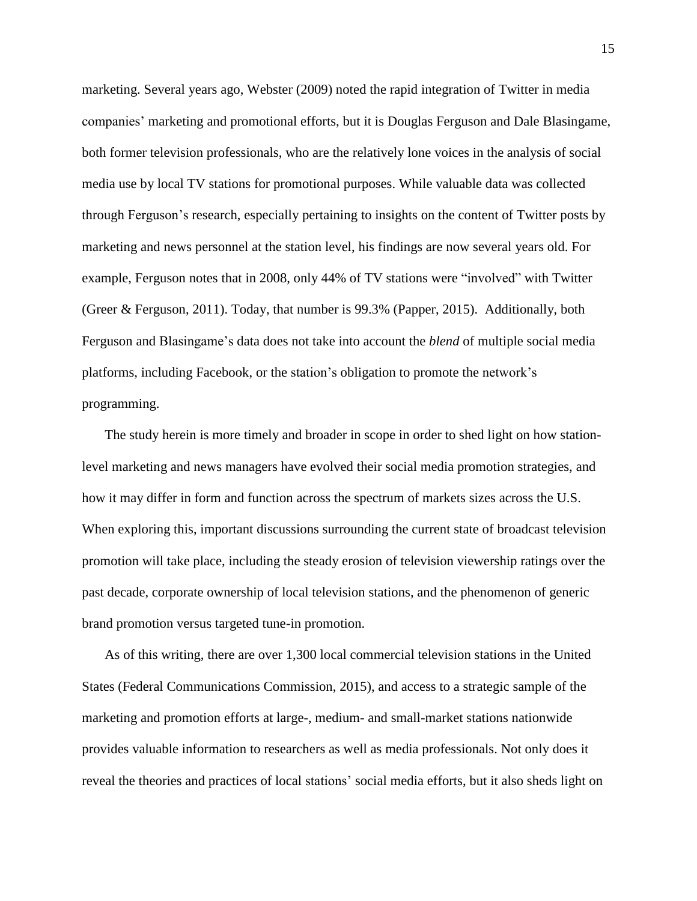marketing. Several years ago, Webster (2009) noted the rapid integration of Twitter in media companies' marketing and promotional efforts, but it is Douglas Ferguson and Dale Blasingame, both former television professionals, who are the relatively lone voices in the analysis of social media use by local TV stations for promotional purposes. While valuable data was collected through Ferguson's research, especially pertaining to insights on the content of Twitter posts by marketing and news personnel at the station level, his findings are now several years old. For example, Ferguson notes that in 2008, only 44% of TV stations were "involved" with Twitter (Greer & Ferguson, 2011). Today, that number is 99.3% (Papper, 2015). Additionally, both Ferguson and Blasingame's data does not take into account the *blend* of multiple social media platforms, including Facebook, or the station's obligation to promote the network's programming.

The study herein is more timely and broader in scope in order to shed light on how station-level marketing and news managers have evolved their social media promotion strategies, and how it may differ in form and function across the spectrum of markets sizes across the U.S. When exploring this, important discussions surrounding the current state of broadcast television promotion will take place, including the steady erosion of television viewership ratings over the past decade, corporate ownership of local television stations, and the phenomenon of generic brand promotion versus targeted tune-in promotion.

As of this writing, there are over 1,300 local commercial television stations in the United States (Federal Communications Commission, 2015), and access to a strategic sample of the marketing and promotion efforts at large-, medium- and small-market stations nationwide provides valuable information to researchers as well as media professionals. Not only does it reveal the theories and practices of local stations' social media efforts, but it also sheds light on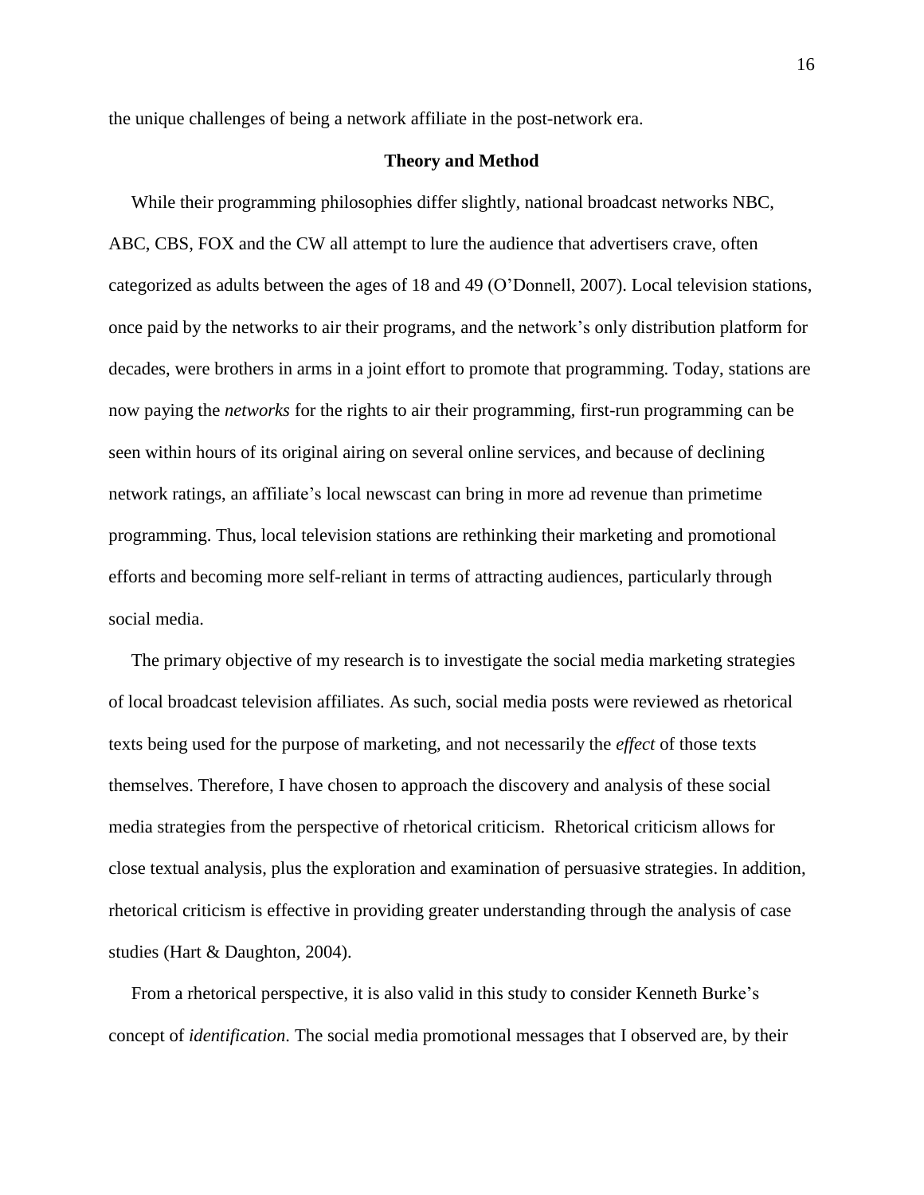the unique challenges of being a network affiliate in the post-network era.

## Theory and Method

While their programming philosophies differ slightly, national broadcast networks NBC, ABC, CBS, FOX and the CW all attempt to lure the audience that advertisers crave, often categorized as adults between the ages of 18 and 49 (O'Donnell, 2007). Local television stations, once paid by the networks to air their programs, and the network's only distribution platform for decades, were brothers in arms in a joint effort to promote that programming. Today, stations are now paying the *networks* for the rights to air their programming, first-run programming can be seen within hours of its original airing on several online services, and because of declining network ratings, an affiliate's local newscast can bring in more ad revenue than primetime programming. Thus, local television stations are rethinking their marketing and promotional efforts and becoming more self-reliant in terms of attracting audiences, particularly through social media.

The primary objective of my research is to investigate the social media marketing strategies of local broadcast television affiliates. As such, social media posts were reviewed as rhetorical texts being used for the purpose of marketing, and not necessarily the *effect* of those texts themselves. Therefore, I have chosen to approach the discovery and analysis of these social media strategies from the perspective of rhetorical criticism. Rhetorical criticism allows for close textual analysis, plus the exploration and examination of persuasive strategies. In addition, rhetorical criticism is effective in providing greater understanding through the analysis of case studies (Hart & Daughton, 2004).

From a rhetorical perspective, it is also valid in this study to consider Kenneth Burke's concept of *identification*. The social media promotional messages that I observed are, by their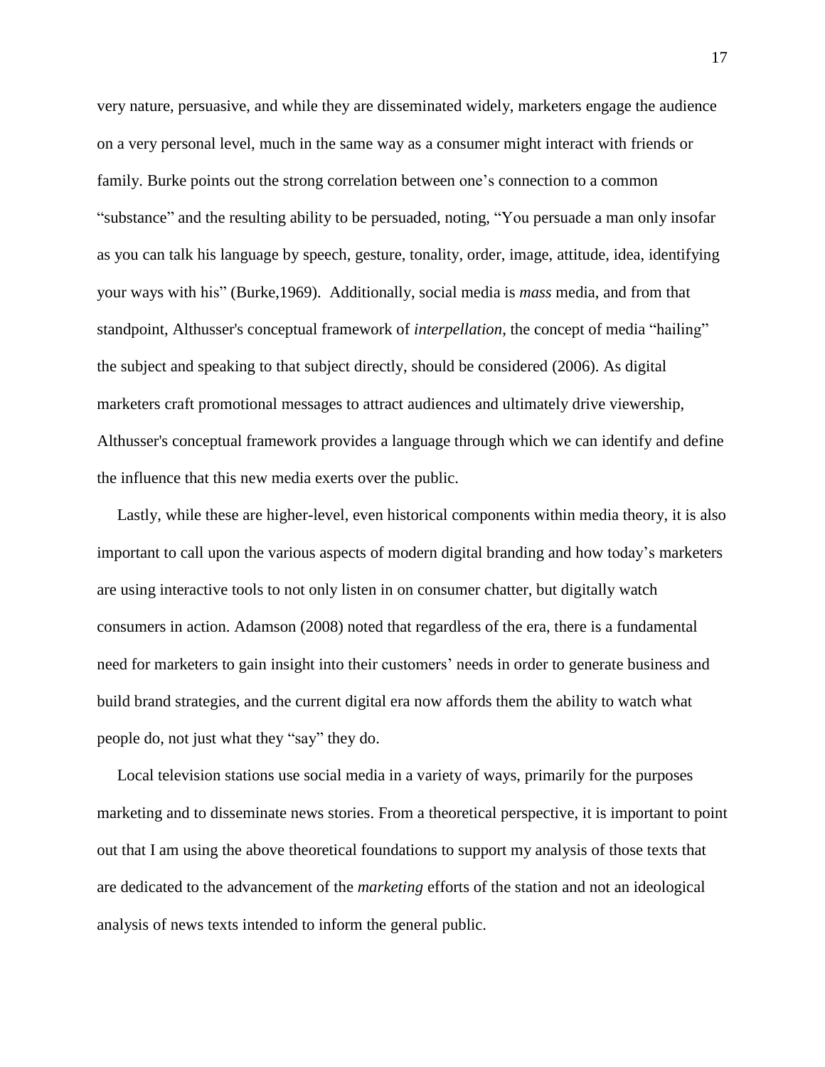very nature, persuasive, and while they are disseminated widely, marketers engage the audience on a very personal level, much in the same way as a consumer might interact with friends or family. Burke points out the strong correlation between one's connection to a common "substance" and the resulting ability to be persuaded, noting, "You persuade a man only insofar as you can talk his language by speech, gesture, tonality, order, image, attitude, idea, identifying your ways with his" (Burke,1969). Additionally, social media is *mass* media, and from that standpoint, Althusser's conceptual framework of *interpellation*, the concept of media "hailing" the subject and speaking to that subject directly, should be considered (2006). As digital marketers craft promotional messages to attract audiences and ultimately drive viewership, Althusser's conceptual framework provides a language through which we can identify and define the influence that this new media exerts over the public.

Lastly, while these are higher-level, even historical components within media theory, it is also important to call upon the various aspects of modern digital branding and how today's marketers are using interactive tools to not only listen in on consumer chatter, but digitally watch consumers in action. Adamson (2008) noted that regardless of the era, there is a fundamental need for marketers to gain insight into their customers' needs in order to generate business and build brand strategies, and the current digital era now affords them the ability to watch what people do, not just what they "say" they do.

Local television stations use social media in a variety of ways, primarily for the purposes marketing and to disseminate news stories. From a theoretical perspective, it is important to point out that I am using the above theoretical foundations to support my analysis of those texts that are dedicated to the advancement of the *marketing* efforts of the station and not an ideological analysis of news texts intended to inform the general public.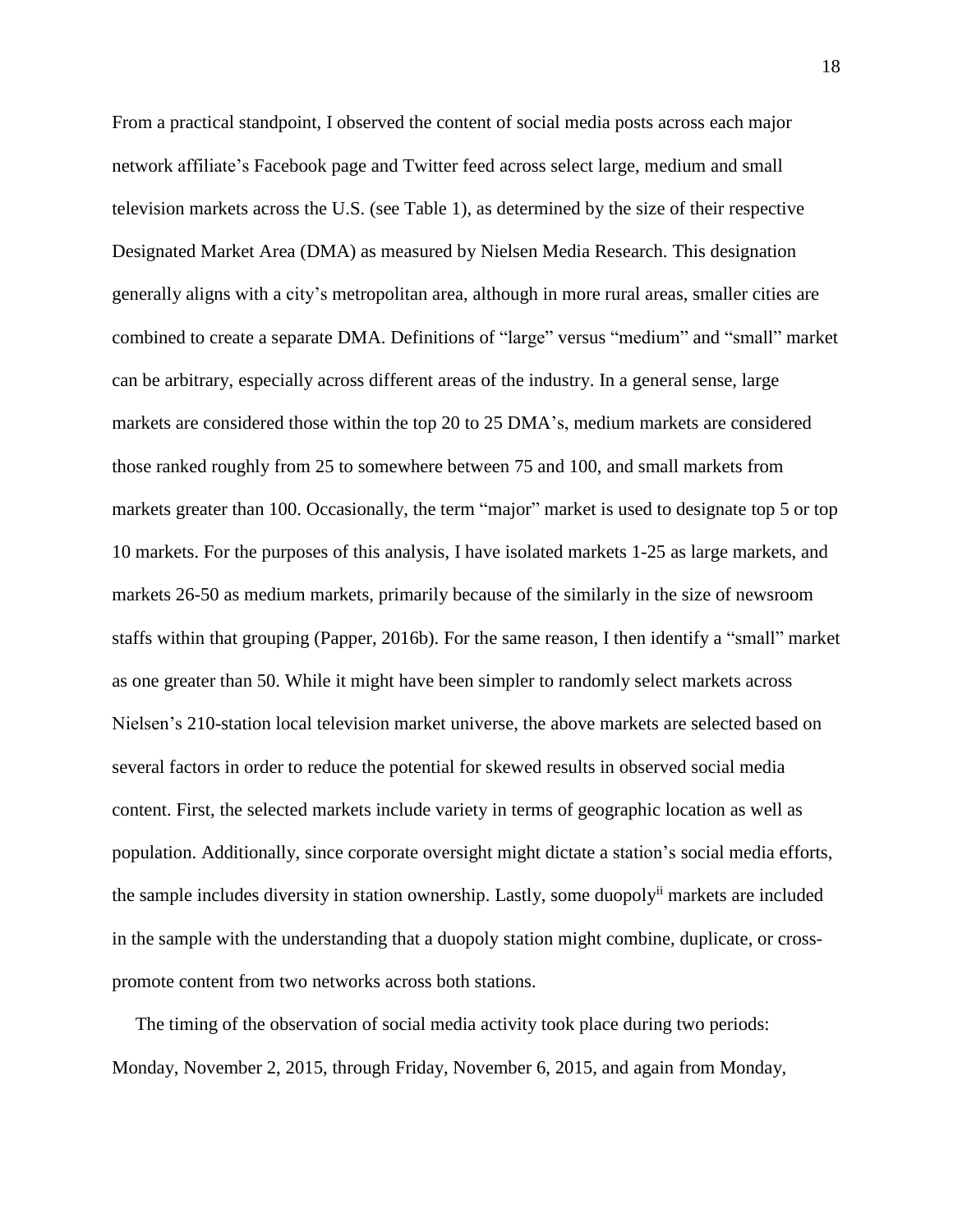From a practical standpoint, I observed the content of social media posts across each major network affiliate's Facebook page and Twitter feed across select large, medium and small television markets across the U.S. (see Table 1), as determined by the size of their respective Designated Market Area (DMA) as measured by Nielsen Media Research. This designation generally aligns with a city's metropolitan area, although in more rural areas, smaller cities are combined to create a separate DMA. Definitions of "large" versus "medium" and "small" market can be arbitrary, especially across different areas of the industry. In a general sense, large markets are considered those within the top 20 to 25 DMA's, medium markets are considered those ranked roughly from 25 to somewhere between 75 and 100, and small markets from markets greater than 100. Occasionally, the term "major" market is used to designate top 5 or top 10 markets. For the purposes of this analysis, I have isolated markets 1-25 as large markets, and markets 26-50 as medium markets, primarily because of the similarly in the size of newsroom staffs within that grouping (Papper, 2016b). For the same reason, I then identify a "small" market as one greater than 50. While it might have been simpler to randomly select markets across Nielsen's 210-station local television market universe, the above markets are selected based on several factors in order to reduce the potential for skewed results in observed social media content. First, the selected markets include variety in terms of geographic location as well as population. Additionally, since corporate oversight might dictate a station's social media efforts, the sample includes diversity in station ownership. Lastly, some duopoly[ii] markets are included in the sample with the understanding that a duopoly station might combine, duplicate, or cross-promote content from two networks across both stations.

The timing of the observation of social media activity took place during two periods: Monday, November 2, 2015, through Friday, November 6, 2015, and again from Monday,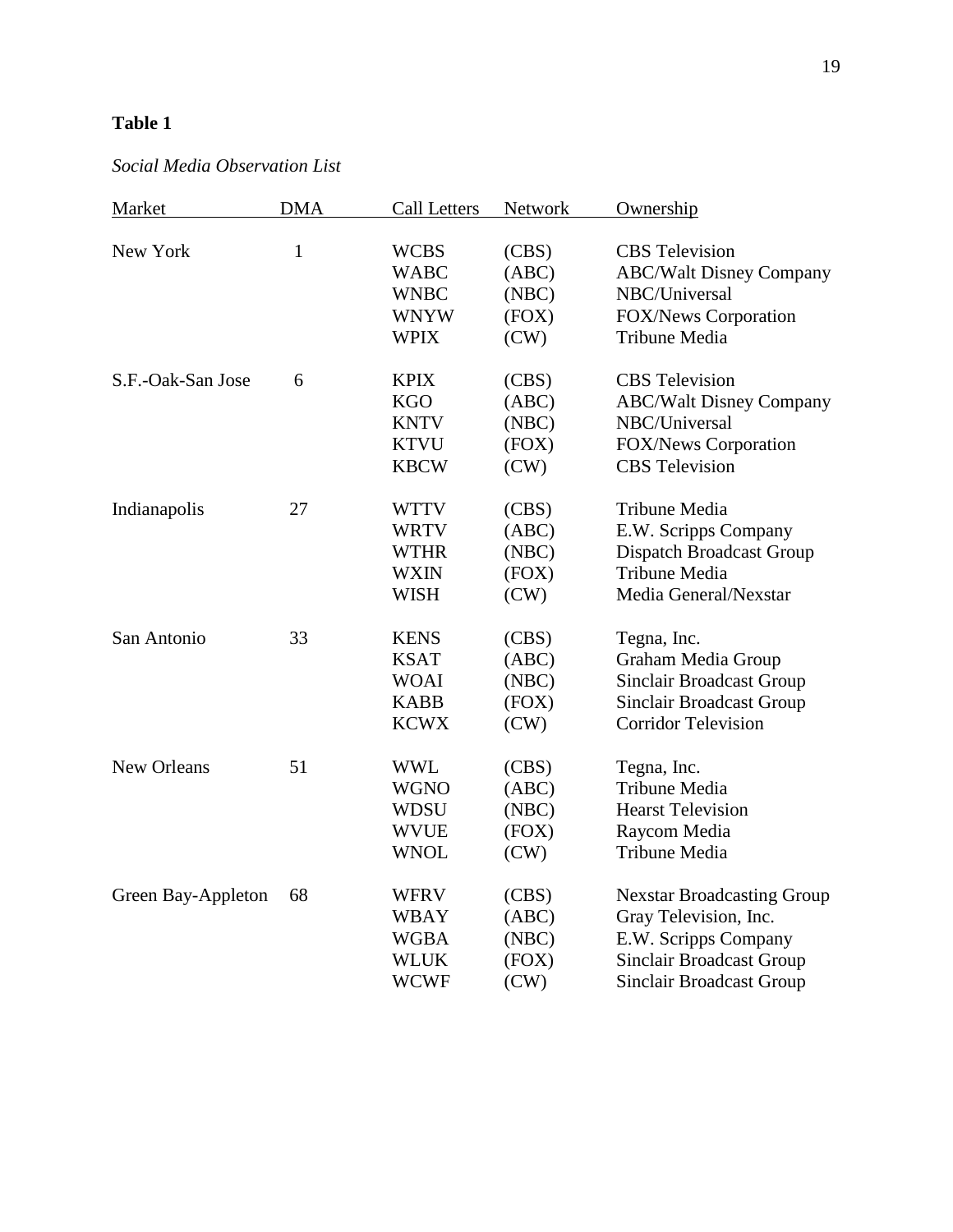**Table 1**

*Social Media Observation List*

| Market | DMA | Call Letters | Network | Ownership |
|---|---|---|---|---|
| New York | 1 | WCBS | (CBS) | CBS Television |
| | | WABC | (ABC) | ABC/Walt Disney Company |
| | | WNBC | (NBC) | NBC/Universal |
| | | WNYW | (FOX) | FOX/News Corporation |
| | | WPIX | (CW) | Tribune Media |
| S.F.-Oak-San Jose | 6 | KPIX | (CBS) | CBS Television |
| | | KGO | (ABC) | ABC/Walt Disney Company |
| | | KNTV | (NBC) | NBC/Universal |
| | | KTVU | (FOX) | FOX/News Corporation |
| | | KBCW | (CW) | CBS Television |
| Indianapolis | 27 | WTTV | (CBS) | Tribune Media |
| | | WRTV | (ABC) | E.W. Scripps Company |
| | | WTHR | (NBC) | Dispatch Broadcast Group |
| | | WXIN | (FOX) | Tribune Media |
| | | WISH | (CW) | Media General/Nexstar |
| San Antonio | 33 | KENS | (CBS) | Tegna, Inc. |
| | | KSAT | (ABC) | Graham Media Group |
| | | WOAI | (NBC) | Sinclair Broadcast Group |
| | | KABB | (FOX) | Sinclair Broadcast Group |
| | | KCWX | (CW) | Corridor Television |
| New Orleans | 51 | WWL | (CBS) | Tegna, Inc. |
| | | WGNO | (ABC) | Tribune Media |
| | | WDSU | (NBC) | Hearst Television |
| | | WVUE | (FOX) | Raycom Media |
| | | WNOL | (CW) | Tribune Media |
| Green Bay-Appleton | 68 | WFRV | (CBS) | Nexstar Broadcasting Group |
| | | WBAY | (ABC) | Gray Television, Inc. |
| | | WGBA | (NBC) | E.W. Scripps Company |
| | | WLUK | (FOX) | Sinclair Broadcast Group |
| | | WCWF | (CW) | Sinclair Broadcast Group |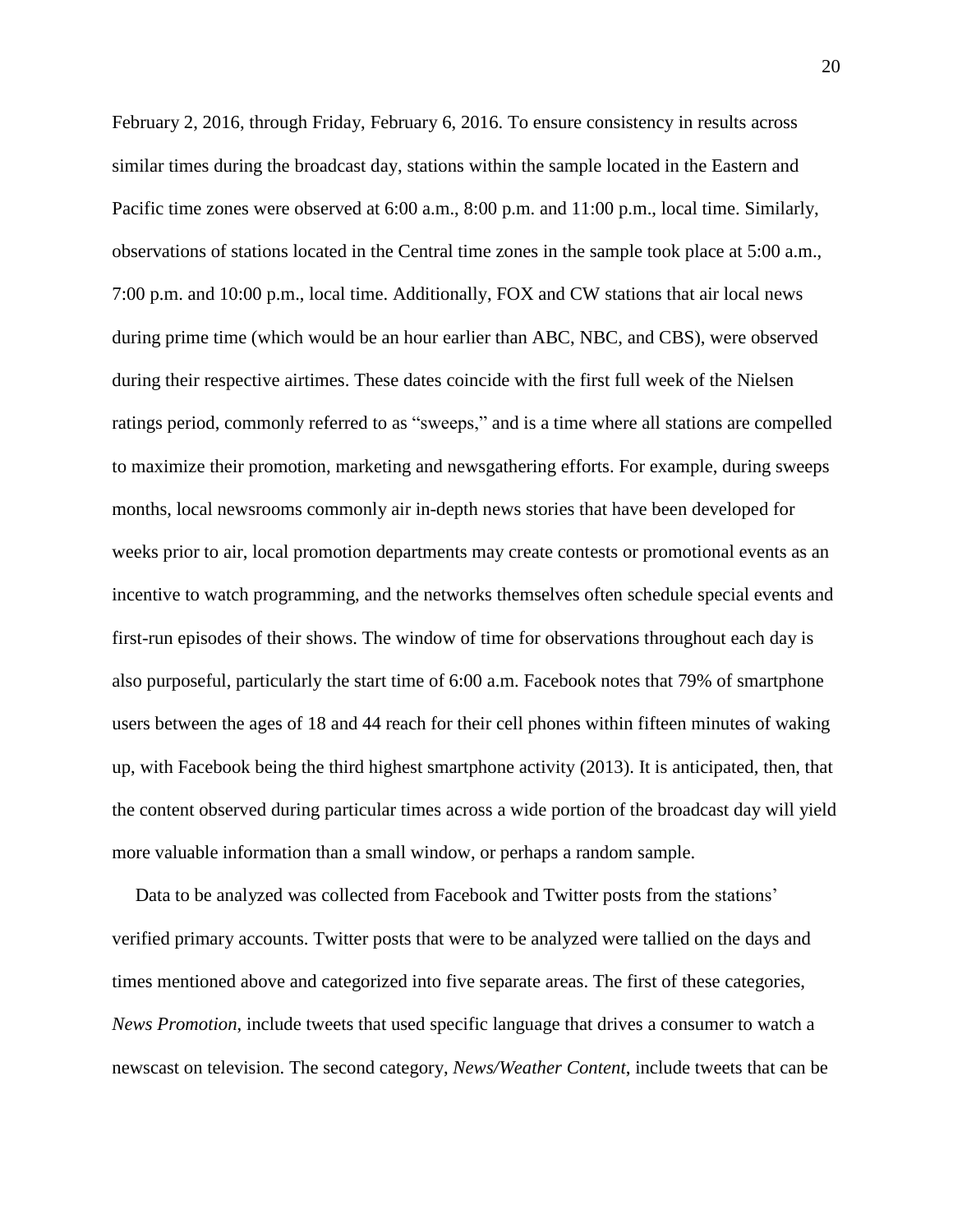February 2, 2016, through Friday, February 6, 2016. To ensure consistency in results across similar times during the broadcast day, stations within the sample located in the Eastern and Pacific time zones were observed at 6:00 a.m., 8:00 p.m. and 11:00 p.m., local time. Similarly, observations of stations located in the Central time zones in the sample took place at 5:00 a.m., 7:00 p.m. and 10:00 p.m., local time. Additionally, FOX and CW stations that air local news during prime time (which would be an hour earlier than ABC, NBC, and CBS), were observed during their respective airtimes. These dates coincide with the first full week of the Nielsen ratings period, commonly referred to as "sweeps," and is a time where all stations are compelled to maximize their promotion, marketing and newsgathering efforts. For example, during sweeps months, local newsrooms commonly air in-depth news stories that have been developed for weeks prior to air, local promotion departments may create contests or promotional events as an incentive to watch programming, and the networks themselves often schedule special events and first-run episodes of their shows. The window of time for observations throughout each day is also purposeful, particularly the start time of 6:00 a.m. Facebook notes that 79% of smartphone users between the ages of 18 and 44 reach for their cell phones within fifteen minutes of waking up, with Facebook being the third highest smartphone activity (2013). It is anticipated, then, that the content observed during particular times across a wide portion of the broadcast day will yield more valuable information than a small window, or perhaps a random sample.

Data to be analyzed was collected from Facebook and Twitter posts from the stations' verified primary accounts. Twitter posts that were to be analyzed were tallied on the days and times mentioned above and categorized into five separate areas. The first of these categories, *News Promotion*, include tweets that used specific language that drives a consumer to watch a newscast on television. The second category, *News/Weather Content*, include tweets that can be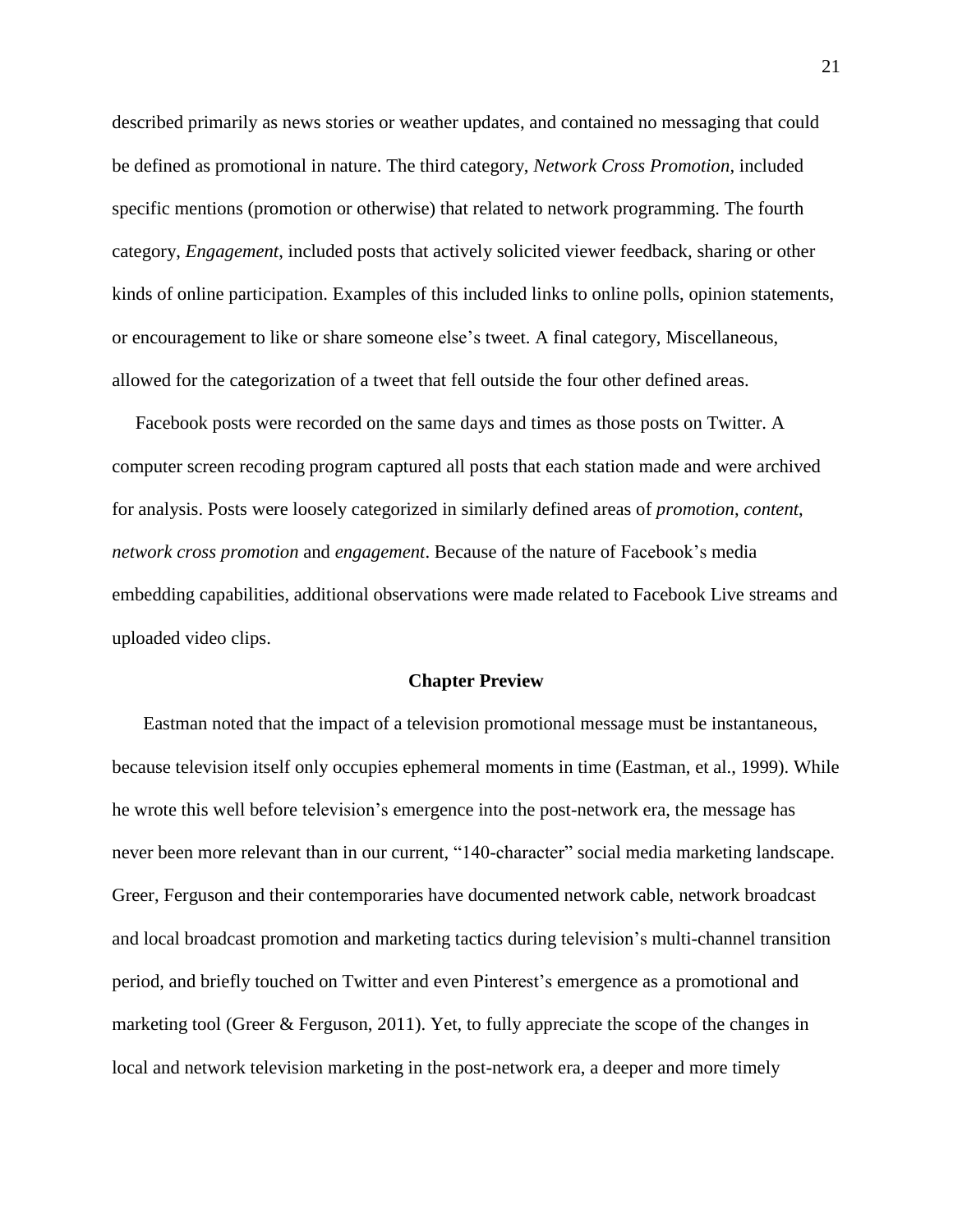described primarily as news stories or weather updates, and contained no messaging that could be defined as promotional in nature. The third category, *Network Cross Promotion*, included specific mentions (promotion or otherwise) that related to network programming. The fourth category, *Engagement*, included posts that actively solicited viewer feedback, sharing or other kinds of online participation. Examples of this included links to online polls, opinion statements, or encouragement to like or share someone else's tweet. A final category, Miscellaneous, allowed for the categorization of a tweet that fell outside the four other defined areas.

Facebook posts were recorded on the same days and times as those posts on Twitter. A computer screen recoding program captured all posts that each station made and were archived for analysis. Posts were loosely categorized in similarly defined areas of *promotion*, *content*, *network cross promotion* and *engagement*. Because of the nature of Facebook's media embedding capabilities, additional observations were made related to Facebook Live streams and uploaded video clips.

## Chapter Preview

Eastman noted that the impact of a television promotional message must be instantaneous, because television itself only occupies ephemeral moments in time (Eastman, et al., 1999). While he wrote this well before television's emergence into the post-network era, the message has never been more relevant than in our current, "140-character" social media marketing landscape. Greer, Ferguson and their contemporaries have documented network cable, network broadcast and local broadcast promotion and marketing tactics during television's multi-channel transition period, and briefly touched on Twitter and even Pinterest's emergence as a promotional and marketing tool (Greer & Ferguson, 2011). Yet, to fully appreciate the scope of the changes in local and network television marketing in the post-network era, a deeper and more timely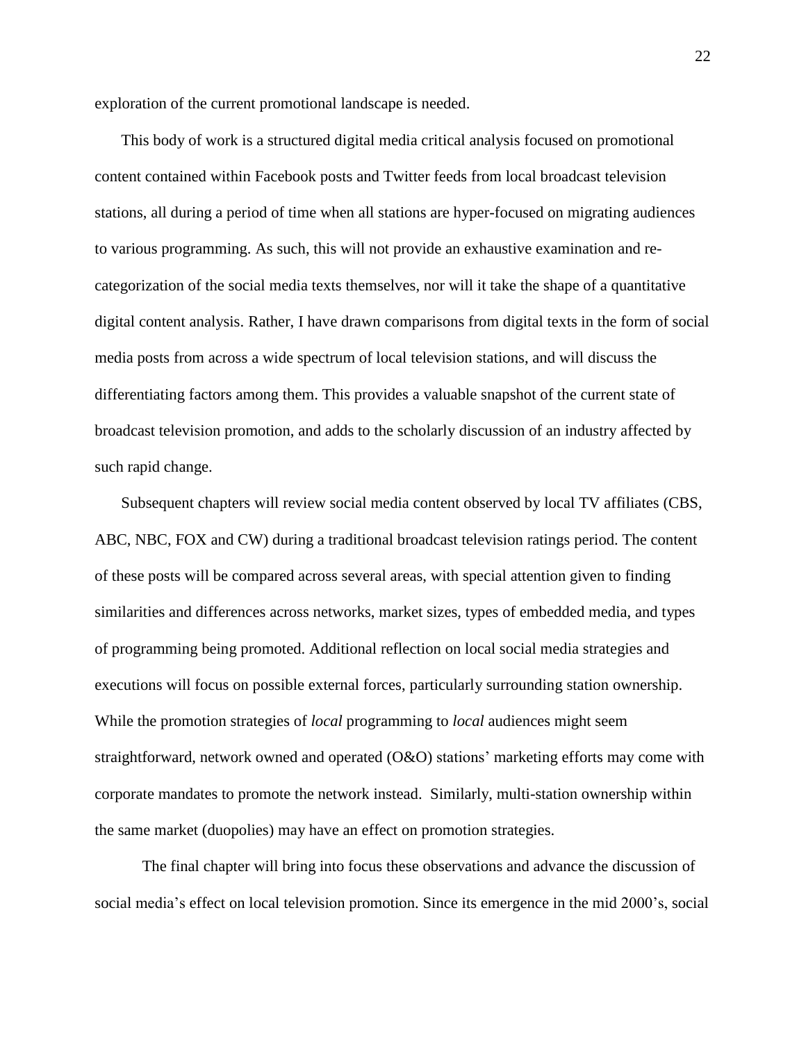exploration of the current promotional landscape is needed.

This body of work is a structured digital media critical analysis focused on promotional content contained within Facebook posts and Twitter feeds from local broadcast television stations, all during a period of time when all stations are hyper-focused on migrating audiences to various programming. As such, this will not provide an exhaustive examination and re-categorization of the social media texts themselves, nor will it take the shape of a quantitative digital content analysis. Rather, I have drawn comparisons from digital texts in the form of social media posts from across a wide spectrum of local television stations, and will discuss the differentiating factors among them. This provides a valuable snapshot of the current state of broadcast television promotion, and adds to the scholarly discussion of an industry affected by such rapid change.

Subsequent chapters will review social media content observed by local TV affiliates (CBS, ABC, NBC, FOX and CW) during a traditional broadcast television ratings period. The content of these posts will be compared across several areas, with special attention given to finding similarities and differences across networks, market sizes, types of embedded media, and types of programming being promoted. Additional reflection on local social media strategies and executions will focus on possible external forces, particularly surrounding station ownership. While the promotion strategies of *local* programming to *local* audiences might seem straightforward, network owned and operated (O&O) stations' marketing efforts may come with corporate mandates to promote the network instead. Similarly, multi-station ownership within the same market (duopolies) may have an effect on promotion strategies.

The final chapter will bring into focus these observations and advance the discussion of social media's effect on local television promotion. Since its emergence in the mid 2000's, social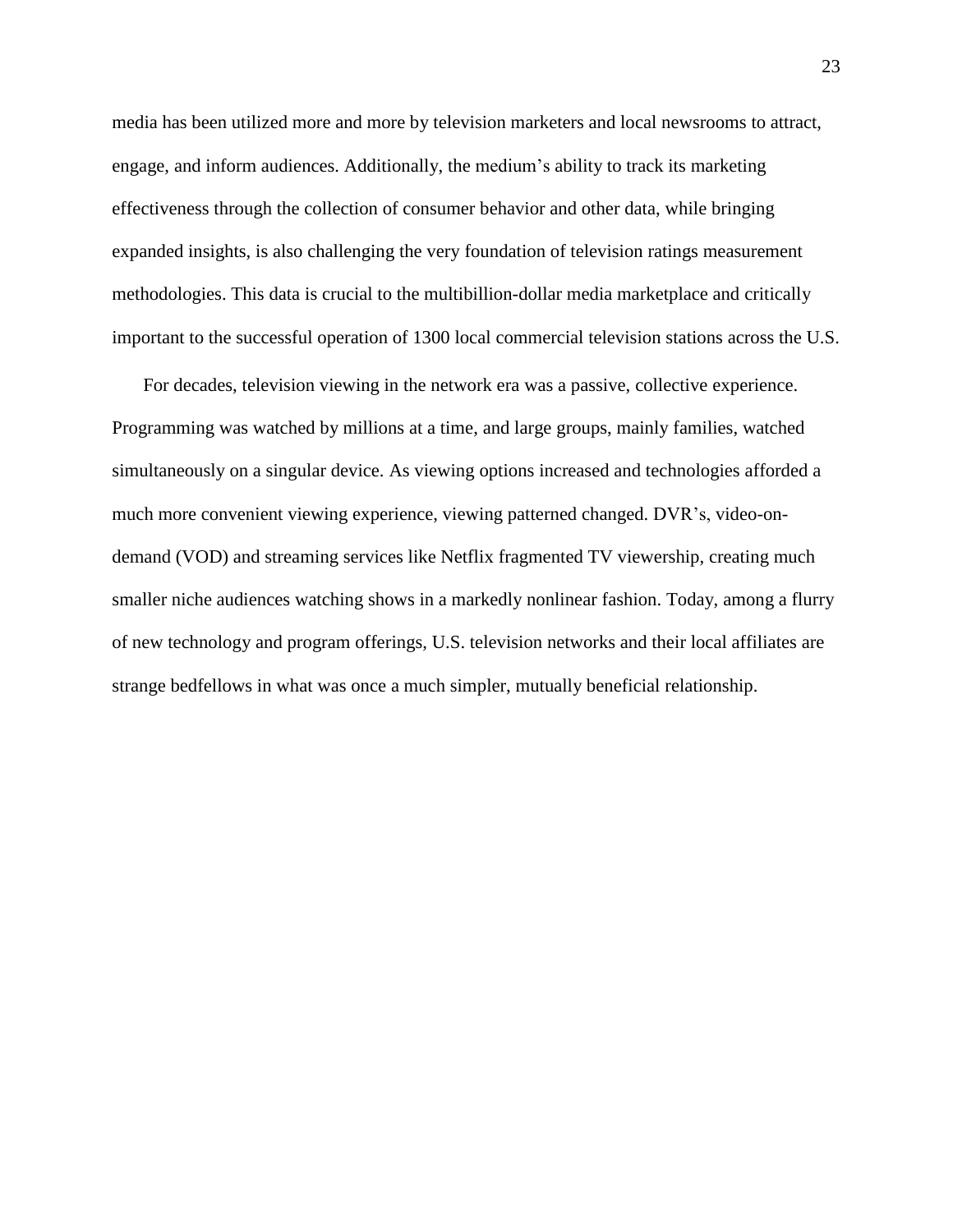media has been utilized more and more by television marketers and local newsrooms to attract, engage, and inform audiences. Additionally, the medium's ability to track its marketing effectiveness through the collection of consumer behavior and other data, while bringing expanded insights, is also challenging the very foundation of television ratings measurement methodologies. This data is crucial to the multibillion-dollar media marketplace and critically important to the successful operation of 1300 local commercial television stations across the U.S.

For decades, television viewing in the network era was a passive, collective experience. Programming was watched by millions at a time, and large groups, mainly families, watched simultaneously on a singular device. As viewing options increased and technologies afforded a much more convenient viewing experience, viewing patterned changed. DVR's, video-on-demand (VOD) and streaming services like Netflix fragmented TV viewership, creating much smaller niche audiences watching shows in a markedly nonlinear fashion. Today, among a flurry of new technology and program offerings, U.S. television networks and their local affiliates are strange bedfellows in what was once a much simpler, mutually beneficial relationship.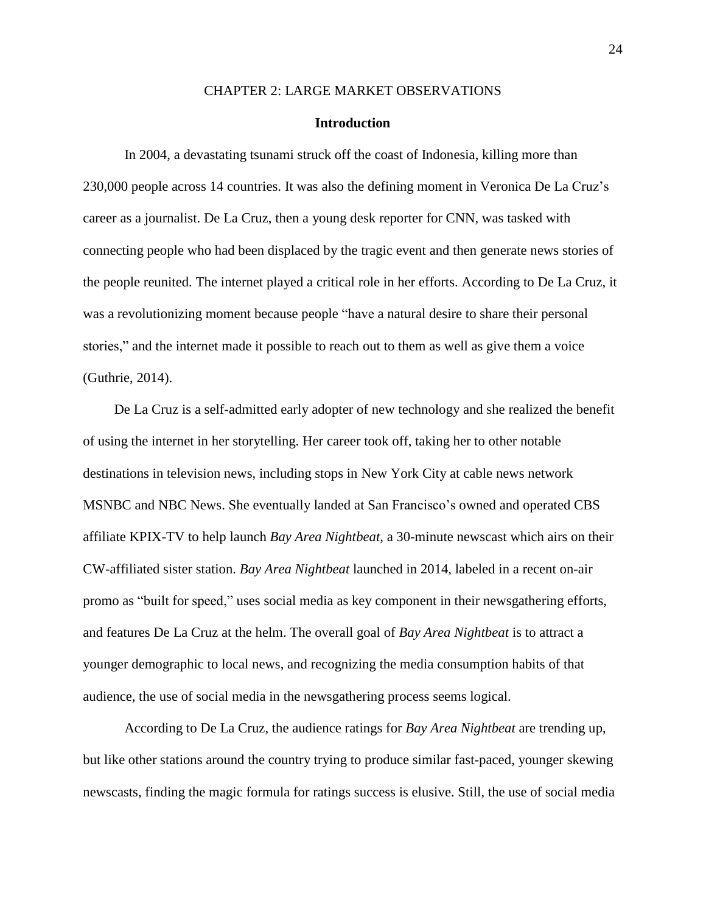# CHAPTER 2: LARGE MARKET OBSERVATIONS

## Introduction

In 2004, a devastating tsunami struck off the coast of Indonesia, killing more than 230,000 people across 14 countries. It was also the defining moment in Veronica De La Cruz's career as a journalist. De La Cruz, then a young desk reporter for CNN, was tasked with connecting people who had been displaced by the tragic event and then generate news stories of the people reunited. The internet played a critical role in her efforts. According to De La Cruz, it was a revolutionizing moment because people "have a natural desire to share their personal stories," and the internet made it possible to reach out to them as well as give them a voice (Guthrie, 2014).

De La Cruz is a self-admitted early adopter of new technology and she realized the benefit of using the internet in her storytelling. Her career took off, taking her to other notable destinations in television news, including stops in New York City at cable news network MSNBC and NBC News. She eventually landed at San Francisco's owned and operated CBS affiliate KPIX-TV to help launch *Bay Area Nightbeat*, a 30-minute newscast which airs on their CW-affiliated sister station. *Bay Area Nightbeat* launched in 2014, labeled in a recent on-air promo as "built for speed," uses social media as key component in their newsgathering efforts, and features De La Cruz at the helm. The overall goal of *Bay Area Nightbeat* is to attract a younger demographic to local news, and recognizing the media consumption habits of that audience, the use of social media in the newsgathering process seems logical.

According to De La Cruz, the audience ratings for *Bay Area Nightbeat* are trending up, but like other stations around the country trying to produce similar fast-paced, younger skewing newscasts, finding the magic formula for ratings success is elusive. Still, the use of social media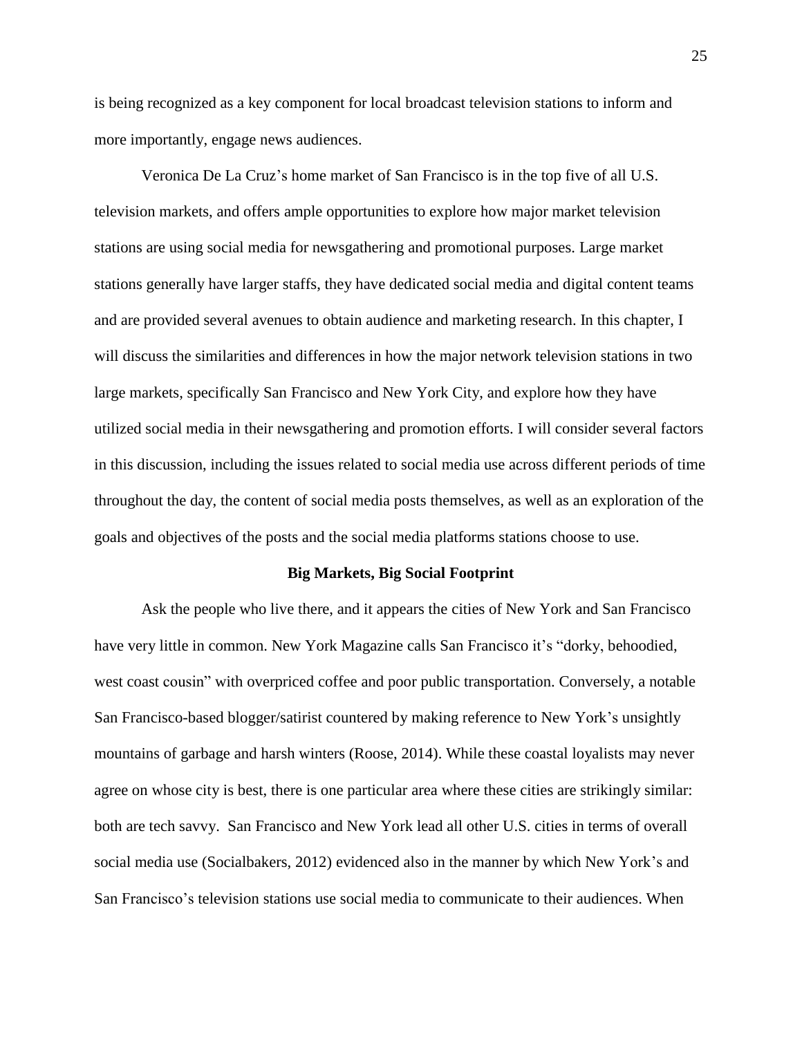is being recognized as a key component for local broadcast television stations to inform and more importantly, engage news audiences.

Veronica De La Cruz's home market of San Francisco is in the top five of all U.S. television markets, and offers ample opportunities to explore how major market television stations are using social media for newsgathering and promotional purposes. Large market stations generally have larger staffs, they have dedicated social media and digital content teams and are provided several avenues to obtain audience and marketing research. In this chapter, I will discuss the similarities and differences in how the major network television stations in two large markets, specifically San Francisco and New York City, and explore how they have utilized social media in their newsgathering and promotion efforts. I will consider several factors in this discussion, including the issues related to social media use across different periods of time throughout the day, the content of social media posts themselves, as well as an exploration of the goals and objectives of the posts and the social media platforms stations choose to use.

## Big Markets, Big Social Footprint

Ask the people who live there, and it appears the cities of New York and San Francisco have very little in common. New York Magazine calls San Francisco it's "dorky, behoodied, west coast cousin" with overpriced coffee and poor public transportation. Conversely, a notable San Francisco-based blogger/satirist countered by making reference to New York's unsightly mountains of garbage and harsh winters (Roose, 2014). While these coastal loyalists may never agree on whose city is best, there is one particular area where these cities are strikingly similar: both are tech savvy. San Francisco and New York lead all other U.S. cities in terms of overall social media use (Socialbakers, 2012) evidenced also in the manner by which New York's and San Francisco's television stations use social media to communicate to their audiences. When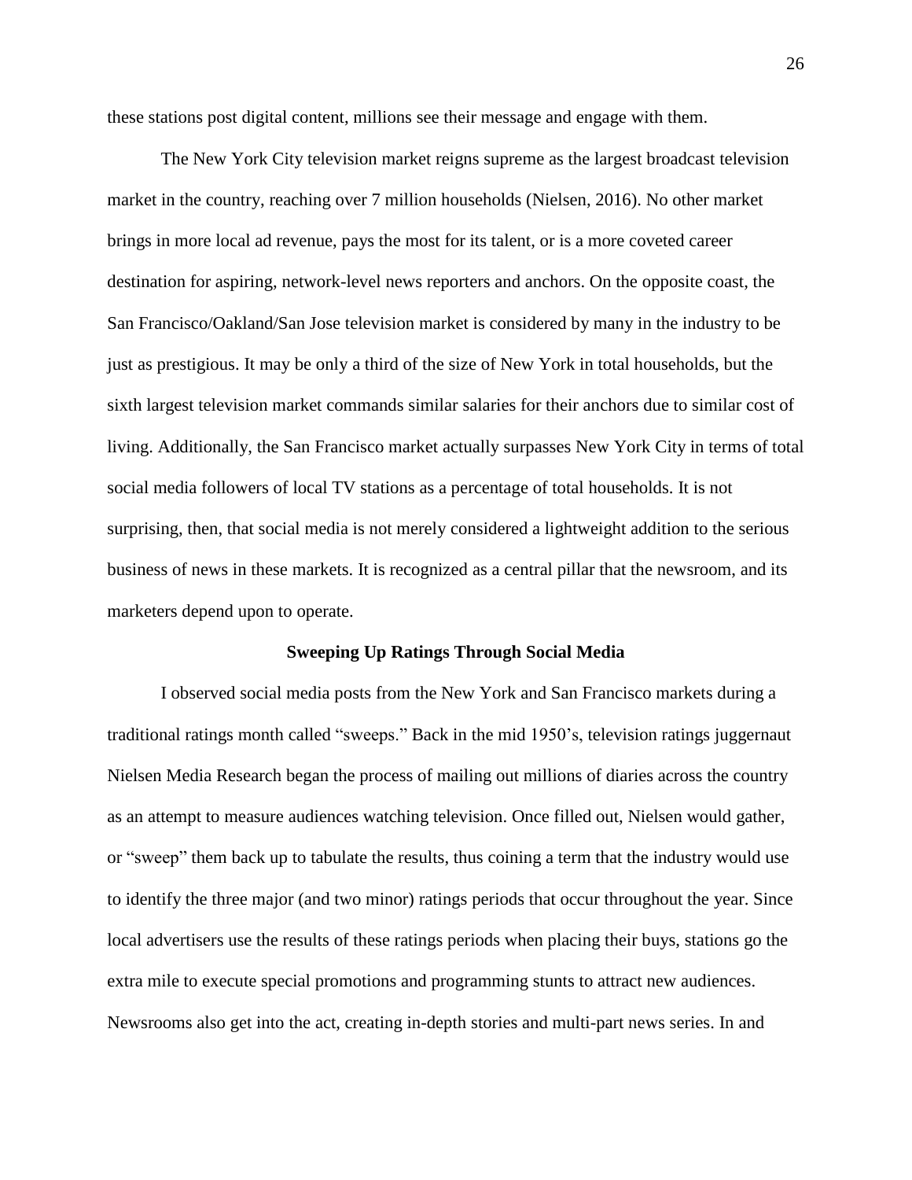these stations post digital content, millions see their message and engage with them.

The New York City television market reigns supreme as the largest broadcast television market in the country, reaching over 7 million households (Nielsen, 2016). No other market brings in more local ad revenue, pays the most for its talent, or is a more coveted career destination for aspiring, network-level news reporters and anchors. On the opposite coast, the San Francisco/Oakland/San Jose television market is considered by many in the industry to be just as prestigious. It may be only a third of the size of New York in total households, but the sixth largest television market commands similar salaries for their anchors due to similar cost of living. Additionally, the San Francisco market actually surpasses New York City in terms of total social media followers of local TV stations as a percentage of total households. It is not surprising, then, that social media is not merely considered a lightweight addition to the serious business of news in these markets. It is recognized as a central pillar that the newsroom, and its marketers depend upon to operate.

**Sweeping Up Ratings Through Social Media**

I observed social media posts from the New York and San Francisco markets during a traditional ratings month called "sweeps." Back in the mid 1950's, television ratings juggernaut Nielsen Media Research began the process of mailing out millions of diaries across the country as an attempt to measure audiences watching television. Once filled out, Nielsen would gather, or "sweep" them back up to tabulate the results, thus coining a term that the industry would use to identify the three major (and two minor) ratings periods that occur throughout the year. Since local advertisers use the results of these ratings periods when placing their buys, stations go the extra mile to execute special promotions and programming stunts to attract new audiences. Newsrooms also get into the act, creating in-depth stories and multi-part news series. In and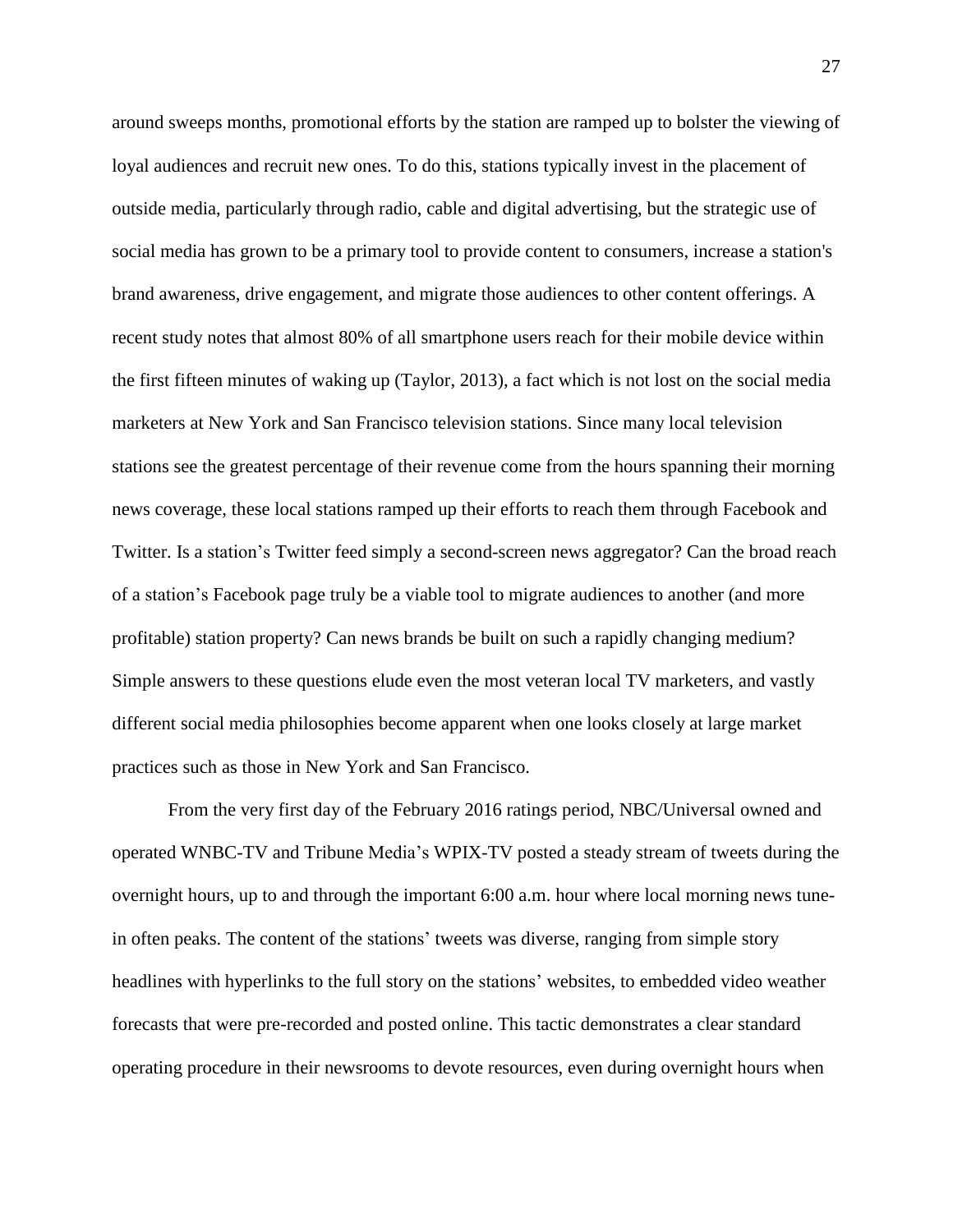around sweeps months, promotional efforts by the station are ramped up to bolster the viewing of loyal audiences and recruit new ones. To do this, stations typically invest in the placement of outside media, particularly through radio, cable and digital advertising, but the strategic use of social media has grown to be a primary tool to provide content to consumers, increase a station's brand awareness, drive engagement, and migrate those audiences to other content offerings. A recent study notes that almost 80% of all smartphone users reach for their mobile device within the first fifteen minutes of waking up (Taylor, 2013), a fact which is not lost on the social media marketers at New York and San Francisco television stations. Since many local television stations see the greatest percentage of their revenue come from the hours spanning their morning news coverage, these local stations ramped up their efforts to reach them through Facebook and Twitter. Is a station's Twitter feed simply a second-screen news aggregator? Can the broad reach of a station's Facebook page truly be a viable tool to migrate audiences to another (and more profitable) station property? Can news brands be built on such a rapidly changing medium? Simple answers to these questions elude even the most veteran local TV marketers, and vastly different social media philosophies become apparent when one looks closely at large market practices such as those in New York and San Francisco.

From the very first day of the February 2016 ratings period, NBC/Universal owned and operated WNBC-TV and Tribune Media's WPIX-TV posted a steady stream of tweets during the overnight hours, up to and through the important 6:00 a.m. hour where local morning news tune-in often peaks. The content of the stations' tweets was diverse, ranging from simple story headlines with hyperlinks to the full story on the stations' websites, to embedded video weather forecasts that were pre-recorded and posted online. This tactic demonstrates a clear standard operating procedure in their newsrooms to devote resources, even during overnight hours when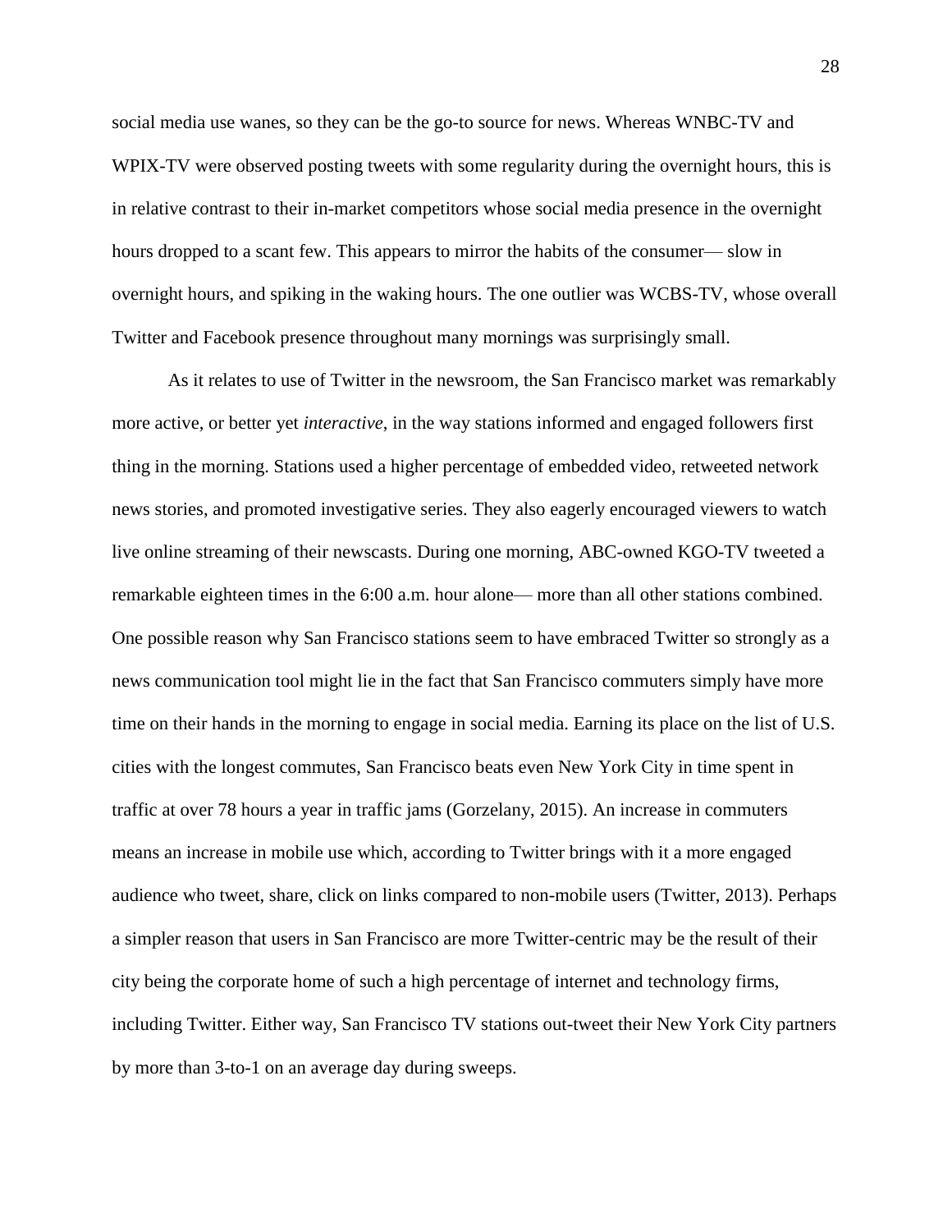social media use wanes, so they can be the go-to source for news. Whereas WNBC-TV and WPIX-TV were observed posting tweets with some regularity during the overnight hours, this is in relative contrast to their in-market competitors whose social media presence in the overnight hours dropped to a scant few. This appears to mirror the habits of the consumer— slow in overnight hours, and spiking in the waking hours. The one outlier was WCBS-TV, whose overall Twitter and Facebook presence throughout many mornings was surprisingly small.

As it relates to use of Twitter in the newsroom, the San Francisco market was remarkably more active, or better yet *interactive*, in the way stations informed and engaged followers first thing in the morning. Stations used a higher percentage of embedded video, retweeted network news stories, and promoted investigative series. They also eagerly encouraged viewers to watch live online streaming of their newscasts. During one morning, ABC-owned KGO-TV tweeted a remarkable eighteen times in the 6:00 a.m. hour alone— more than all other stations combined. One possible reason why San Francisco stations seem to have embraced Twitter so strongly as a news communication tool might lie in the fact that San Francisco commuters simply have more time on their hands in the morning to engage in social media. Earning its place on the list of U.S. cities with the longest commutes, San Francisco beats even New York City in time spent in traffic at over 78 hours a year in traffic jams (Gorzelany, 2015). An increase in commuters means an increase in mobile use which, according to Twitter brings with it a more engaged audience who tweet, share, click on links compared to non-mobile users (Twitter, 2013). Perhaps a simpler reason that users in San Francisco are more Twitter-centric may be the result of their city being the corporate home of such a high percentage of internet and technology firms, including Twitter. Either way, San Francisco TV stations out-tweet their New York City partners by more than 3-to-1 on an average day during sweeps.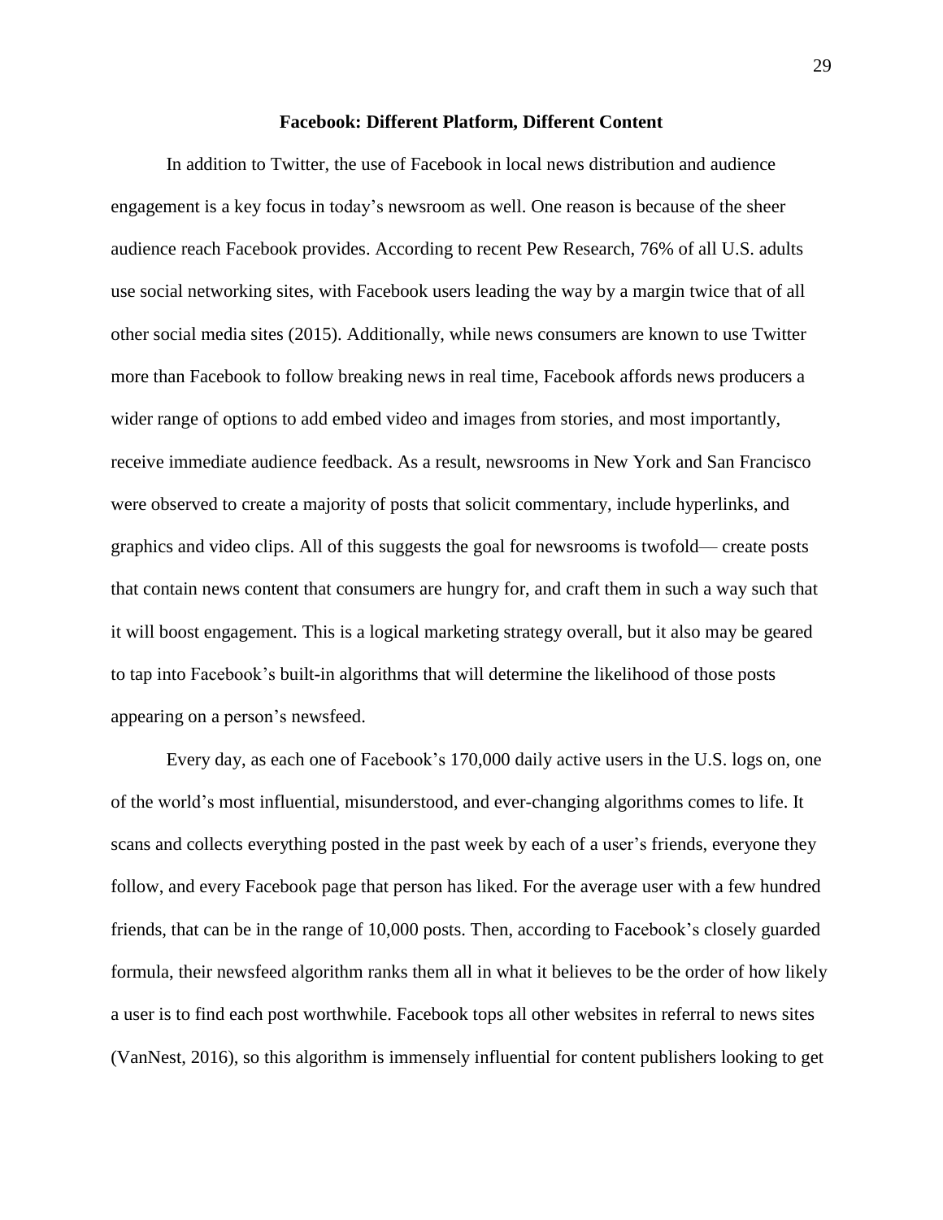## Facebook: Different Platform, Different Content

In addition to Twitter, the use of Facebook in local news distribution and audience engagement is a key focus in today's newsroom as well. One reason is because of the sheer audience reach Facebook provides. According to recent Pew Research, 76% of all U.S. adults use social networking sites, with Facebook users leading the way by a margin twice that of all other social media sites (2015). Additionally, while news consumers are known to use Twitter more than Facebook to follow breaking news in real time, Facebook affords news producers a wider range of options to add embed video and images from stories, and most importantly, receive immediate audience feedback. As a result, newsrooms in New York and San Francisco were observed to create a majority of posts that solicit commentary, include hyperlinks, and graphics and video clips. All of this suggests the goal for newsrooms is twofold— create posts that contain news content that consumers are hungry for, and craft them in such a way such that it will boost engagement. This is a logical marketing strategy overall, but it also may be geared to tap into Facebook's built-in algorithms that will determine the likelihood of those posts appearing on a person's newsfeed.

Every day, as each one of Facebook's 170,000 daily active users in the U.S. logs on, one of the world's most influential, misunderstood, and ever-changing algorithms comes to life. It scans and collects everything posted in the past week by each of a user's friends, everyone they follow, and every Facebook page that person has liked. For the average user with a few hundred friends, that can be in the range of 10,000 posts. Then, according to Facebook's closely guarded formula, their newsfeed algorithm ranks them all in what it believes to be the order of how likely a user is to find each post worthwhile. Facebook tops all other websites in referral to news sites (VanNest, 2016), so this algorithm is immensely influential for content publishers looking to get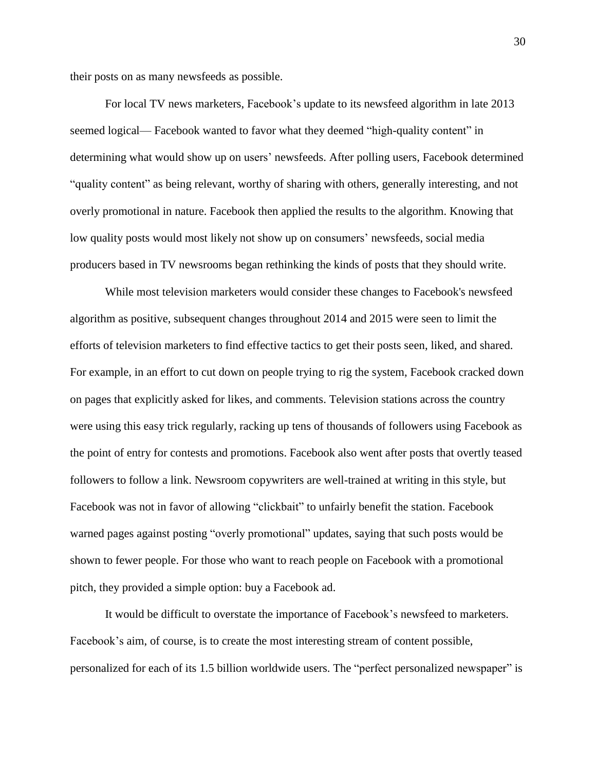their posts on as many newsfeeds as possible.

For local TV news marketers, Facebook's update to its newsfeed algorithm in late 2013 seemed logical— Facebook wanted to favor what they deemed "high-quality content" in determining what would show up on users' newsfeeds. After polling users, Facebook determined "quality content" as being relevant, worthy of sharing with others, generally interesting, and not overly promotional in nature. Facebook then applied the results to the algorithm. Knowing that low quality posts would most likely not show up on consumers' newsfeeds, social media producers based in TV newsrooms began rethinking the kinds of posts that they should write.

While most television marketers would consider these changes to Facebook's newsfeed algorithm as positive, subsequent changes throughout 2014 and 2015 were seen to limit the efforts of television marketers to find effective tactics to get their posts seen, liked, and shared. For example, in an effort to cut down on people trying to rig the system, Facebook cracked down on pages that explicitly asked for likes, and comments. Television stations across the country were using this easy trick regularly, racking up tens of thousands of followers using Facebook as the point of entry for contests and promotions. Facebook also went after posts that overtly teased followers to follow a link. Newsroom copywriters are well-trained at writing in this style, but Facebook was not in favor of allowing "clickbait" to unfairly benefit the station. Facebook warned pages against posting "overly promotional" updates, saying that such posts would be shown to fewer people. For those who want to reach people on Facebook with a promotional pitch, they provided a simple option: buy a Facebook ad.

It would be difficult to overstate the importance of Facebook's newsfeed to marketers. Facebook's aim, of course, is to create the most interesting stream of content possible, personalized for each of its 1.5 billion worldwide users. The "perfect personalized newspaper" is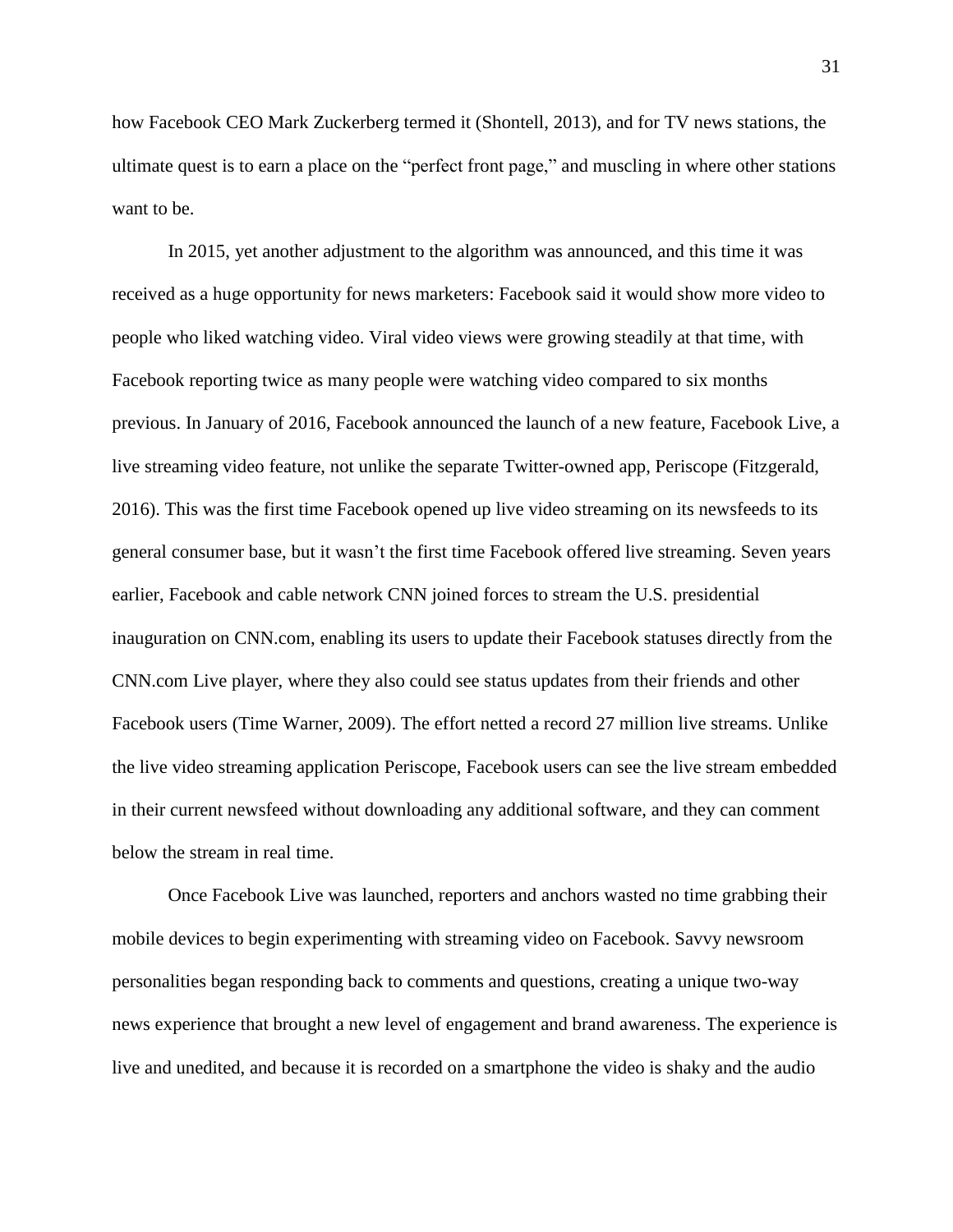how Facebook CEO Mark Zuckerberg termed it (Shontell, 2013), and for TV news stations, the ultimate quest is to earn a place on the "perfect front page," and muscling in where other stations want to be.

In 2015, yet another adjustment to the algorithm was announced, and this time it was received as a huge opportunity for news marketers: Facebook said it would show more video to people who liked watching video. Viral video views were growing steadily at that time, with Facebook reporting twice as many people were watching video compared to six months previous. In January of 2016, Facebook announced the launch of a new feature, Facebook Live, a live streaming video feature, not unlike the separate Twitter-owned app, Periscope (Fitzgerald, 2016). This was the first time Facebook opened up live video streaming on its newsfeeds to its general consumer base, but it wasn't the first time Facebook offered live streaming. Seven years earlier, Facebook and cable network CNN joined forces to stream the U.S. presidential inauguration on CNN.com, enabling its users to update their Facebook statuses directly from the CNN.com Live player, where they also could see status updates from their friends and other Facebook users (Time Warner, 2009). The effort netted a record 27 million live streams. Unlike the live video streaming application Periscope, Facebook users can see the live stream embedded in their current newsfeed without downloading any additional software, and they can comment below the stream in real time.

Once Facebook Live was launched, reporters and anchors wasted no time grabbing their mobile devices to begin experimenting with streaming video on Facebook. Savvy newsroom personalities began responding back to comments and questions, creating a unique two-way news experience that brought a new level of engagement and brand awareness. The experience is live and unedited, and because it is recorded on a smartphone the video is shaky and the audio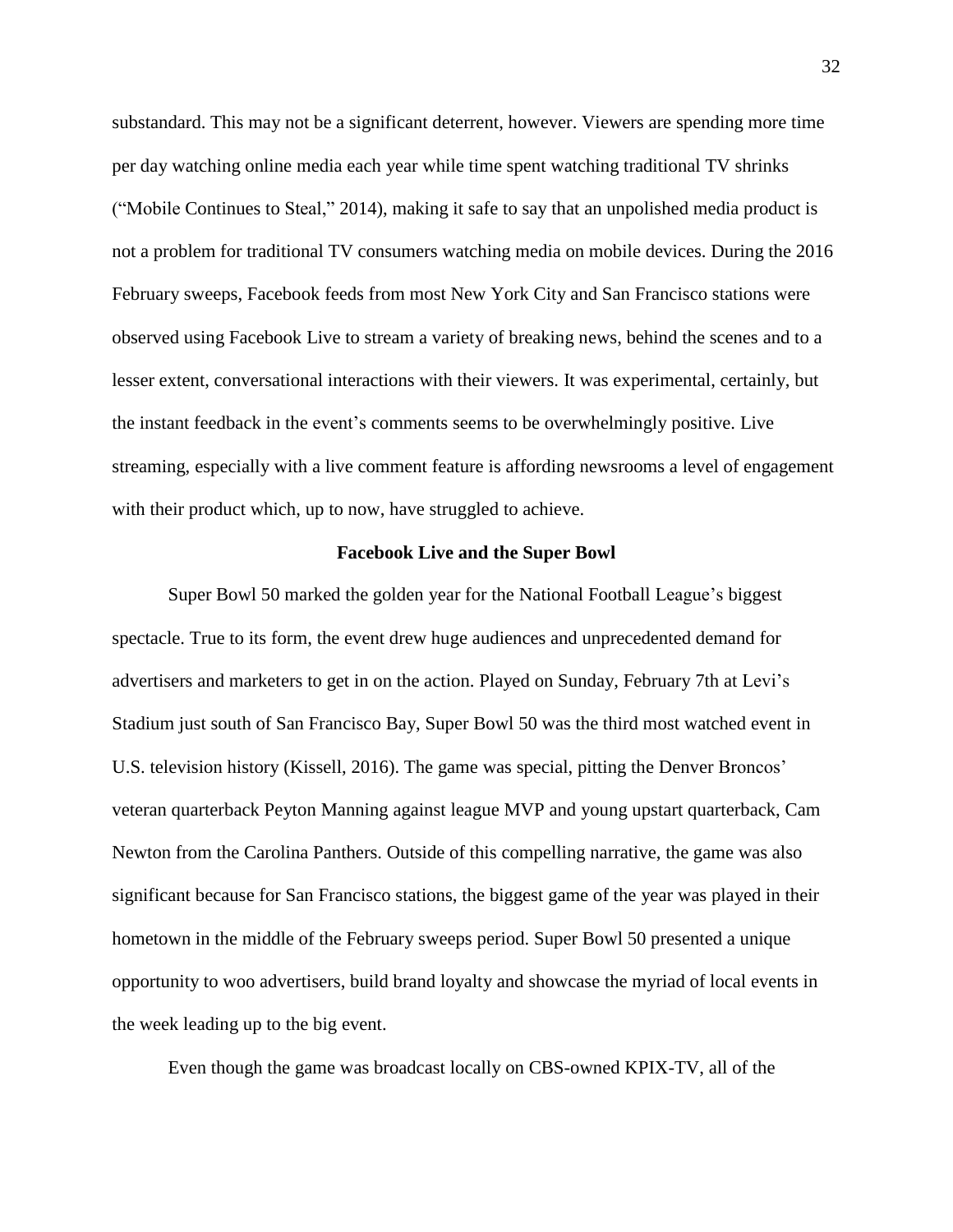substandard. This may not be a significant deterrent, however. Viewers are spending more time per day watching online media each year while time spent watching traditional TV shrinks ("Mobile Continues to Steal," 2014), making it safe to say that an unpolished media product is not a problem for traditional TV consumers watching media on mobile devices. During the 2016 February sweeps, Facebook feeds from most New York City and San Francisco stations were observed using Facebook Live to stream a variety of breaking news, behind the scenes and to a lesser extent, conversational interactions with their viewers. It was experimental, certainly, but the instant feedback in the event's comments seems to be overwhelmingly positive. Live streaming, especially with a live comment feature is affording newsrooms a level of engagement with their product which, up to now, have struggled to achieve.

## Facebook Live and the Super Bowl

Super Bowl 50 marked the golden year for the National Football League's biggest spectacle. True to its form, the event drew huge audiences and unprecedented demand for advertisers and marketers to get in on the action. Played on Sunday, February 7th at Levi's Stadium just south of San Francisco Bay, Super Bowl 50 was the third most watched event in U.S. television history (Kissell, 2016). The game was special, pitting the Denver Broncos' veteran quarterback Peyton Manning against league MVP and young upstart quarterback, Cam Newton from the Carolina Panthers. Outside of this compelling narrative, the game was also significant because for San Francisco stations, the biggest game of the year was played in their hometown in the middle of the February sweeps period. Super Bowl 50 presented a unique opportunity to woo advertisers, build brand loyalty and showcase the myriad of local events in the week leading up to the big event.

Even though the game was broadcast locally on CBS-owned KPIX-TV, all of the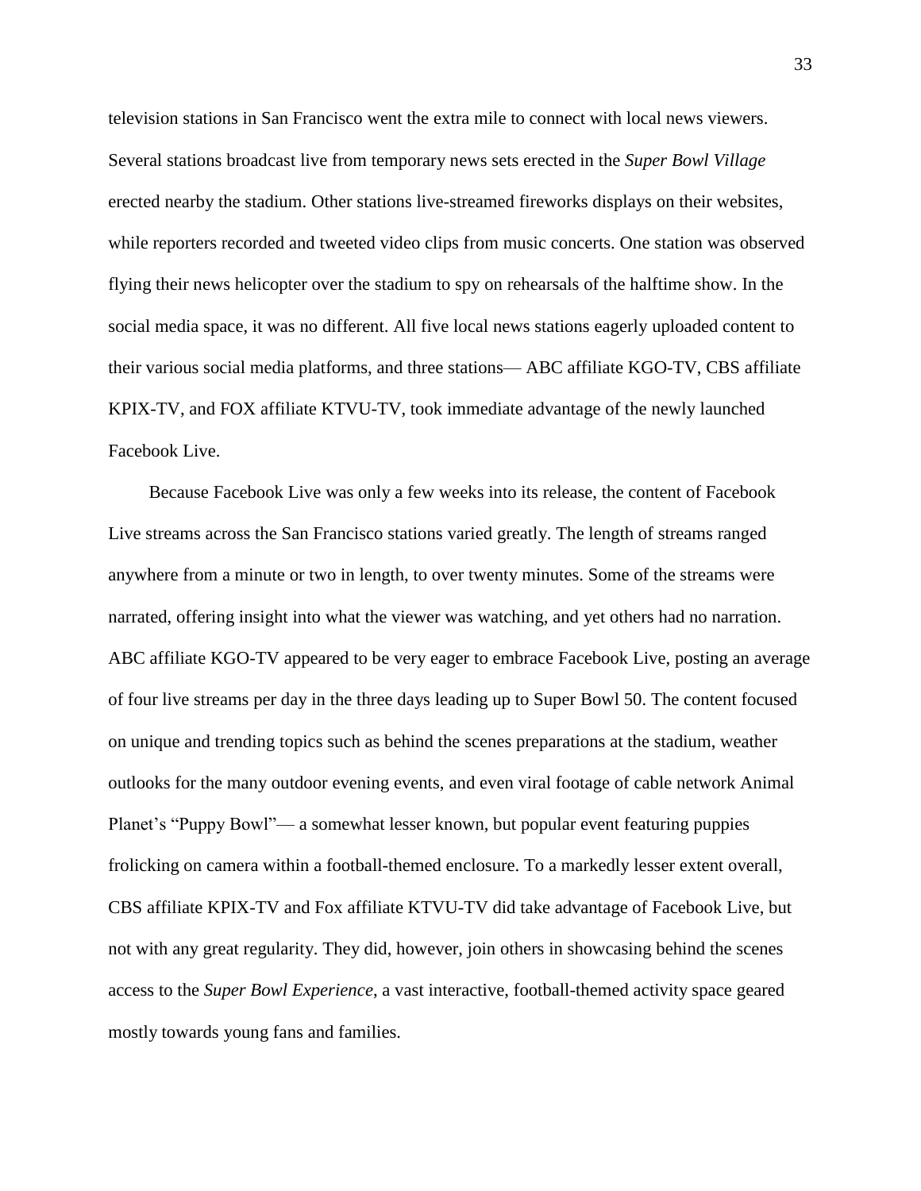television stations in San Francisco went the extra mile to connect with local news viewers. Several stations broadcast live from temporary news sets erected in the *Super Bowl Village* erected nearby the stadium. Other stations live-streamed fireworks displays on their websites, while reporters recorded and tweeted video clips from music concerts. One station was observed flying their news helicopter over the stadium to spy on rehearsals of the halftime show. In the social media space, it was no different. All five local news stations eagerly uploaded content to their various social media platforms, and three stations— ABC affiliate KGO-TV, CBS affiliate KPIX-TV, and FOX affiliate KTVU-TV, took immediate advantage of the newly launched Facebook Live.

Because Facebook Live was only a few weeks into its release, the content of Facebook Live streams across the San Francisco stations varied greatly. The length of streams ranged anywhere from a minute or two in length, to over twenty minutes. Some of the streams were narrated, offering insight into what the viewer was watching, and yet others had no narration. ABC affiliate KGO-TV appeared to be very eager to embrace Facebook Live, posting an average of four live streams per day in the three days leading up to Super Bowl 50. The content focused on unique and trending topics such as behind the scenes preparations at the stadium, weather outlooks for the many outdoor evening events, and even viral footage of cable network Animal Planet's "Puppy Bowl"— a somewhat lesser known, but popular event featuring puppies frolicking on camera within a football-themed enclosure. To a markedly lesser extent overall, CBS affiliate KPIX-TV and Fox affiliate KTVU-TV did take advantage of Facebook Live, but not with any great regularity. They did, however, join others in showcasing behind the scenes access to the *Super Bowl Experience*, a vast interactive, football-themed activity space geared mostly towards young fans and families.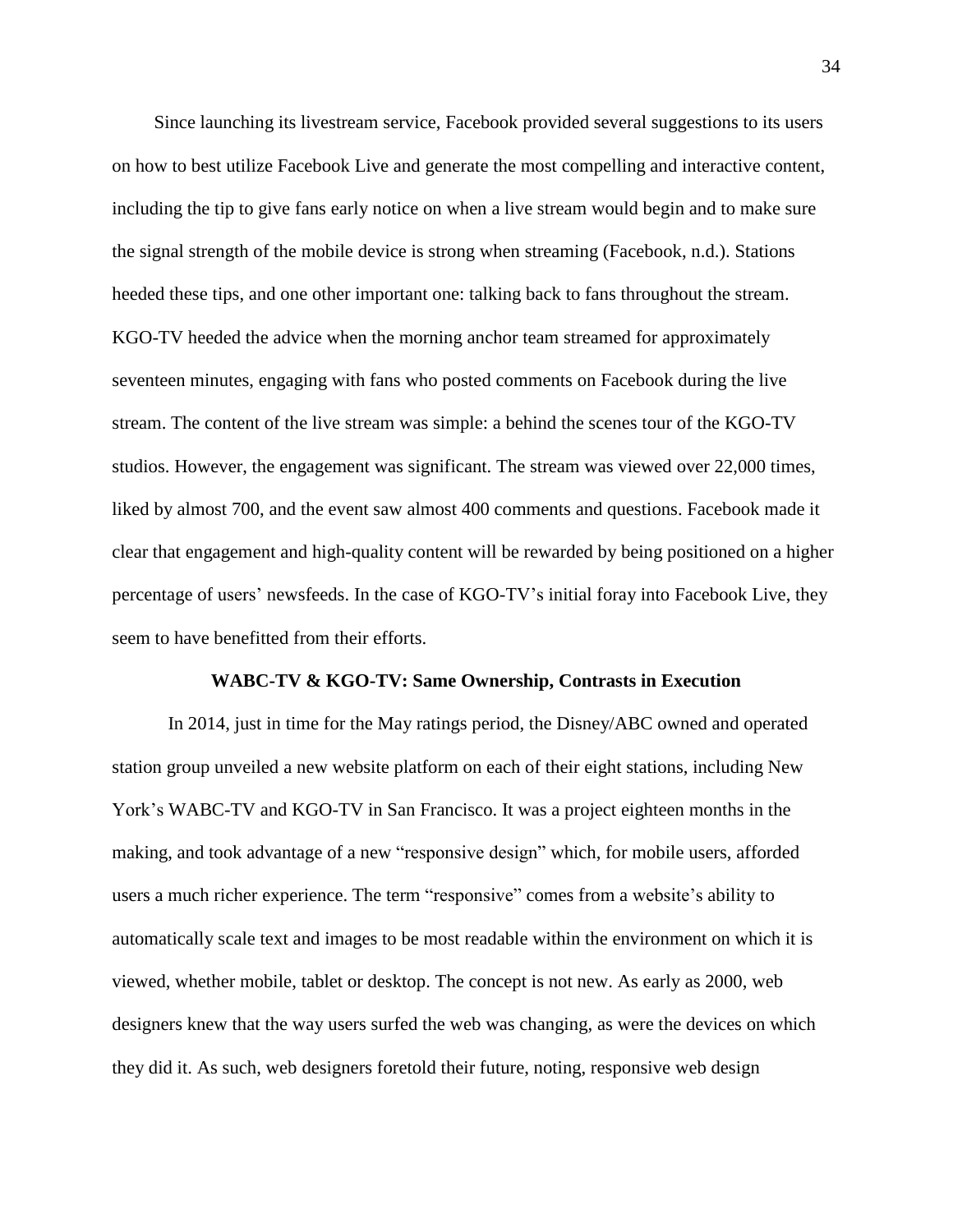Since launching its livestream service, Facebook provided several suggestions to its users on how to best utilize Facebook Live and generate the most compelling and interactive content, including the tip to give fans early notice on when a live stream would begin and to make sure the signal strength of the mobile device is strong when streaming (Facebook, n.d.). Stations heeded these tips, and one other important one: talking back to fans throughout the stream. KGO-TV heeded the advice when the morning anchor team streamed for approximately seventeen minutes, engaging with fans who posted comments on Facebook during the live stream. The content of the live stream was simple: a behind the scenes tour of the KGO-TV studios. However, the engagement was significant. The stream was viewed over 22,000 times, liked by almost 700, and the event saw almost 400 comments and questions. Facebook made it clear that engagement and high-quality content will be rewarded by being positioned on a higher percentage of users' newsfeeds. In the case of KGO-TV's initial foray into Facebook Live, they seem to have benefitted from their efforts.

**WABC-TV & KGO-TV: Same Ownership, Contrasts in Execution**

In 2014, just in time for the May ratings period, the Disney/ABC owned and operated station group unveiled a new website platform on each of their eight stations, including New York's WABC-TV and KGO-TV in San Francisco. It was a project eighteen months in the making, and took advantage of a new "responsive design" which, for mobile users, afforded users a much richer experience. The term "responsive" comes from a website's ability to automatically scale text and images to be most readable within the environment on which it is viewed, whether mobile, tablet or desktop. The concept is not new. As early as 2000, web designers knew that the way users surfed the web was changing, as were the devices on which they did it. As such, web designers foretold their future, noting, responsive web design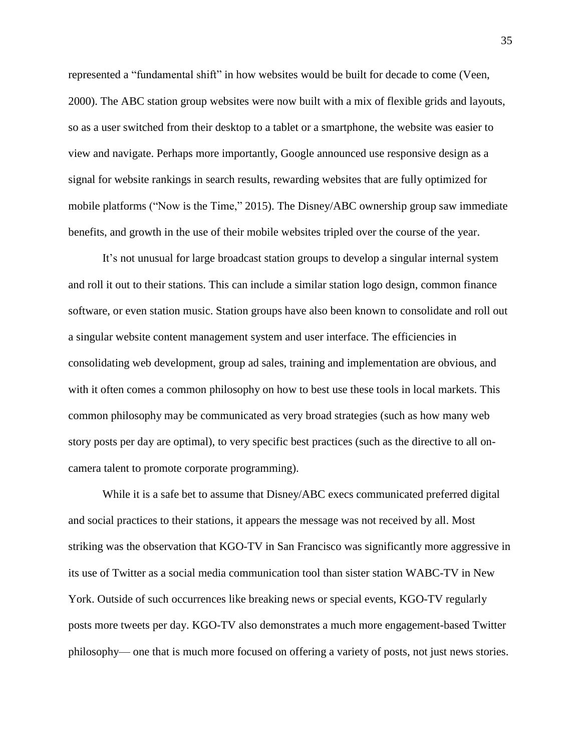represented a "fundamental shift" in how websites would be built for decade to come (Veen, 2000). The ABC station group websites were now built with a mix of flexible grids and layouts, so as a user switched from their desktop to a tablet or a smartphone, the website was easier to view and navigate. Perhaps more importantly, Google announced use responsive design as a signal for website rankings in search results, rewarding websites that are fully optimized for mobile platforms ("Now is the Time," 2015). The Disney/ABC ownership group saw immediate benefits, and growth in the use of their mobile websites tripled over the course of the year.

It's not unusual for large broadcast station groups to develop a singular internal system and roll it out to their stations. This can include a similar station logo design, common finance software, or even station music. Station groups have also been known to consolidate and roll out a singular website content management system and user interface. The efficiencies in consolidating web development, group ad sales, training and implementation are obvious, and with it often comes a common philosophy on how to best use these tools in local markets. This common philosophy may be communicated as very broad strategies (such as how many web story posts per day are optimal), to very specific best practices (such as the directive to all on-camera talent to promote corporate programming).

While it is a safe bet to assume that Disney/ABC execs communicated preferred digital and social practices to their stations, it appears the message was not received by all. Most striking was the observation that KGO-TV in San Francisco was significantly more aggressive in its use of Twitter as a social media communication tool than sister station WABC-TV in New York. Outside of such occurrences like breaking news or special events, KGO-TV regularly posts more tweets per day. KGO-TV also demonstrates a much more engagement-based Twitter philosophy— one that is much more focused on offering a variety of posts, not just news stories.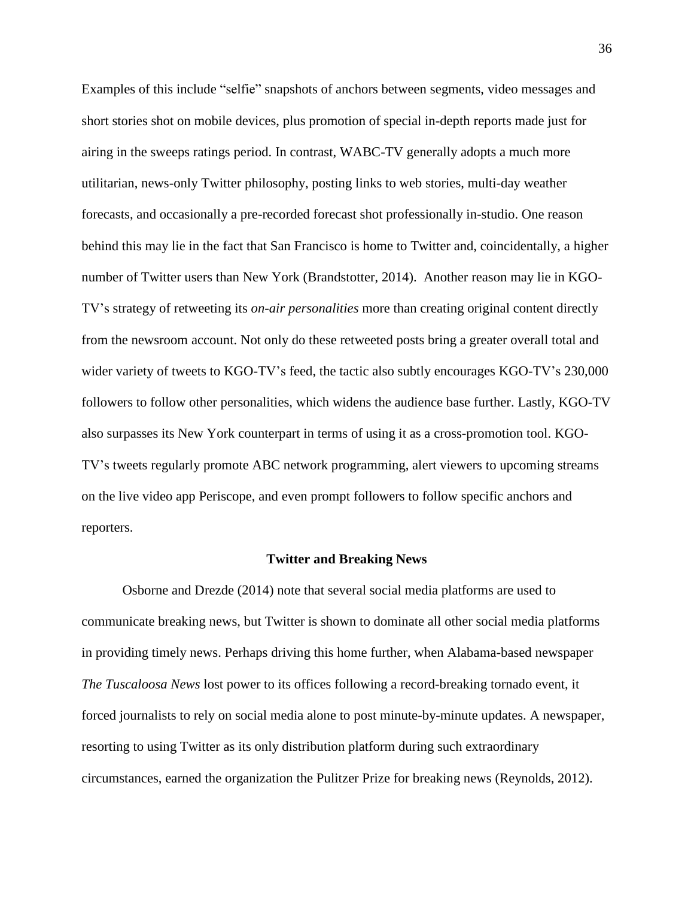Examples of this include "selfie" snapshots of anchors between segments, video messages and short stories shot on mobile devices, plus promotion of special in-depth reports made just for airing in the sweeps ratings period. In contrast, WABC-TV generally adopts a much more utilitarian, news-only Twitter philosophy, posting links to web stories, multi-day weather forecasts, and occasionally a pre-recorded forecast shot professionally in-studio. One reason behind this may lie in the fact that San Francisco is home to Twitter and, coincidentally, a higher number of Twitter users than New York (Brandstotter, 2014). Another reason may lie in KGO-TV's strategy of retweeting its *on-air personalities* more than creating original content directly from the newsroom account. Not only do these retweeted posts bring a greater overall total and wider variety of tweets to KGO-TV's feed, the tactic also subtly encourages KGO-TV's 230,000 followers to follow other personalities, which widens the audience base further. Lastly, KGO-TV also surpasses its New York counterpart in terms of using it as a cross-promotion tool. KGO-TV's tweets regularly promote ABC network programming, alert viewers to upcoming streams on the live video app Periscope, and even prompt followers to follow specific anchors and reporters.

## Twitter and Breaking News

Osborne and Drezde (2014) note that several social media platforms are used to communicate breaking news, but Twitter is shown to dominate all other social media platforms in providing timely news. Perhaps driving this home further, when Alabama-based newspaper *The Tuscaloosa News* lost power to its offices following a record-breaking tornado event, it forced journalists to rely on social media alone to post minute-by-minute updates. A newspaper, resorting to using Twitter as its only distribution platform during such extraordinary circumstances, earned the organization the Pulitzer Prize for breaking news (Reynolds, 2012).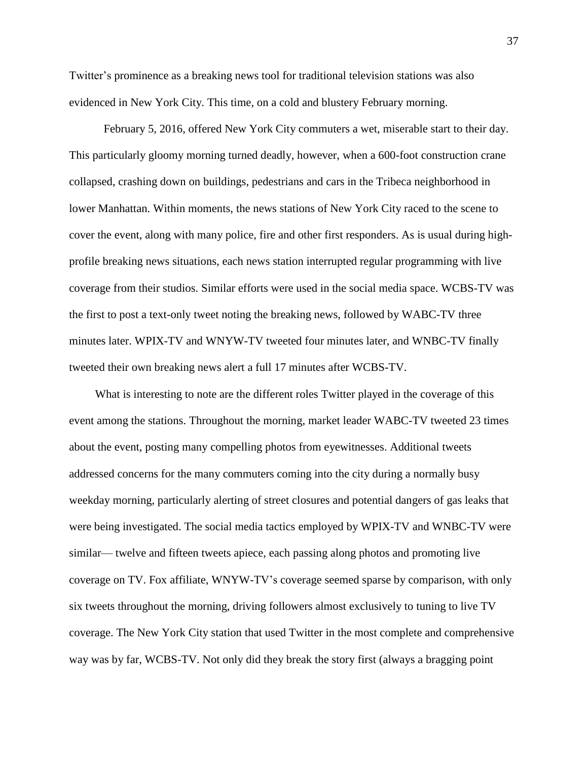Twitter's prominence as a breaking news tool for traditional television stations was also evidenced in New York City. This time, on a cold and blustery February morning.

February 5, 2016, offered New York City commuters a wet, miserable start to their day. This particularly gloomy morning turned deadly, however, when a 600-foot construction crane collapsed, crashing down on buildings, pedestrians and cars in the Tribeca neighborhood in lower Manhattan. Within moments, the news stations of New York City raced to the scene to cover the event, along with many police, fire and other first responders. As is usual during high-profile breaking news situations, each news station interrupted regular programming with live coverage from their studios. Similar efforts were used in the social media space. WCBS-TV was the first to post a text-only tweet noting the breaking news, followed by WABC-TV three minutes later. WPIX-TV and WNYW-TV tweeted four minutes later, and WNBC-TV finally tweeted their own breaking news alert a full 17 minutes after WCBS-TV.

What is interesting to note are the different roles Twitter played in the coverage of this event among the stations. Throughout the morning, market leader WABC-TV tweeted 23 times about the event, posting many compelling photos from eyewitnesses. Additional tweets addressed concerns for the many commuters coming into the city during a normally busy weekday morning, particularly alerting of street closures and potential dangers of gas leaks that were being investigated. The social media tactics employed by WPIX-TV and WNBC-TV were similar— twelve and fifteen tweets apiece, each passing along photos and promoting live coverage on TV. Fox affiliate, WNYW-TV's coverage seemed sparse by comparison, with only six tweets throughout the morning, driving followers almost exclusively to tuning to live TV coverage. The New York City station that used Twitter in the most complete and comprehensive way was by far, WCBS-TV. Not only did they break the story first (always a bragging point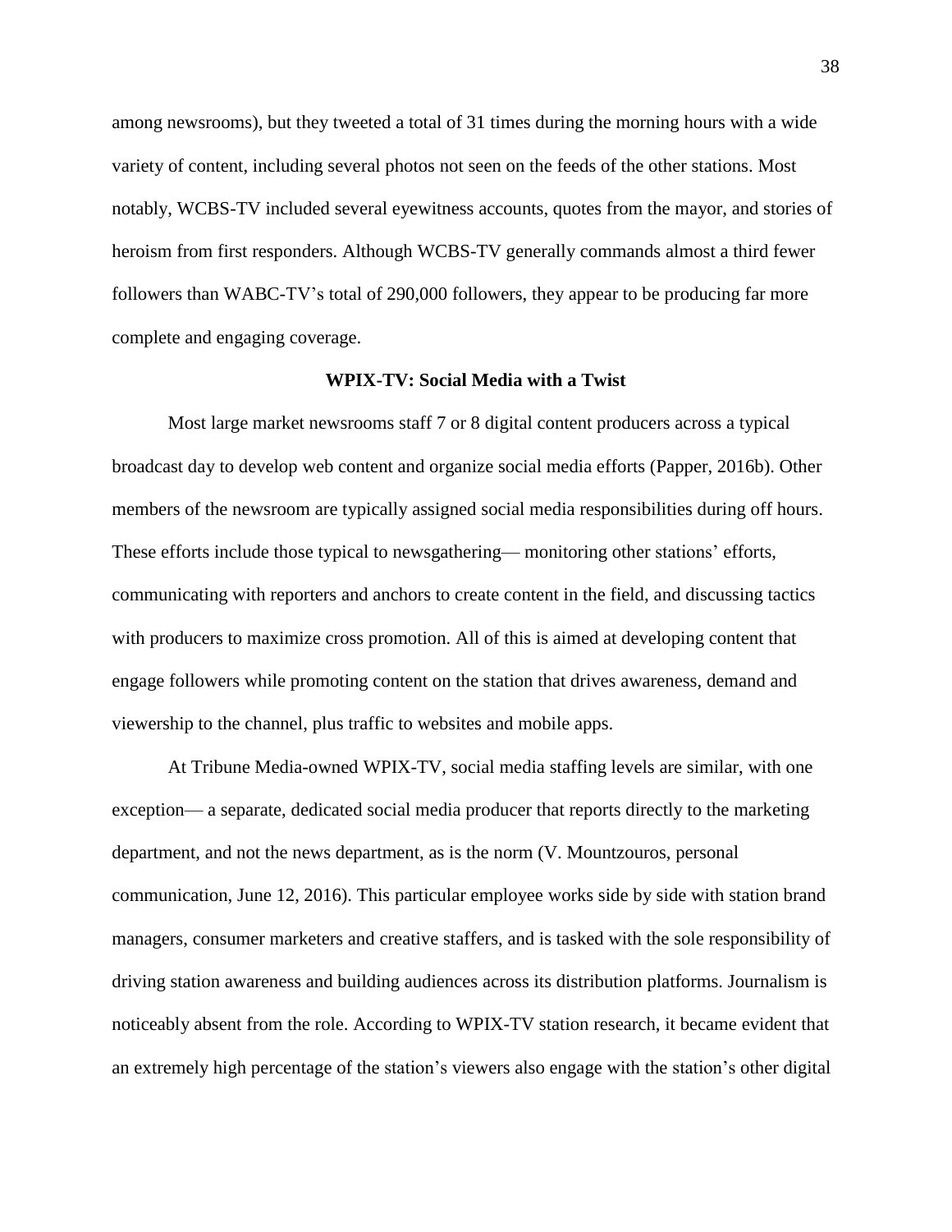among newsrooms), but they tweeted a total of 31 times during the morning hours with a wide variety of content, including several photos not seen on the feeds of the other stations. Most notably, WCBS-TV included several eyewitness accounts, quotes from the mayor, and stories of heroism from first responders. Although WCBS-TV generally commands almost a third fewer followers than WABC-TV's total of 290,000 followers, they appear to be producing far more complete and engaging coverage.

### WPIX-TV: Social Media with a Twist

Most large market newsrooms staff 7 or 8 digital content producers across a typical broadcast day to develop web content and organize social media efforts (Papper, 2016b). Other members of the newsroom are typically assigned social media responsibilities during off hours. These efforts include those typical to newsgathering— monitoring other stations' efforts, communicating with reporters and anchors to create content in the field, and discussing tactics with producers to maximize cross promotion. All of this is aimed at developing content that engage followers while promoting content on the station that drives awareness, demand and viewership to the channel, plus traffic to websites and mobile apps.

At Tribune Media-owned WPIX-TV, social media staffing levels are similar, with one exception— a separate, dedicated social media producer that reports directly to the marketing department, and not the news department, as is the norm (V. Mountzouros, personal communication, June 12, 2016). This particular employee works side by side with station brand managers, consumer marketers and creative staffers, and is tasked with the sole responsibility of driving station awareness and building audiences across its distribution platforms. Journalism is noticeably absent from the role. According to WPIX-TV station research, it became evident that an extremely high percentage of the station's viewers also engage with the station's other digital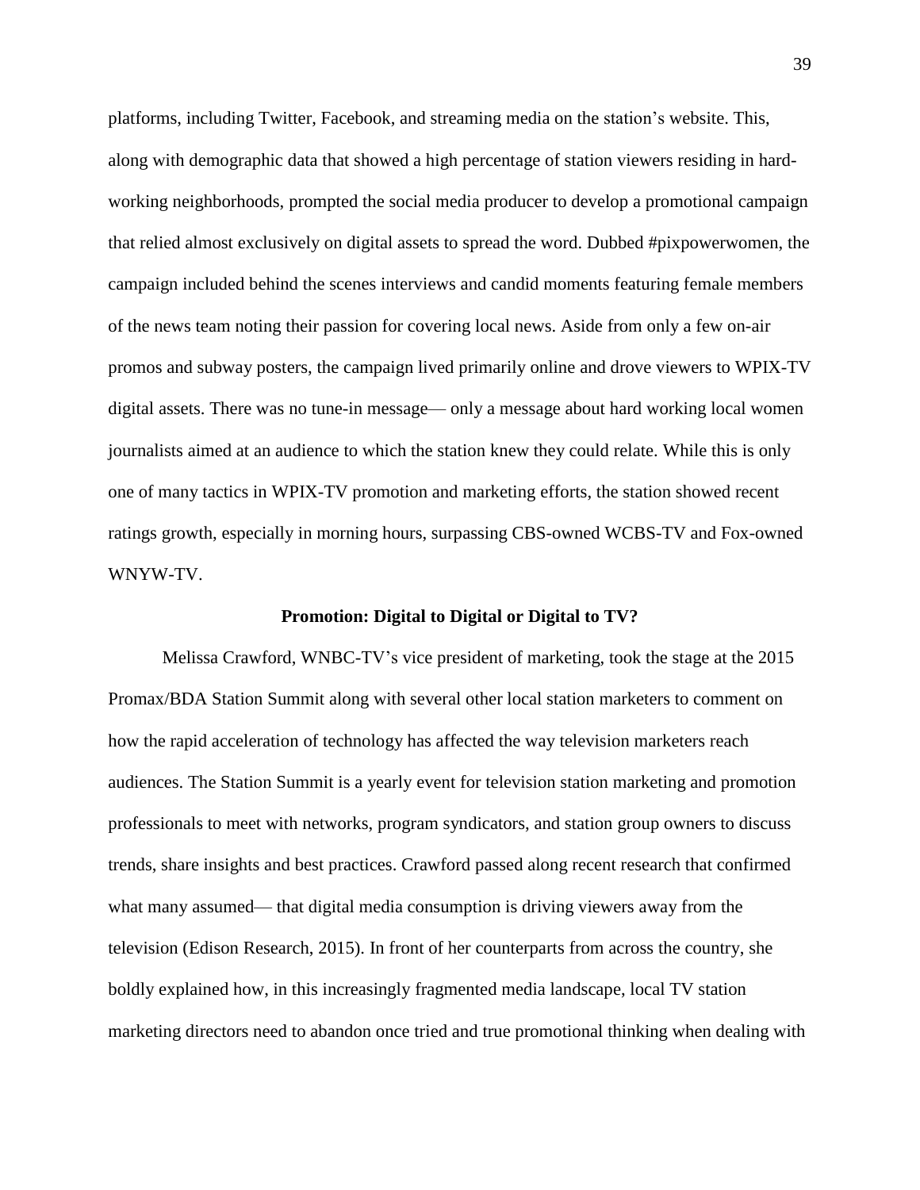platforms, including Twitter, Facebook, and streaming media on the station's website. This, along with demographic data that showed a high percentage of station viewers residing in hard-working neighborhoods, prompted the social media producer to develop a promotional campaign that relied almost exclusively on digital assets to spread the word. Dubbed #pixpowerwomen, the campaign included behind the scenes interviews and candid moments featuring female members of the news team noting their passion for covering local news. Aside from only a few on-air promos and subway posters, the campaign lived primarily online and drove viewers to WPIX-TV digital assets. There was no tune-in message— only a message about hard working local women journalists aimed at an audience to which the station knew they could relate. While this is only one of many tactics in WPIX-TV promotion and marketing efforts, the station showed recent ratings growth, especially in morning hours, surpassing CBS-owned WCBS-TV and Fox-owned WNYW-TV.

## Promotion: Digital to Digital or Digital to TV?

Melissa Crawford, WNBC-TV's vice president of marketing, took the stage at the 2015 Promax/BDA Station Summit along with several other local station marketers to comment on how the rapid acceleration of technology has affected the way television marketers reach audiences. The Station Summit is a yearly event for television station marketing and promotion professionals to meet with networks, program syndicators, and station group owners to discuss trends, share insights and best practices. Crawford passed along recent research that confirmed what many assumed— that digital media consumption is driving viewers away from the television (Edison Research, 2015). In front of her counterparts from across the country, she boldly explained how, in this increasingly fragmented media landscape, local TV station marketing directors need to abandon once tried and true promotional thinking when dealing with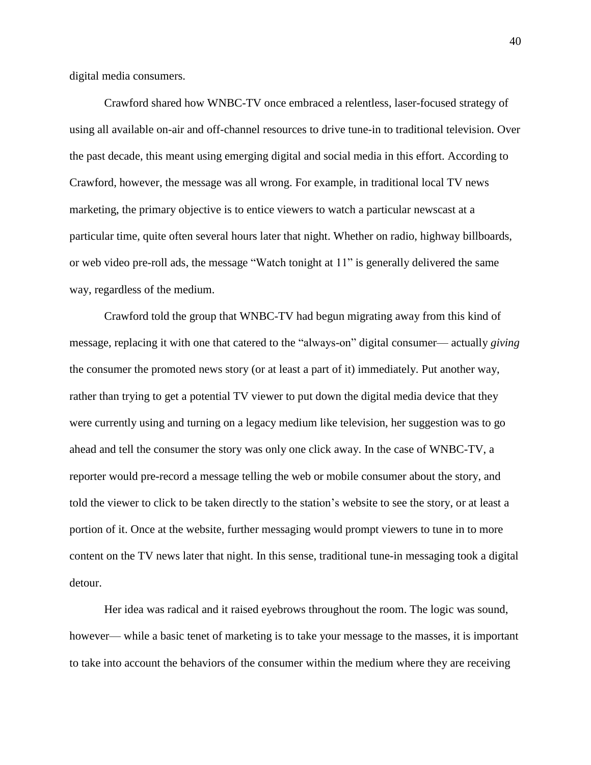digital media consumers.

Crawford shared how WNBC-TV once embraced a relentless, laser-focused strategy of using all available on-air and off-channel resources to drive tune-in to traditional television. Over the past decade, this meant using emerging digital and social media in this effort. According to Crawford, however, the message was all wrong. For example, in traditional local TV news marketing, the primary objective is to entice viewers to watch a particular newscast at a particular time, quite often several hours later that night. Whether on radio, highway billboards, or web video pre-roll ads, the message "Watch tonight at 11" is generally delivered the same way, regardless of the medium.

Crawford told the group that WNBC-TV had begun migrating away from this kind of message, replacing it with one that catered to the "always-on" digital consumer— actually *giving* the consumer the promoted news story (or at least a part of it) immediately. Put another way, rather than trying to get a potential TV viewer to put down the digital media device that they were currently using and turning on a legacy medium like television, her suggestion was to go ahead and tell the consumer the story was only one click away. In the case of WNBC-TV, a reporter would pre-record a message telling the web or mobile consumer about the story, and told the viewer to click to be taken directly to the station's website to see the story, or at least a portion of it. Once at the website, further messaging would prompt viewers to tune in to more content on the TV news later that night. In this sense, traditional tune-in messaging took a digital detour.

Her idea was radical and it raised eyebrows throughout the room. The logic was sound, however— while a basic tenet of marketing is to take your message to the masses, it is important to take into account the behaviors of the consumer within the medium where they are receiving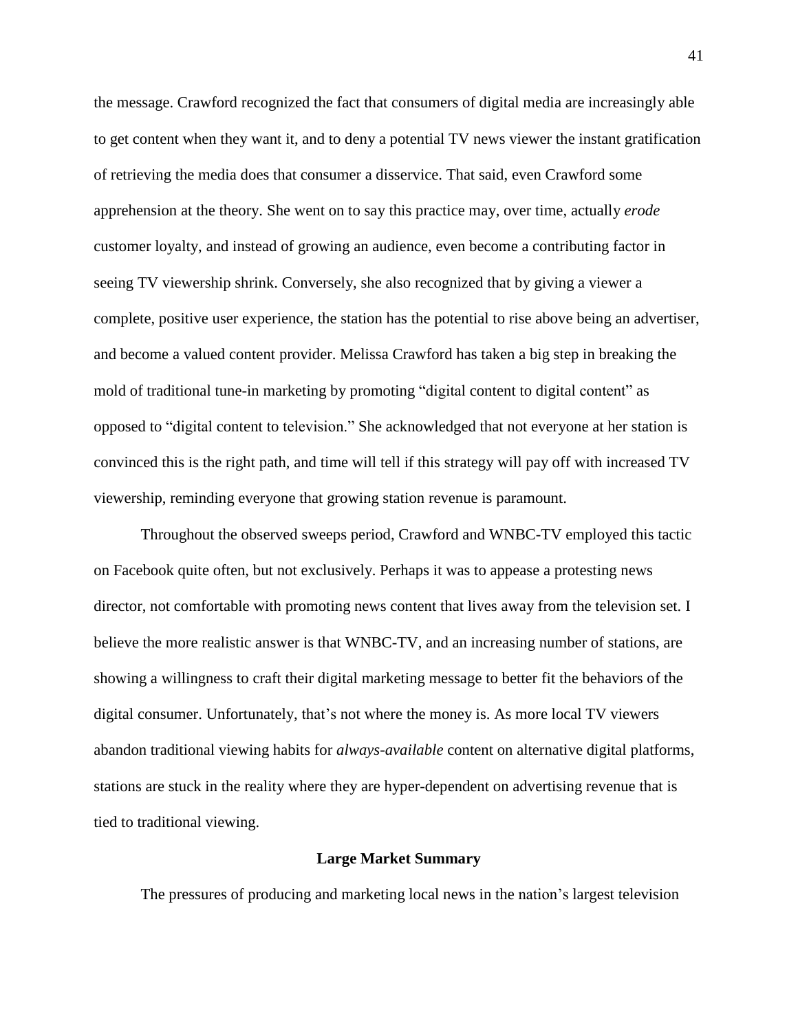the message. Crawford recognized the fact that consumers of digital media are increasingly able to get content when they want it, and to deny a potential TV news viewer the instant gratification of retrieving the media does that consumer a disservice. That said, even Crawford some apprehension at the theory. She went on to say this practice may, over time, actually *erode* customer loyalty, and instead of growing an audience, even become a contributing factor in seeing TV viewership shrink. Conversely, she also recognized that by giving a viewer a complete, positive user experience, the station has the potential to rise above being an advertiser, and become a valued content provider. Melissa Crawford has taken a big step in breaking the mold of traditional tune-in marketing by promoting "digital content to digital content" as opposed to "digital content to television." She acknowledged that not everyone at her station is convinced this is the right path, and time will tell if this strategy will pay off with increased TV viewership, reminding everyone that growing station revenue is paramount.

Throughout the observed sweeps period, Crawford and WNBC-TV employed this tactic on Facebook quite often, but not exclusively. Perhaps it was to appease a protesting news director, not comfortable with promoting news content that lives away from the television set. I believe the more realistic answer is that WNBC-TV, and an increasing number of stations, are showing a willingness to craft their digital marketing message to better fit the behaviors of the digital consumer. Unfortunately, that's not where the money is. As more local TV viewers abandon traditional viewing habits for *always-available* content on alternative digital platforms, stations are stuck in the reality where they are hyper-dependent on advertising revenue that is tied to traditional viewing.

## Large Market Summary

The pressures of producing and marketing local news in the nation's largest television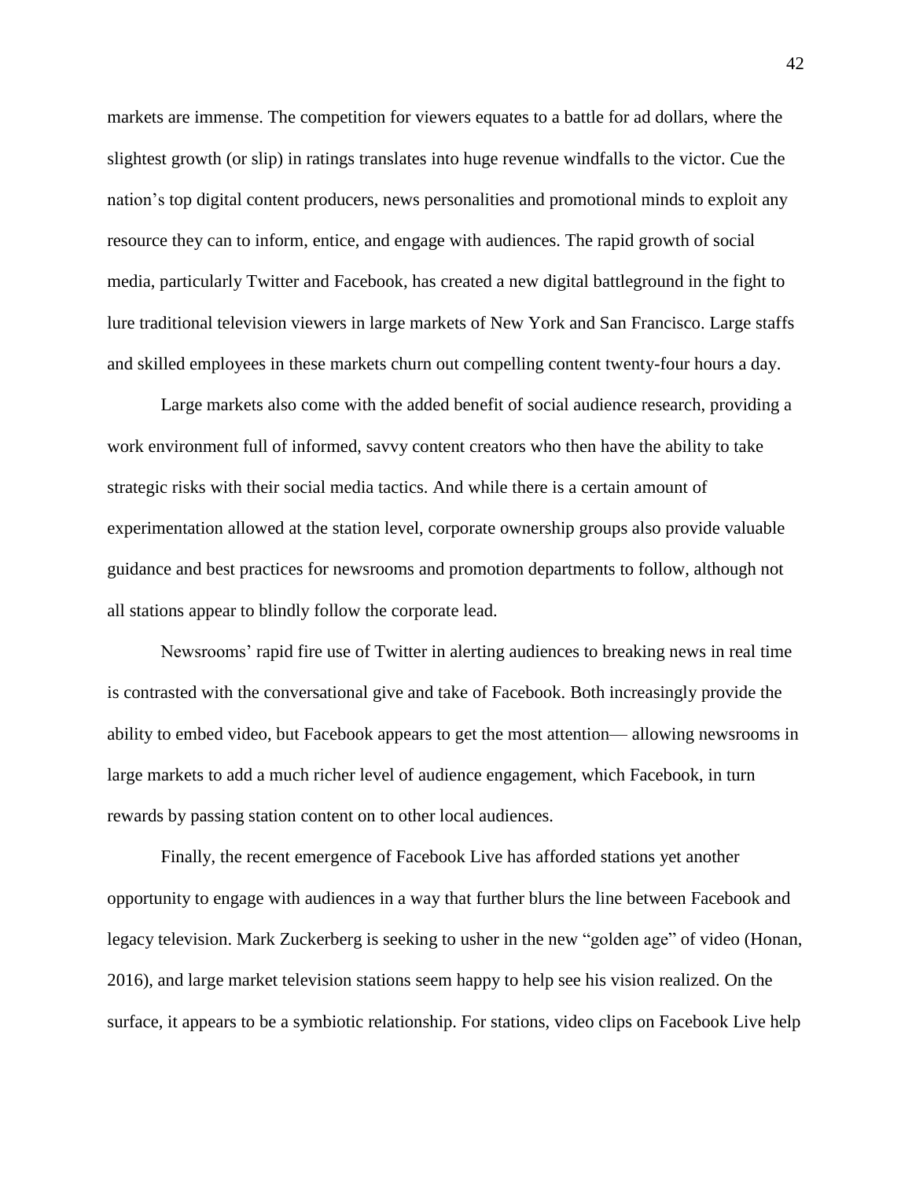markets are immense. The competition for viewers equates to a battle for ad dollars, where the slightest growth (or slip) in ratings translates into huge revenue windfalls to the victor. Cue the nation's top digital content producers, news personalities and promotional minds to exploit any resource they can to inform, entice, and engage with audiences. The rapid growth of social media, particularly Twitter and Facebook, has created a new digital battleground in the fight to lure traditional television viewers in large markets of New York and San Francisco. Large staffs and skilled employees in these markets churn out compelling content twenty-four hours a day.

Large markets also come with the added benefit of social audience research, providing a work environment full of informed, savvy content creators who then have the ability to take strategic risks with their social media tactics. And while there is a certain amount of experimentation allowed at the station level, corporate ownership groups also provide valuable guidance and best practices for newsrooms and promotion departments to follow, although not all stations appear to blindly follow the corporate lead.

Newsrooms' rapid fire use of Twitter in alerting audiences to breaking news in real time is contrasted with the conversational give and take of Facebook. Both increasingly provide the ability to embed video, but Facebook appears to get the most attention— allowing newsrooms in large markets to add a much richer level of audience engagement, which Facebook, in turn rewards by passing station content on to other local audiences.

Finally, the recent emergence of Facebook Live has afforded stations yet another opportunity to engage with audiences in a way that further blurs the line between Facebook and legacy television. Mark Zuckerberg is seeking to usher in the new "golden age" of video (Honan, 2016), and large market television stations seem happy to help see his vision realized. On the surface, it appears to be a symbiotic relationship. For stations, video clips on Facebook Live help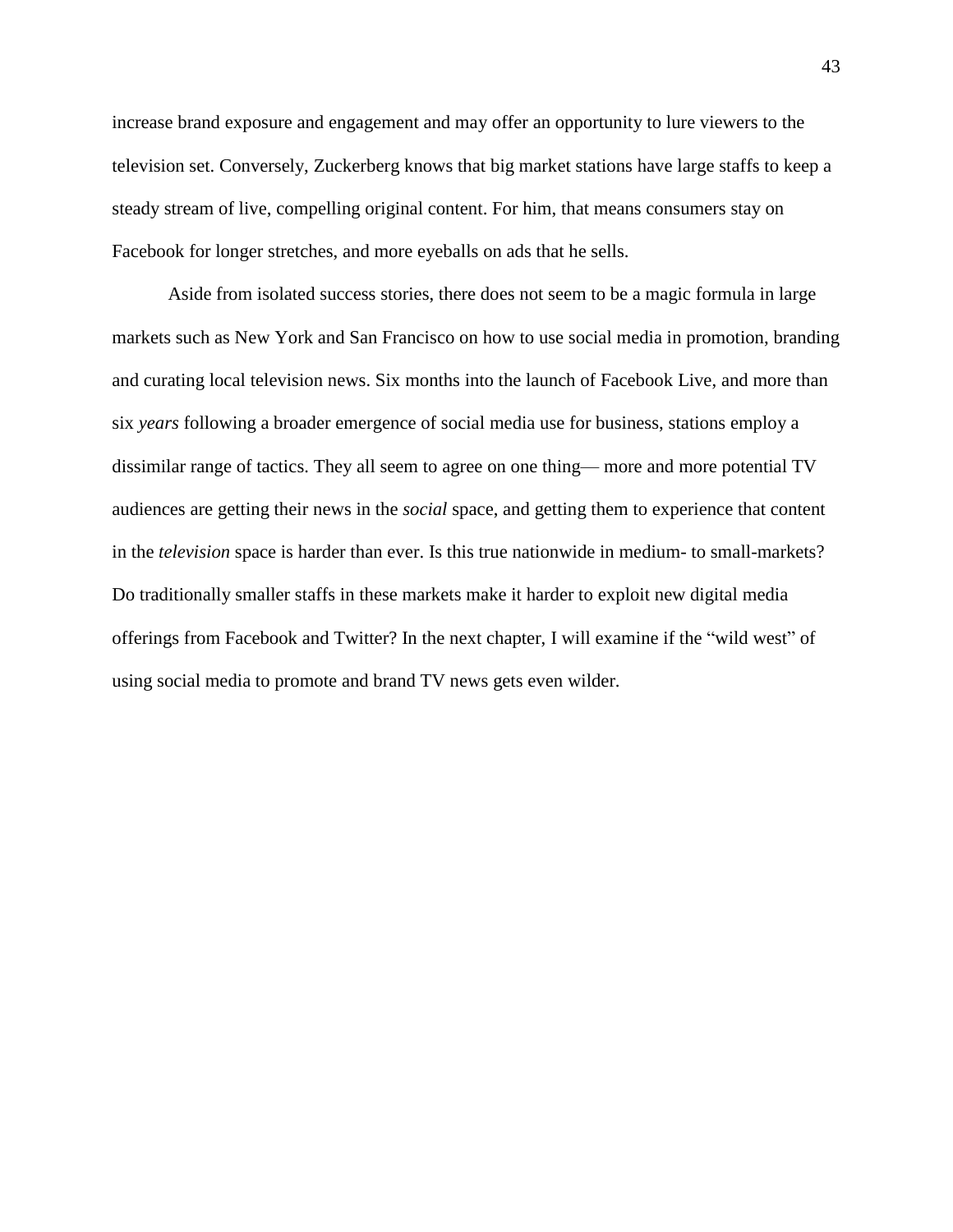increase brand exposure and engagement and may offer an opportunity to lure viewers to the television set. Conversely, Zuckerberg knows that big market stations have large staffs to keep a steady stream of live, compelling original content. For him, that means consumers stay on Facebook for longer stretches, and more eyeballs on ads that he sells.

Aside from isolated success stories, there does not seem to be a magic formula in large markets such as New York and San Francisco on how to use social media in promotion, branding and curating local television news. Six months into the launch of Facebook Live, and more than six *years* following a broader emergence of social media use for business, stations employ a dissimilar range of tactics. They all seem to agree on one thing— more and more potential TV audiences are getting their news in the *social* space, and getting them to experience that content in the *television* space is harder than ever. Is this true nationwide in medium- to small-markets? Do traditionally smaller staffs in these markets make it harder to exploit new digital media offerings from Facebook and Twitter? In the next chapter, I will examine if the “wild west” of using social media to promote and brand TV news gets even wilder.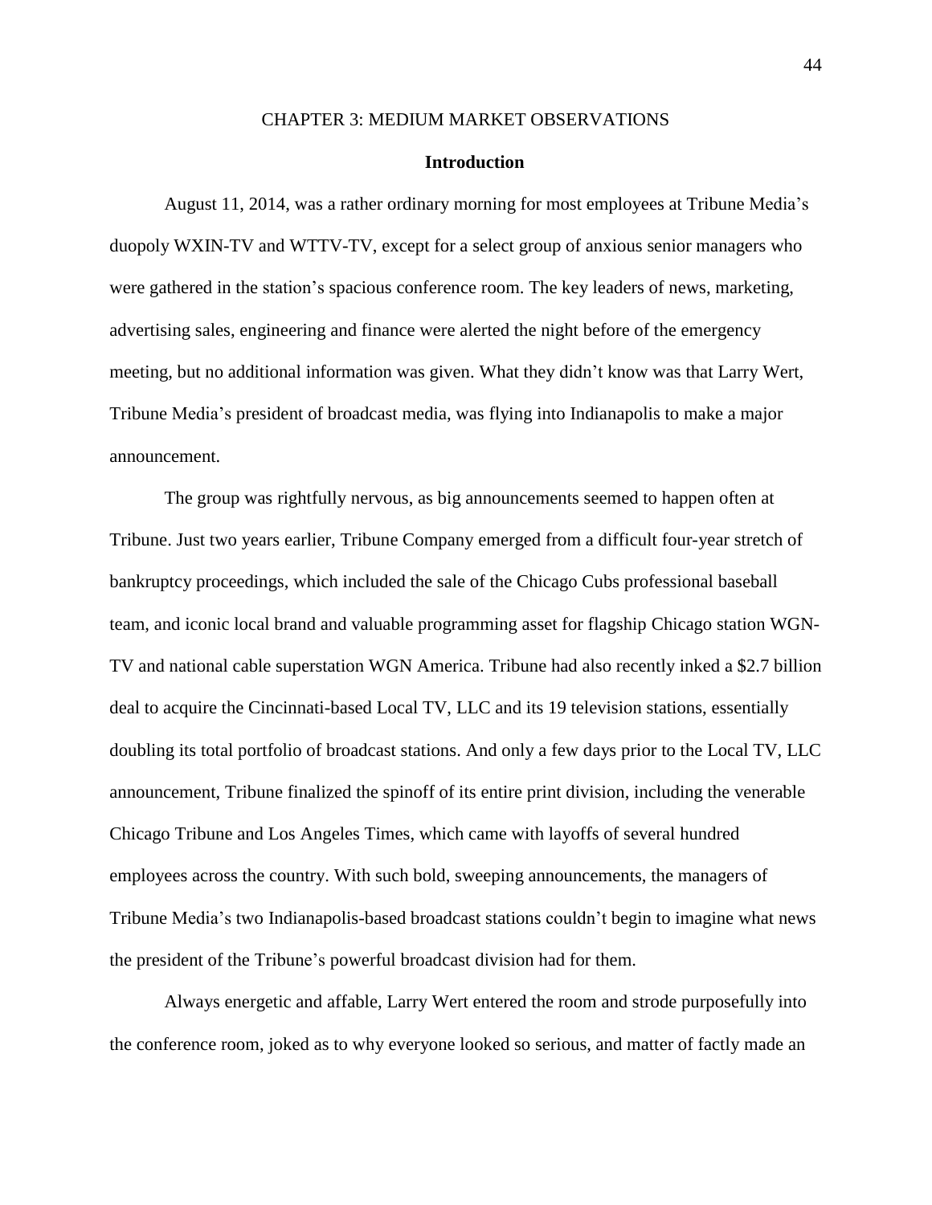# CHAPTER 3: MEDIUM MARKET OBSERVATIONS

## Introduction

August 11, 2014, was a rather ordinary morning for most employees at Tribune Media's duopoly WXIN-TV and WTTV-TV, except for a select group of anxious senior managers who were gathered in the station's spacious conference room. The key leaders of news, marketing, advertising sales, engineering and finance were alerted the night before of the emergency meeting, but no additional information was given. What they didn't know was that Larry Wert, Tribune Media's president of broadcast media, was flying into Indianapolis to make a major announcement.

The group was rightfully nervous, as big announcements seemed to happen often at Tribune. Just two years earlier, Tribune Company emerged from a difficult four-year stretch of bankruptcy proceedings, which included the sale of the Chicago Cubs professional baseball team, and iconic local brand and valuable programming asset for flagship Chicago station WGN-TV and national cable superstation WGN America. Tribune had also recently inked a $2.7 billion deal to acquire the Cincinnati-based Local TV, LLC and its 19 television stations, essentially doubling its total portfolio of broadcast stations. And only a few days prior to the Local TV, LLC announcement, Tribune finalized the spinoff of its entire print division, including the venerable Chicago Tribune and Los Angeles Times, which came with layoffs of several hundred employees across the country. With such bold, sweeping announcements, the managers of Tribune Media's two Indianapolis-based broadcast stations couldn't begin to imagine what news the president of the Tribune's powerful broadcast division had for them.

Always energetic and affable, Larry Wert entered the room and strode purposefully into the conference room, joked as to why everyone looked so serious, and matter of factly made an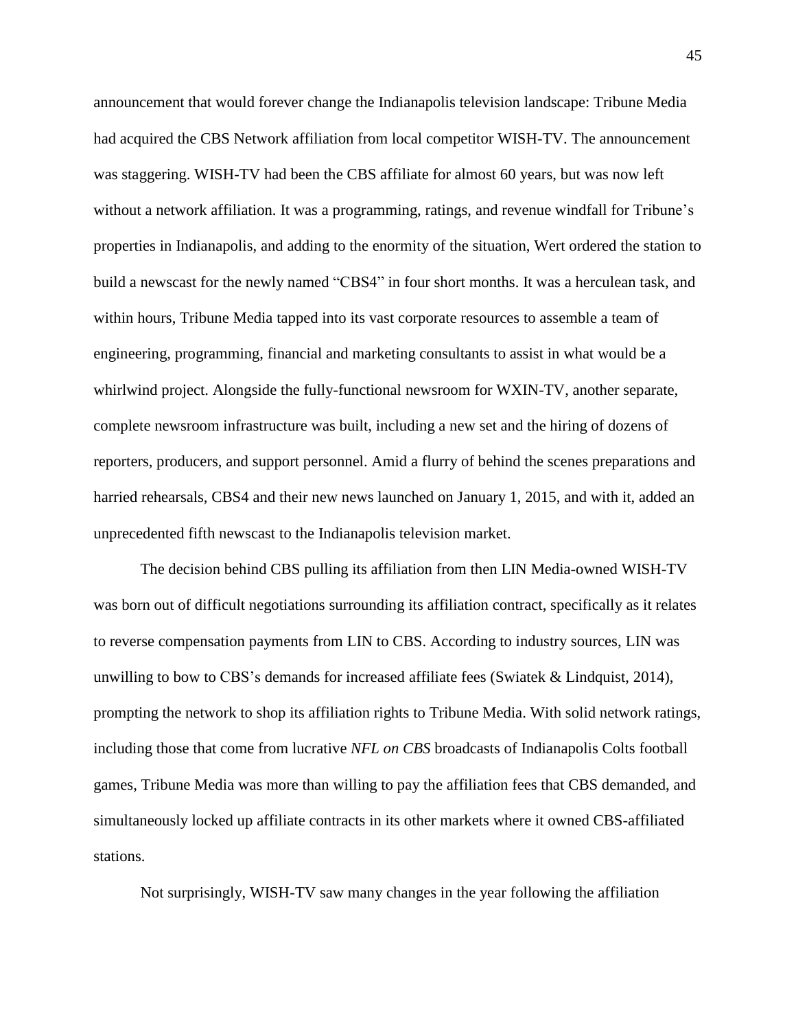announcement that would forever change the Indianapolis television landscape: Tribune Media had acquired the CBS Network affiliation from local competitor WISH-TV. The announcement was staggering. WISH-TV had been the CBS affiliate for almost 60 years, but was now left without a network affiliation. It was a programming, ratings, and revenue windfall for Tribune's properties in Indianapolis, and adding to the enormity of the situation, Wert ordered the station to build a newscast for the newly named "CBS4" in four short months. It was a herculean task, and within hours, Tribune Media tapped into its vast corporate resources to assemble a team of engineering, programming, financial and marketing consultants to assist in what would be a whirlwind project. Alongside the fully-functional newsroom for WXIN-TV, another separate, complete newsroom infrastructure was built, including a new set and the hiring of dozens of reporters, producers, and support personnel. Amid a flurry of behind the scenes preparations and harried rehearsals, CBS4 and their new news launched on January 1, 2015, and with it, added an unprecedented fifth newscast to the Indianapolis television market.

The decision behind CBS pulling its affiliation from then LIN Media-owned WISH-TV was born out of difficult negotiations surrounding its affiliation contract, specifically as it relates to reverse compensation payments from LIN to CBS. According to industry sources, LIN was unwilling to bow to CBS's demands for increased affiliate fees (Swiatek & Lindquist, 2014), prompting the network to shop its affiliation rights to Tribune Media. With solid network ratings, including those that come from lucrative *NFL on CBS* broadcasts of Indianapolis Colts football games, Tribune Media was more than willing to pay the affiliation fees that CBS demanded, and simultaneously locked up affiliate contracts in its other markets where it owned CBS-affiliated stations.

Not surprisingly, WISH-TV saw many changes in the year following the affiliation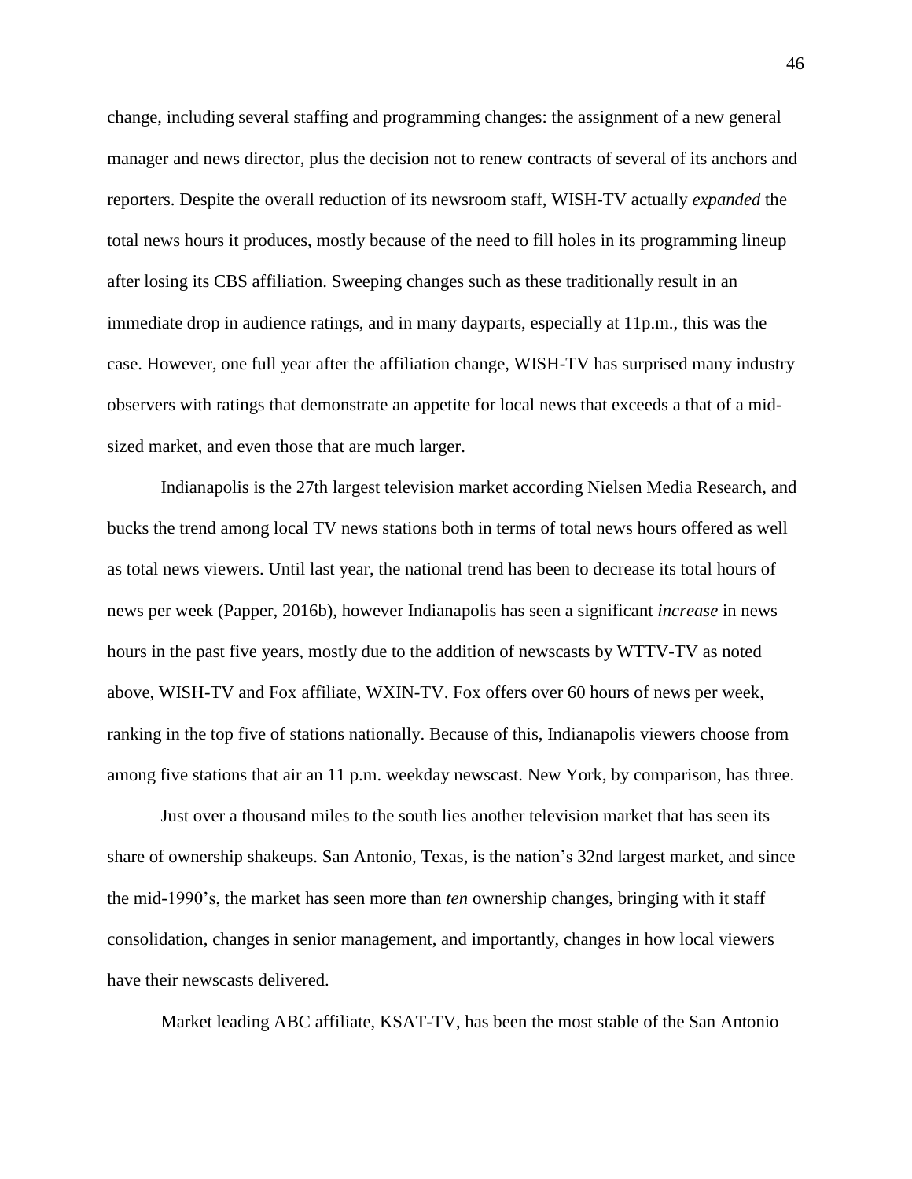change, including several staffing and programming changes: the assignment of a new general manager and news director, plus the decision not to renew contracts of several of its anchors and reporters. Despite the overall reduction of its newsroom staff, WISH-TV actually *expanded* the total news hours it produces, mostly because of the need to fill holes in its programming lineup after losing its CBS affiliation. Sweeping changes such as these traditionally result in an immediate drop in audience ratings, and in many dayparts, especially at 11p.m., this was the case. However, one full year after the affiliation change, WISH-TV has surprised many industry observers with ratings that demonstrate an appetite for local news that exceeds a that of a mid-sized market, and even those that are much larger.

Indianapolis is the 27th largest television market according Nielsen Media Research, and bucks the trend among local TV news stations both in terms of total news hours offered as well as total news viewers. Until last year, the national trend has been to decrease its total hours of news per week (Papper, 2016b), however Indianapolis has seen a significant *increase* in news hours in the past five years, mostly due to the addition of newscasts by WTTV-TV as noted above, WISH-TV and Fox affiliate, WXIN-TV. Fox offers over 60 hours of news per week, ranking in the top five of stations nationally. Because of this, Indianapolis viewers choose from among five stations that air an 11 p.m. weekday newscast. New York, by comparison, has three.

Just over a thousand miles to the south lies another television market that has seen its share of ownership shakeups. San Antonio, Texas, is the nation's 32nd largest market, and since the mid-1990's, the market has seen more than *ten* ownership changes, bringing with it staff consolidation, changes in senior management, and importantly, changes in how local viewers have their newscasts delivered.

Market leading ABC affiliate, KSAT-TV, has been the most stable of the San Antonio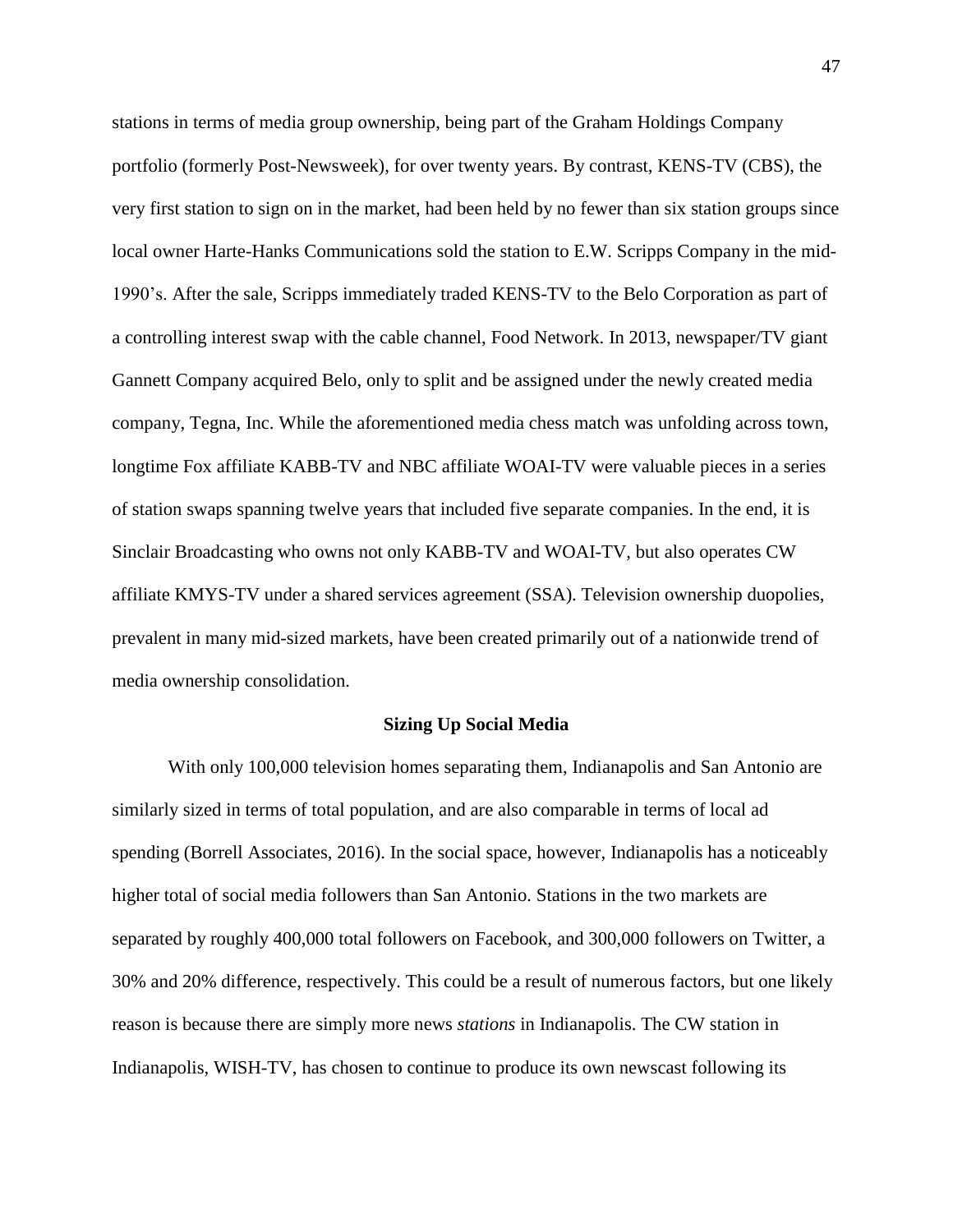stations in terms of media group ownership, being part of the Graham Holdings Company portfolio (formerly Post-Newsweek), for over twenty years. By contrast, KENS-TV (CBS), the very first station to sign on in the market, had been held by no fewer than six station groups since local owner Harte-Hanks Communications sold the station to E.W. Scripps Company in the mid-1990's. After the sale, Scripps immediately traded KENS-TV to the Belo Corporation as part of a controlling interest swap with the cable channel, Food Network. In 2013, newspaper/TV giant Gannett Company acquired Belo, only to split and be assigned under the newly created media company, Tegna, Inc. While the aforementioned media chess match was unfolding across town, longtime Fox affiliate KABB-TV and NBC affiliate WOAI-TV were valuable pieces in a series of station swaps spanning twelve years that included five separate companies. In the end, it is Sinclair Broadcasting who owns not only KABB-TV and WOAI-TV, but also operates CW affiliate KMYS-TV under a shared services agreement (SSA). Television ownership duopolies, prevalent in many mid-sized markets, have been created primarily out of a nationwide trend of media ownership consolidation.

## Sizing Up Social Media

With only 100,000 television homes separating them, Indianapolis and San Antonio are similarly sized in terms of total population, and are also comparable in terms of local ad spending (Borrell Associates, 2016). In the social space, however, Indianapolis has a noticeably higher total of social media followers than San Antonio. Stations in the two markets are separated by roughly 400,000 total followers on Facebook, and 300,000 followers on Twitter, a 30% and 20% difference, respectively. This could be a result of numerous factors, but one likely reason is because there are simply more news *stations* in Indianapolis. The CW station in Indianapolis, WISH-TV, has chosen to continue to produce its own newscast following its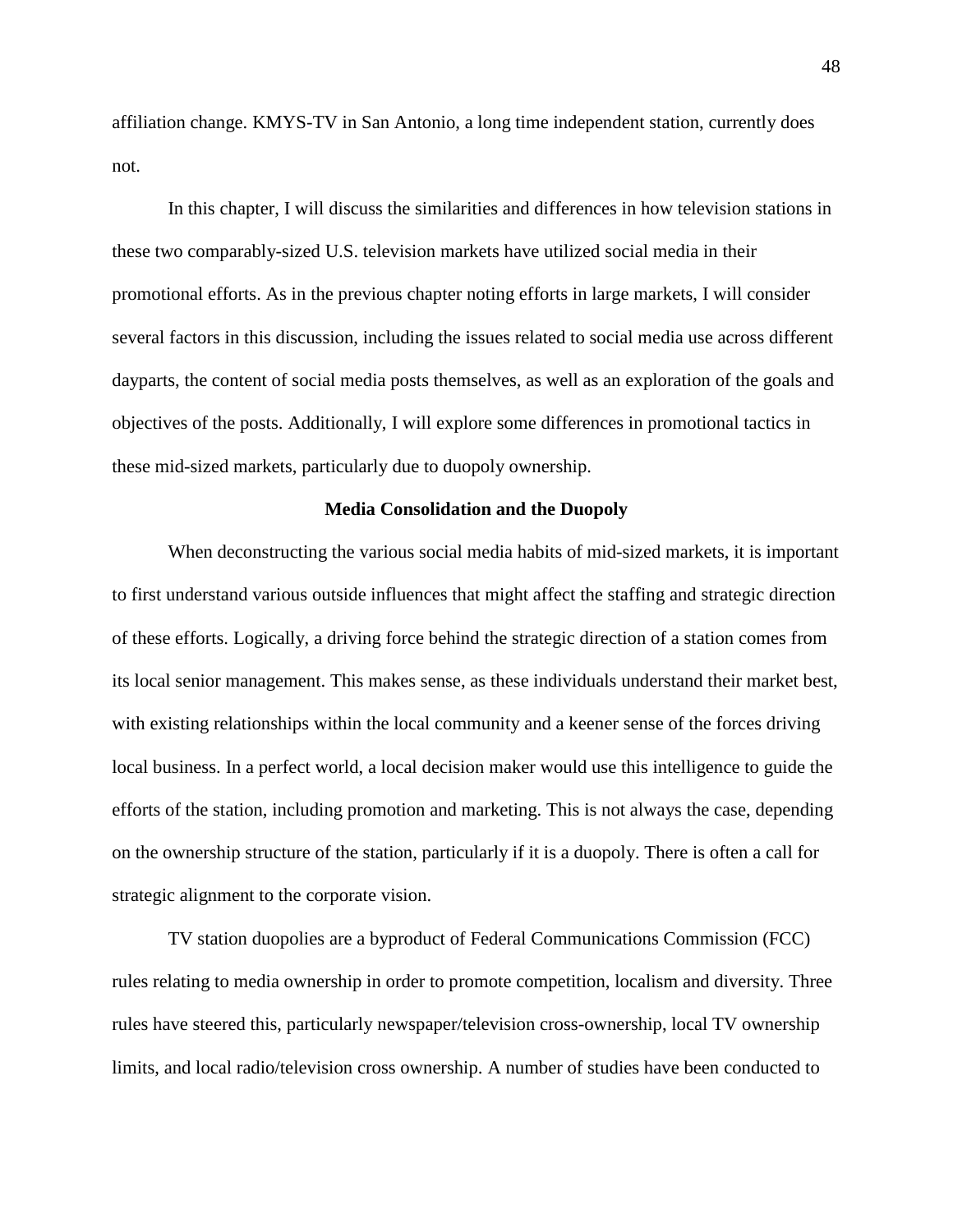affiliation change. KMYS-TV in San Antonio, a long time independent station, currently does not.

In this chapter, I will discuss the similarities and differences in how television stations in these two comparably-sized U.S. television markets have utilized social media in their promotional efforts. As in the previous chapter noting efforts in large markets, I will consider several factors in this discussion, including the issues related to social media use across different dayparts, the content of social media posts themselves, as well as an exploration of the goals and objectives of the posts. Additionally, I will explore some differences in promotional tactics in these mid-sized markets, particularly due to duopoly ownership.

## Media Consolidation and the Duopoly

When deconstructing the various social media habits of mid-sized markets, it is important to first understand various outside influences that might affect the staffing and strategic direction of these efforts. Logically, a driving force behind the strategic direction of a station comes from its local senior management. This makes sense, as these individuals understand their market best, with existing relationships within the local community and a keener sense of the forces driving local business. In a perfect world, a local decision maker would use this intelligence to guide the efforts of the station, including promotion and marketing. This is not always the case, depending on the ownership structure of the station, particularly if it is a duopoly. There is often a call for strategic alignment to the corporate vision.

TV station duopolies are a byproduct of Federal Communications Commission (FCC) rules relating to media ownership in order to promote competition, localism and diversity. Three rules have steered this, particularly newspaper/television cross-ownership, local TV ownership limits, and local radio/television cross ownership. A number of studies have been conducted to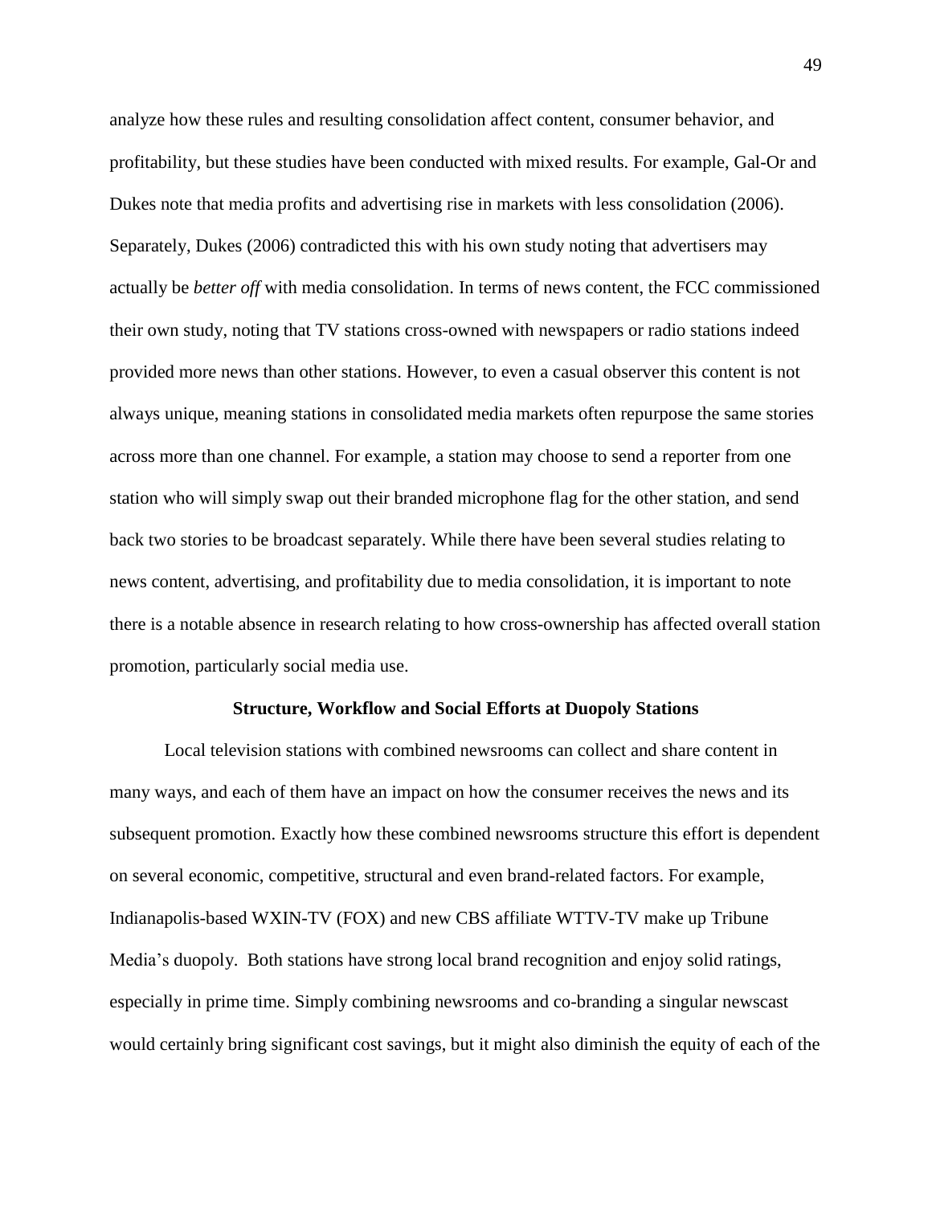analyze how these rules and resulting consolidation affect content, consumer behavior, and profitability, but these studies have been conducted with mixed results. For example, Gal-Or and Dukes note that media profits and advertising rise in markets with less consolidation (2006). Separately, Dukes (2006) contradicted this with his own study noting that advertisers may actually be *better off* with media consolidation. In terms of news content, the FCC commissioned their own study, noting that TV stations cross-owned with newspapers or radio stations indeed provided more news than other stations. However, to even a casual observer this content is not always unique, meaning stations in consolidated media markets often repurpose the same stories across more than one channel. For example, a station may choose to send a reporter from one station who will simply swap out their branded microphone flag for the other station, and send back two stories to be broadcast separately. While there have been several studies relating to news content, advertising, and profitability due to media consolidation, it is important to note there is a notable absence in research relating to how cross-ownership has affected overall station promotion, particularly social media use.

## Structure, Workflow and Social Efforts at Duopoly Stations

Local television stations with combined newsrooms can collect and share content in many ways, and each of them have an impact on how the consumer receives the news and its subsequent promotion. Exactly how these combined newsrooms structure this effort is dependent on several economic, competitive, structural and even brand-related factors. For example, Indianapolis-based WXIN-TV (FOX) and new CBS affiliate WTTV-TV make up Tribune Media's duopoly. Both stations have strong local brand recognition and enjoy solid ratings, especially in prime time. Simply combining newsrooms and co-branding a singular newscast would certainly bring significant cost savings, but it might also diminish the equity of each of the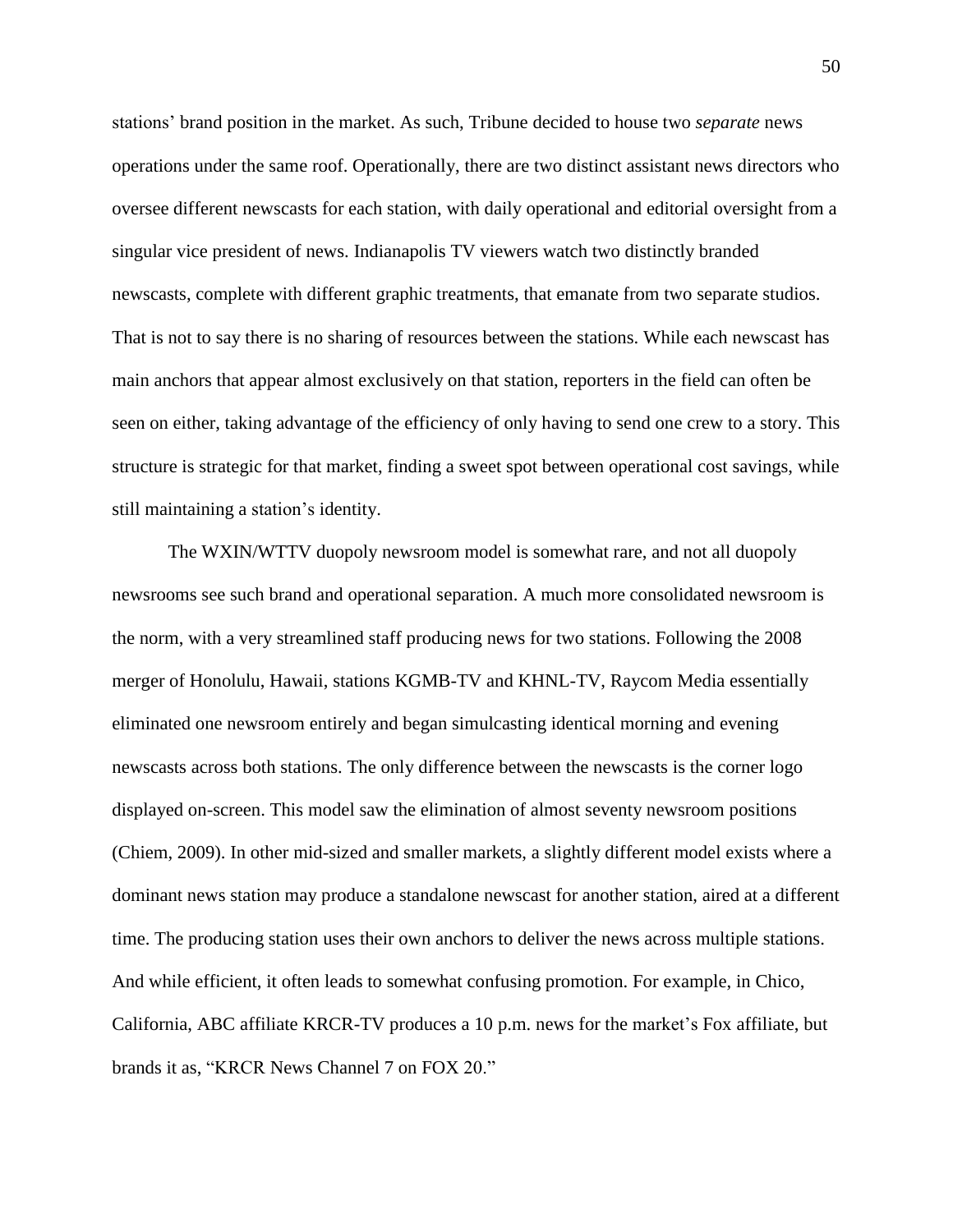stations' brand position in the market. As such, Tribune decided to house two *separate* news operations under the same roof. Operationally, there are two distinct assistant news directors who oversee different newscasts for each station, with daily operational and editorial oversight from a singular vice president of news. Indianapolis TV viewers watch two distinctly branded newscasts, complete with different graphic treatments, that emanate from two separate studios. That is not to say there is no sharing of resources between the stations. While each newscast has main anchors that appear almost exclusively on that station, reporters in the field can often be seen on either, taking advantage of the efficiency of only having to send one crew to a story. This structure is strategic for that market, finding a sweet spot between operational cost savings, while still maintaining a station's identity.

The WXIN/WTTV duopoly newsroom model is somewhat rare, and not all duopoly newsrooms see such brand and operational separation. A much more consolidated newsroom is the norm, with a very streamlined staff producing news for two stations. Following the 2008 merger of Honolulu, Hawaii, stations KGMB-TV and KHNL-TV, Raycom Media essentially eliminated one newsroom entirely and began simulcasting identical morning and evening newscasts across both stations. The only difference between the newscasts is the corner logo displayed on-screen. This model saw the elimination of almost seventy newsroom positions (Chiem, 2009). In other mid-sized and smaller markets, a slightly different model exists where a dominant news station may produce a standalone newscast for another station, aired at a different time. The producing station uses their own anchors to deliver the news across multiple stations. And while efficient, it often leads to somewhat confusing promotion. For example, in Chico, California, ABC affiliate KRCR-TV produces a 10 p.m. news for the market's Fox affiliate, but brands it as, "KRCR News Channel 7 on FOX 20."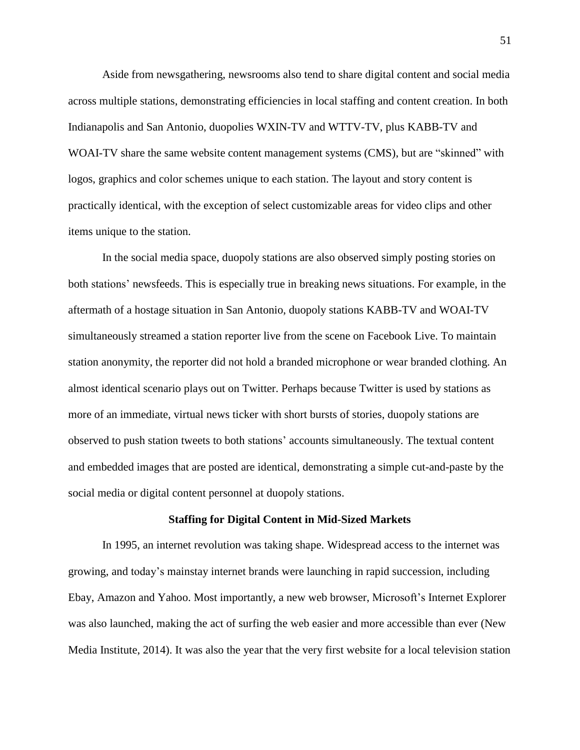Aside from newsgathering, newsrooms also tend to share digital content and social media across multiple stations, demonstrating efficiencies in local staffing and content creation. In both Indianapolis and San Antonio, duopolies WXIN-TV and WTTV-TV, plus KABB-TV and WOAI-TV share the same website content management systems (CMS), but are "skinned" with logos, graphics and color schemes unique to each station. The layout and story content is practically identical, with the exception of select customizable areas for video clips and other items unique to the station.

In the social media space, duopoly stations are also observed simply posting stories on both stations' newsfeeds. This is especially true in breaking news situations. For example, in the aftermath of a hostage situation in San Antonio, duopoly stations KABB-TV and WOAI-TV simultaneously streamed a station reporter live from the scene on Facebook Live. To maintain station anonymity, the reporter did not hold a branded microphone or wear branded clothing. An almost identical scenario plays out on Twitter. Perhaps because Twitter is used by stations as more of an immediate, virtual news ticker with short bursts of stories, duopoly stations are observed to push station tweets to both stations' accounts simultaneously. The textual content and embedded images that are posted are identical, demonstrating a simple cut-and-paste by the social media or digital content personnel at duopoly stations.

### Staffing for Digital Content in Mid-Sized Markets

In 1995, an internet revolution was taking shape. Widespread access to the internet was growing, and today's mainstay internet brands were launching in rapid succession, including Ebay, Amazon and Yahoo. Most importantly, a new web browser, Microsoft's Internet Explorer was also launched, making the act of surfing the web easier and more accessible than ever (New Media Institute, 2014). It was also the year that the very first website for a local television station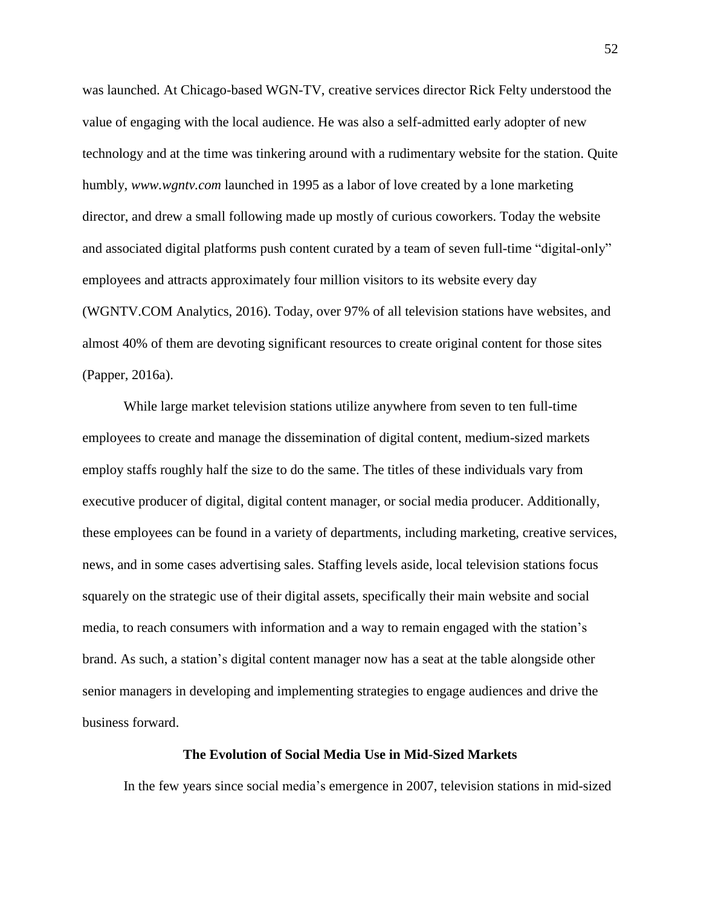was launched. At Chicago-based WGN-TV, creative services director Rick Felty understood the value of engaging with the local audience. He was also a self-admitted early adopter of new technology and at the time was tinkering around with a rudimentary website for the station. Quite humbly, *www.wgntv.com* launched in 1995 as a labor of love created by a lone marketing director, and drew a small following made up mostly of curious coworkers. Today the website and associated digital platforms push content curated by a team of seven full-time "digital-only" employees and attracts approximately four million visitors to its website every day (WGNTV.COM Analytics, 2016). Today, over 97% of all television stations have websites, and almost 40% of them are devoting significant resources to create original content for those sites (Papper, 2016a).

While large market television stations utilize anywhere from seven to ten full-time employees to create and manage the dissemination of digital content, medium-sized markets employ staffs roughly half the size to do the same. The titles of these individuals vary from executive producer of digital, digital content manager, or social media producer. Additionally, these employees can be found in a variety of departments, including marketing, creative services, news, and in some cases advertising sales. Staffing levels aside, local television stations focus squarely on the strategic use of their digital assets, specifically their main website and social media, to reach consumers with information and a way to remain engaged with the station's brand. As such, a station's digital content manager now has a seat at the table alongside other senior managers in developing and implementing strategies to engage audiences and drive the business forward.

## The Evolution of Social Media Use in Mid-Sized Markets

In the few years since social media's emergence in 2007, television stations in mid-sized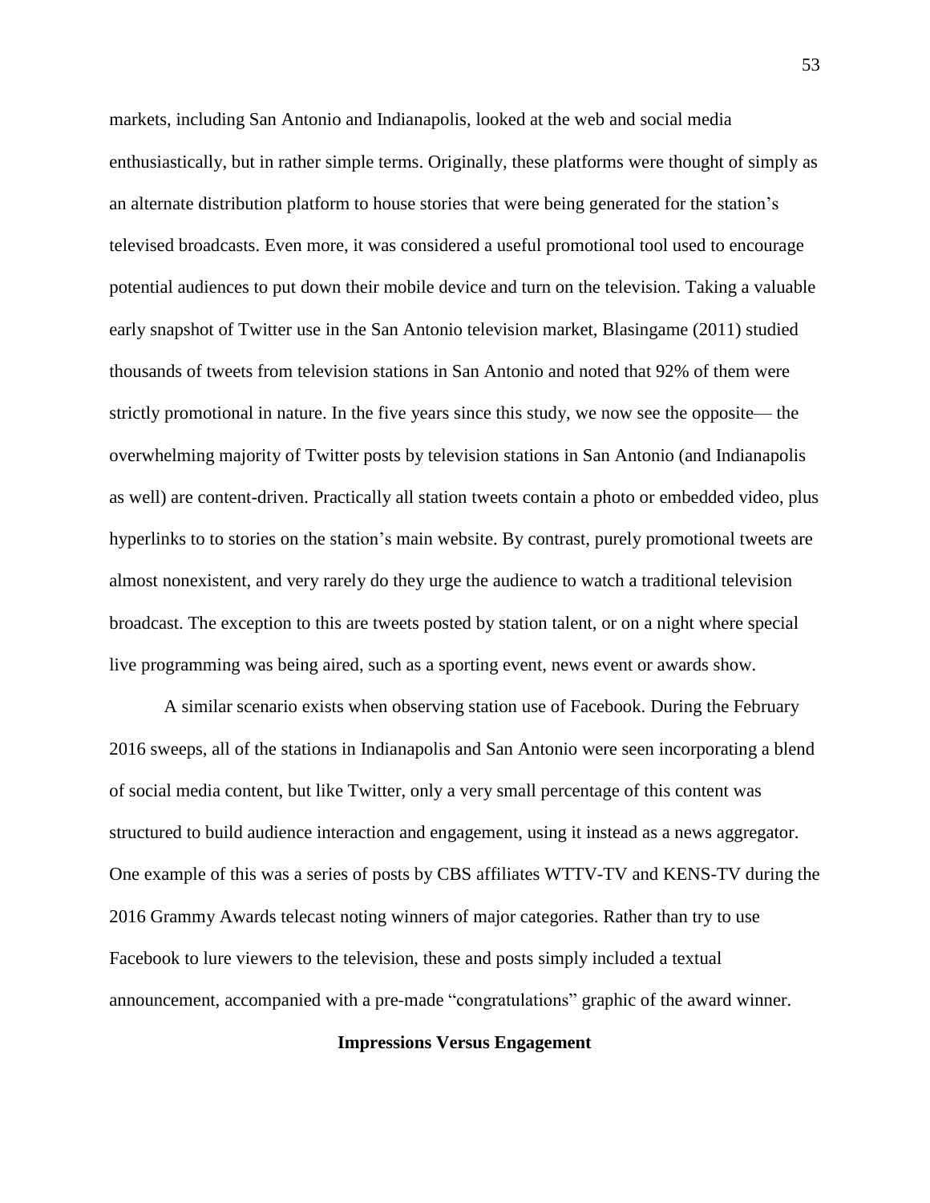markets, including San Antonio and Indianapolis, looked at the web and social media enthusiastically, but in rather simple terms. Originally, these platforms were thought of simply as an alternate distribution platform to house stories that were being generated for the station's televised broadcasts. Even more, it was considered a useful promotional tool used to encourage potential audiences to put down their mobile device and turn on the television. Taking a valuable early snapshot of Twitter use in the San Antonio television market, Blasingame (2011) studied thousands of tweets from television stations in San Antonio and noted that 92% of them were strictly promotional in nature. In the five years since this study, we now see the opposite— the overwhelming majority of Twitter posts by television stations in San Antonio (and Indianapolis as well) are content-driven. Practically all station tweets contain a photo or embedded video, plus hyperlinks to to stories on the station's main website. By contrast, purely promotional tweets are almost nonexistent, and very rarely do they urge the audience to watch a traditional television broadcast. The exception to this are tweets posted by station talent, or on a night where special live programming was being aired, such as a sporting event, news event or awards show.

A similar scenario exists when observing station use of Facebook. During the February 2016 sweeps, all of the stations in Indianapolis and San Antonio were seen incorporating a blend of social media content, but like Twitter, only a very small percentage of this content was structured to build audience interaction and engagement, using it instead as a news aggregator. One example of this was a series of posts by CBS affiliates WTTV-TV and KENS-TV during the 2016 Grammy Awards telecast noting winners of major categories. Rather than try to use Facebook to lure viewers to the television, these and posts simply included a textual announcement, accompanied with a pre-made "congratulations" graphic of the award winner.

## Impressions Versus Engagement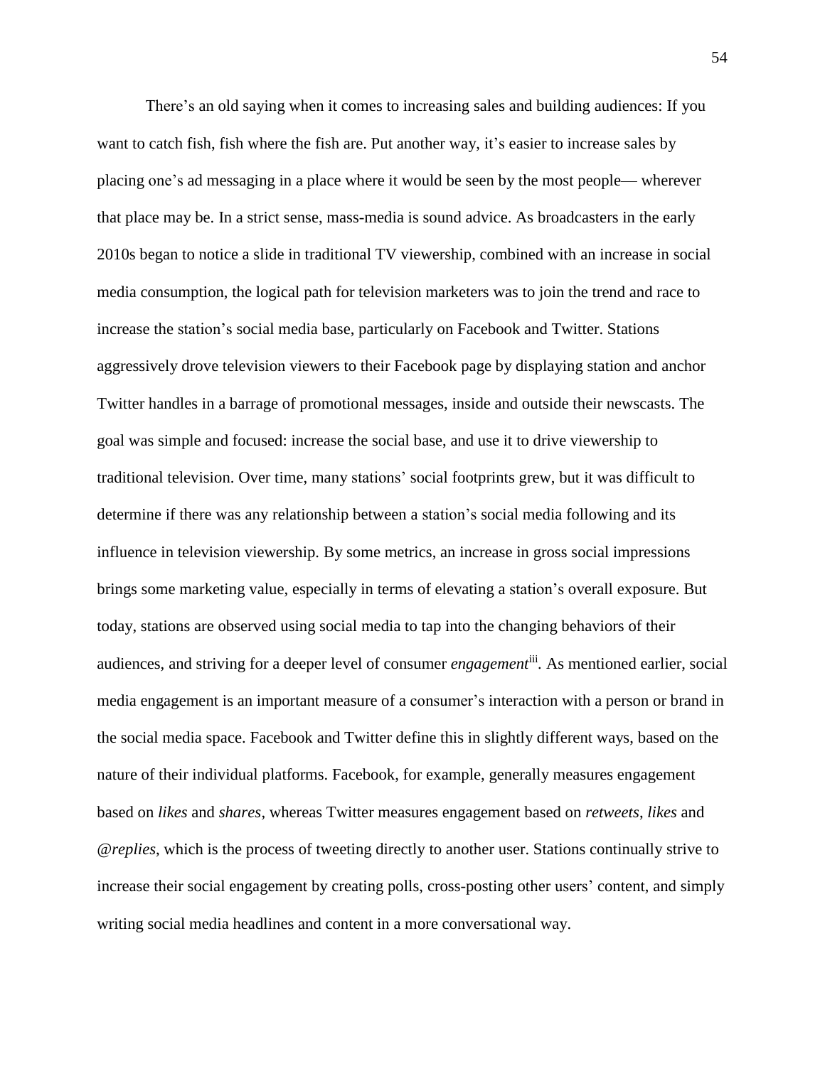There's an old saying when it comes to increasing sales and building audiences: If you want to catch fish, fish where the fish are. Put another way, it's easier to increase sales by placing one's ad messaging in a place where it would be seen by the most people— wherever that place may be. In a strict sense, mass-media is sound advice. As broadcasters in the early 2010s began to notice a slide in traditional TV viewership, combined with an increase in social media consumption, the logical path for television marketers was to join the trend and race to increase the station's social media base, particularly on Facebook and Twitter. Stations aggressively drove television viewers to their Facebook page by displaying station and anchor Twitter handles in a barrage of promotional messages, inside and outside their newscasts. The goal was simple and focused: increase the social base, and use it to drive viewership to traditional television. Over time, many stations' social footprints grew, but it was difficult to determine if there was any relationship between a station's social media following and its influence in television viewership. By some metrics, an increase in gross social impressions brings some marketing value, especially in terms of elevating a station's overall exposure. But today, stations are observed using social media to tap into the changing behaviors of their audiences, and striving for a deeper level of consumer *engagement*[iii]. As mentioned earlier, social media engagement is an important measure of a consumer's interaction with a person or brand in the social media space. Facebook and Twitter define this in slightly different ways, based on the nature of their individual platforms. Facebook, for example, generally measures engagement based on *likes* and *shares*, whereas Twitter measures engagement based on *retweets*, *likes* and *@replies*, which is the process of tweeting directly to another user. Stations continually strive to increase their social engagement by creating polls, cross-posting other users' content, and simply writing social media headlines and content in a more conversational way.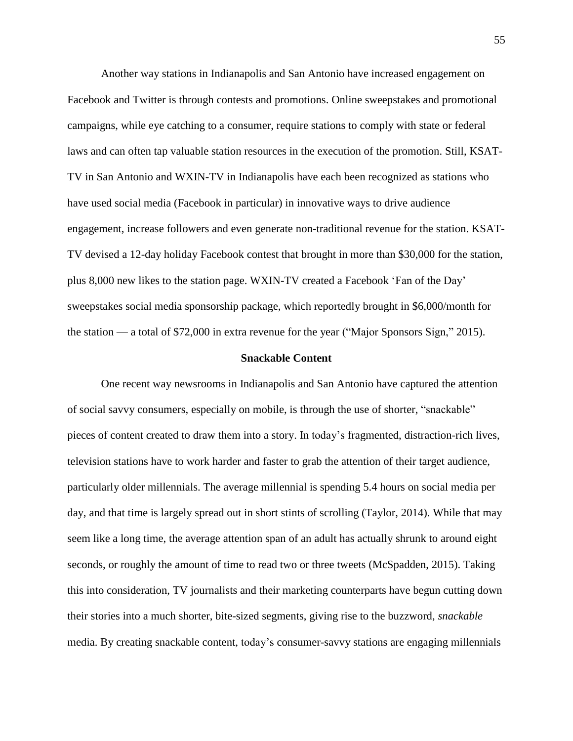Another way stations in Indianapolis and San Antonio have increased engagement on Facebook and Twitter is through contests and promotions. Online sweepstakes and promotional campaigns, while eye catching to a consumer, require stations to comply with state or federal laws and can often tap valuable station resources in the execution of the promotion. Still, KSAT-TV in San Antonio and WXIN-TV in Indianapolis have each been recognized as stations who have used social media (Facebook in particular) in innovative ways to drive audience engagement, increase followers and even generate non-traditional revenue for the station. KSAT-TV devised a 12-day holiday Facebook contest that brought in more than $30,000 for the station, plus 8,000 new likes to the station page. WXIN-TV created a Facebook 'Fan of the Day' sweepstakes social media sponsorship package, which reportedly brought in $6,000/month for the station — a total of $72,000 in extra revenue for the year ("Major Sponsors Sign," 2015).

**Snackable Content**

One recent way newsrooms in Indianapolis and San Antonio have captured the attention of social savvy consumers, especially on mobile, is through the use of shorter, "snackable" pieces of content created to draw them into a story. In today's fragmented, distraction-rich lives, television stations have to work harder and faster to grab the attention of their target audience, particularly older millennials. The average millennial is spending 5.4 hours on social media per day, and that time is largely spread out in short stints of scrolling (Taylor, 2014). While that may seem like a long time, the average attention span of an adult has actually shrunk to around eight seconds, or roughly the amount of time to read two or three tweets (McSpadden, 2015). Taking this into consideration, TV journalists and their marketing counterparts have begun cutting down their stories into a much shorter, bite-sized segments, giving rise to the buzzword, *snackable* media. By creating snackable content, today's consumer-savvy stations are engaging millennials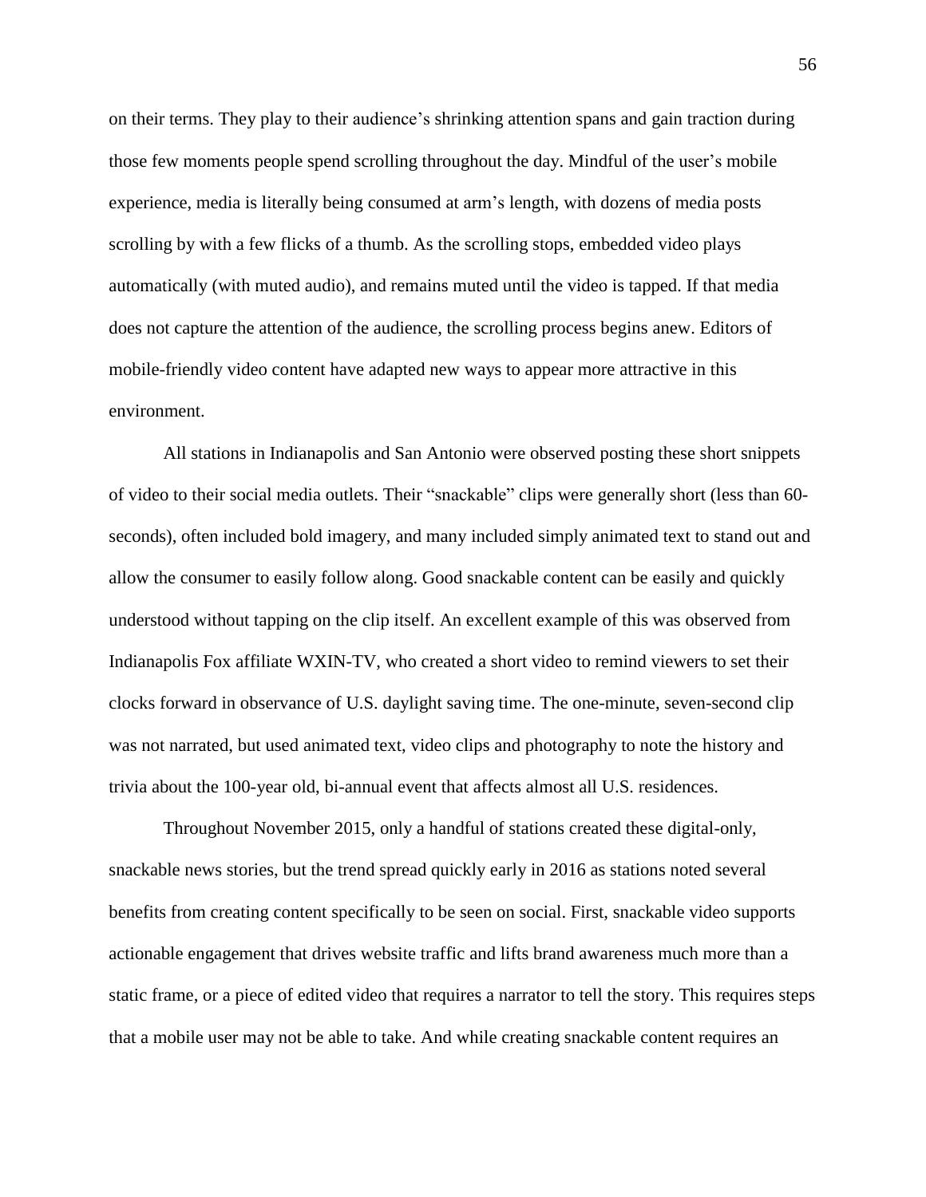on their terms. They play to their audience's shrinking attention spans and gain traction during those few moments people spend scrolling throughout the day. Mindful of the user's mobile experience, media is literally being consumed at arm's length, with dozens of media posts scrolling by with a few flicks of a thumb. As the scrolling stops, embedded video plays automatically (with muted audio), and remains muted until the video is tapped. If that media does not capture the attention of the audience, the scrolling process begins anew. Editors of mobile-friendly video content have adapted new ways to appear more attractive in this environment.

All stations in Indianapolis and San Antonio were observed posting these short snippets of video to their social media outlets. Their "snackable" clips were generally short (less than 60-seconds), often included bold imagery, and many included simply animated text to stand out and allow the consumer to easily follow along. Good snackable content can be easily and quickly understood without tapping on the clip itself. An excellent example of this was observed from Indianapolis Fox affiliate WXIN-TV, who created a short video to remind viewers to set their clocks forward in observance of U.S. daylight saving time. The one-minute, seven-second clip was not narrated, but used animated text, video clips and photography to note the history and trivia about the 100-year old, bi-annual event that affects almost all U.S. residences.

Throughout November 2015, only a handful of stations created these digital-only, snackable news stories, but the trend spread quickly early in 2016 as stations noted several benefits from creating content specifically to be seen on social. First, snackable video supports actionable engagement that drives website traffic and lifts brand awareness much more than a static frame, or a piece of edited video that requires a narrator to tell the story. This requires steps that a mobile user may not be able to take. And while creating snackable content requires an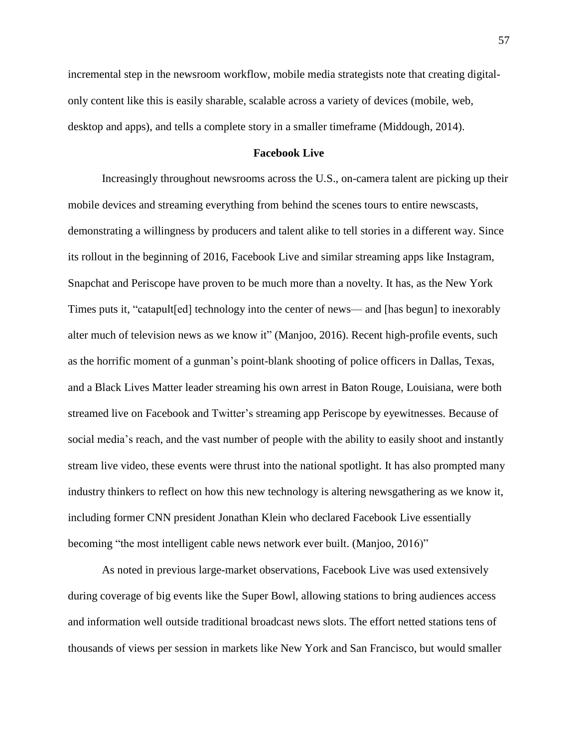incremental step in the newsroom workflow, mobile media strategists note that creating digital-only content like this is easily sharable, scalable across a variety of devices (mobile, web, desktop and apps), and tells a complete story in a smaller timeframe (Middough, 2014).

## Facebook Live

Increasingly throughout newsrooms across the U.S., on-camera talent are picking up their mobile devices and streaming everything from behind the scenes tours to entire newscasts, demonstrating a willingness by producers and talent alike to tell stories in a different way. Since its rollout in the beginning of 2016, Facebook Live and similar streaming apps like Instagram, Snapchat and Periscope have proven to be much more than a novelty. It has, as the New York Times puts it, "catapult[ed] technology into the center of news— and [has begun] to inexorably alter much of television news as we know it" (Manjoo, 2016). Recent high-profile events, such as the horrific moment of a gunman's point-blank shooting of police officers in Dallas, Texas, and a Black Lives Matter leader streaming his own arrest in Baton Rouge, Louisiana, were both streamed live on Facebook and Twitter's streaming app Periscope by eyewitnesses. Because of social media's reach, and the vast number of people with the ability to easily shoot and instantly stream live video, these events were thrust into the national spotlight. It has also prompted many industry thinkers to reflect on how this new technology is altering newsgathering as we know it, including former CNN president Jonathan Klein who declared Facebook Live essentially becoming "the most intelligent cable news network ever built. (Manjoo, 2016)"

As noted in previous large-market observations, Facebook Live was used extensively during coverage of big events like the Super Bowl, allowing stations to bring audiences access and information well outside traditional broadcast news slots. The effort netted stations tens of thousands of views per session in markets like New York and San Francisco, but would smaller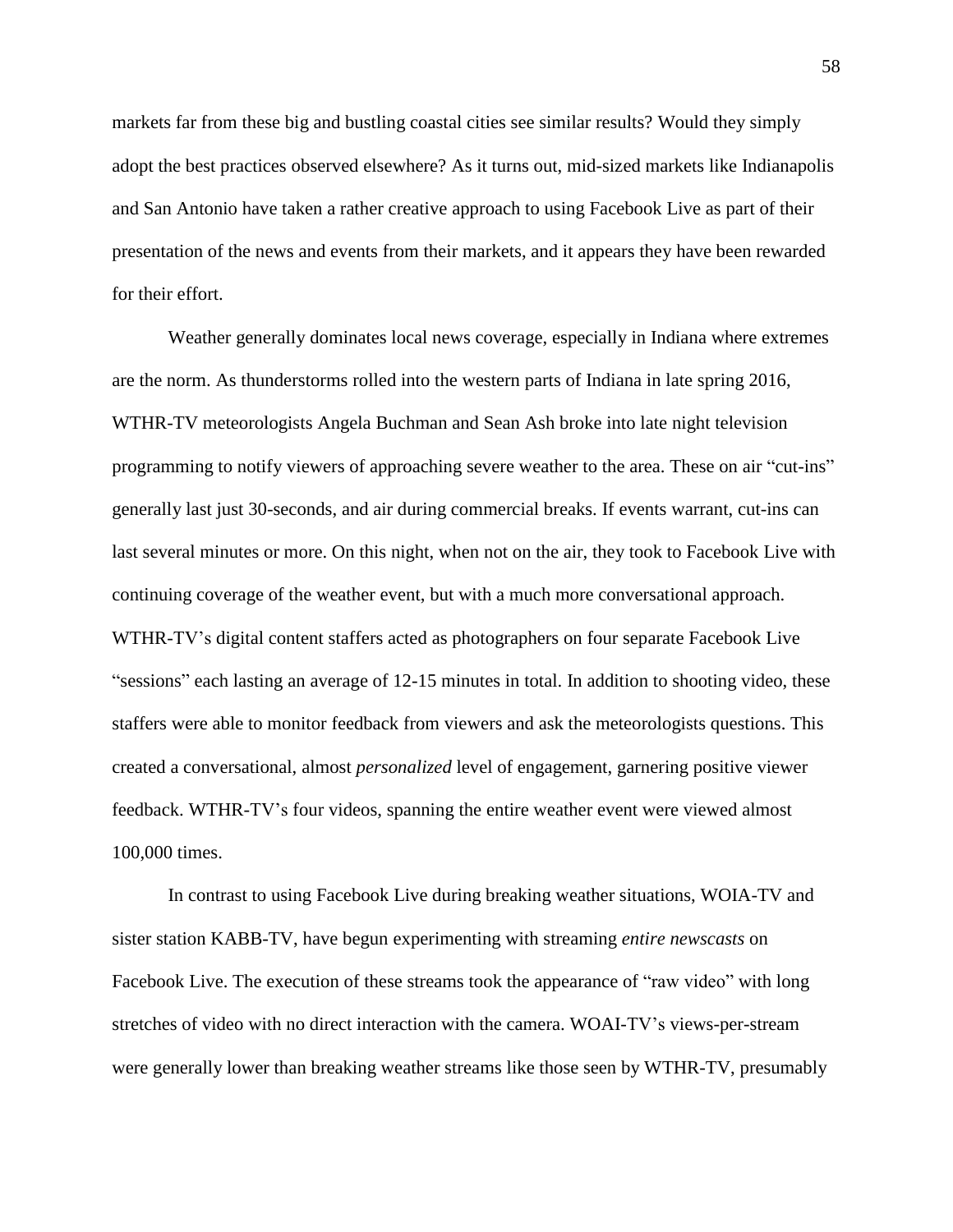markets far from these big and bustling coastal cities see similar results? Would they simply adopt the best practices observed elsewhere? As it turns out, mid-sized markets like Indianapolis and San Antonio have taken a rather creative approach to using Facebook Live as part of their presentation of the news and events from their markets, and it appears they have been rewarded for their effort.

Weather generally dominates local news coverage, especially in Indiana where extremes are the norm. As thunderstorms rolled into the western parts of Indiana in late spring 2016, WTHR-TV meteorologists Angela Buchman and Sean Ash broke into late night television programming to notify viewers of approaching severe weather to the area. These on air "cut-ins" generally last just 30-seconds, and air during commercial breaks. If events warrant, cut-ins can last several minutes or more. On this night, when not on the air, they took to Facebook Live with continuing coverage of the weather event, but with a much more conversational approach. WTHR-TV's digital content staffers acted as photographers on four separate Facebook Live "sessions" each lasting an average of 12-15 minutes in total. In addition to shooting video, these staffers were able to monitor feedback from viewers and ask the meteorologists questions. This created a conversational, almost *personalized* level of engagement, garnering positive viewer feedback. WTHR-TV's four videos, spanning the entire weather event were viewed almost 100,000 times.

In contrast to using Facebook Live during breaking weather situations, WOIA-TV and sister station KABB-TV, have begun experimenting with streaming *entire newscasts* on Facebook Live. The execution of these streams took the appearance of "raw video" with long stretches of video with no direct interaction with the camera. WOAI-TV's views-per-stream were generally lower than breaking weather streams like those seen by WTHR-TV, presumably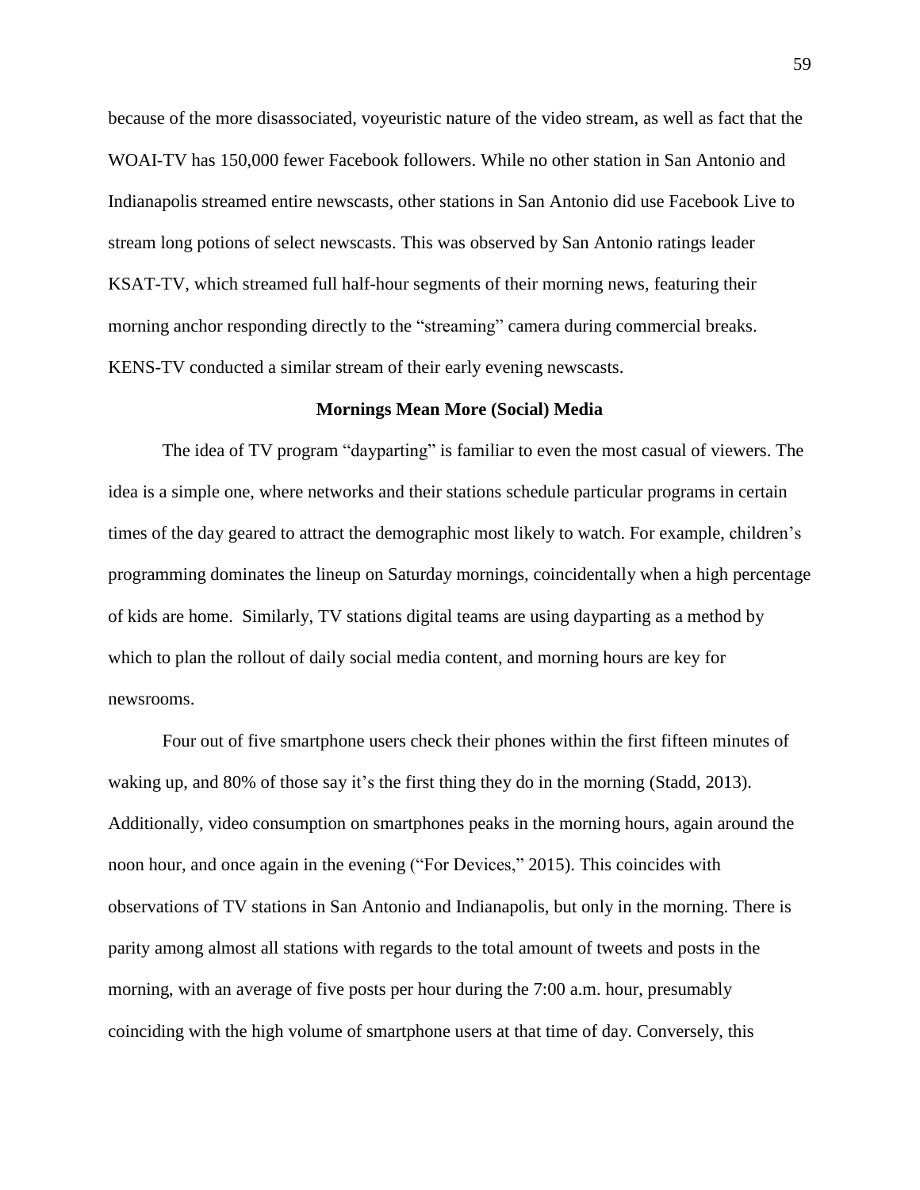because of the more disassociated, voyeuristic nature of the video stream, as well as fact that the WOAI-TV has 150,000 fewer Facebook followers. While no other station in San Antonio and Indianapolis streamed entire newscasts, other stations in San Antonio did use Facebook Live to stream long potions of select newscasts. This was observed by San Antonio ratings leader KSAT-TV, which streamed full half-hour segments of their morning news, featuring their morning anchor responding directly to the "streaming" camera during commercial breaks. KENS-TV conducted a similar stream of their early evening newscasts.

### Mornings Mean More (Social) Media

The idea of TV program "dayparting" is familiar to even the most casual of viewers. The idea is a simple one, where networks and their stations schedule particular programs in certain times of the day geared to attract the demographic most likely to watch. For example, children's programming dominates the lineup on Saturday mornings, coincidentally when a high percentage of kids are home. Similarly, TV stations digital teams are using dayparting as a method by which to plan the rollout of daily social media content, and morning hours are key for newsrooms.

Four out of five smartphone users check their phones within the first fifteen minutes of waking up, and 80% of those say it's the first thing they do in the morning (Stadd, 2013). Additionally, video consumption on smartphones peaks in the morning hours, again around the noon hour, and once again in the evening ("For Devices," 2015). This coincides with observations of TV stations in San Antonio and Indianapolis, but only in the morning. There is parity among almost all stations with regards to the total amount of tweets and posts in the morning, with an average of five posts per hour during the 7:00 a.m. hour, presumably coinciding with the high volume of smartphone users at that time of day. Conversely, this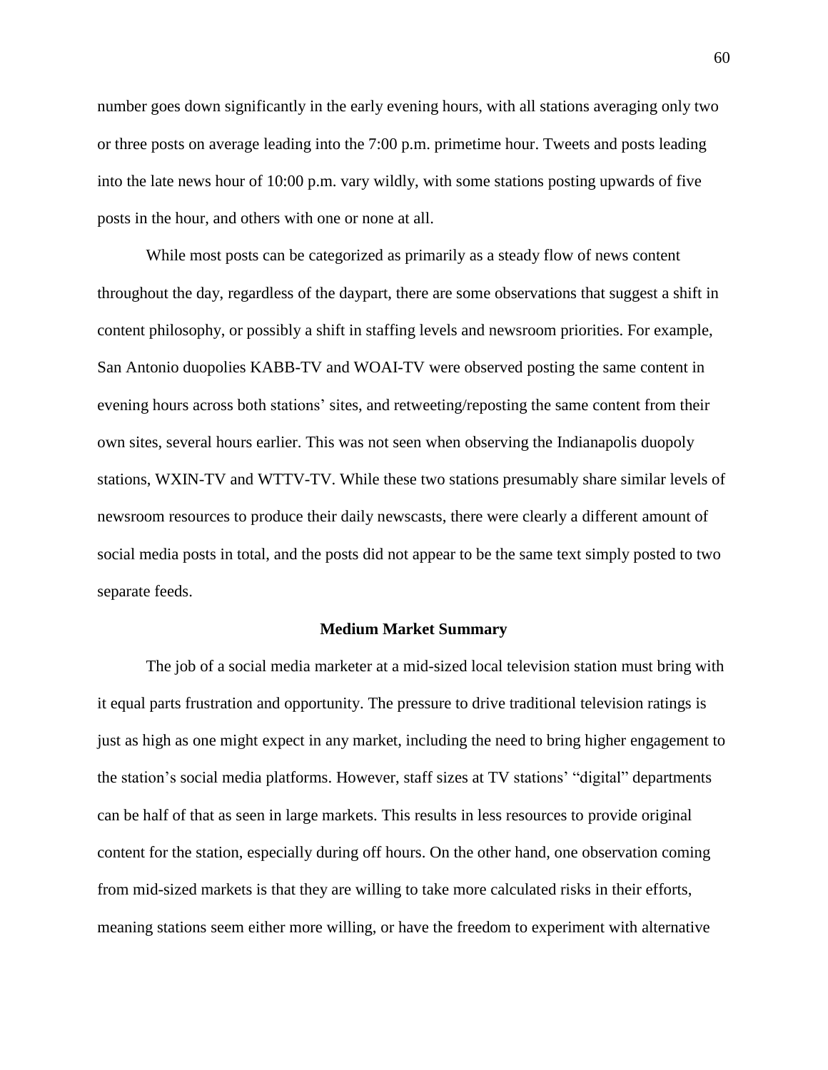number goes down significantly in the early evening hours, with all stations averaging only two or three posts on average leading into the 7:00 p.m. primetime hour. Tweets and posts leading into the late news hour of 10:00 p.m. vary wildly, with some stations posting upwards of five posts in the hour, and others with one or none at all.

While most posts can be categorized as primarily as a steady flow of news content throughout the day, regardless of the daypart, there are some observations that suggest a shift in content philosophy, or possibly a shift in staffing levels and newsroom priorities. For example, San Antonio duopolies KABB-TV and WOAI-TV were observed posting the same content in evening hours across both stations' sites, and retweeting/reposting the same content from their own sites, several hours earlier. This was not seen when observing the Indianapolis duopoly stations, WXIN-TV and WTTV-TV. While these two stations presumably share similar levels of newsroom resources to produce their daily newscasts, there were clearly a different amount of social media posts in total, and the posts did not appear to be the same text simply posted to two separate feeds.

## Medium Market Summary

The job of a social media marketer at a mid-sized local television station must bring with it equal parts frustration and opportunity. The pressure to drive traditional television ratings is just as high as one might expect in any market, including the need to bring higher engagement to the station's social media platforms. However, staff sizes at TV stations' "digital" departments can be half of that as seen in large markets. This results in less resources to provide original content for the station, especially during off hours. On the other hand, one observation coming from mid-sized markets is that they are willing to take more calculated risks in their efforts, meaning stations seem either more willing, or have the freedom to experiment with alternative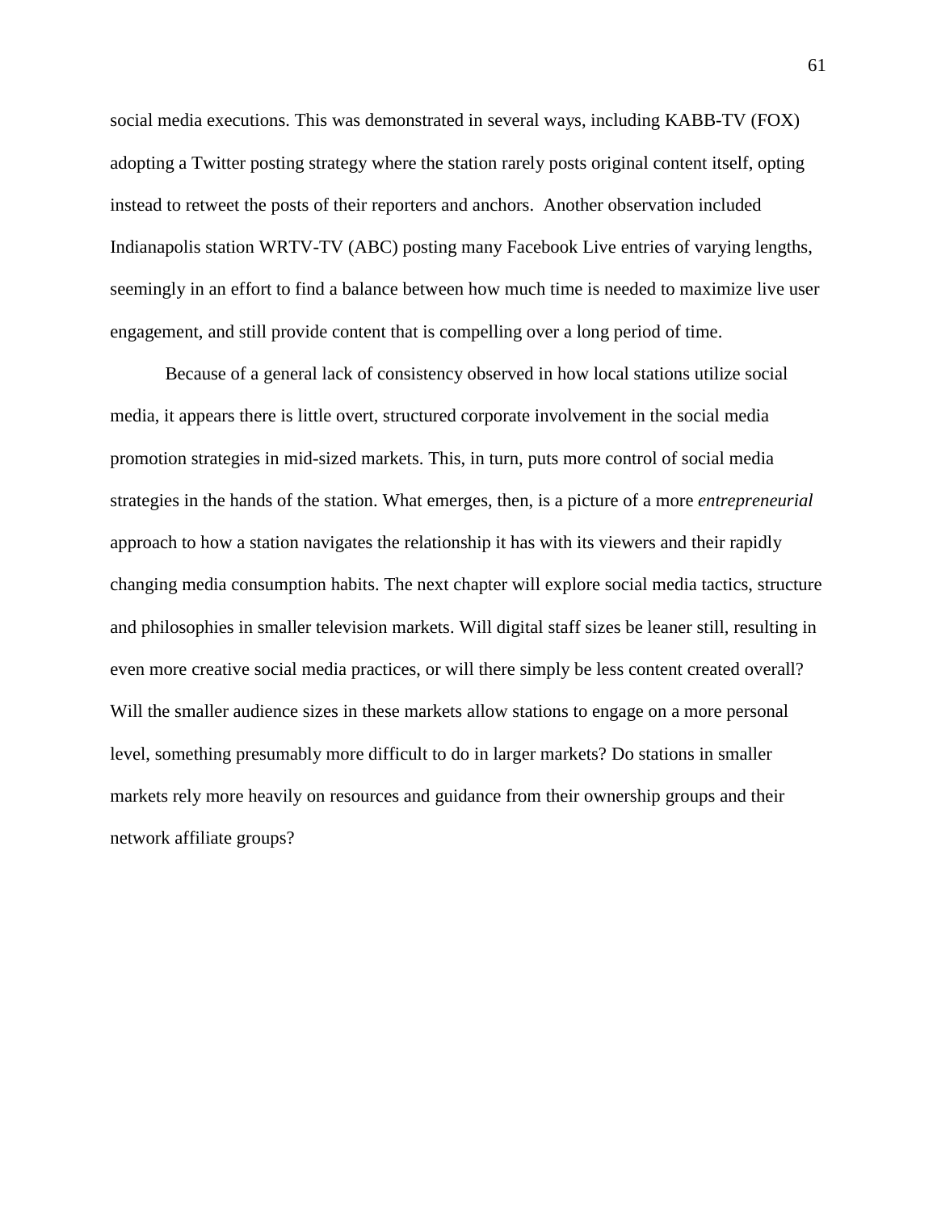social media executions. This was demonstrated in several ways, including KABB-TV (FOX) adopting a Twitter posting strategy where the station rarely posts original content itself, opting instead to retweet the posts of their reporters and anchors.  Another observation included Indianapolis station WRTV-TV (ABC) posting many Facebook Live entries of varying lengths, seemingly in an effort to find a balance between how much time is needed to maximize live user engagement, and still provide content that is compelling over a long period of time.

Because of a general lack of consistency observed in how local stations utilize social media, it appears there is little overt, structured corporate involvement in the social media promotion strategies in mid-sized markets. This, in turn, puts more control of social media strategies in the hands of the station. What emerges, then, is a picture of a more *entrepreneurial* approach to how a station navigates the relationship it has with its viewers and their rapidly changing media consumption habits. The next chapter will explore social media tactics, structure and philosophies in smaller television markets. Will digital staff sizes be leaner still, resulting in even more creative social media practices, or will there simply be less content created overall? Will the smaller audience sizes in these markets allow stations to engage on a more personal level, something presumably more difficult to do in larger markets? Do stations in smaller markets rely more heavily on resources and guidance from their ownership groups and their network affiliate groups?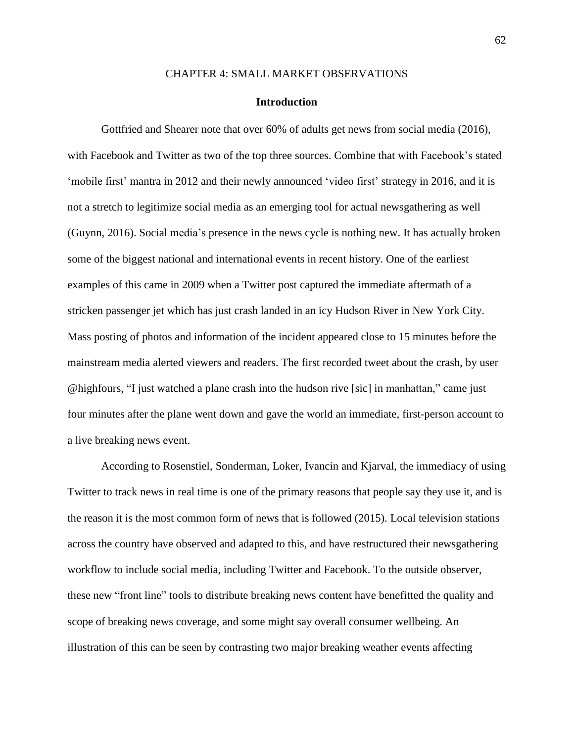# CHAPTER 4: SMALL MARKET OBSERVATIONS

## Introduction

Gottfried and Shearer note that over 60% of adults get news from social media (2016), with Facebook and Twitter as two of the top three sources. Combine that with Facebook's stated 'mobile first' mantra in 2012 and their newly announced 'video first' strategy in 2016, and it is not a stretch to legitimize social media as an emerging tool for actual newsgathering as well (Guynn, 2016). Social media's presence in the news cycle is nothing new. It has actually broken some of the biggest national and international events in recent history. One of the earliest examples of this came in 2009 when a Twitter post captured the immediate aftermath of a stricken passenger jet which has just crash landed in an icy Hudson River in New York City. Mass posting of photos and information of the incident appeared close to 15 minutes before the mainstream media alerted viewers and readers. The first recorded tweet about the crash, by user @highfours, "I just watched a plane crash into the hudson rive [sic] in manhattan," came just four minutes after the plane went down and gave the world an immediate, first-person account to a live breaking news event.

According to Rosenstiel, Sonderman, Loker, Ivancin and Kjarval, the immediacy of using Twitter to track news in real time is one of the primary reasons that people say they use it, and is the reason it is the most common form of news that is followed (2015). Local television stations across the country have observed and adapted to this, and have restructured their newsgathering workflow to include social media, including Twitter and Facebook. To the outside observer, these new "front line" tools to distribute breaking news content have benefitted the quality and scope of breaking news coverage, and some might say overall consumer wellbeing. An illustration of this can be seen by contrasting two major breaking weather events affecting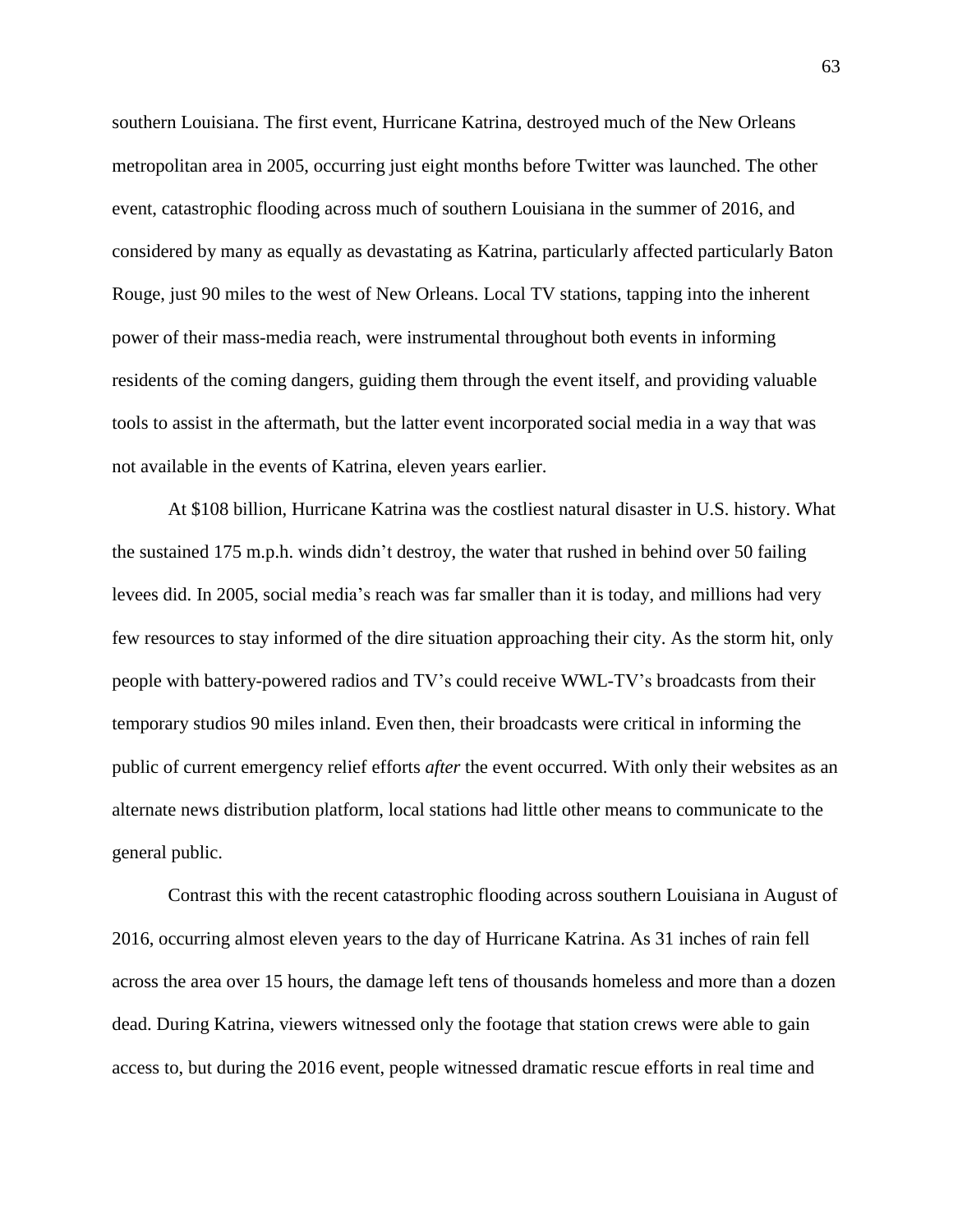southern Louisiana. The first event, Hurricane Katrina, destroyed much of the New Orleans metropolitan area in 2005, occurring just eight months before Twitter was launched. The other event, catastrophic flooding across much of southern Louisiana in the summer of 2016, and considered by many as equally as devastating as Katrina, particularly affected particularly Baton Rouge, just 90 miles to the west of New Orleans. Local TV stations, tapping into the inherent power of their mass-media reach, were instrumental throughout both events in informing residents of the coming dangers, guiding them through the event itself, and providing valuable tools to assist in the aftermath, but the latter event incorporated social media in a way that was not available in the events of Katrina, eleven years earlier.

At $108 billion, Hurricane Katrina was the costliest natural disaster in U.S. history. What the sustained 175 m.p.h. winds didn't destroy, the water that rushed in behind over 50 failing levees did. In 2005, social media's reach was far smaller than it is today, and millions had very few resources to stay informed of the dire situation approaching their city. As the storm hit, only people with battery-powered radios and TV's could receive WWL-TV's broadcasts from their temporary studios 90 miles inland. Even then, their broadcasts were critical in informing the public of current emergency relief efforts *after* the event occurred. With only their websites as an alternate news distribution platform, local stations had little other means to communicate to the general public.

Contrast this with the recent catastrophic flooding across southern Louisiana in August of 2016, occurring almost eleven years to the day of Hurricane Katrina. As 31 inches of rain fell across the area over 15 hours, the damage left tens of thousands homeless and more than a dozen dead. During Katrina, viewers witnessed only the footage that station crews were able to gain access to, but during the 2016 event, people witnessed dramatic rescue efforts in real time and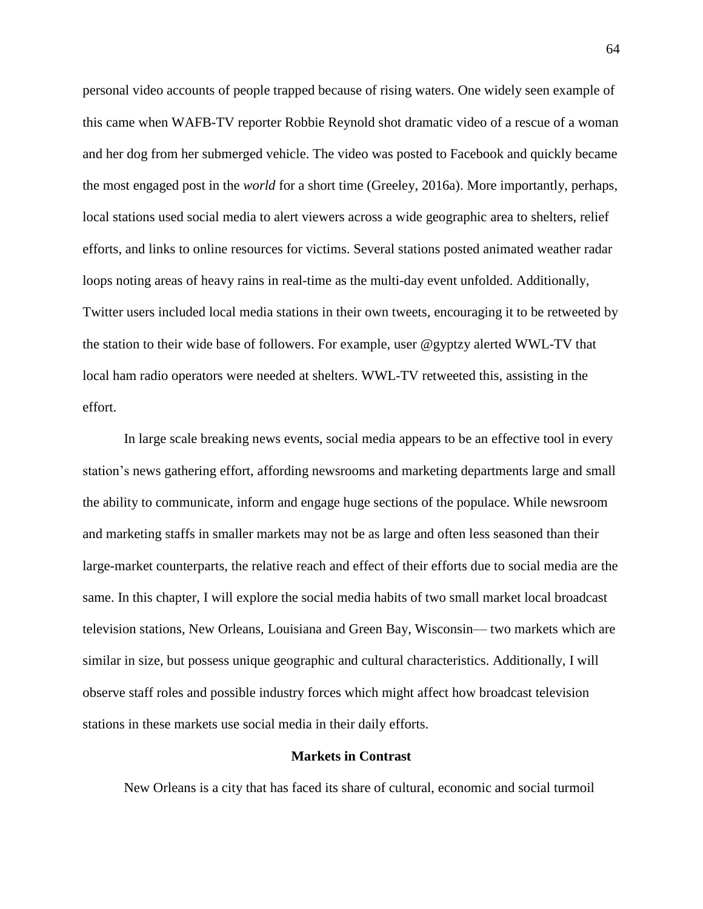personal video accounts of people trapped because of rising waters. One widely seen example of this came when WAFB-TV reporter Robbie Reynold shot dramatic video of a rescue of a woman and her dog from her submerged vehicle. The video was posted to Facebook and quickly became the most engaged post in the *world* for a short time (Greeley, 2016a). More importantly, perhaps, local stations used social media to alert viewers across a wide geographic area to shelters, relief efforts, and links to online resources for victims. Several stations posted animated weather radar loops noting areas of heavy rains in real-time as the multi-day event unfolded. Additionally, Twitter users included local media stations in their own tweets, encouraging it to be retweeted by the station to their wide base of followers. For example, user @gyptzy alerted WWL-TV that local ham radio operators were needed at shelters. WWL-TV retweeted this, assisting in the effort.

In large scale breaking news events, social media appears to be an effective tool in every station's news gathering effort, affording newsrooms and marketing departments large and small the ability to communicate, inform and engage huge sections of the populace. While newsroom and marketing staffs in smaller markets may not be as large and often less seasoned than their large-market counterparts, the relative reach and effect of their efforts due to social media are the same. In this chapter, I will explore the social media habits of two small market local broadcast television stations, New Orleans, Louisiana and Green Bay, Wisconsin— two markets which are similar in size, but possess unique geographic and cultural characteristics. Additionally, I will observe staff roles and possible industry forces which might affect how broadcast television stations in these markets use social media in their daily efforts.

## Markets in Contrast

New Orleans is a city that has faced its share of cultural, economic and social turmoil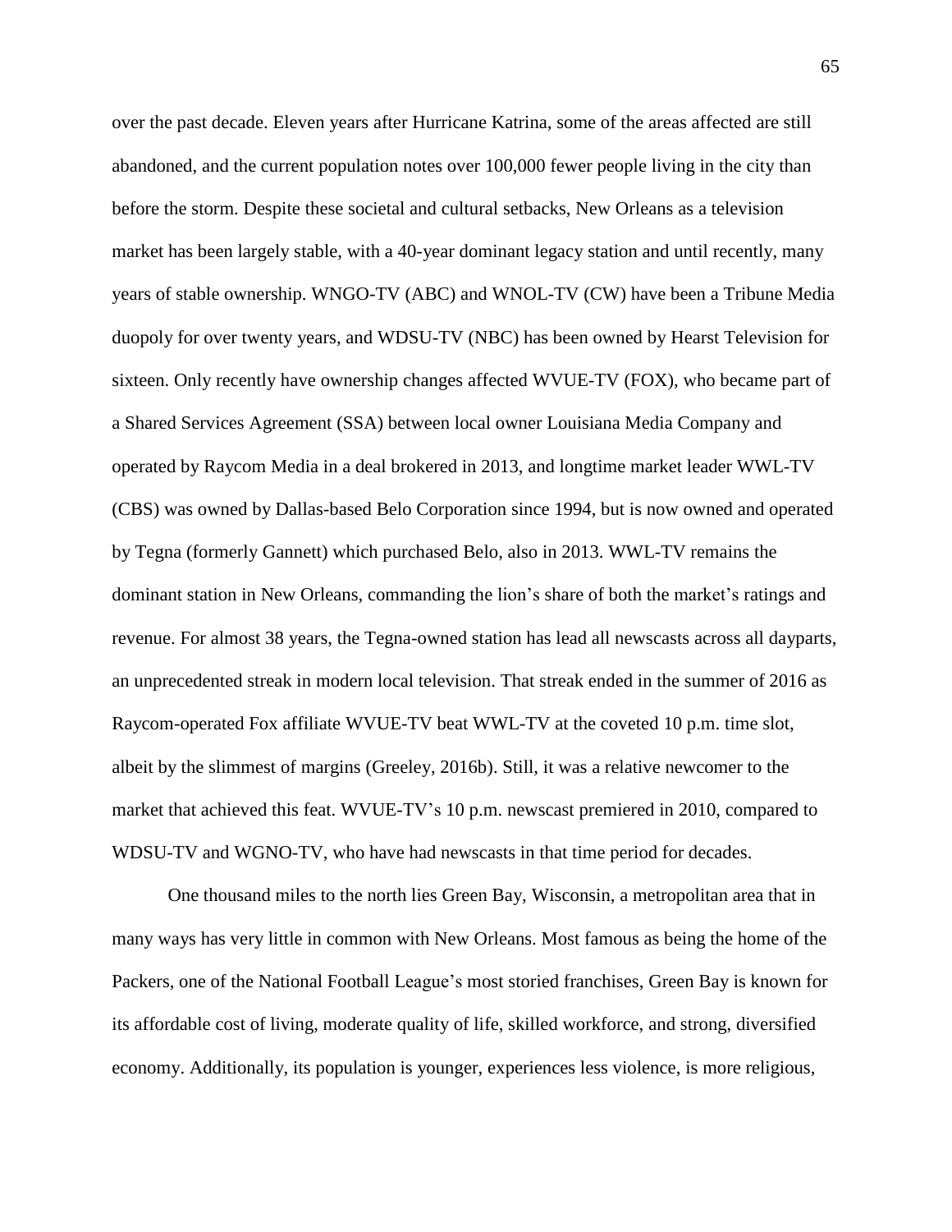over the past decade. Eleven years after Hurricane Katrina, some of the areas affected are still abandoned, and the current population notes over 100,000 fewer people living in the city than before the storm. Despite these societal and cultural setbacks, New Orleans as a television market has been largely stable, with a 40-year dominant legacy station and until recently, many years of stable ownership. WNGO-TV (ABC) and WNOL-TV (CW) have been a Tribune Media duopoly for over twenty years, and WDSU-TV (NBC) has been owned by Hearst Television for sixteen. Only recently have ownership changes affected WVUE-TV (FOX), who became part of a Shared Services Agreement (SSA) between local owner Louisiana Media Company and operated by Raycom Media in a deal brokered in 2013, and longtime market leader WWL-TV (CBS) was owned by Dallas-based Belo Corporation since 1994, but is now owned and operated by Tegna (formerly Gannett) which purchased Belo, also in 2013. WWL-TV remains the dominant station in New Orleans, commanding the lion's share of both the market's ratings and revenue. For almost 38 years, the Tegna-owned station has lead all newscasts across all dayparts, an unprecedented streak in modern local television. That streak ended in the summer of 2016 as Raycom-operated Fox affiliate WVUE-TV beat WWL-TV at the coveted 10 p.m. time slot, albeit by the slimmest of margins (Greeley, 2016b). Still, it was a relative newcomer to the market that achieved this feat. WVUE-TV's 10 p.m. newscast premiered in 2010, compared to WDSU-TV and WGNO-TV, who have had newscasts in that time period for decades.

One thousand miles to the north lies Green Bay, Wisconsin, a metropolitan area that in many ways has very little in common with New Orleans. Most famous as being the home of the Packers, one of the National Football League's most storied franchises, Green Bay is known for its affordable cost of living, moderate quality of life, skilled workforce, and strong, diversified economy. Additionally, its population is younger, experiences less violence, is more religious,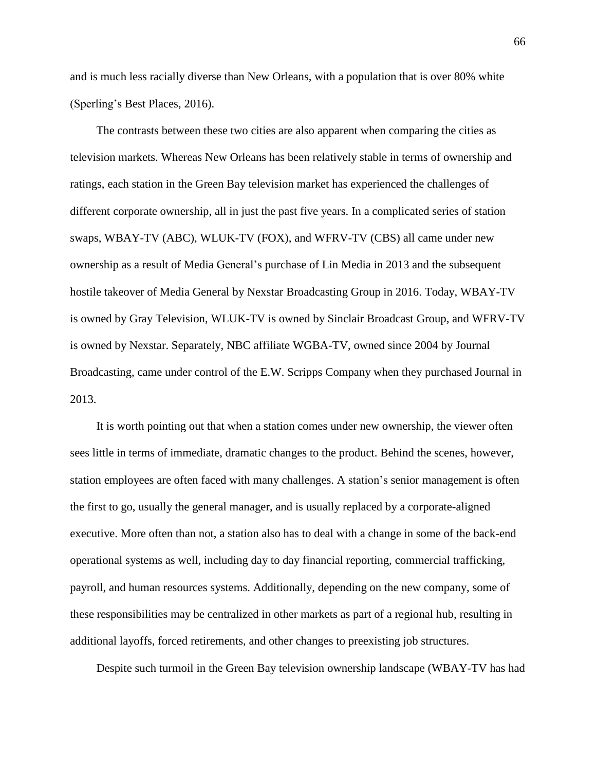and is much less racially diverse than New Orleans, with a population that is over 80% white (Sperling's Best Places, 2016).

The contrasts between these two cities are also apparent when comparing the cities as television markets. Whereas New Orleans has been relatively stable in terms of ownership and ratings, each station in the Green Bay television market has experienced the challenges of different corporate ownership, all in just the past five years. In a complicated series of station swaps, WBAY-TV (ABC), WLUK-TV (FOX), and WFRV-TV (CBS) all came under new ownership as a result of Media General's purchase of Lin Media in 2013 and the subsequent hostile takeover of Media General by Nexstar Broadcasting Group in 2016. Today, WBAY-TV is owned by Gray Television, WLUK-TV is owned by Sinclair Broadcast Group, and WFRV-TV is owned by Nexstar. Separately, NBC affiliate WGBA-TV, owned since 2004 by Journal Broadcasting, came under control of the E.W. Scripps Company when they purchased Journal in 2013.

It is worth pointing out that when a station comes under new ownership, the viewer often sees little in terms of immediate, dramatic changes to the product. Behind the scenes, however, station employees are often faced with many challenges. A station's senior management is often the first to go, usually the general manager, and is usually replaced by a corporate-aligned executive. More often than not, a station also has to deal with a change in some of the back-end operational systems as well, including day to day financial reporting, commercial trafficking, payroll, and human resources systems. Additionally, depending on the new company, some of these responsibilities may be centralized in other markets as part of a regional hub, resulting in additional layoffs, forced retirements, and other changes to preexisting job structures.

Despite such turmoil in the Green Bay television ownership landscape (WBAY-TV has had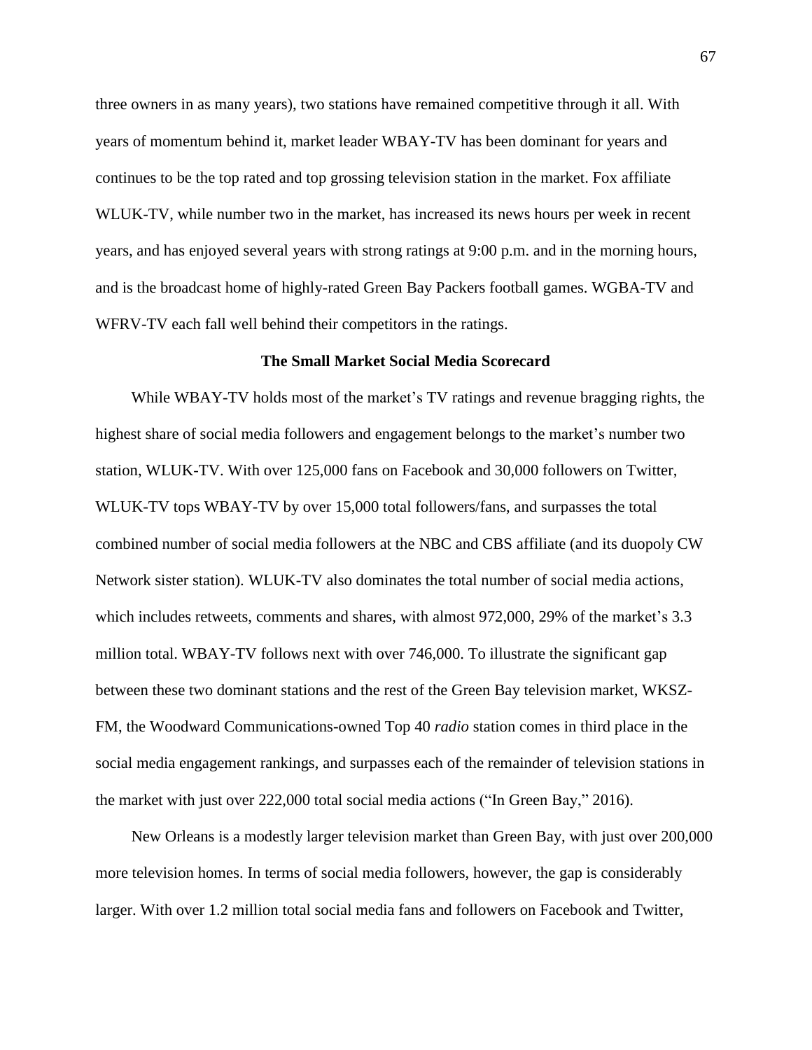three owners in as many years), two stations have remained competitive through it all. With years of momentum behind it, market leader WBAY-TV has been dominant for years and continues to be the top rated and top grossing television station in the market. Fox affiliate WLUK-TV, while number two in the market, has increased its news hours per week in recent years, and has enjoyed several years with strong ratings at 9:00 p.m. and in the morning hours, and is the broadcast home of highly-rated Green Bay Packers football games. WGBA-TV and WFRV-TV each fall well behind their competitors in the ratings.

### The Small Market Social Media Scorecard

While WBAY-TV holds most of the market's TV ratings and revenue bragging rights, the highest share of social media followers and engagement belongs to the market's number two station, WLUK-TV. With over 125,000 fans on Facebook and 30,000 followers on Twitter, WLUK-TV tops WBAY-TV by over 15,000 total followers/fans, and surpasses the total combined number of social media followers at the NBC and CBS affiliate (and its duopoly CW Network sister station). WLUK-TV also dominates the total number of social media actions, which includes retweets, comments and shares, with almost 972,000, 29% of the market's 3.3 million total. WBAY-TV follows next with over 746,000. To illustrate the significant gap between these two dominant stations and the rest of the Green Bay television market, WKSZ-FM, the Woodward Communications-owned Top 40 *radio* station comes in third place in the social media engagement rankings, and surpasses each of the remainder of television stations in the market with just over 222,000 total social media actions ("In Green Bay," 2016).

New Orleans is a modestly larger television market than Green Bay, with just over 200,000 more television homes. In terms of social media followers, however, the gap is considerably larger. With over 1.2 million total social media fans and followers on Facebook and Twitter,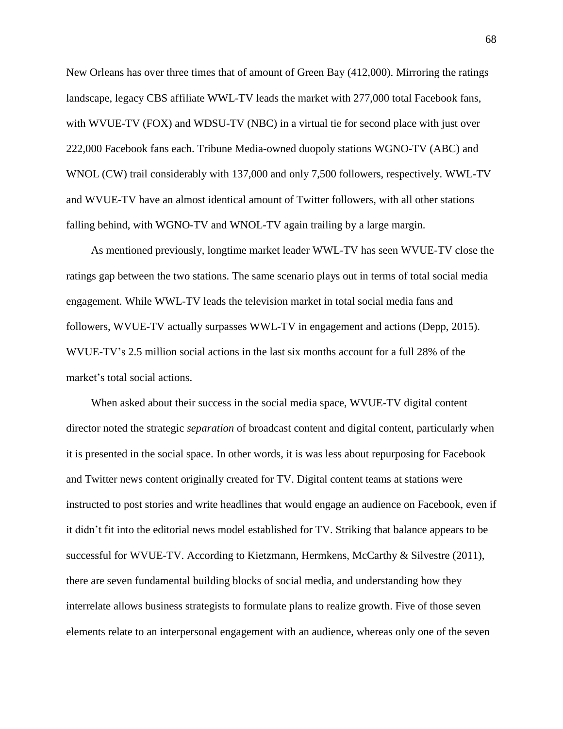New Orleans has over three times that of amount of Green Bay (412,000). Mirroring the ratings landscape, legacy CBS affiliate WWL-TV leads the market with 277,000 total Facebook fans, with WVUE-TV (FOX) and WDSU-TV (NBC) in a virtual tie for second place with just over 222,000 Facebook fans each. Tribune Media-owned duopoly stations WGNO-TV (ABC) and WNOL (CW) trail considerably with 137,000 and only 7,500 followers, respectively. WWL-TV and WVUE-TV have an almost identical amount of Twitter followers, with all other stations falling behind, with WGNO-TV and WNOL-TV again trailing by a large margin.

As mentioned previously, longtime market leader WWL-TV has seen WVUE-TV close the ratings gap between the two stations. The same scenario plays out in terms of total social media engagement. While WWL-TV leads the television market in total social media fans and followers, WVUE-TV actually surpasses WWL-TV in engagement and actions (Depp, 2015). WVUE-TV's 2.5 million social actions in the last six months account for a full 28% of the market's total social actions.

When asked about their success in the social media space, WVUE-TV digital content director noted the strategic *separation* of broadcast content and digital content, particularly when it is presented in the social space. In other words, it is was less about repurposing for Facebook and Twitter news content originally created for TV. Digital content teams at stations were instructed to post stories and write headlines that would engage an audience on Facebook, even if it didn't fit into the editorial news model established for TV. Striking that balance appears to be successful for WVUE-TV. According to Kietzmann, Hermkens, McCarthy & Silvestre (2011), there are seven fundamental building blocks of social media, and understanding how they interrelate allows business strategists to formulate plans to realize growth. Five of those seven elements relate to an interpersonal engagement with an audience, whereas only one of the seven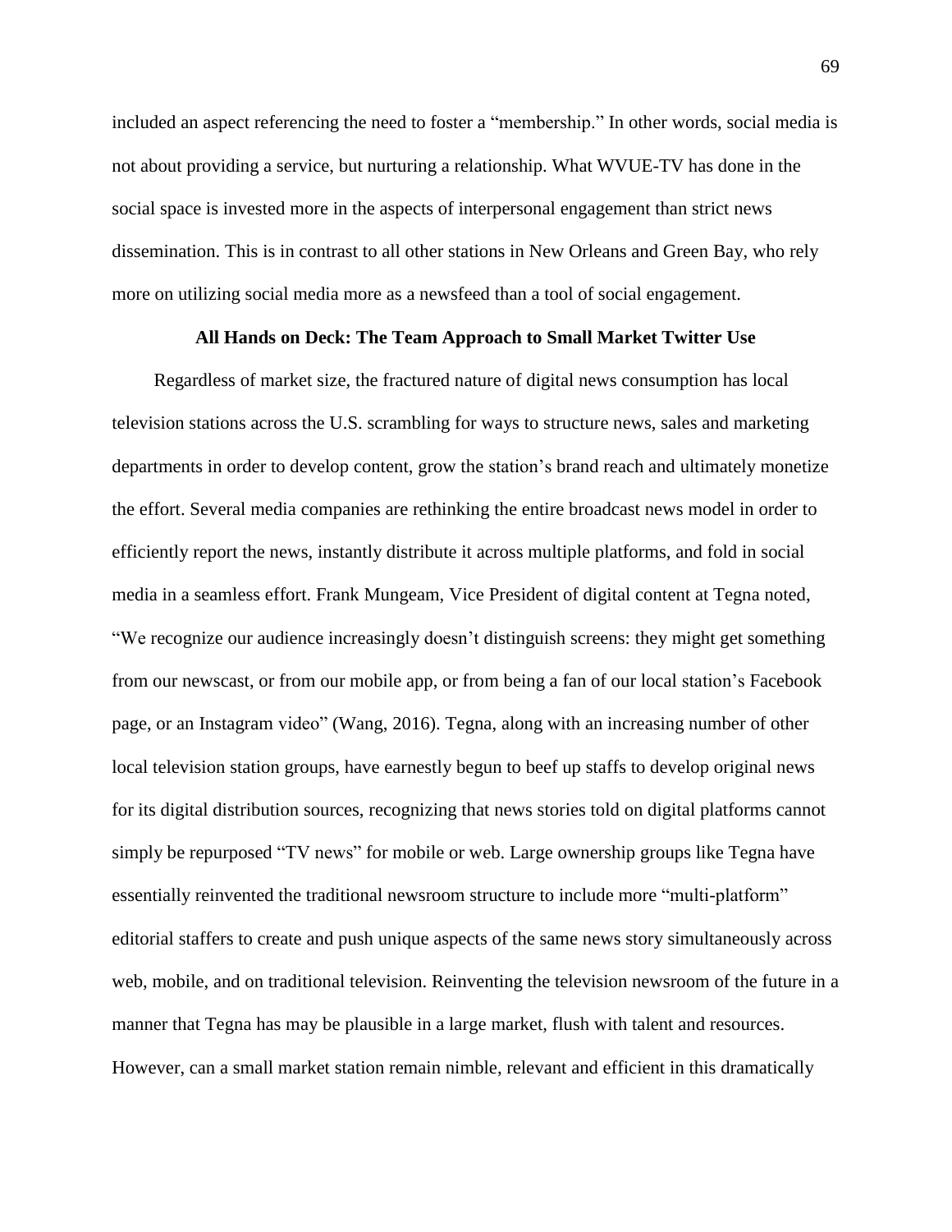included an aspect referencing the need to foster a "membership." In other words, social media is not about providing a service, but nurturing a relationship. What WVUE-TV has done in the social space is invested more in the aspects of interpersonal engagement than strict news dissemination. This is in contrast to all other stations in New Orleans and Green Bay, who rely more on utilizing social media more as a newsfeed than a tool of social engagement.

## All Hands on Deck: The Team Approach to Small Market Twitter Use

Regardless of market size, the fractured nature of digital news consumption has local television stations across the U.S. scrambling for ways to structure news, sales and marketing departments in order to develop content, grow the station's brand reach and ultimately monetize the effort. Several media companies are rethinking the entire broadcast news model in order to efficiently report the news, instantly distribute it across multiple platforms, and fold in social media in a seamless effort. Frank Mungeam, Vice President of digital content at Tegna noted, "We recognize our audience increasingly doesn't distinguish screens: they might get something from our newscast, or from our mobile app, or from being a fan of our local station's Facebook page, or an Instagram video" (Wang, 2016). Tegna, along with an increasing number of other local television station groups, have earnestly begun to beef up staffs to develop original news for its digital distribution sources, recognizing that news stories told on digital platforms cannot simply be repurposed "TV news" for mobile or web. Large ownership groups like Tegna have essentially reinvented the traditional newsroom structure to include more "multi-platform" editorial staffers to create and push unique aspects of the same news story simultaneously across web, mobile, and on traditional television. Reinventing the television newsroom of the future in a manner that Tegna has may be plausible in a large market, flush with talent and resources. However, can a small market station remain nimble, relevant and efficient in this dramatically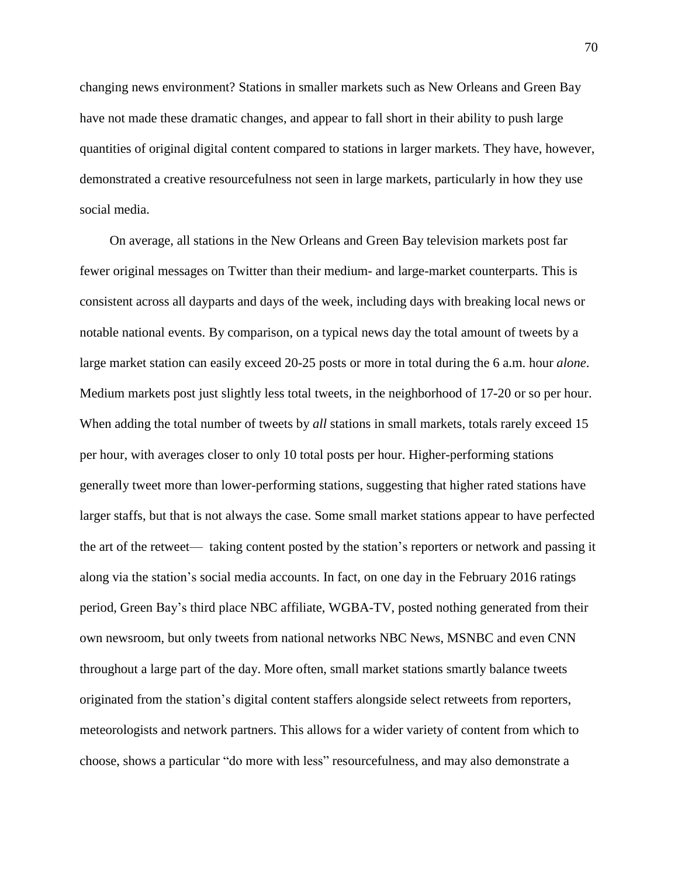changing news environment? Stations in smaller markets such as New Orleans and Green Bay have not made these dramatic changes, and appear to fall short in their ability to push large quantities of original digital content compared to stations in larger markets. They have, however, demonstrated a creative resourcefulness not seen in large markets, particularly in how they use social media.

On average, all stations in the New Orleans and Green Bay television markets post far fewer original messages on Twitter than their medium- and large-market counterparts. This is consistent across all dayparts and days of the week, including days with breaking local news or notable national events. By comparison, on a typical news day the total amount of tweets by a large market station can easily exceed 20-25 posts or more in total during the 6 a.m. hour *alone*. Medium markets post just slightly less total tweets, in the neighborhood of 17-20 or so per hour. When adding the total number of tweets by *all* stations in small markets, totals rarely exceed 15 per hour, with averages closer to only 10 total posts per hour. Higher-performing stations generally tweet more than lower-performing stations, suggesting that higher rated stations have larger staffs, but that is not always the case. Some small market stations appear to have perfected the art of the retweet— taking content posted by the station's reporters or network and passing it along via the station's social media accounts. In fact, on one day in the February 2016 ratings period, Green Bay's third place NBC affiliate, WGBA-TV, posted nothing generated from their own newsroom, but only tweets from national networks NBC News, MSNBC and even CNN throughout a large part of the day. More often, small market stations smartly balance tweets originated from the station's digital content staffers alongside select retweets from reporters, meteorologists and network partners. This allows for a wider variety of content from which to choose, shows a particular "do more with less" resourcefulness, and may also demonstrate a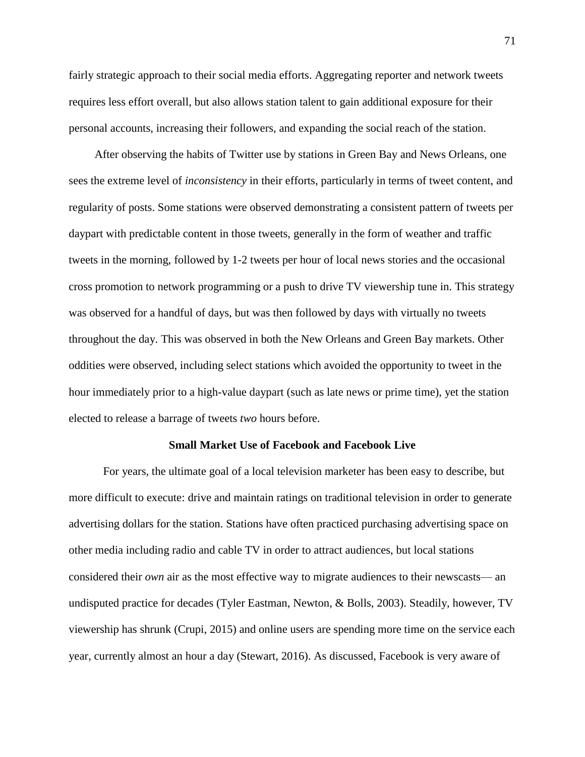fairly strategic approach to their social media efforts. Aggregating reporter and network tweets requires less effort overall, but also allows station talent to gain additional exposure for their personal accounts, increasing their followers, and expanding the social reach of the station.

After observing the habits of Twitter use by stations in Green Bay and News Orleans, one sees the extreme level of *inconsistency* in their efforts, particularly in terms of tweet content, and regularity of posts. Some stations were observed demonstrating a consistent pattern of tweets per daypart with predictable content in those tweets, generally in the form of weather and traffic tweets in the morning, followed by 1-2 tweets per hour of local news stories and the occasional cross promotion to network programming or a push to drive TV viewership tune in. This strategy was observed for a handful of days, but was then followed by days with virtually no tweets throughout the day. This was observed in both the New Orleans and Green Bay markets. Other oddities were observed, including select stations which avoided the opportunity to tweet in the hour immediately prior to a high-value daypart (such as late news or prime time), yet the station elected to release a barrage of tweets *two* hours before.

**Small Market Use of Facebook and Facebook Live**

For years, the ultimate goal of a local television marketer has been easy to describe, but more difficult to execute: drive and maintain ratings on traditional television in order to generate advertising dollars for the station. Stations have often practiced purchasing advertising space on other media including radio and cable TV in order to attract audiences, but local stations considered their *own* air as the most effective way to migrate audiences to their newscasts— an undisputed practice for decades (Tyler Eastman, Newton, & Bolls, 2003). Steadily, however, TV viewership has shrunk (Crupi, 2015) and online users are spending more time on the service each year, currently almost an hour a day (Stewart, 2016). As discussed, Facebook is very aware of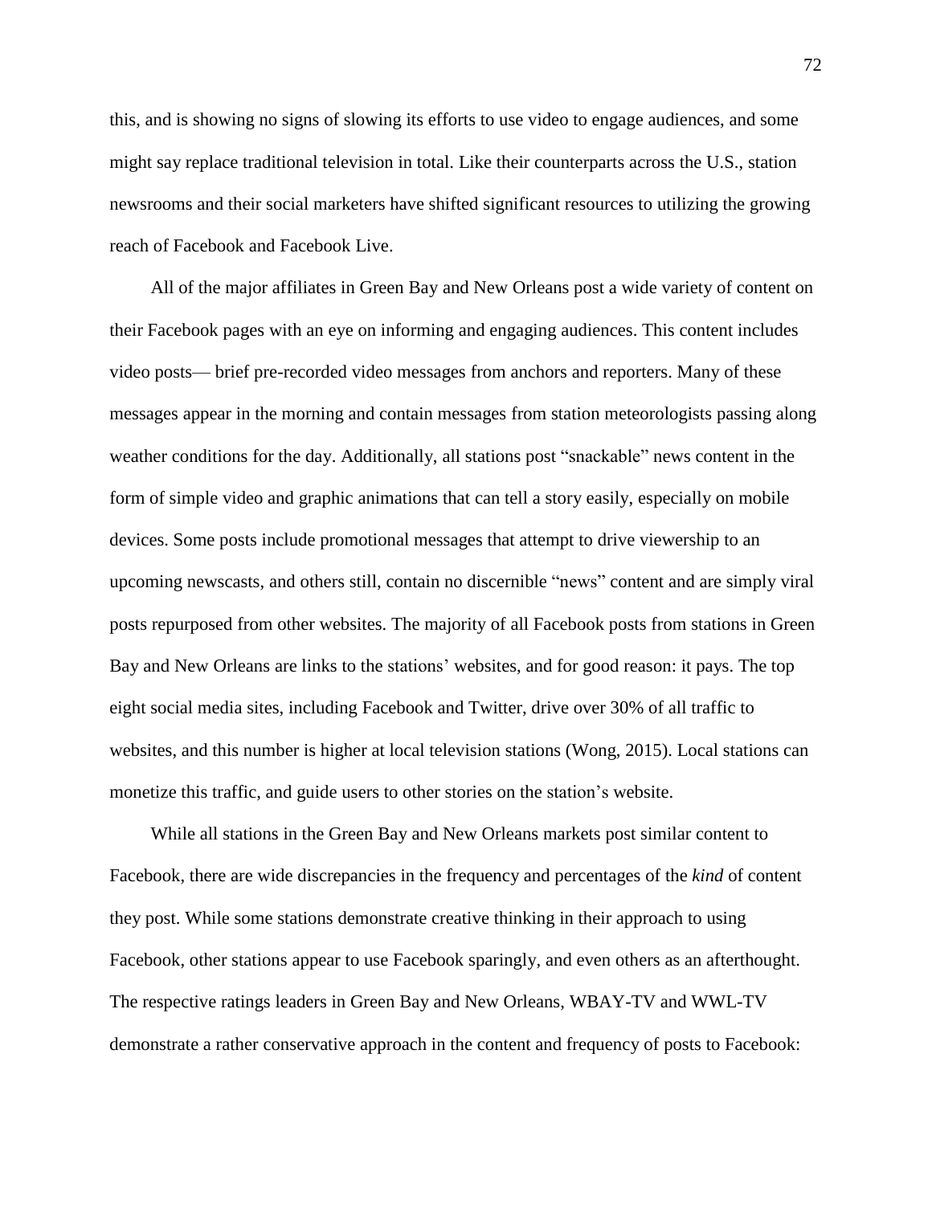this, and is showing no signs of slowing its efforts to use video to engage audiences, and some might say replace traditional television in total. Like their counterparts across the U.S., station newsrooms and their social marketers have shifted significant resources to utilizing the growing reach of Facebook and Facebook Live.

All of the major affiliates in Green Bay and New Orleans post a wide variety of content on their Facebook pages with an eye on informing and engaging audiences. This content includes video posts— brief pre-recorded video messages from anchors and reporters. Many of these messages appear in the morning and contain messages from station meteorologists passing along weather conditions for the day. Additionally, all stations post "snackable" news content in the form of simple video and graphic animations that can tell a story easily, especially on mobile devices. Some posts include promotional messages that attempt to drive viewership to an upcoming newscasts, and others still, contain no discernible "news" content and are simply viral posts repurposed from other websites. The majority of all Facebook posts from stations in Green Bay and New Orleans are links to the stations' websites, and for good reason: it pays. The top eight social media sites, including Facebook and Twitter, drive over 30% of all traffic to websites, and this number is higher at local television stations (Wong, 2015). Local stations can monetize this traffic, and guide users to other stories on the station's website.

While all stations in the Green Bay and New Orleans markets post similar content to Facebook, there are wide discrepancies in the frequency and percentages of the *kind* of content they post. While some stations demonstrate creative thinking in their approach to using Facebook, other stations appear to use Facebook sparingly, and even others as an afterthought. The respective ratings leaders in Green Bay and New Orleans, WBAY-TV and WWL-TV demonstrate a rather conservative approach in the content and frequency of posts to Facebook: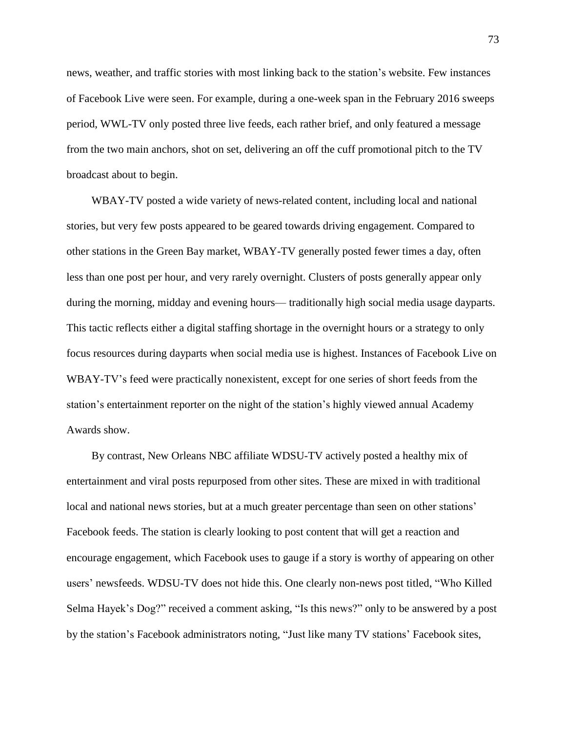news, weather, and traffic stories with most linking back to the station's website. Few instances of Facebook Live were seen. For example, during a one-week span in the February 2016 sweeps period, WWL-TV only posted three live feeds, each rather brief, and only featured a message from the two main anchors, shot on set, delivering an off the cuff promotional pitch to the TV broadcast about to begin.

WBAY-TV posted a wide variety of news-related content, including local and national stories, but very few posts appeared to be geared towards driving engagement. Compared to other stations in the Green Bay market, WBAY-TV generally posted fewer times a day, often less than one post per hour, and very rarely overnight. Clusters of posts generally appear only during the morning, midday and evening hours— traditionally high social media usage dayparts. This tactic reflects either a digital staffing shortage in the overnight hours or a strategy to only focus resources during dayparts when social media use is highest. Instances of Facebook Live on WBAY-TV's feed were practically nonexistent, except for one series of short feeds from the station's entertainment reporter on the night of the station's highly viewed annual Academy Awards show.

By contrast, New Orleans NBC affiliate WDSU-TV actively posted a healthy mix of entertainment and viral posts repurposed from other sites. These are mixed in with traditional local and national news stories, but at a much greater percentage than seen on other stations' Facebook feeds. The station is clearly looking to post content that will get a reaction and encourage engagement, which Facebook uses to gauge if a story is worthy of appearing on other users' newsfeeds. WDSU-TV does not hide this. One clearly non-news post titled, "Who Killed Selma Hayek's Dog?" received a comment asking, "Is this news?" only to be answered by a post by the station's Facebook administrators noting, "Just like many TV stations' Facebook sites,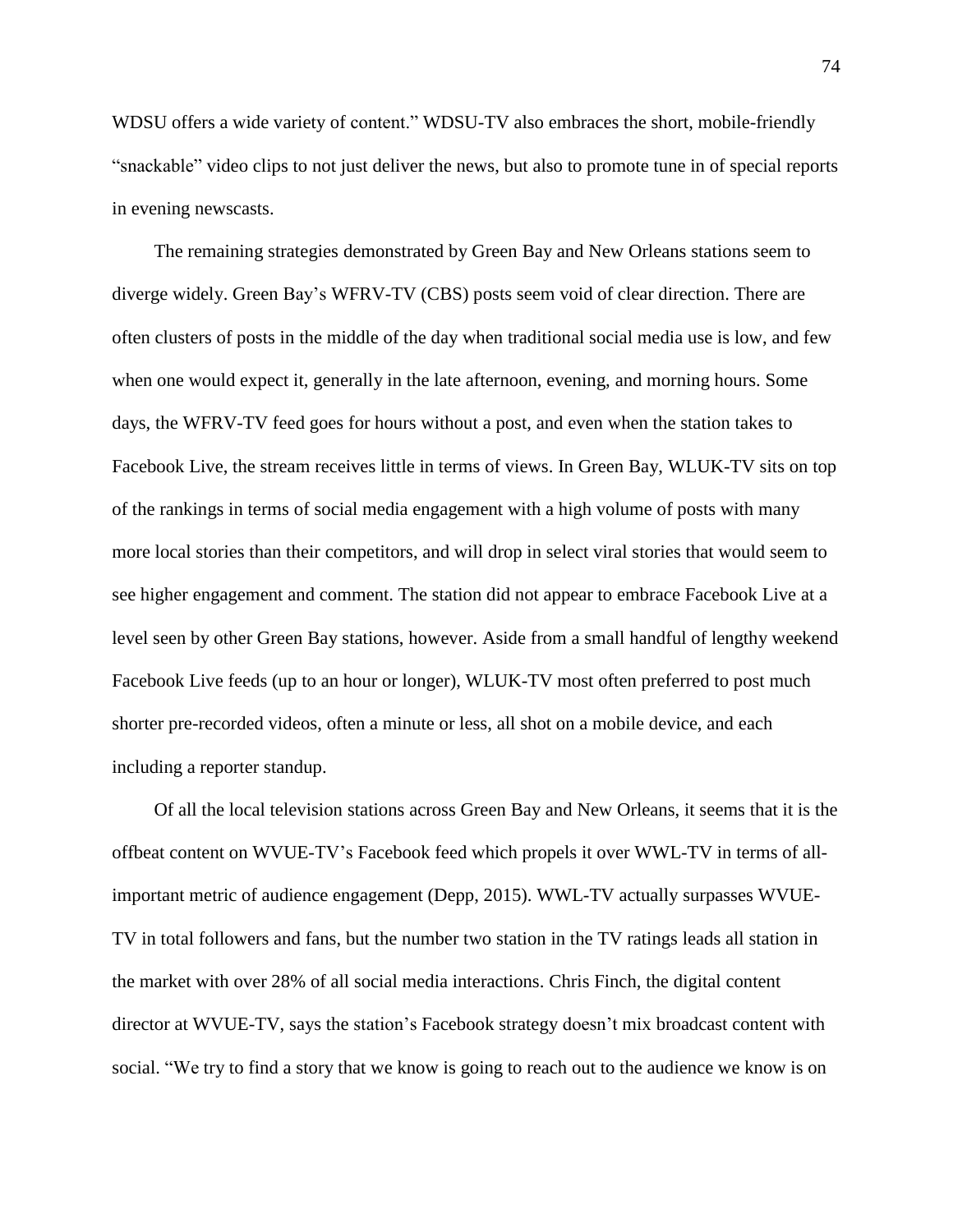WDSU offers a wide variety of content." WDSU-TV also embraces the short, mobile-friendly "snackable" video clips to not just deliver the news, but also to promote tune in of special reports in evening newscasts.

The remaining strategies demonstrated by Green Bay and New Orleans stations seem to diverge widely. Green Bay's WFRV-TV (CBS) posts seem void of clear direction. There are often clusters of posts in the middle of the day when traditional social media use is low, and few when one would expect it, generally in the late afternoon, evening, and morning hours. Some days, the WFRV-TV feed goes for hours without a post, and even when the station takes to Facebook Live, the stream receives little in terms of views. In Green Bay, WLUK-TV sits on top of the rankings in terms of social media engagement with a high volume of posts with many more local stories than their competitors, and will drop in select viral stories that would seem to see higher engagement and comment. The station did not appear to embrace Facebook Live at a level seen by other Green Bay stations, however. Aside from a small handful of lengthy weekend Facebook Live feeds (up to an hour or longer), WLUK-TV most often preferred to post much shorter pre-recorded videos, often a minute or less, all shot on a mobile device, and each including a reporter standup.

Of all the local television stations across Green Bay and New Orleans, it seems that it is the offbeat content on WVUE-TV's Facebook feed which propels it over WWL-TV in terms of all-important metric of audience engagement (Depp, 2015). WWL-TV actually surpasses WVUE-TV in total followers and fans, but the number two station in the TV ratings leads all station in the market with over 28% of all social media interactions. Chris Finch, the digital content director at WVUE-TV, says the station's Facebook strategy doesn't mix broadcast content with social. "We try to find a story that we know is going to reach out to the audience we know is on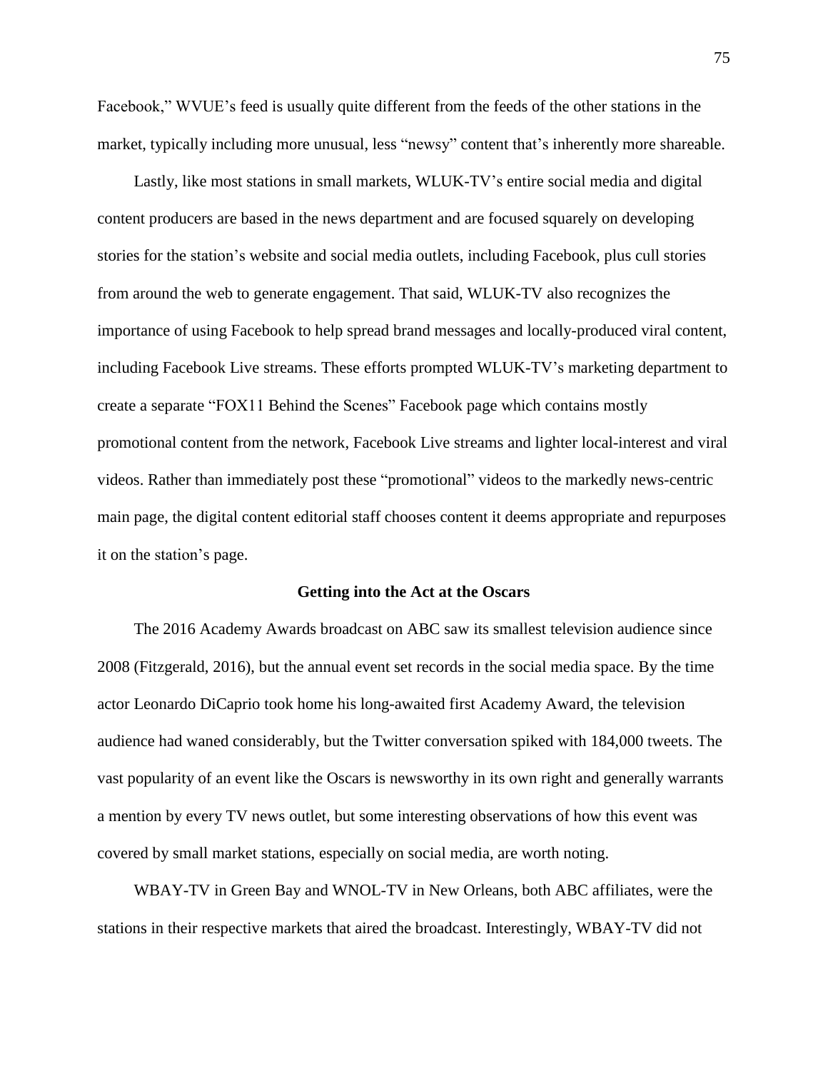Facebook," WVUE's feed is usually quite different from the feeds of the other stations in the market, typically including more unusual, less "newsy" content that's inherently more shareable.

Lastly, like most stations in small markets, WLUK-TV's entire social media and digital content producers are based in the news department and are focused squarely on developing stories for the station's website and social media outlets, including Facebook, plus cull stories from around the web to generate engagement. That said, WLUK-TV also recognizes the importance of using Facebook to help spread brand messages and locally-produced viral content, including Facebook Live streams. These efforts prompted WLUK-TV's marketing department to create a separate "FOX11 Behind the Scenes" Facebook page which contains mostly promotional content from the network, Facebook Live streams and lighter local-interest and viral videos. Rather than immediately post these "promotional" videos to the markedly news-centric main page, the digital content editorial staff chooses content it deems appropriate and repurposes it on the station's page.

**Getting into the Act at the Oscars**

The 2016 Academy Awards broadcast on ABC saw its smallest television audience since 2008 (Fitzgerald, 2016), but the annual event set records in the social media space. By the time actor Leonardo DiCaprio took home his long-awaited first Academy Award, the television audience had waned considerably, but the Twitter conversation spiked with 184,000 tweets. The vast popularity of an event like the Oscars is newsworthy in its own right and generally warrants a mention by every TV news outlet, but some interesting observations of how this event was covered by small market stations, especially on social media, are worth noting.

WBAY-TV in Green Bay and WNOL-TV in New Orleans, both ABC affiliates, were the stations in their respective markets that aired the broadcast. Interestingly, WBAY-TV did not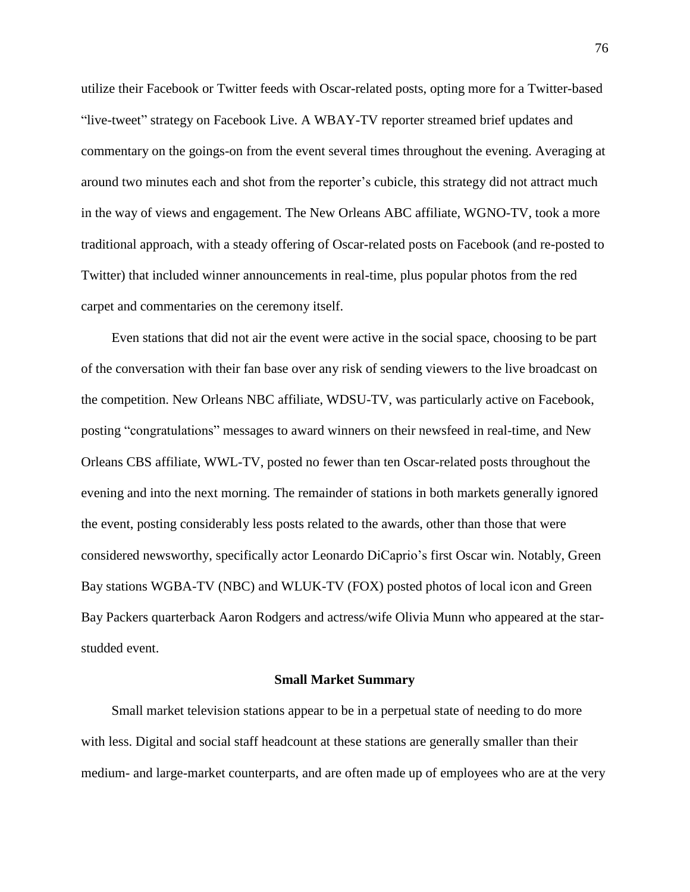utilize their Facebook or Twitter feeds with Oscar-related posts, opting more for a Twitter-based "live-tweet" strategy on Facebook Live. A WBAY-TV reporter streamed brief updates and commentary on the goings-on from the event several times throughout the evening. Averaging at around two minutes each and shot from the reporter's cubicle, this strategy did not attract much in the way of views and engagement. The New Orleans ABC affiliate, WGNO-TV, took a more traditional approach, with a steady offering of Oscar-related posts on Facebook (and re-posted to Twitter) that included winner announcements in real-time, plus popular photos from the red carpet and commentaries on the ceremony itself.

Even stations that did not air the event were active in the social space, choosing to be part of the conversation with their fan base over any risk of sending viewers to the live broadcast on the competition. New Orleans NBC affiliate, WDSU-TV, was particularly active on Facebook, posting "congratulations" messages to award winners on their newsfeed in real-time, and New Orleans CBS affiliate, WWL-TV, posted no fewer than ten Oscar-related posts throughout the evening and into the next morning. The remainder of stations in both markets generally ignored the event, posting considerably less posts related to the awards, other than those that were considered newsworthy, specifically actor Leonardo DiCaprio's first Oscar win. Notably, Green Bay stations WGBA-TV (NBC) and WLUK-TV (FOX) posted photos of local icon and Green Bay Packers quarterback Aaron Rodgers and actress/wife Olivia Munn who appeared at the star-studded event.

## Small Market Summary

Small market television stations appear to be in a perpetual state of needing to do more with less. Digital and social staff headcount at these stations are generally smaller than their medium- and large-market counterparts, and are often made up of employees who are at the very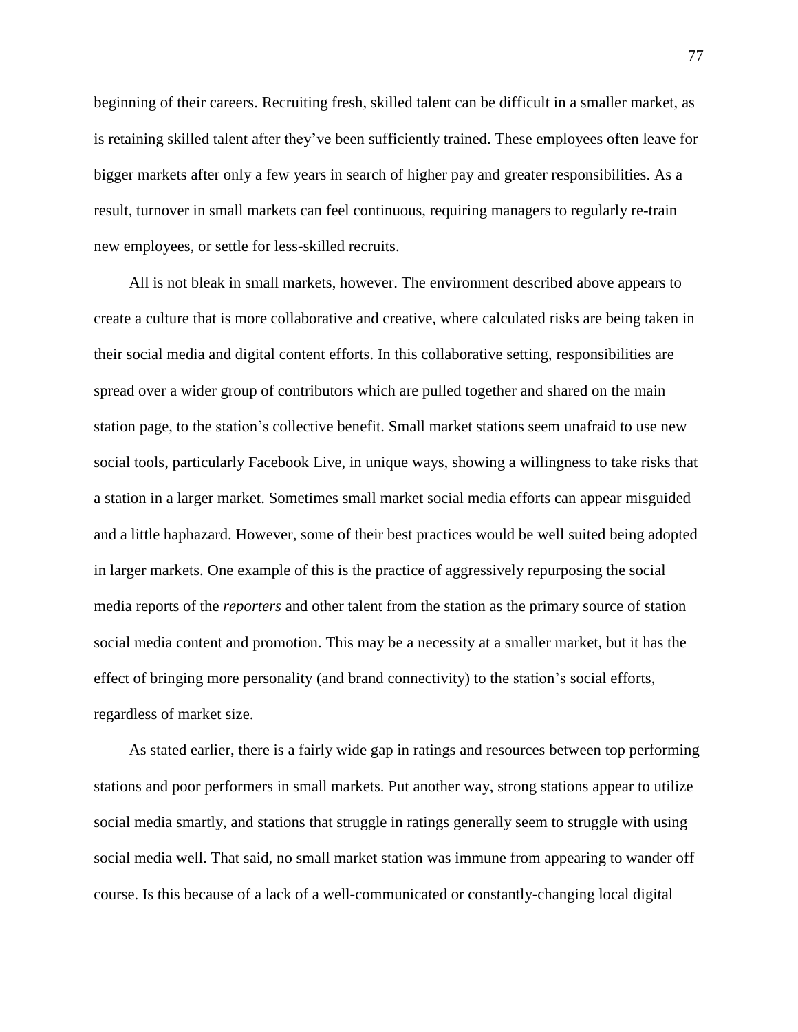beginning of their careers. Recruiting fresh, skilled talent can be difficult in a smaller market, as is retaining skilled talent after they've been sufficiently trained. These employees often leave for bigger markets after only a few years in search of higher pay and greater responsibilities. As a result, turnover in small markets can feel continuous, requiring managers to regularly re-train new employees, or settle for less-skilled recruits.

All is not bleak in small markets, however. The environment described above appears to create a culture that is more collaborative and creative, where calculated risks are being taken in their social media and digital content efforts. In this collaborative setting, responsibilities are spread over a wider group of contributors which are pulled together and shared on the main station page, to the station's collective benefit. Small market stations seem unafraid to use new social tools, particularly Facebook Live, in unique ways, showing a willingness to take risks that a station in a larger market. Sometimes small market social media efforts can appear misguided and a little haphazard. However, some of their best practices would be well suited being adopted in larger markets. One example of this is the practice of aggressively repurposing the social media reports of the *reporters* and other talent from the station as the primary source of station social media content and promotion. This may be a necessity at a smaller market, but it has the effect of bringing more personality (and brand connectivity) to the station's social efforts, regardless of market size.

As stated earlier, there is a fairly wide gap in ratings and resources between top performing stations and poor performers in small markets. Put another way, strong stations appear to utilize social media smartly, and stations that struggle in ratings generally seem to struggle with using social media well. That said, no small market station was immune from appearing to wander off course. Is this because of a lack of a well-communicated or constantly-changing local digital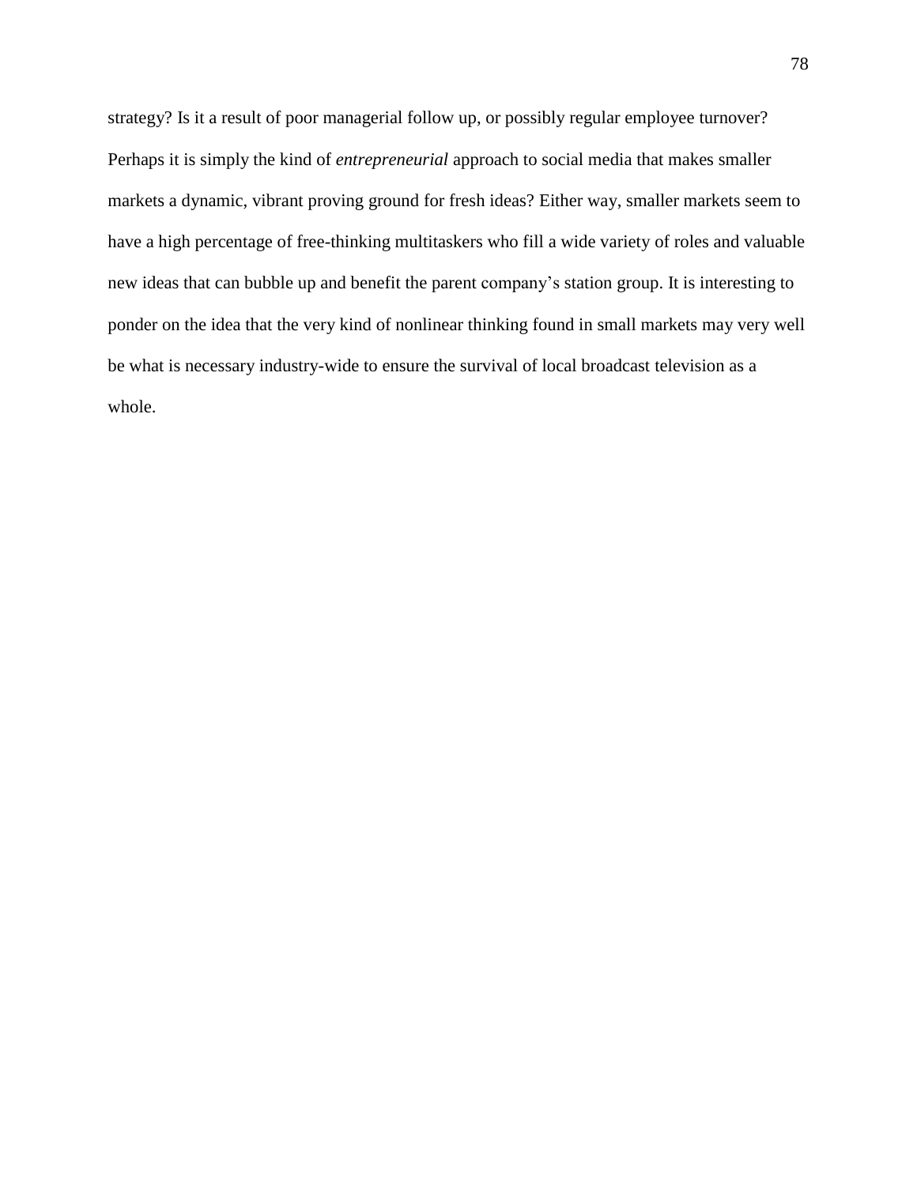strategy? Is it a result of poor managerial follow up, or possibly regular employee turnover? Perhaps it is simply the kind of *entrepreneurial* approach to social media that makes smaller markets a dynamic, vibrant proving ground for fresh ideas? Either way, smaller markets seem to have a high percentage of free-thinking multitaskers who fill a wide variety of roles and valuable new ideas that can bubble up and benefit the parent company's station group. It is interesting to ponder on the idea that the very kind of nonlinear thinking found in small markets may very well be what is necessary industry-wide to ensure the survival of local broadcast television as a whole.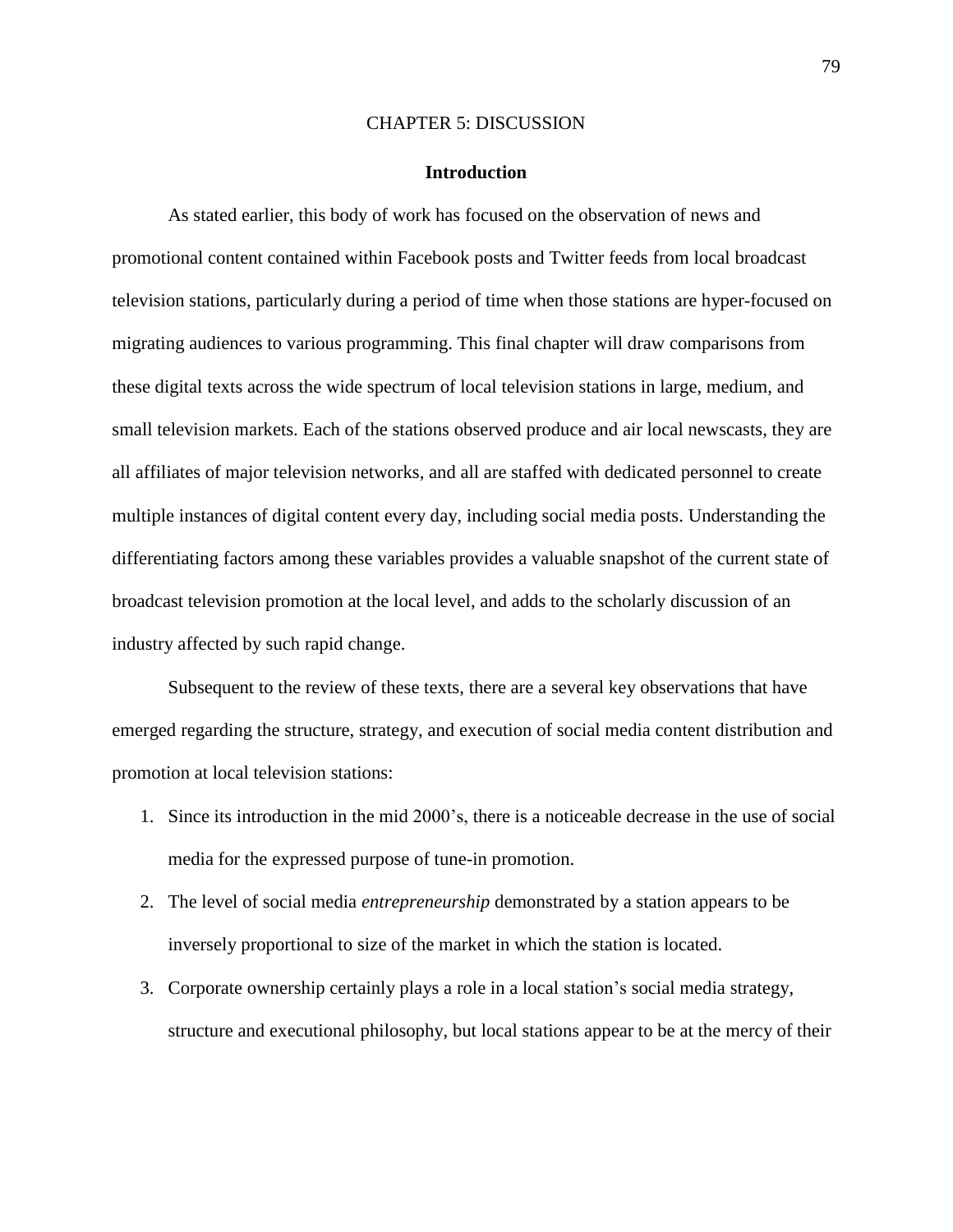# CHAPTER 5: DISCUSSION

## Introduction

As stated earlier, this body of work has focused on the observation of news and promotional content contained within Facebook posts and Twitter feeds from local broadcast television stations, particularly during a period of time when those stations are hyper-focused on migrating audiences to various programming. This final chapter will draw comparisons from these digital texts across the wide spectrum of local television stations in large, medium, and small television markets. Each of the stations observed produce and air local newscasts, they are all affiliates of major television networks, and all are staffed with dedicated personnel to create multiple instances of digital content every day, including social media posts. Understanding the differentiating factors among these variables provides a valuable snapshot of the current state of broadcast television promotion at the local level, and adds to the scholarly discussion of an industry affected by such rapid change.

Subsequent to the review of these texts, there are a several key observations that have emerged regarding the structure, strategy, and execution of social media content distribution and promotion at local television stations:

1. Since its introduction in the mid 2000's, there is a noticeable decrease in the use of social media for the expressed purpose of tune-in promotion.
2. The level of social media *entrepreneurship* demonstrated by a station appears to be inversely proportional to size of the market in which the station is located.
3. Corporate ownership certainly plays a role in a local station's social media strategy, structure and executional philosophy, but local stations appear to be at the mercy of their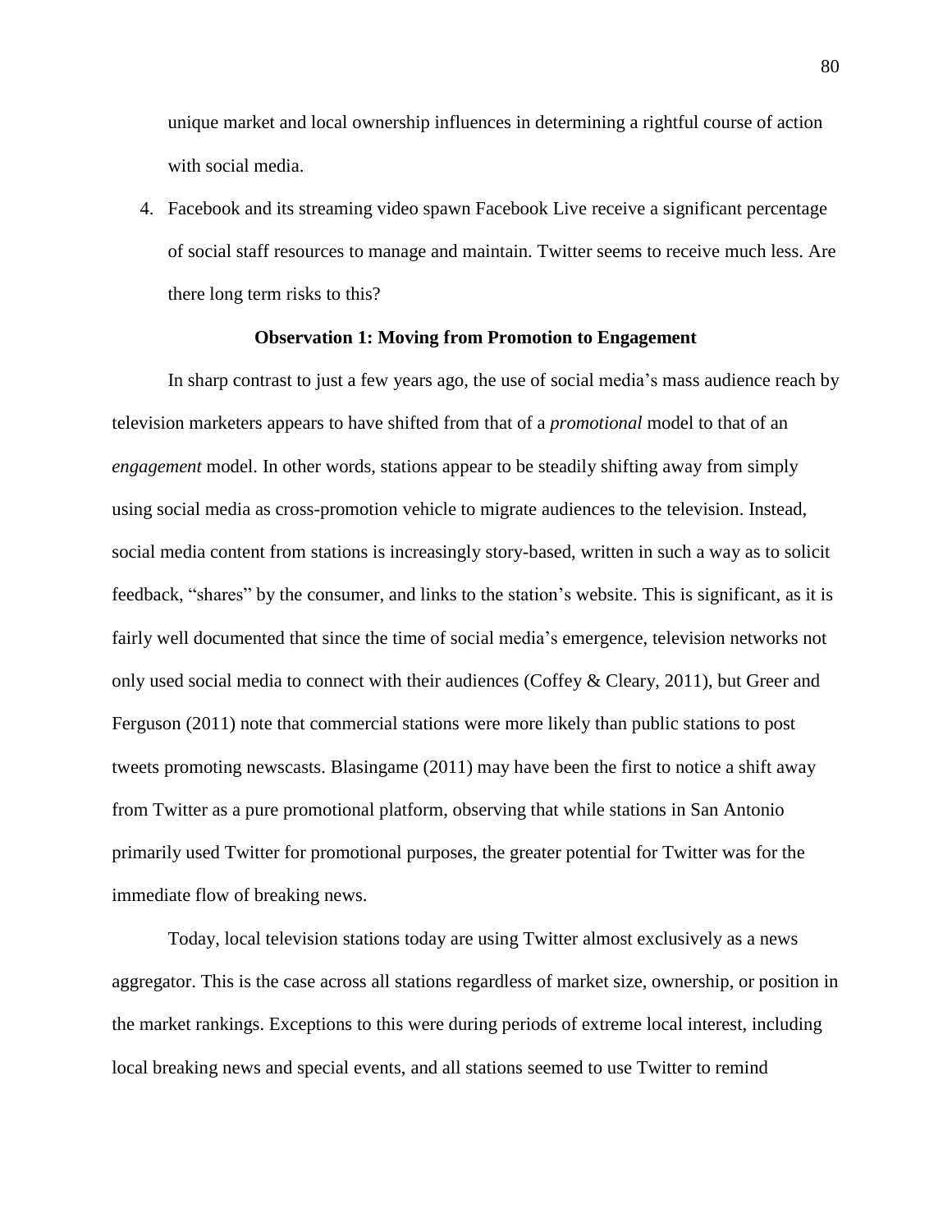unique market and local ownership influences in determining a rightful course of action with social media.

4. Facebook and its streaming video spawn Facebook Live receive a significant percentage of social staff resources to manage and maintain. Twitter seems to receive much less. Are there long term risks to this?

**Observation 1: Moving from Promotion to Engagement**

In sharp contrast to just a few years ago, the use of social media's mass audience reach by television marketers appears to have shifted from that of a *promotional* model to that of an *engagement* model. In other words, stations appear to be steadily shifting away from simply using social media as cross-promotion vehicle to migrate audiences to the television. Instead, social media content from stations is increasingly story-based, written in such a way as to solicit feedback, "shares" by the consumer, and links to the station's website. This is significant, as it is fairly well documented that since the time of social media's emergence, television networks not only used social media to connect with their audiences (Coffey & Cleary, 2011), but Greer and Ferguson (2011) note that commercial stations were more likely than public stations to post tweets promoting newscasts. Blasingame (2011) may have been the first to notice a shift away from Twitter as a pure promotional platform, observing that while stations in San Antonio primarily used Twitter for promotional purposes, the greater potential for Twitter was for the immediate flow of breaking news.

Today, local television stations today are using Twitter almost exclusively as a news aggregator. This is the case across all stations regardless of market size, ownership, or position in the market rankings. Exceptions to this were during periods of extreme local interest, including local breaking news and special events, and all stations seemed to use Twitter to remind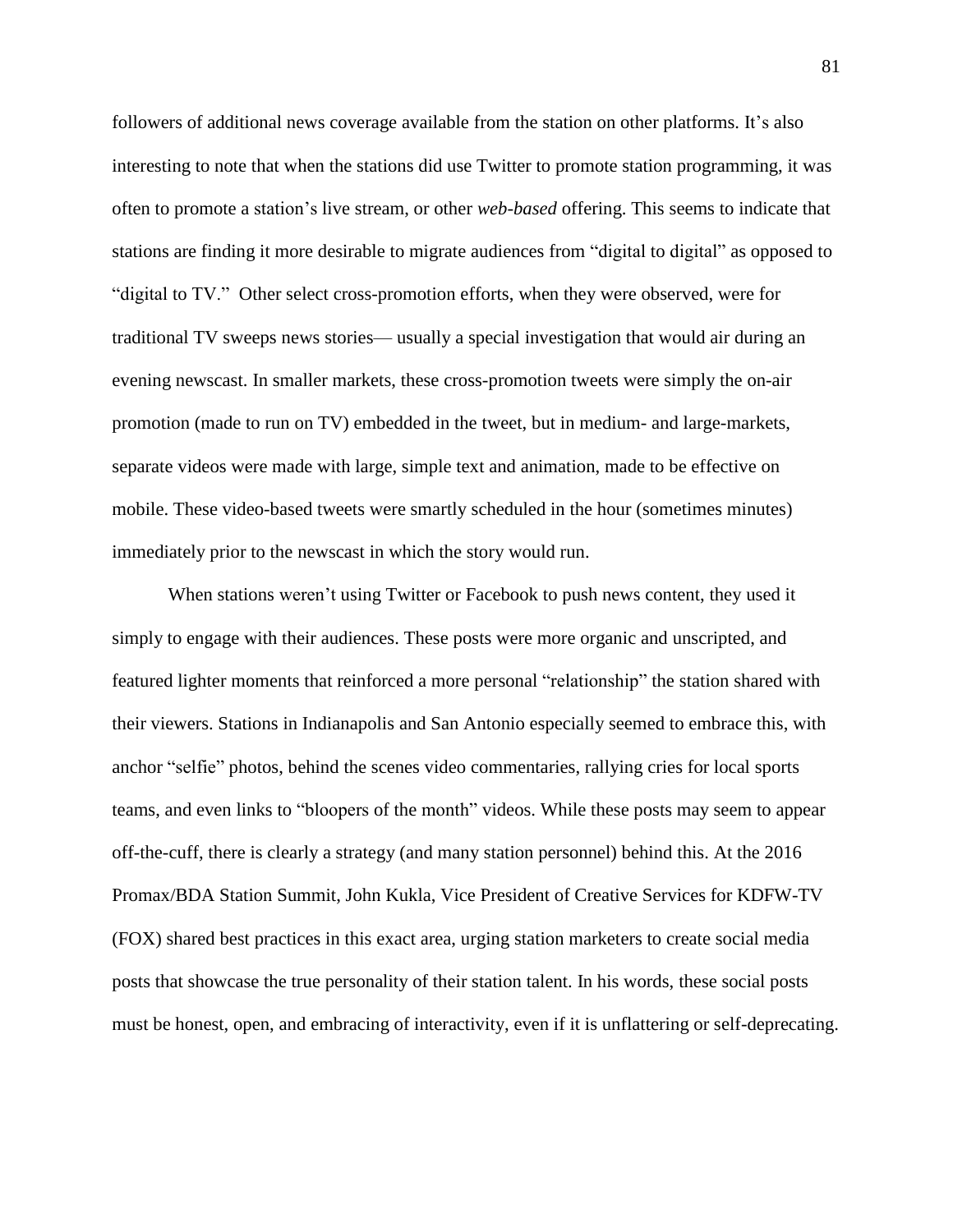followers of additional news coverage available from the station on other platforms. It's also interesting to note that when the stations did use Twitter to promote station programming, it was often to promote a station's live stream, or other *web-based* offering. This seems to indicate that stations are finding it more desirable to migrate audiences from "digital to digital" as opposed to "digital to TV." Other select cross-promotion efforts, when they were observed, were for traditional TV sweeps news stories— usually a special investigation that would air during an evening newscast. In smaller markets, these cross-promotion tweets were simply the on-air promotion (made to run on TV) embedded in the tweet, but in medium- and large-markets, separate videos were made with large, simple text and animation, made to be effective on mobile. These video-based tweets were smartly scheduled in the hour (sometimes minutes) immediately prior to the newscast in which the story would run.

When stations weren't using Twitter or Facebook to push news content, they used it simply to engage with their audiences. These posts were more organic and unscripted, and featured lighter moments that reinforced a more personal "relationship" the station shared with their viewers. Stations in Indianapolis and San Antonio especially seemed to embrace this, with anchor "selfie" photos, behind the scenes video commentaries, rallying cries for local sports teams, and even links to "bloopers of the month" videos. While these posts may seem to appear off-the-cuff, there is clearly a strategy (and many station personnel) behind this. At the 2016 Promax/BDA Station Summit, John Kukla, Vice President of Creative Services for KDFW-TV (FOX) shared best practices in this exact area, urging station marketers to create social media posts that showcase the true personality of their station talent. In his words, these social posts must be honest, open, and embracing of interactivity, even if it is unflattering or self-deprecating.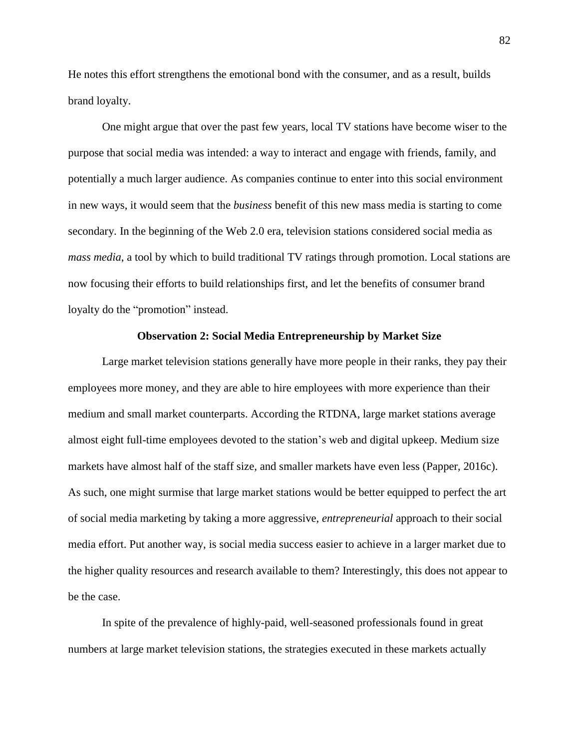He notes this effort strengthens the emotional bond with the consumer, and as a result, builds brand loyalty.

One might argue that over the past few years, local TV stations have become wiser to the purpose that social media was intended: a way to interact and engage with friends, family, and potentially a much larger audience. As companies continue to enter into this social environment in new ways, it would seem that the *business* benefit of this new mass media is starting to come secondary. In the beginning of the Web 2.0 era, television stations considered social media as *mass media*, a tool by which to build traditional TV ratings through promotion. Local stations are now focusing their efforts to build relationships first, and let the benefits of consumer brand loyalty do the "promotion" instead.

### Observation 2: Social Media Entrepreneurship by Market Size

Large market television stations generally have more people in their ranks, they pay their employees more money, and they are able to hire employees with more experience than their medium and small market counterparts. According the RTDNA, large market stations average almost eight full-time employees devoted to the station's web and digital upkeep. Medium size markets have almost half of the staff size, and smaller markets have even less (Papper, 2016c). As such, one might surmise that large market stations would be better equipped to perfect the art of social media marketing by taking a more aggressive, *entrepreneurial* approach to their social media effort. Put another way, is social media success easier to achieve in a larger market due to the higher quality resources and research available to them? Interestingly, this does not appear to be the case.

In spite of the prevalence of highly-paid, well-seasoned professionals found in great numbers at large market television stations, the strategies executed in these markets actually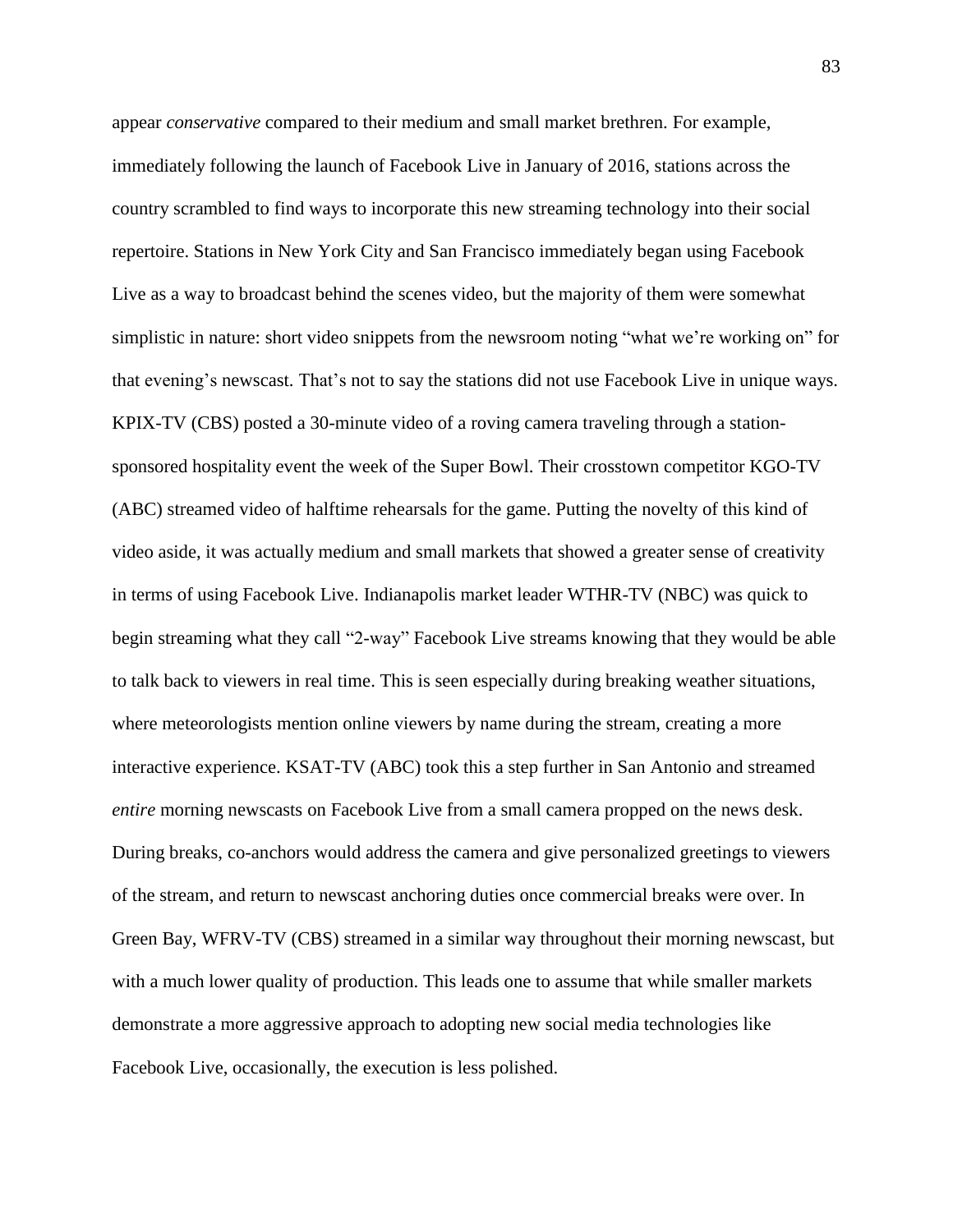appear *conservative* compared to their medium and small market brethren. For example, immediately following the launch of Facebook Live in January of 2016, stations across the country scrambled to find ways to incorporate this new streaming technology into their social repertoire. Stations in New York City and San Francisco immediately began using Facebook Live as a way to broadcast behind the scenes video, but the majority of them were somewhat simplistic in nature: short video snippets from the newsroom noting "what we're working on" for that evening's newscast. That's not to say the stations did not use Facebook Live in unique ways. KPIX-TV (CBS) posted a 30-minute video of a roving camera traveling through a station-sponsored hospitality event the week of the Super Bowl. Their crosstown competitor KGO-TV (ABC) streamed video of halftime rehearsals for the game. Putting the novelty of this kind of video aside, it was actually medium and small markets that showed a greater sense of creativity in terms of using Facebook Live. Indianapolis market leader WTHR-TV (NBC) was quick to begin streaming what they call "2-way" Facebook Live streams knowing that they would be able to talk back to viewers in real time. This is seen especially during breaking weather situations, where meteorologists mention online viewers by name during the stream, creating a more interactive experience. KSAT-TV (ABC) took this a step further in San Antonio and streamed *entire* morning newscasts on Facebook Live from a small camera propped on the news desk. During breaks, co-anchors would address the camera and give personalized greetings to viewers of the stream, and return to newscast anchoring duties once commercial breaks were over. In Green Bay, WFRV-TV (CBS) streamed in a similar way throughout their morning newscast, but with a much lower quality of production. This leads one to assume that while smaller markets demonstrate a more aggressive approach to adopting new social media technologies like Facebook Live, occasionally, the execution is less polished.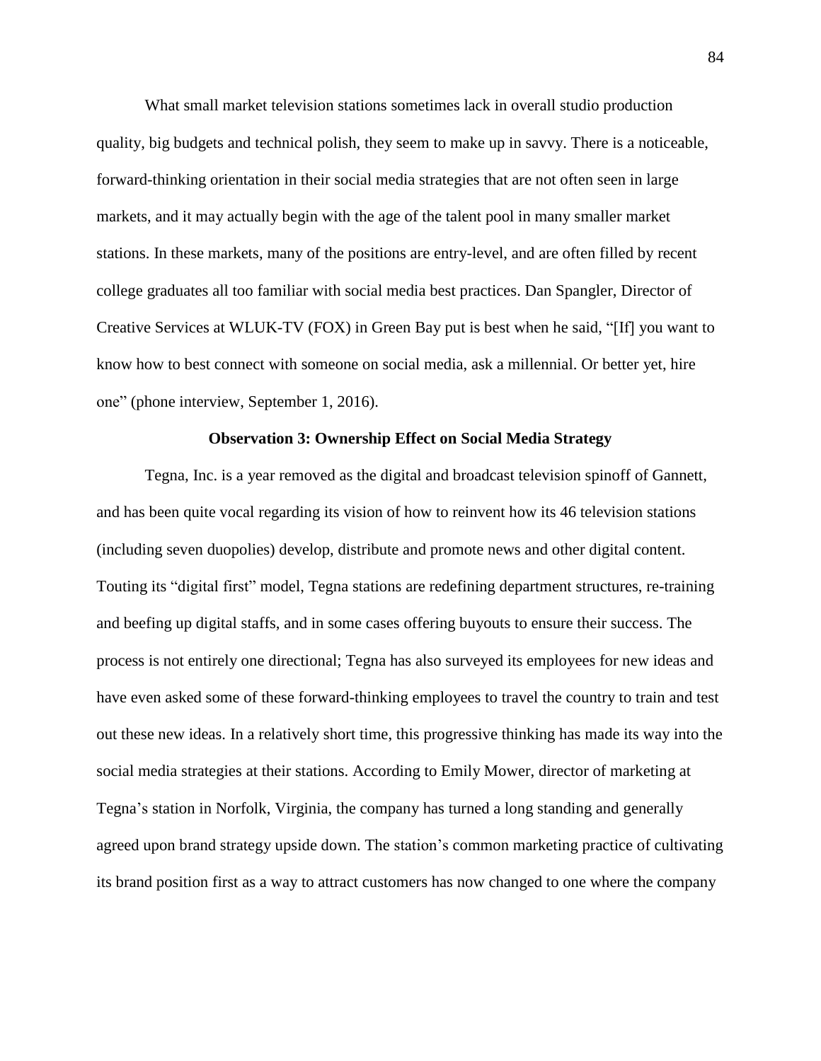What small market television stations sometimes lack in overall studio production quality, big budgets and technical polish, they seem to make up in savvy. There is a noticeable, forward-thinking orientation in their social media strategies that are not often seen in large markets, and it may actually begin with the age of the talent pool in many smaller market stations. In these markets, many of the positions are entry-level, and are often filled by recent college graduates all too familiar with social media best practices. Dan Spangler, Director of Creative Services at WLUK-TV (FOX) in Green Bay put is best when he said, "[If] you want to know how to best connect with someone on social media, ask a millennial. Or better yet, hire one" (phone interview, September 1, 2016).

**Observation 3: Ownership Effect on Social Media Strategy**

Tegna, Inc. is a year removed as the digital and broadcast television spinoff of Gannett, and has been quite vocal regarding its vision of how to reinvent how its 46 television stations (including seven duopolies) develop, distribute and promote news and other digital content. Touting its "digital first" model, Tegna stations are redefining department structures, re-training and beefing up digital staffs, and in some cases offering buyouts to ensure their success. The process is not entirely one directional; Tegna has also surveyed its employees for new ideas and have even asked some of these forward-thinking employees to travel the country to train and test out these new ideas. In a relatively short time, this progressive thinking has made its way into the social media strategies at their stations. According to Emily Mower, director of marketing at Tegna's station in Norfolk, Virginia, the company has turned a long standing and generally agreed upon brand strategy upside down. The station's common marketing practice of cultivating its brand position first as a way to attract customers has now changed to one where the company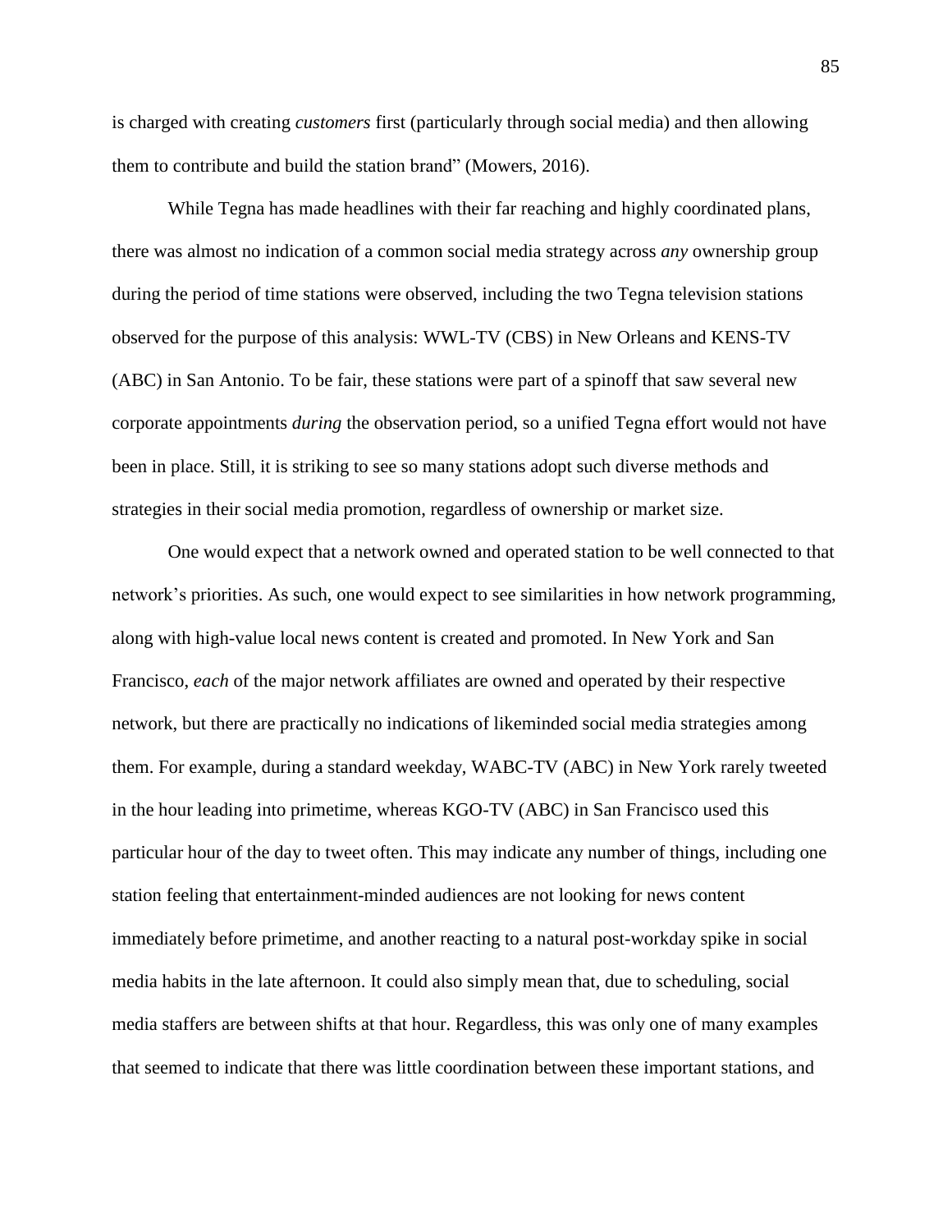is charged with creating *customers* first (particularly through social media) and then allowing them to contribute and build the station brand" (Mowers, 2016).

While Tegna has made headlines with their far reaching and highly coordinated plans, there was almost no indication of a common social media strategy across *any* ownership group during the period of time stations were observed, including the two Tegna television stations observed for the purpose of this analysis: WWL-TV (CBS) in New Orleans and KENS-TV (ABC) in San Antonio. To be fair, these stations were part of a spinoff that saw several new corporate appointments *during* the observation period, so a unified Tegna effort would not have been in place. Still, it is striking to see so many stations adopt such diverse methods and strategies in their social media promotion, regardless of ownership or market size.

One would expect that a network owned and operated station to be well connected to that network's priorities. As such, one would expect to see similarities in how network programming, along with high-value local news content is created and promoted. In New York and San Francisco, *each* of the major network affiliates are owned and operated by their respective network, but there are practically no indications of likeminded social media strategies among them. For example, during a standard weekday, WABC-TV (ABC) in New York rarely tweeted in the hour leading into primetime, whereas KGO-TV (ABC) in San Francisco used this particular hour of the day to tweet often. This may indicate any number of things, including one station feeling that entertainment-minded audiences are not looking for news content immediately before primetime, and another reacting to a natural post-workday spike in social media habits in the late afternoon. It could also simply mean that, due to scheduling, social media staffers are between shifts at that hour. Regardless, this was only one of many examples that seemed to indicate that there was little coordination between these important stations, and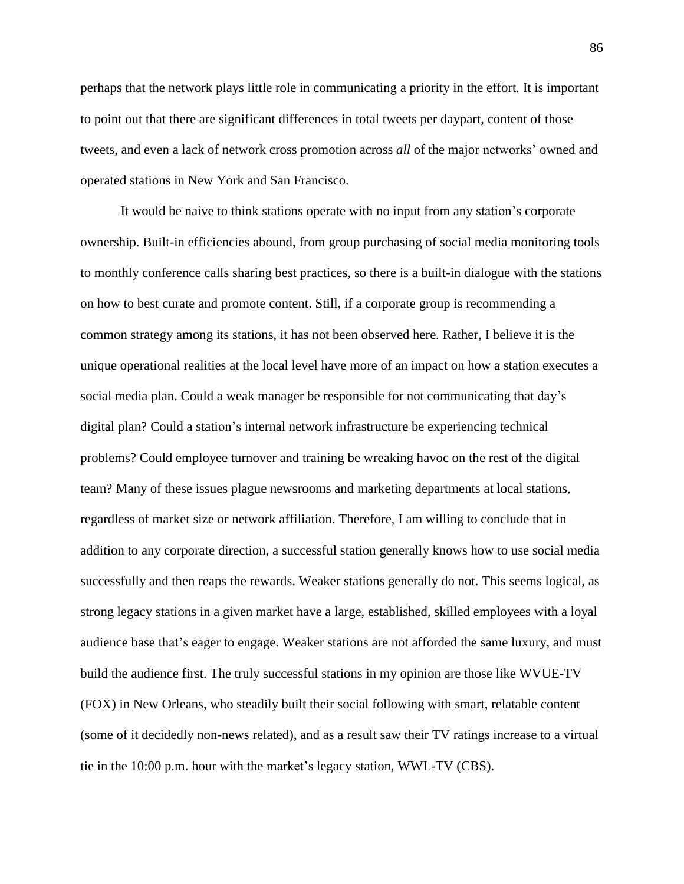perhaps that the network plays little role in communicating a priority in the effort. It is important to point out that there are significant differences in total tweets per daypart, content of those tweets, and even a lack of network cross promotion across *all* of the major networks' owned and operated stations in New York and San Francisco.

It would be naive to think stations operate with no input from any station's corporate ownership. Built-in efficiencies abound, from group purchasing of social media monitoring tools to monthly conference calls sharing best practices, so there is a built-in dialogue with the stations on how to best curate and promote content. Still, if a corporate group is recommending a common strategy among its stations, it has not been observed here. Rather, I believe it is the unique operational realities at the local level have more of an impact on how a station executes a social media plan. Could a weak manager be responsible for not communicating that day's digital plan? Could a station's internal network infrastructure be experiencing technical problems? Could employee turnover and training be wreaking havoc on the rest of the digital team? Many of these issues plague newsrooms and marketing departments at local stations, regardless of market size or network affiliation. Therefore, I am willing to conclude that in addition to any corporate direction, a successful station generally knows how to use social media successfully and then reaps the rewards. Weaker stations generally do not. This seems logical, as strong legacy stations in a given market have a large, established, skilled employees with a loyal audience base that's eager to engage. Weaker stations are not afforded the same luxury, and must build the audience first. The truly successful stations in my opinion are those like WVUE-TV (FOX) in New Orleans, who steadily built their social following with smart, relatable content (some of it decidedly non-news related), and as a result saw their TV ratings increase to a virtual tie in the 10:00 p.m. hour with the market's legacy station, WWL-TV (CBS).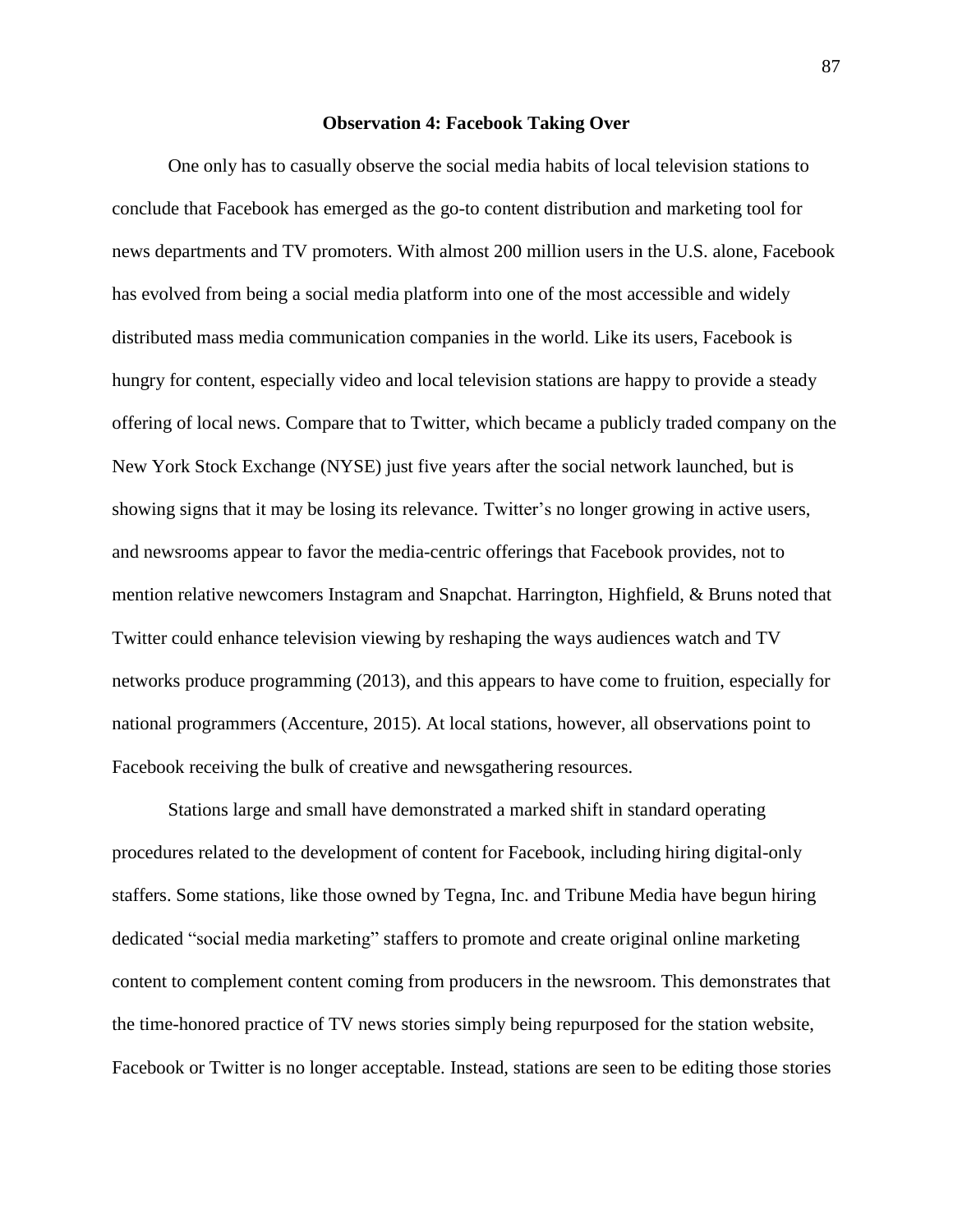**Observation 4: Facebook Taking Over**

One only has to casually observe the social media habits of local television stations to conclude that Facebook has emerged as the go-to content distribution and marketing tool for news departments and TV promoters. With almost 200 million users in the U.S. alone, Facebook has evolved from being a social media platform into one of the most accessible and widely distributed mass media communication companies in the world. Like its users, Facebook is hungry for content, especially video and local television stations are happy to provide a steady offering of local news. Compare that to Twitter, which became a publicly traded company on the New York Stock Exchange (NYSE) just five years after the social network launched, but is showing signs that it may be losing its relevance. Twitter's no longer growing in active users, and newsrooms appear to favor the media-centric offerings that Facebook provides, not to mention relative newcomers Instagram and Snapchat. Harrington, Highfield, & Bruns noted that Twitter could enhance television viewing by reshaping the ways audiences watch and TV networks produce programming (2013), and this appears to have come to fruition, especially for national programmers (Accenture, 2015). At local stations, however, all observations point to Facebook receiving the bulk of creative and newsgathering resources.

Stations large and small have demonstrated a marked shift in standard operating procedures related to the development of content for Facebook, including hiring digital-only staffers. Some stations, like those owned by Tegna, Inc. and Tribune Media have begun hiring dedicated "social media marketing" staffers to promote and create original online marketing content to complement content coming from producers in the newsroom. This demonstrates that the time-honored practice of TV news stories simply being repurposed for the station website, Facebook or Twitter is no longer acceptable. Instead, stations are seen to be editing those stories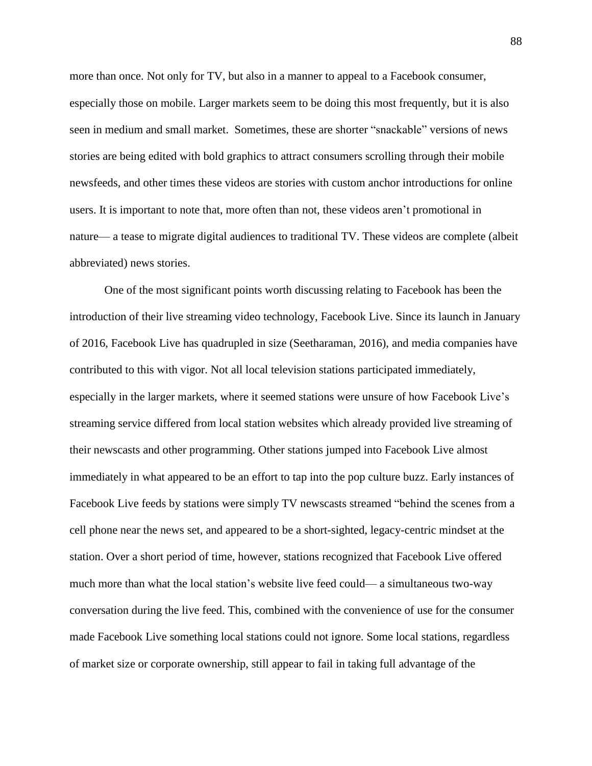more than once. Not only for TV, but also in a manner to appeal to a Facebook consumer, especially those on mobile. Larger markets seem to be doing this most frequently, but it is also seen in medium and small market. Sometimes, these are shorter "snackable" versions of news stories are being edited with bold graphics to attract consumers scrolling through their mobile newsfeeds, and other times these videos are stories with custom anchor introductions for online users. It is important to note that, more often than not, these videos aren't promotional in nature— a tease to migrate digital audiences to traditional TV. These videos are complete (albeit abbreviated) news stories.

One of the most significant points worth discussing relating to Facebook has been the introduction of their live streaming video technology, Facebook Live. Since its launch in January of 2016, Facebook Live has quadrupled in size (Seetharaman, 2016), and media companies have contributed to this with vigor. Not all local television stations participated immediately, especially in the larger markets, where it seemed stations were unsure of how Facebook Live's streaming service differed from local station websites which already provided live streaming of their newscasts and other programming. Other stations jumped into Facebook Live almost immediately in what appeared to be an effort to tap into the pop culture buzz. Early instances of Facebook Live feeds by stations were simply TV newscasts streamed "behind the scenes from a cell phone near the news set, and appeared to be a short-sighted, legacy-centric mindset at the station. Over a short period of time, however, stations recognized that Facebook Live offered much more than what the local station's website live feed could— a simultaneous two-way conversation during the live feed. This, combined with the convenience of use for the consumer made Facebook Live something local stations could not ignore. Some local stations, regardless of market size or corporate ownership, still appear to fail in taking full advantage of the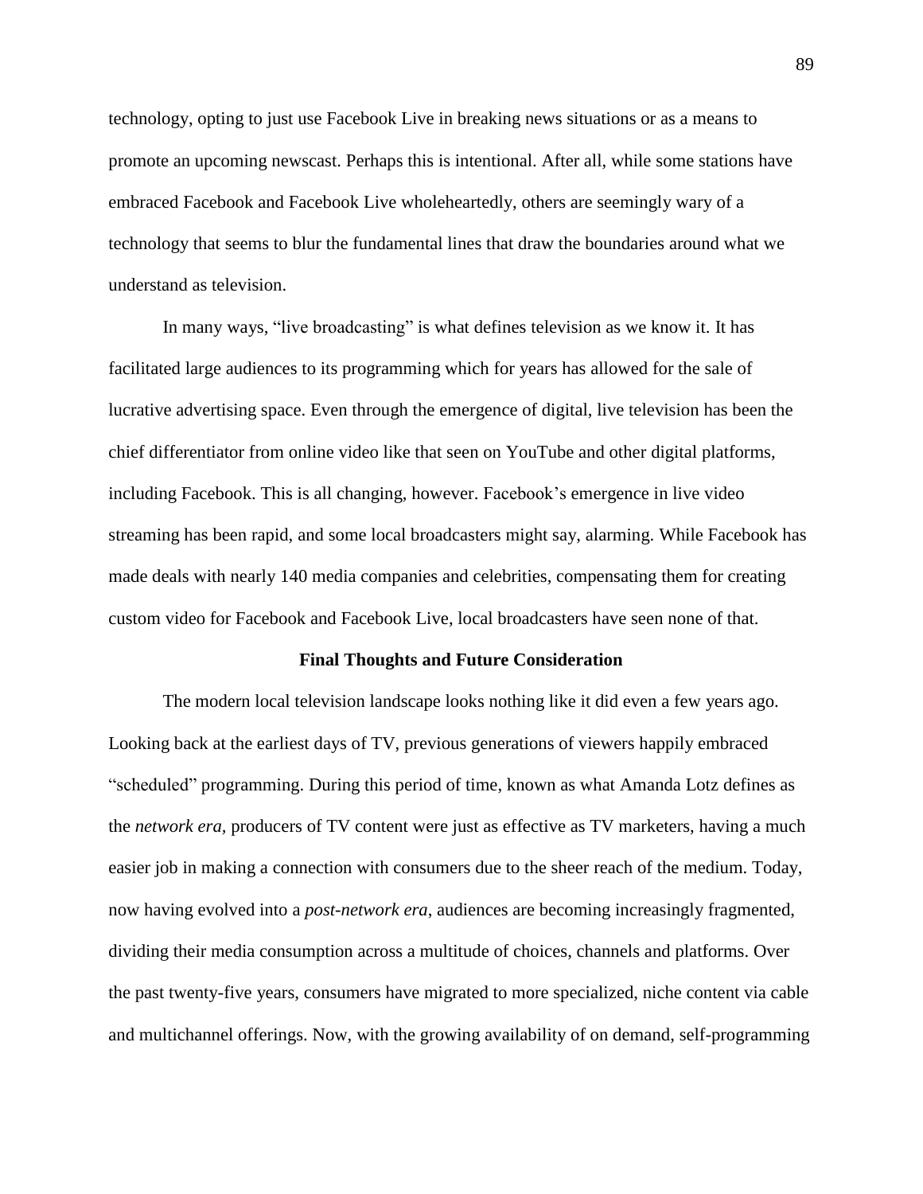technology, opting to just use Facebook Live in breaking news situations or as a means to promote an upcoming newscast. Perhaps this is intentional. After all, while some stations have embraced Facebook and Facebook Live wholeheartedly, others are seemingly wary of a technology that seems to blur the fundamental lines that draw the boundaries around what we understand as television.

In many ways, "live broadcasting" is what defines television as we know it. It has facilitated large audiences to its programming which for years has allowed for the sale of lucrative advertising space. Even through the emergence of digital, live television has been the chief differentiator from online video like that seen on YouTube and other digital platforms, including Facebook. This is all changing, however. Facebook's emergence in live video streaming has been rapid, and some local broadcasters might say, alarming. While Facebook has made deals with nearly 140 media companies and celebrities, compensating them for creating custom video for Facebook and Facebook Live, local broadcasters have seen none of that.

## Final Thoughts and Future Consideration

The modern local television landscape looks nothing like it did even a few years ago. Looking back at the earliest days of TV, previous generations of viewers happily embraced "scheduled" programming. During this period of time, known as what Amanda Lotz defines as the *network era,* producers of TV content were just as effective as TV marketers, having a much easier job in making a connection with consumers due to the sheer reach of the medium. Today, now having evolved into a *post-network era*, audiences are becoming increasingly fragmented, dividing their media consumption across a multitude of choices, channels and platforms. Over the past twenty-five years, consumers have migrated to more specialized, niche content via cable and multichannel offerings. Now, with the growing availability of on demand, self-programming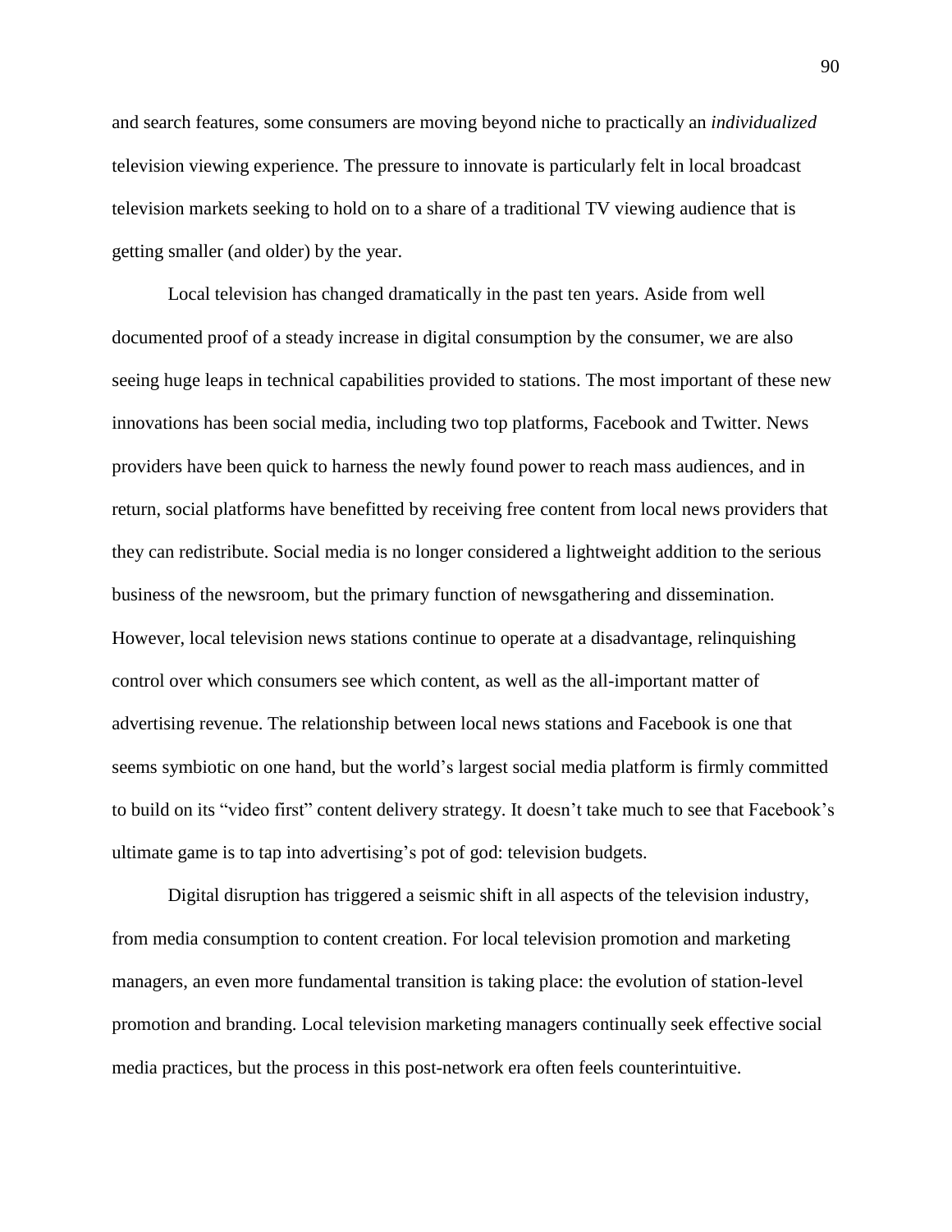and search features, some consumers are moving beyond niche to practically an *individualized* television viewing experience. The pressure to innovate is particularly felt in local broadcast television markets seeking to hold on to a share of a traditional TV viewing audience that is getting smaller (and older) by the year.

Local television has changed dramatically in the past ten years. Aside from well documented proof of a steady increase in digital consumption by the consumer, we are also seeing huge leaps in technical capabilities provided to stations. The most important of these new innovations has been social media, including two top platforms, Facebook and Twitter. News providers have been quick to harness the newly found power to reach mass audiences, and in return, social platforms have benefitted by receiving free content from local news providers that they can redistribute. Social media is no longer considered a lightweight addition to the serious business of the newsroom, but the primary function of newsgathering and dissemination. However, local television news stations continue to operate at a disadvantage, relinquishing control over which consumers see which content, as well as the all-important matter of advertising revenue. The relationship between local news stations and Facebook is one that seems symbiotic on one hand, but the world's largest social media platform is firmly committed to build on its "video first" content delivery strategy. It doesn't take much to see that Facebook's ultimate game is to tap into advertising's pot of god: television budgets.

Digital disruption has triggered a seismic shift in all aspects of the television industry, from media consumption to content creation. For local television promotion and marketing managers, an even more fundamental transition is taking place: the evolution of station-level promotion and branding. Local television marketing managers continually seek effective social media practices, but the process in this post-network era often feels counterintuitive.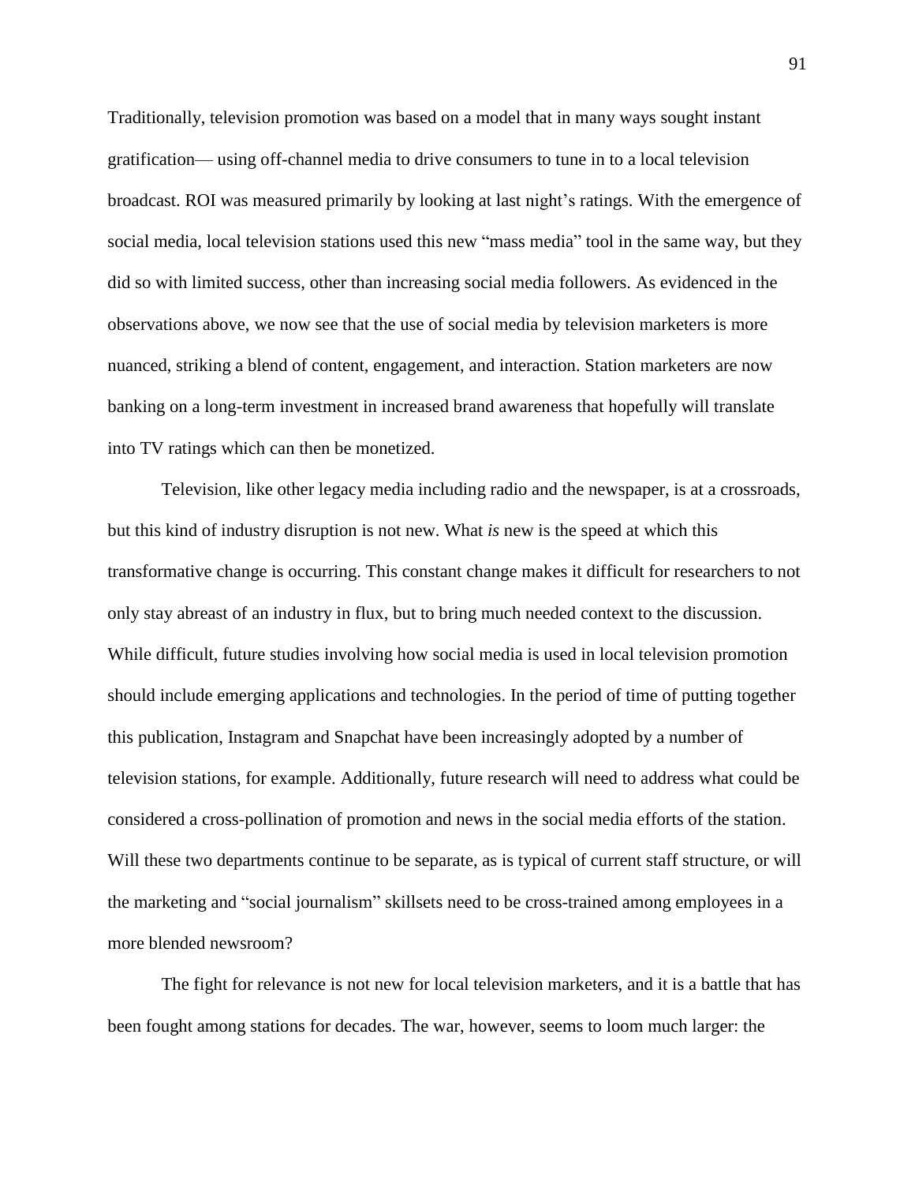Traditionally, television promotion was based on a model that in many ways sought instant gratification— using off-channel media to drive consumers to tune in to a local television broadcast. ROI was measured primarily by looking at last night's ratings. With the emergence of social media, local television stations used this new "mass media" tool in the same way, but they did so with limited success, other than increasing social media followers. As evidenced in the observations above, we now see that the use of social media by television marketers is more nuanced, striking a blend of content, engagement, and interaction. Station marketers are now banking on a long-term investment in increased brand awareness that hopefully will translate into TV ratings which can then be monetized.

Television, like other legacy media including radio and the newspaper, is at a crossroads, but this kind of industry disruption is not new. What *is* new is the speed at which this transformative change is occurring. This constant change makes it difficult for researchers to not only stay abreast of an industry in flux, but to bring much needed context to the discussion. While difficult, future studies involving how social media is used in local television promotion should include emerging applications and technologies. In the period of time of putting together this publication, Instagram and Snapchat have been increasingly adopted by a number of television stations, for example. Additionally, future research will need to address what could be considered a cross-pollination of promotion and news in the social media efforts of the station. Will these two departments continue to be separate, as is typical of current staff structure, or will the marketing and "social journalism" skillsets need to be cross-trained among employees in a more blended newsroom?

The fight for relevance is not new for local television marketers, and it is a battle that has been fought among stations for decades. The war, however, seems to loom much larger: the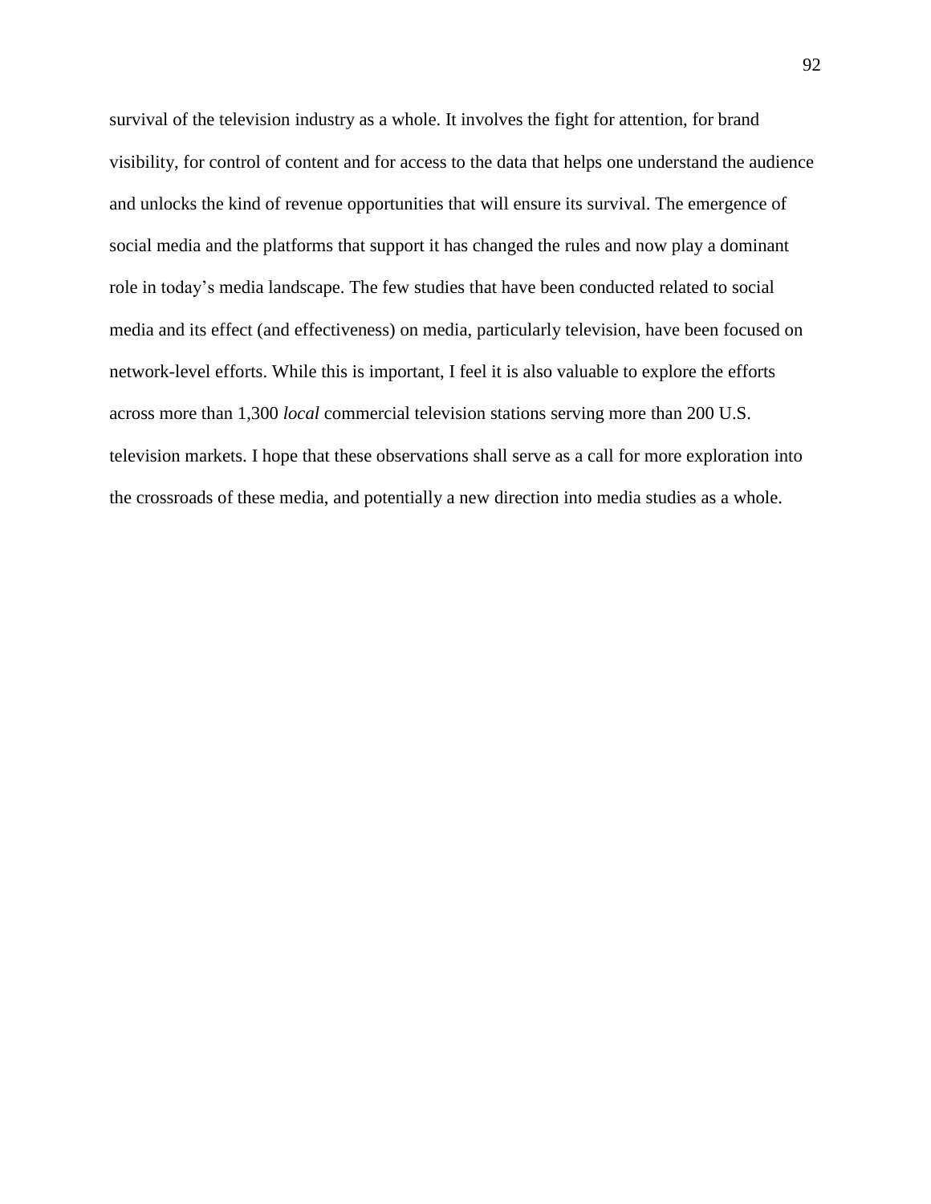survival of the television industry as a whole. It involves the fight for attention, for brand visibility, for control of content and for access to the data that helps one understand the audience and unlocks the kind of revenue opportunities that will ensure its survival. The emergence of social media and the platforms that support it has changed the rules and now play a dominant role in today's media landscape. The few studies that have been conducted related to social media and its effect (and effectiveness) on media, particularly television, have been focused on network-level efforts. While this is important, I feel it is also valuable to explore the efforts across more than 1,300 *local* commercial television stations serving more than 200 U.S. television markets. I hope that these observations shall serve as a call for more exploration into the crossroads of these media, and potentially a new direction into media studies as a whole.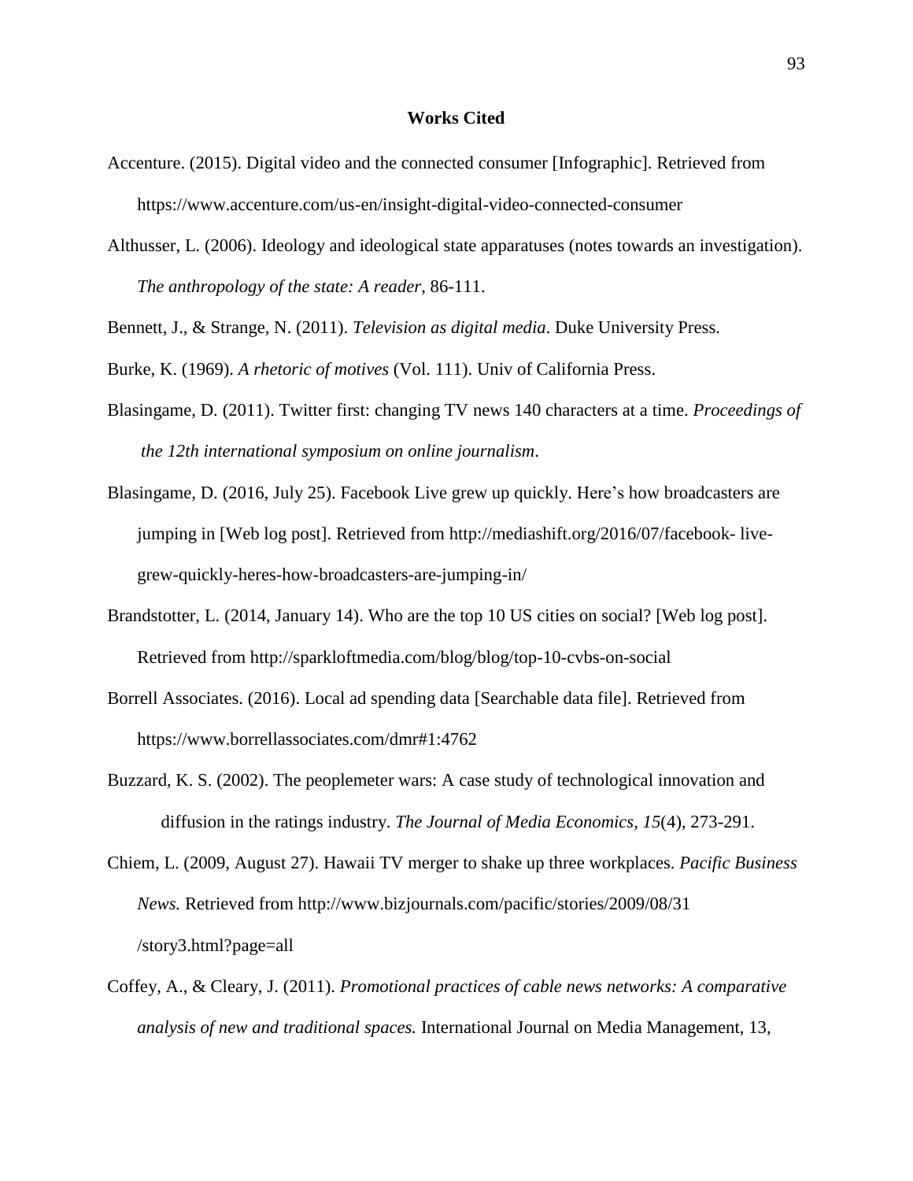**Works Cited**

Accenture. (2015). Digital video and the connected consumer [Infographic]. Retrieved from https://www.accenture.com/us-en/insight-digital-video-connected-consumer

Althusser, L. (2006). Ideology and ideological state apparatuses (notes towards an investigation). *The anthropology of the state: A reader*, 86-111.

Bennett, J., & Strange, N. (2011). *Television as digital media*. Duke University Press.

Burke, K. (1969). *A rhetoric of motives* (Vol. 111). Univ of California Press.

Blasingame, D. (2011). Twitter first: changing TV news 140 characters at a time. *Proceedings of the 12th international symposium on online journalism*.

Blasingame, D. (2016, July 25). Facebook Live grew up quickly. Here's how broadcasters are jumping in [Web log post]. Retrieved from http://mediashift.org/2016/07/facebook- live-grew-quickly-heres-how-broadcasters-are-jumping-in/

Brandstotter, L. (2014, January 14). Who are the top 10 US cities on social? [Web log post]. Retrieved from http://sparkloftmedia.com/blog/blog/top-10-cvbs-on-social

Borrell Associates. (2016). Local ad spending data [Searchable data file]. Retrieved from https://www.borrellassociates.com/dmr#1:4762

Buzzard, K. S. (2002). The peoplemeter wars: A case study of technological innovation and diffusion in the ratings industry. *The Journal of Media Economics*, *15*(4), 273-291.

Chiem, L. (2009, August 27). Hawaii TV merger to shake up three workplaces. *Pacific Business News.* Retrieved from http://www.bizjournals.com/pacific/stories/2009/08/31 /story3.html?page=all

Coffey, A., & Cleary, J. (2011). *Promotional practices of cable news networks: A comparative analysis of new and traditional spaces.* International Journal on Media Management, 13,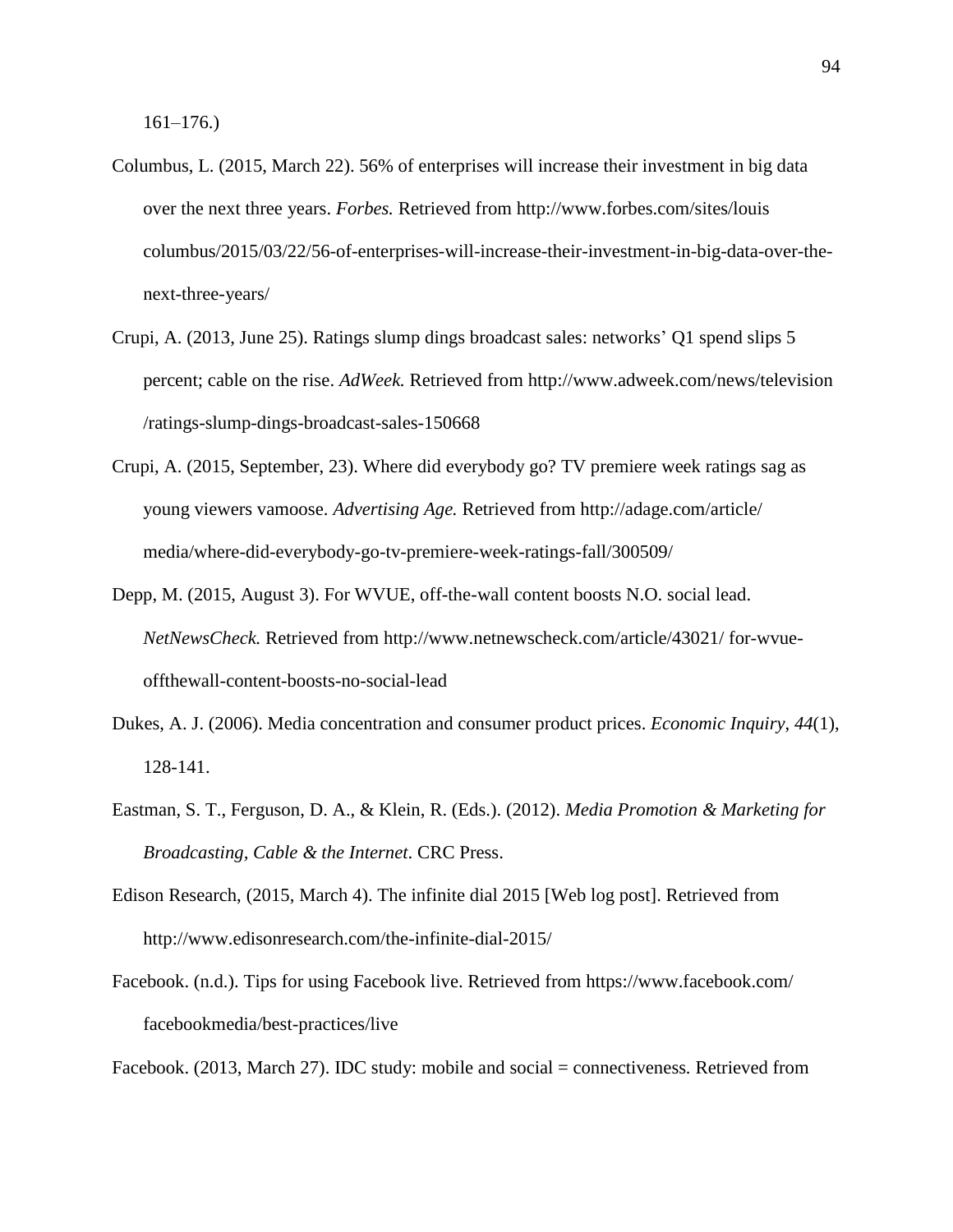161–176.)

Columbus, L. (2015, March 22). 56% of enterprises will increase their investment in big data over the next three years. *Forbes.* Retrieved from http://www.forbes.com/sites/louis columbus/2015/03/22/56-of-enterprises-will-increase-their-investment-in-big-data-over-the-next-three-years/

Crupi, A. (2013, June 25). Ratings slump dings broadcast sales: networks' Q1 spend slips 5 percent; cable on the rise. *AdWeek.* Retrieved from http://www.adweek.com/news/television /ratings-slump-dings-broadcast-sales-150668

Crupi, A. (2015, September, 23). Where did everybody go? TV premiere week ratings sag as young viewers vamoose. *Advertising Age.* Retrieved from http://adage.com/article/ media/where-did-everybody-go-tv-premiere-week-ratings-fall/300509/

Depp, M. (2015, August 3). For WVUE, off-the-wall content boosts N.O. social lead. *NetNewsCheck.* Retrieved from http://www.netnewscheck.com/article/43021/ for-wvue-offthewall-content-boosts-no-social-lead

Dukes, A. J. (2006). Media concentration and consumer product prices. *Economic Inquiry*, *44*(1), 128-141.

Eastman, S. T., Ferguson, D. A., & Klein, R. (Eds.). (2012). *Media Promotion & Marketing for Broadcasting, Cable & the Internet*. CRC Press.

Edison Research, (2015, March 4). The infinite dial 2015 [Web log post]. Retrieved from http://www.edisonresearch.com/the-infinite-dial-2015/

Facebook. (n.d.). Tips for using Facebook live. Retrieved from https://www.facebook.com/ facebookmedia/best-practices/live

Facebook. (2013, March 27). IDC study: mobile and social = connectiveness. Retrieved from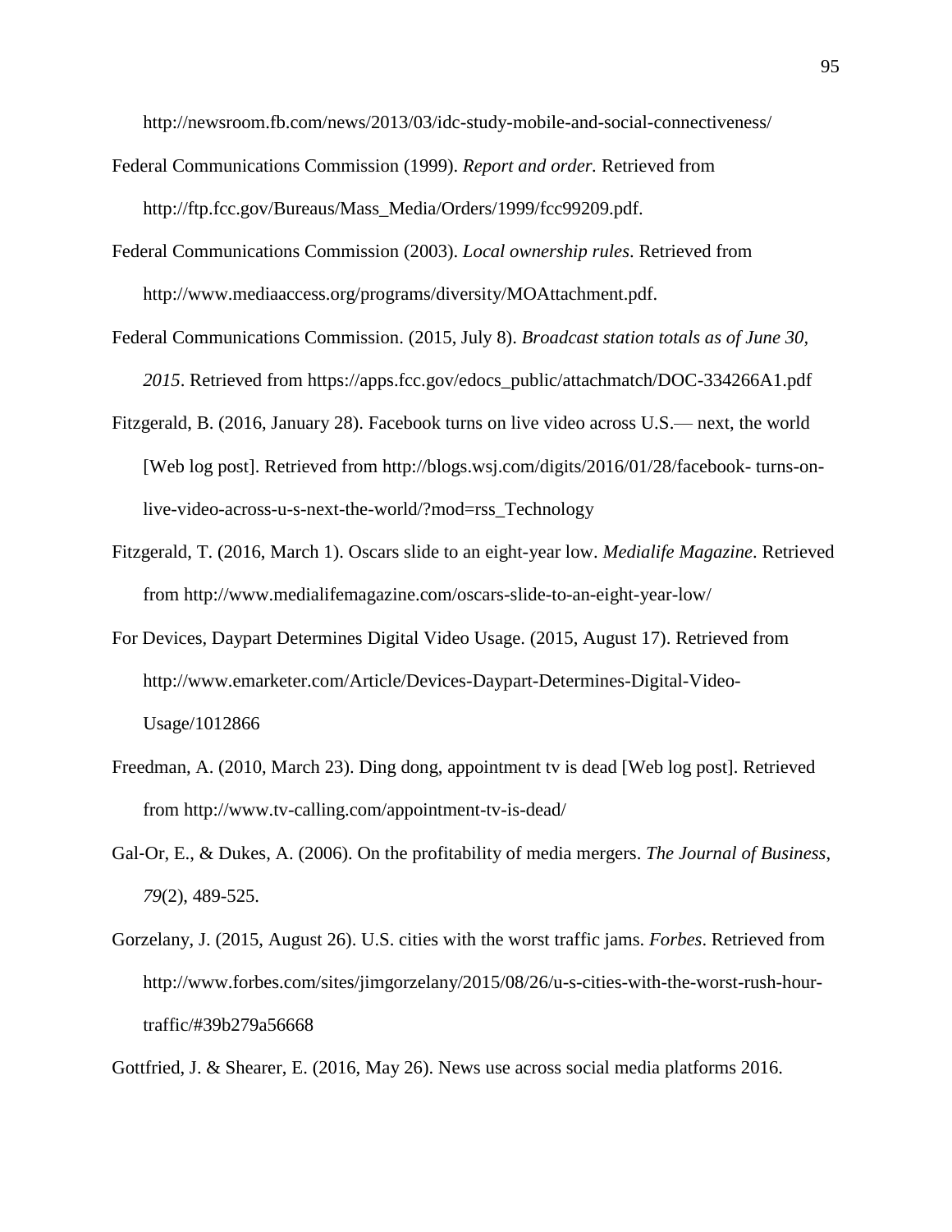http://newsroom.fb.com/news/2013/03/idc-study-mobile-and-social-connectiveness/

Federal Communications Commission (1999). *Report and order.* Retrieved from http://ftp.fcc.gov/Bureaus/Mass_Media/Orders/1999/fcc99209.pdf.

Federal Communications Commission (2003). *Local ownership rules*. Retrieved from http://www.mediaaccess.org/programs/diversity/MOAttachment.pdf.

Federal Communications Commission. (2015, July 8). *Broadcast station totals as of June 30, 2015*. Retrieved from https://apps.fcc.gov/edocs_public/attachmatch/DOC-334266A1.pdf

Fitzgerald, B. (2016, January 28). Facebook turns on live video across U.S.— next, the world [Web log post]. Retrieved from http://blogs.wsj.com/digits/2016/01/28/facebook- turns-on-live-video-across-u-s-next-the-world/?mod=rss_Technology

Fitzgerald, T. (2016, March 1). Oscars slide to an eight-year low. *Medialife Magazine*. Retrieved from http://www.medialifemagazine.com/oscars-slide-to-an-eight-year-low/

For Devices, Daypart Determines Digital Video Usage. (2015, August 17). Retrieved from http://www.emarketer.com/Article/Devices-Daypart-Determines-Digital-Video-Usage/1012866

Freedman, A. (2010, March 23). Ding dong, appointment tv is dead [Web log post]. Retrieved from http://www.tv-calling.com/appointment-tv-is-dead/

Gal-Or, E., & Dukes, A. (2006). On the profitability of media mergers. *The Journal of Business*, *79*(2), 489-525.

Gorzelany, J. (2015, August 26). U.S. cities with the worst traffic jams. *Forbes*. Retrieved from http://www.forbes.com/sites/jimgorzelany/2015/08/26/u-s-cities-with-the-worst-rush-hour-traffic/#39b279a56668

Gottfried, J. & Shearer, E. (2016, May 26). News use across social media platforms 2016.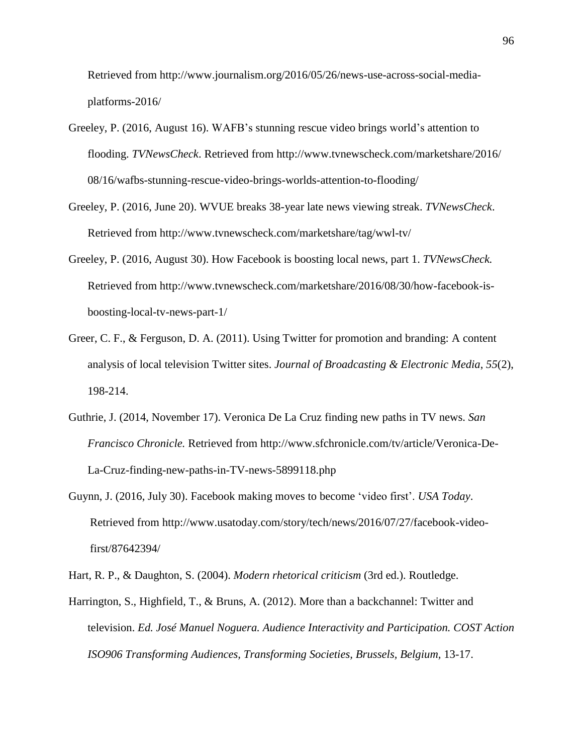Retrieved from http://www.journalism.org/2016/05/26/news-use-across-social-media-platforms-2016/

Greeley, P. (2016, August 16). WAFB's stunning rescue video brings world's attention to flooding. *TVNewsCheck*. Retrieved from http://www.tvnewscheck.com/marketshare/2016/08/16/wafbs-stunning-rescue-video-brings-worlds-attention-to-flooding/

Greeley, P. (2016, June 20). WVUE breaks 38-year late news viewing streak. *TVNewsCheck*. Retrieved from http://www.tvnewscheck.com/marketshare/tag/wwl-tv/

Greeley, P. (2016, August 30). How Facebook is boosting local news, part 1. *TVNewsCheck.* Retrieved from http://www.tvnewscheck.com/marketshare/2016/08/30/how-facebook-is-boosting-local-tv-news-part-1/

Greer, C. F., & Ferguson, D. A. (2011). Using Twitter for promotion and branding: A content analysis of local television Twitter sites. *Journal of Broadcasting & Electronic Media*, *55*(2), 198-214.

Guthrie, J. (2014, November 17). Veronica De La Cruz finding new paths in TV news. *San Francisco Chronicle.* Retrieved from http://www.sfchronicle.com/tv/article/Veronica-De-La-Cruz-finding-new-paths-in-TV-news-5899118.php

Guynn, J. (2016, July 30). Facebook making moves to become 'video first'. *USA Today*. Retrieved from http://www.usatoday.com/story/tech/news/2016/07/27/facebook-video-first/87642394/

Hart, R. P., & Daughton, S. (2004). *Modern rhetorical criticism* (3rd ed.). Routledge.

Harrington, S., Highfield, T., & Bruns, A. (2012). More than a backchannel: Twitter and television. *Ed. José Manuel Noguera. Audience Interactivity and Participation. COST Action ISO906 Transforming Audiences, Transforming Societies, Brussels, Belgium*, 13-17.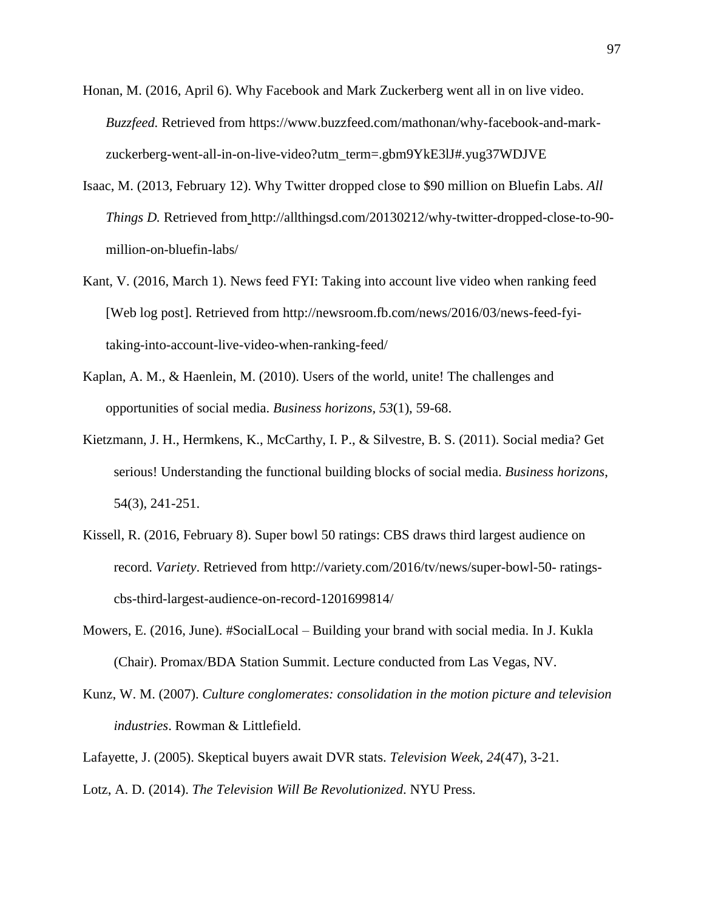Honan, M. (2016, April 6). Why Facebook and Mark Zuckerberg went all in on live video. *Buzzfeed.* Retrieved from https://www.buzzfeed.com/mathonan/why-facebook-and-mark-zuckerberg-went-all-in-on-live-video?utm_term=.gbm9YkE3lJ#.yug37WDJVE

Isaac, M. (2013, February 12). Why Twitter dropped close to $90 million on Bluefin Labs. *All Things D.* Retrieved from http://allthingsd.com/20130212/why-twitter-dropped-close-to-90-million-on-bluefin-labs/

Kant, V. (2016, March 1). News feed FYI: Taking into account live video when ranking feed [Web log post]. Retrieved from http://newsroom.fb.com/news/2016/03/news-feed-fyi-taking-into-account-live-video-when-ranking-feed/

Kaplan, A. M., & Haenlein, M. (2010). Users of the world, unite! The challenges and opportunities of social media. *Business horizons*, *53*(1), 59-68.

Kietzmann, J. H., Hermkens, K., McCarthy, I. P., & Silvestre, B. S. (2011). Social media? Get serious! Understanding the functional building blocks of social media. *Business horizons*, 54(3), 241-251.

Kissell, R. (2016, February 8). Super bowl 50 ratings: CBS draws third largest audience on record. *Variety*. Retrieved from http://variety.com/2016/tv/news/super-bowl-50- ratings-cbs-third-largest-audience-on-record-1201699814/

Mowers, E. (2016, June). #SocialLocal – Building your brand with social media. In J. Kukla (Chair). Promax/BDA Station Summit. Lecture conducted from Las Vegas, NV.

Kunz, W. M. (2007). *Culture conglomerates: consolidation in the motion picture and television industries*. Rowman & Littlefield.

Lafayette, J. (2005). Skeptical buyers await DVR stats. *Television Week*, *24*(47), 3-21.

Lotz, A. D. (2014). *The Television Will Be Revolutionized*. NYU Press.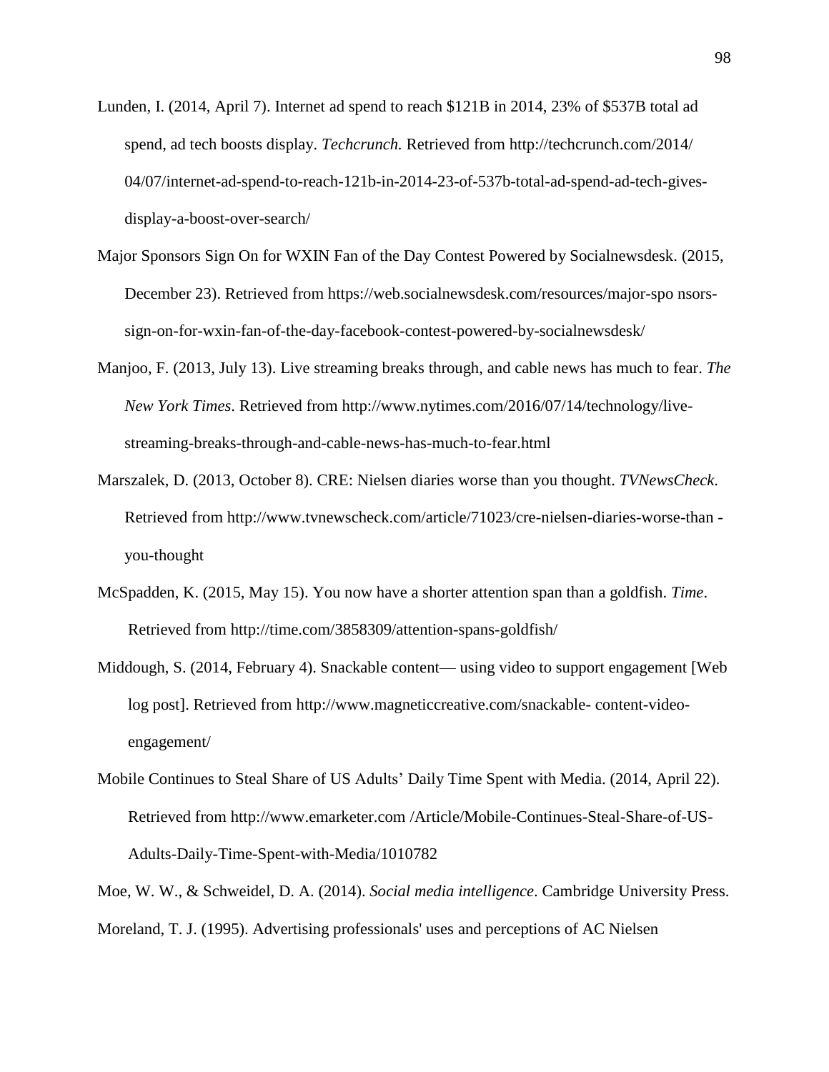Lunden, I. (2014, April 7). Internet ad spend to reach $121B in 2014, 23% of $537B total ad spend, ad tech boosts display. *Techcrunch.* Retrieved from http://techcrunch.com/2014/04/07/internet-ad-spend-to-reach-121b-in-2014-23-of-537b-total-ad-spend-ad-tech-gives-display-a-boost-over-search/

Major Sponsors Sign On for WXIN Fan of the Day Contest Powered by Socialnewsdesk. (2015, December 23). Retrieved from https://web.socialnewsdesk.com/resources/major-spo nsors-sign-on-for-wxin-fan-of-the-day-facebook-contest-powered-by-socialnewsdesk/

Manjoo, F. (2013, July 13). Live streaming breaks through, and cable news has much to fear. *The New York Times*. Retrieved from http://www.nytimes.com/2016/07/14/technology/live-streaming-breaks-through-and-cable-news-has-much-to-fear.html

Marszalek, D. (2013, October 8). CRE: Nielsen diaries worse than you thought. *TVNewsCheck*. Retrieved from http://www.tvnewscheck.com/article/71023/cre-nielsen-diaries-worse-than -you-thought

McSpadden, K. (2015, May 15). You now have a shorter attention span than a goldfish. *Time*. Retrieved from http://time.com/3858309/attention-spans-goldfish/

Middough, S. (2014, February 4). Snackable content— using video to support engagement [Web log post]. Retrieved from http://www.magneticcreative.com/snackable- content-video-engagement/

Mobile Continues to Steal Share of US Adults' Daily Time Spent with Media. (2014, April 22). Retrieved from http://www.emarketer.com /Article/Mobile-Continues-Steal-Share-of-US-Adults-Daily-Time-Spent-with-Media/1010782

Moe, W. W., & Schweidel, D. A. (2014). *Social media intelligence*. Cambridge University Press.

Moreland, T. J. (1995). Advertising professionals' uses and perceptions of AC Nielsen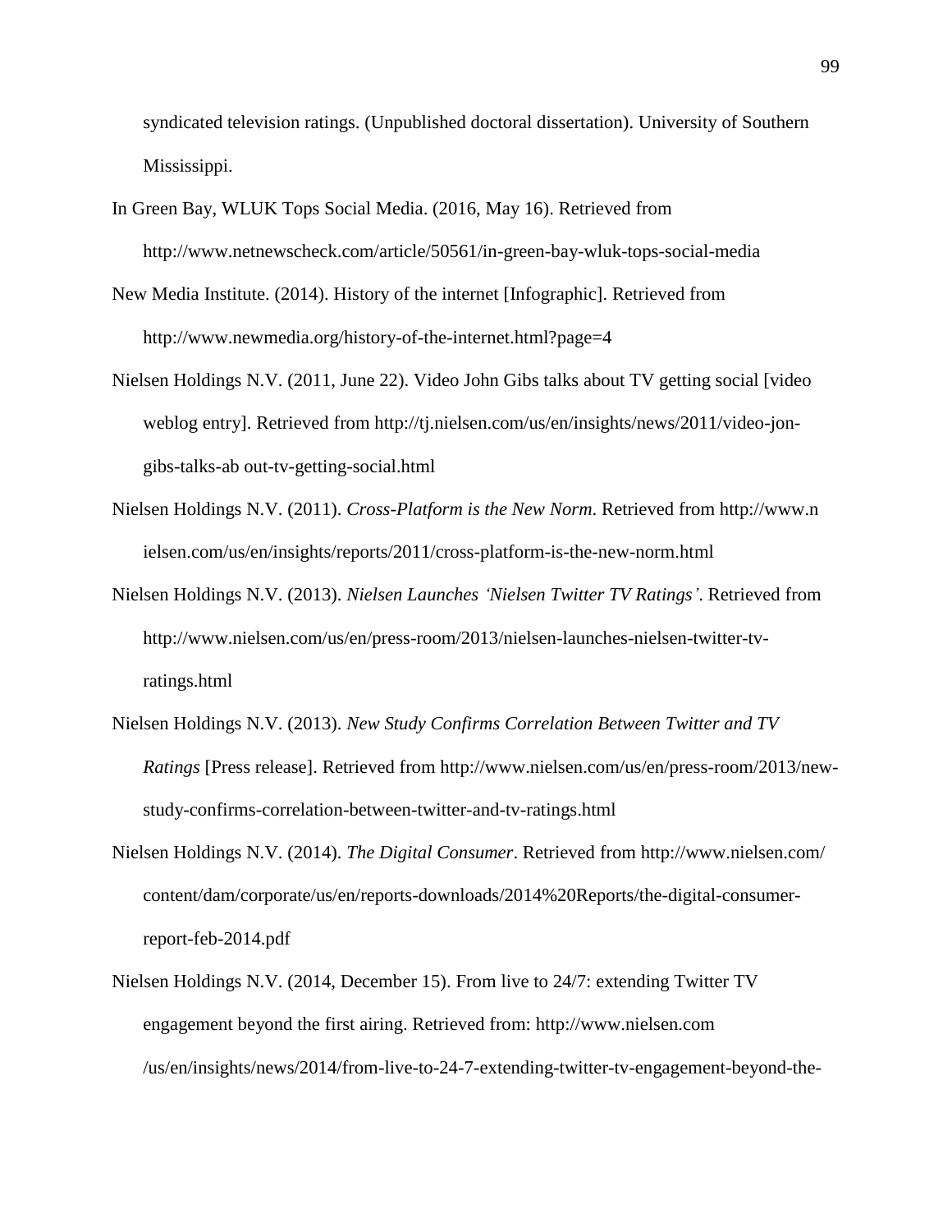syndicated television ratings. (Unpublished doctoral dissertation). University of Southern Mississippi.

In Green Bay, WLUK Tops Social Media. (2016, May 16). Retrieved from http://www.netnewscheck.com/article/50561/in-green-bay-wluk-tops-social-media

New Media Institute. (2014). History of the internet [Infographic]. Retrieved from http://www.newmedia.org/history-of-the-internet.html?page=4

Nielsen Holdings N.V. (2011, June 22). Video John Gibs talks about TV getting social [video weblog entry]. Retrieved from http://tj.nielsen.com/us/en/insights/news/2011/video-jon-gibs-talks-ab out-tv-getting-social.html

Nielsen Holdings N.V. (2011). *Cross-Platform is the New Norm*. Retrieved from http://www.n ielsen.com/us/en/insights/reports/2011/cross-platform-is-the-new-norm.html

Nielsen Holdings N.V. (2013). *Nielsen Launches 'Nielsen Twitter TV Ratings'*. Retrieved from http://www.nielsen.com/us/en/press-room/2013/nielsen-launches-nielsen-twitter-tv-ratings.html

Nielsen Holdings N.V. (2013). *New Study Confirms Correlation Between Twitter and TV Ratings* [Press release]. Retrieved from http://www.nielsen.com/us/en/press-room/2013/new-study-confirms-correlation-between-twitter-and-tv-ratings.html

Nielsen Holdings N.V. (2014). *The Digital Consumer*. Retrieved from http://www.nielsen.com/ content/dam/corporate/us/en/reports-downloads/2014%20Reports/the-digital-consumer-report-feb-2014.pdf

Nielsen Holdings N.V. (2014, December 15). From live to 24/7: extending Twitter TV engagement beyond the first airing. Retrieved from: http://www.nielsen.com /us/en/insights/news/2014/from-live-to-24-7-extending-twitter-tv-engagement-beyond-the-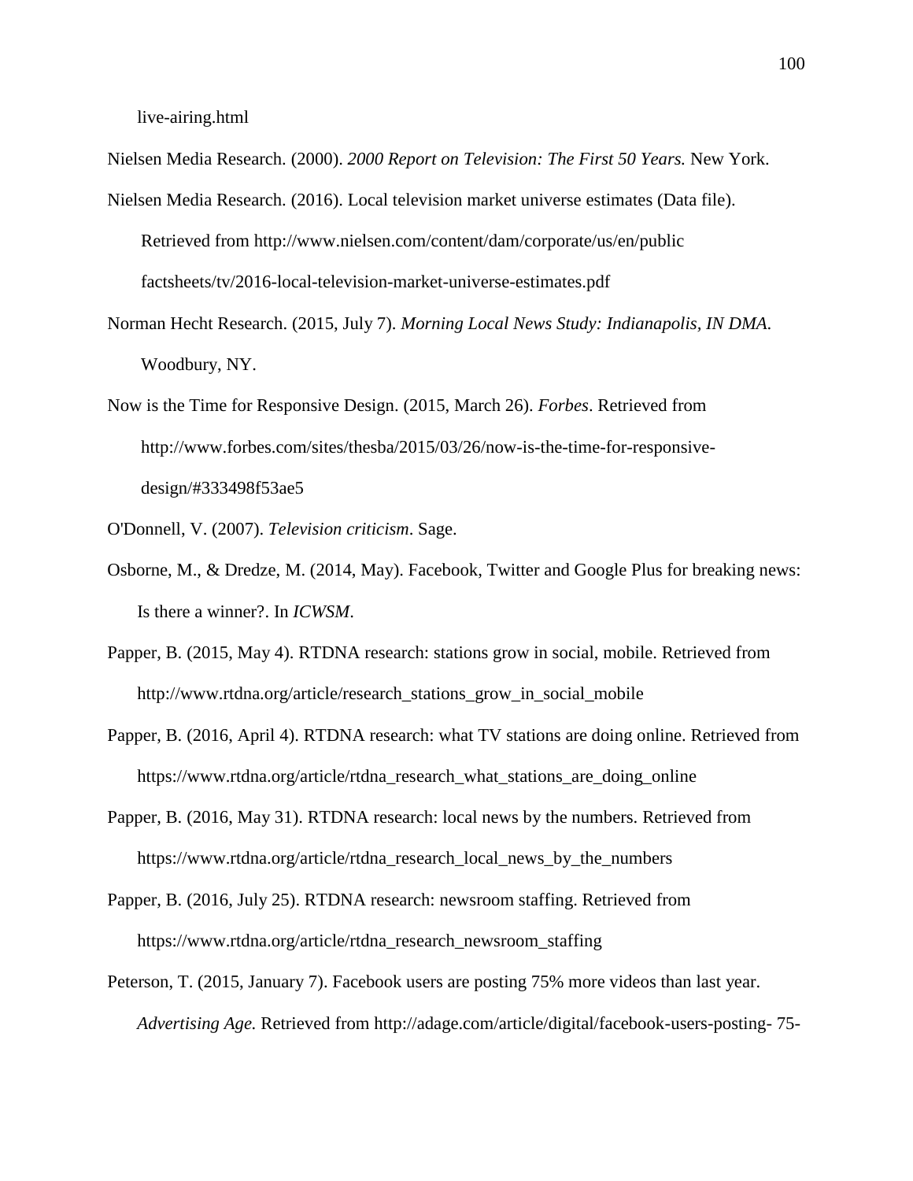live-airing.html

Nielsen Media Research. (2000). *2000 Report on Television: The First 50 Years.* New York.

Nielsen Media Research. (2016). Local television market universe estimates (Data file). Retrieved from http://www.nielsen.com/content/dam/corporate/us/en/public factsheets/tv/2016-local-television-market-universe-estimates.pdf

Norman Hecht Research. (2015, July 7). *Morning Local News Study: Indianapolis, IN DMA.* Woodbury, NY.

Now is the Time for Responsive Design. (2015, March 26). *Forbes*. Retrieved from http://www.forbes.com/sites/thesba/2015/03/26/now-is-the-time-for-responsive-design/#333498f53ae5

O'Donnell, V. (2007). *Television criticism*. Sage.

Osborne, M., & Dredze, M. (2014, May). Facebook, Twitter and Google Plus for breaking news: Is there a winner?. In *ICWSM*.

Papper, B. (2015, May 4). RTDNA research: stations grow in social, mobile. Retrieved from http://www.rtdna.org/article/research_stations_grow_in_social_mobile

Papper, B. (2016, April 4). RTDNA research: what TV stations are doing online. Retrieved from https://www.rtdna.org/article/rtdna_research_what_stations_are_doing_online

Papper, B. (2016, May 31). RTDNA research: local news by the numbers. Retrieved from https://www.rtdna.org/article/rtdna_research_local_news_by_the_numbers

Papper, B. (2016, July 25). RTDNA research: newsroom staffing. Retrieved from https://www.rtdna.org/article/rtdna_research_newsroom_staffing

Peterson, T. (2015, January 7). Facebook users are posting 75% more videos than last year. *Advertising Age.* Retrieved from http://adage.com/article/digital/facebook-users-posting- 75-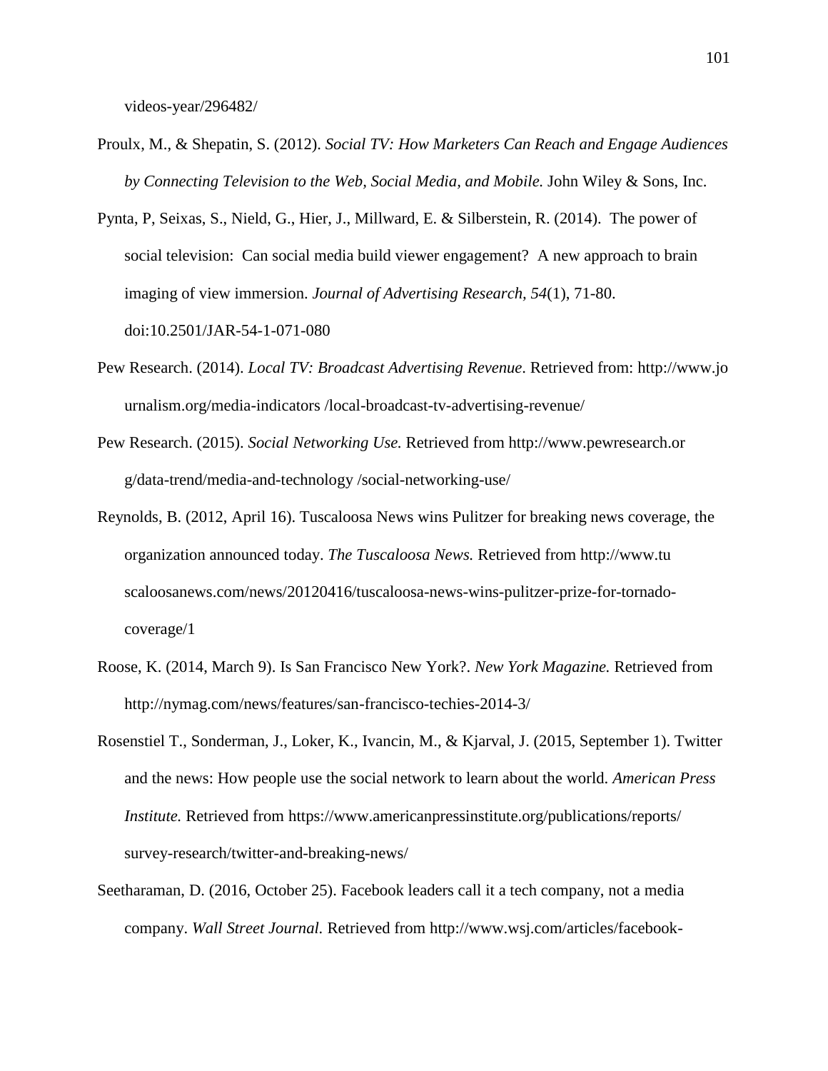videos-year/296482/

Proulx, M., & Shepatin, S. (2012). *Social TV: How Marketers Can Reach and Engage Audiences by Connecting Television to the Web, Social Media, and Mobile.* John Wiley & Sons, Inc.

Pynta, P, Seixas, S., Nield, G., Hier, J., Millward, E. & Silberstein, R. (2014). The power of social television: Can social media build viewer engagement? A new approach to brain imaging of view immersion. *Journal of Advertising Research, 54*(1), 71-80. doi:10.2501/JAR-54-1-071-080

Pew Research. (2014). *Local TV: Broadcast Advertising Revenue*. Retrieved from: http://www.jo urnalism.org/media-indicators /local-broadcast-tv-advertising-revenue/

Pew Research. (2015). *Social Networking Use.* Retrieved from http://www.pewresearch.or g/data-trend/media-and-technology /social-networking-use/

Reynolds, B. (2012, April 16). Tuscaloosa News wins Pulitzer for breaking news coverage, the organization announced today. *The Tuscaloosa News.* Retrieved from http://www.tu scaloosanews.com/news/20120416/tuscaloosa-news-wins-pulitzer-prize-for-tornado-coverage/1

Roose, K. (2014, March 9). Is San Francisco New York?. *New York Magazine.* Retrieved from http://nymag.com/news/features/san-francisco-techies-2014-3/

Rosenstiel T., Sonderman, J., Loker, K., Ivancin, M., & Kjarval, J. (2015, September 1). Twitter and the news: How people use the social network to learn about the world. *American Press Institute.* Retrieved from https://www.americanpressinstitute.org/publications/reports/ survey-research/twitter-and-breaking-news/

Seetharaman, D. (2016, October 25). Facebook leaders call it a tech company, not a media company. *Wall Street Journal.* Retrieved from http://www.wsj.com/articles/facebook-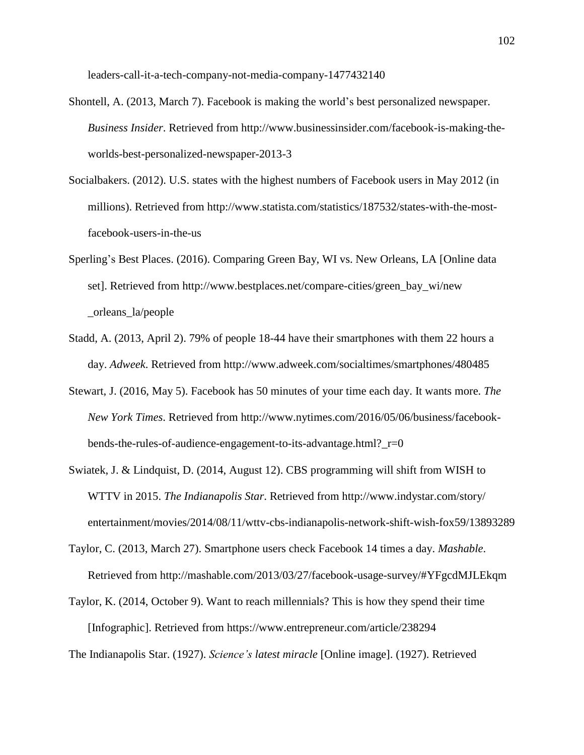leaders-call-it-a-tech-company-not-media-company-1477432140

Shontell, A. (2013, March 7). Facebook is making the world's best personalized newspaper. *Business Insider*. Retrieved from http://www.businessinsider.com/facebook-is-making-the-worlds-best-personalized-newspaper-2013-3

Socialbakers. (2012). U.S. states with the highest numbers of Facebook users in May 2012 (in millions). Retrieved from http://www.statista.com/statistics/187532/states-with-the-most-facebook-users-in-the-us

Sperling's Best Places. (2016). Comparing Green Bay, WI vs. New Orleans, LA [Online data set]. Retrieved from http://www.bestplaces.net/compare-cities/green_bay_wi/new_orleans_la/people

Stadd, A. (2013, April 2). 79% of people 18-44 have their smartphones with them 22 hours a day. *Adweek*. Retrieved from http://www.adweek.com/socialtimes/smartphones/480485

Stewart, J. (2016, May 5). Facebook has 50 minutes of your time each day. It wants more. *The New York Times*. Retrieved from http://www.nytimes.com/2016/05/06/business/facebook-bends-the-rules-of-audience-engagement-to-its-advantage.html?_r=0

Swiatek, J. & Lindquist, D. (2014, August 12). CBS programming will shift from WISH to WTTV in 2015. *The Indianapolis Star*. Retrieved from http://www.indystar.com/story/entertainment/movies/2014/08/11/wttv-cbs-indianapolis-network-shift-wish-fox59/13893289

Taylor, C. (2013, March 27). Smartphone users check Facebook 14 times a day. *Mashable*. Retrieved from http://mashable.com/2013/03/27/facebook-usage-survey/#YFgcdMJLEkqm

Taylor, K. (2014, October 9). Want to reach millennials? This is how they spend their time [Infographic]. Retrieved from https://www.entrepreneur.com/article/238294

The Indianapolis Star. (1927). *Science's latest miracle* [Online image]. (1927). Retrieved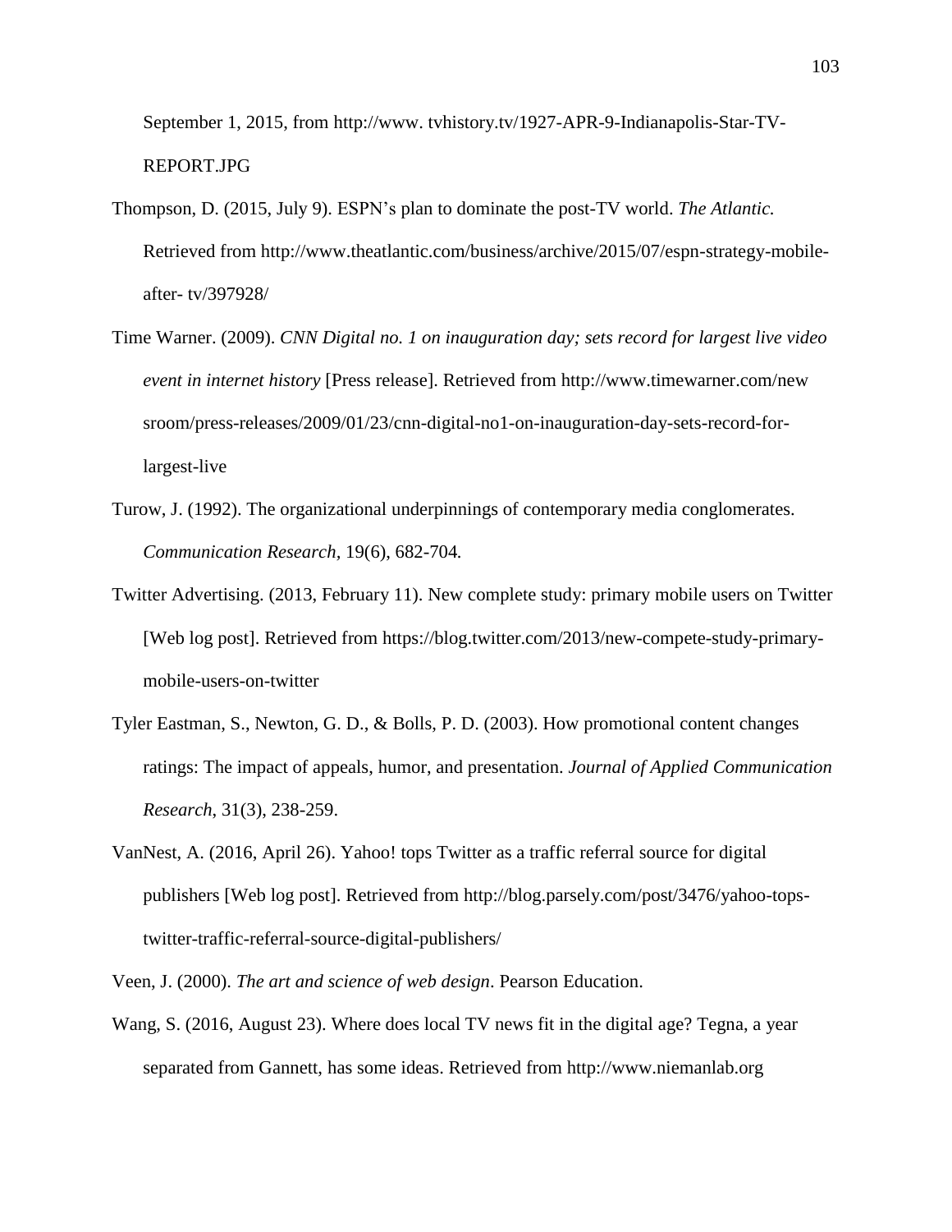September 1, 2015, from http://www. tvhistory.tv/1927-APR-9-Indianapolis-Star-TV-REPORT.JPG

Thompson, D. (2015, July 9). ESPN's plan to dominate the post-TV world. *The Atlantic.* Retrieved from http://www.theatlantic.com/business/archive/2015/07/espn-strategy-mobile-after- tv/397928/

Time Warner. (2009). *CNN Digital no. 1 on inauguration day; sets record for largest live video event in internet history* [Press release]. Retrieved from http://www.timewarner.com/new sroom/press-releases/2009/01/23/cnn-digital-no1-on-inauguration-day-sets-record-for-largest-live

Turow, J. (1992). The organizational underpinnings of contemporary media conglomerates. *Communication Research*, 19(6), 682-704*.*

Twitter Advertising. (2013, February 11). New complete study: primary mobile users on Twitter [Web log post]. Retrieved from https://blog.twitter.com/2013/new-compete-study-primary-mobile-users-on-twitter

Tyler Eastman, S., Newton, G. D., & Bolls, P. D. (2003). How promotional content changes ratings: The impact of appeals, humor, and presentation. *Journal of Applied Communication Research*, 31(3), 238-259.

VanNest, A. (2016, April 26). Yahoo! tops Twitter as a traffic referral source for digital publishers [Web log post]. Retrieved from http://blog.parsely.com/post/3476/yahoo-tops-twitter-traffic-referral-source-digital-publishers/

Veen, J. (2000). *The art and science of web design*. Pearson Education.

Wang, S. (2016, August 23). Where does local TV news fit in the digital age? Tegna, a year separated from Gannett, has some ideas. Retrieved from http://www.niemanlab.org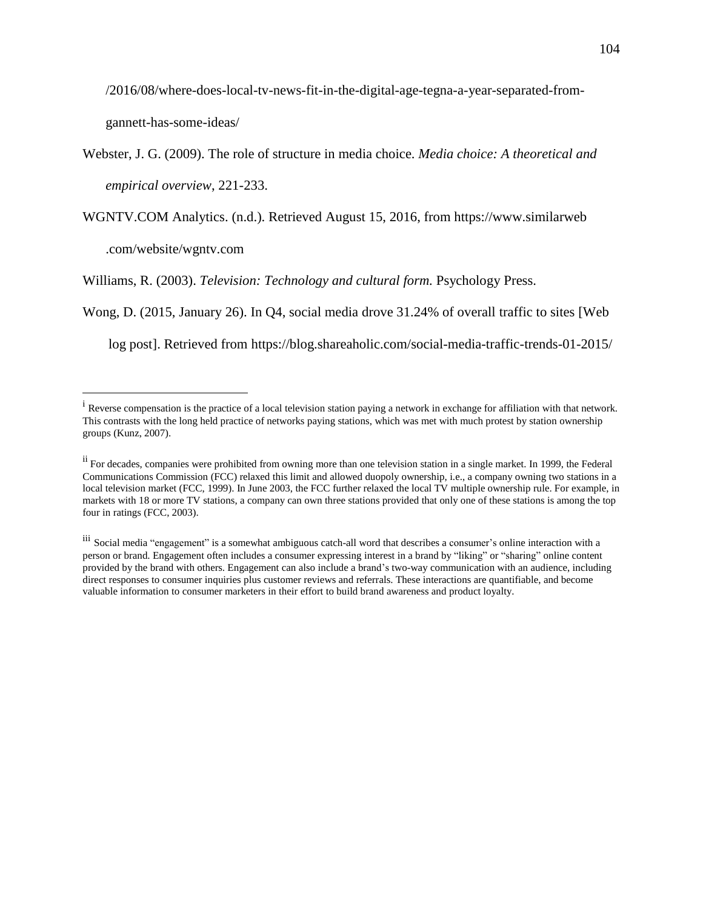/2016/08/where-does-local-tv-news-fit-in-the-digital-age-tegna-a-year-separated-from-gannett-has-some-ideas/

Webster, J. G. (2009). The role of structure in media choice. *Media choice: A theoretical and empirical overview*, 221-233.

WGNTV.COM Analytics. (n.d.). Retrieved August 15, 2016, from https://www.similarweb.com/website/wgntv.com

Williams, R. (2003). *Television: Technology and cultural form.* Psychology Press.

Wong, D. (2015, January 26). In Q4, social media drove 31.24% of overall traffic to sites [Web log post]. Retrieved from https://blog.shareaholic.com/social-media-traffic-trends-01-2015/

---

[i] Reverse compensation is the practice of a local television station paying a network in exchange for affiliation with that network. This contrasts with the long held practice of networks paying stations, which was met with much protest by station ownership groups (Kunz, 2007).

[ii] For decades, companies were prohibited from owning more than one television station in a single market. In 1999, the Federal Communications Commission (FCC) relaxed this limit and allowed duopoly ownership, i.e., a company owning two stations in a local television market (FCC, 1999). In June 2003, the FCC further relaxed the local TV multiple ownership rule. For example, in markets with 18 or more TV stations, a company can own three stations provided that only one of these stations is among the top four in ratings (FCC, 2003).

[iii] Social media "engagement" is a somewhat ambiguous catch-all word that describes a consumer's online interaction with a person or brand. Engagement often includes a consumer expressing interest in a brand by "liking" or "sharing" online content provided by the brand with others. Engagement can also include a brand's two-way communication with an audience, including direct responses to consumer inquiries plus customer reviews and referrals. These interactions are quantifiable, and become valuable information to consumer marketers in their effort to build brand awareness and product loyalty.